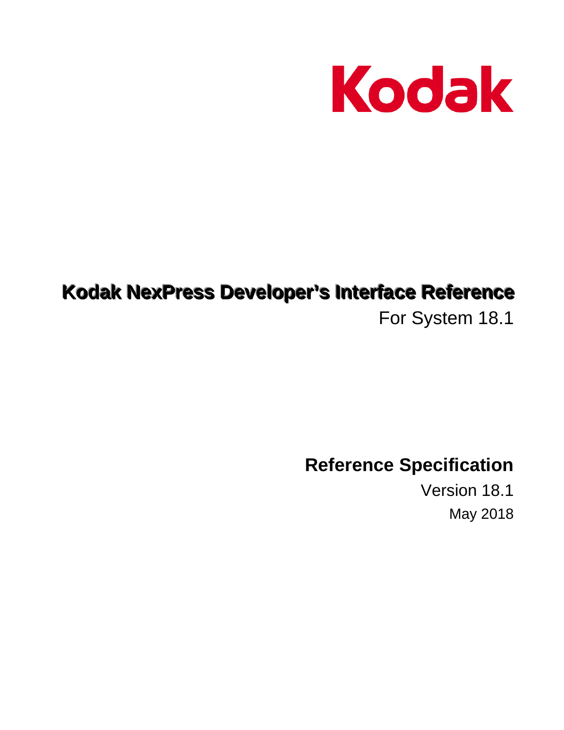Kodak

# Kodak NexPress Developer's Interface Reference

For System 18.1

## Reference Specification

Version 18.1

May 2018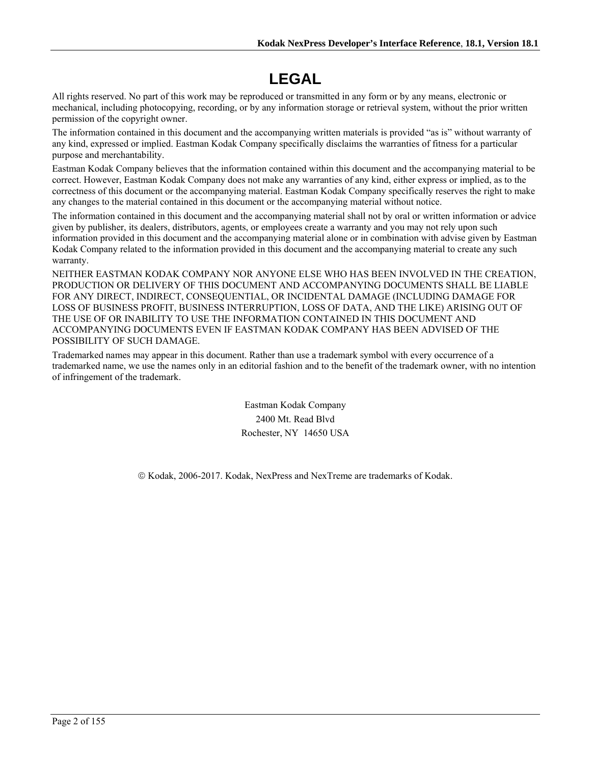# LEGAL

All rights reserved. No part of this work may be reproduced or transmitted in any form or by any means, electronic or mechanical, including photocopying, recording, or by any information storage or retrieval system, without the prior written permission of the copyright owner.

The information contained in this document and the accompanying written materials is provided "as is" without warranty of any kind, expressed or implied. Eastman Kodak Company specifically disclaims the warranties of fitness for a particular purpose and merchantability.

Eastman Kodak Company believes that the information contained within this document and the accompanying material to be correct. However, Eastman Kodak Company does not make any warranties of any kind, either express or implied, as to the correctness of this document or the accompanying material. Eastman Kodak Company specifically reserves the right to make any changes to the material contained in this document or the accompanying material without notice.

The information contained in this document and the accompanying material shall not by oral or written information or advice given by publisher, its dealers, distributors, agents, or employees create a warranty and you may not rely upon such information provided in this document and the accompanying material alone or in combination with advise given by Eastman Kodak Company related to the information provided in this document and the accompanying material to create any such warranty.

NEITHER EASTMAN KODAK COMPANY NOR ANYONE ELSE WHO HAS BEEN INVOLVED IN THE CREATION, PRODUCTION OR DELIVERY OF THIS DOCUMENT AND ACCOMPANYING DOCUMENTS SHALL BE LIABLE FOR ANY DIRECT, INDIRECT, CONSEQUENTIAL, OR INCIDENTAL DAMAGE (INCLUDING DAMAGE FOR LOSS OF BUSINESS PROFIT, BUSINESS INTERRUPTION, LOSS OF DATA, AND THE LIKE) ARISING OUT OF THE USE OF OR INABILITY TO USE THE INFORMATION CONTAINED IN THIS DOCUMENT AND ACCOMPANYING DOCUMENTS EVEN IF EASTMAN KODAK COMPANY HAS BEEN ADVISED OF THE POSSIBILITY OF SUCH DAMAGE.

Trademarked names may appear in this document. Rather than use a trademark symbol with every occurrence of a trademarked name, we use the names only in an editorial fashion and to the benefit of the trademark owner, with no intention of infringement of the trademark.

Eastman Kodak Company
2400 Mt. Read Blvd
Rochester, NY 14650 USA

© Kodak, 2006-2017. Kodak, NexPress and NexTreme are trademarks of Kodak.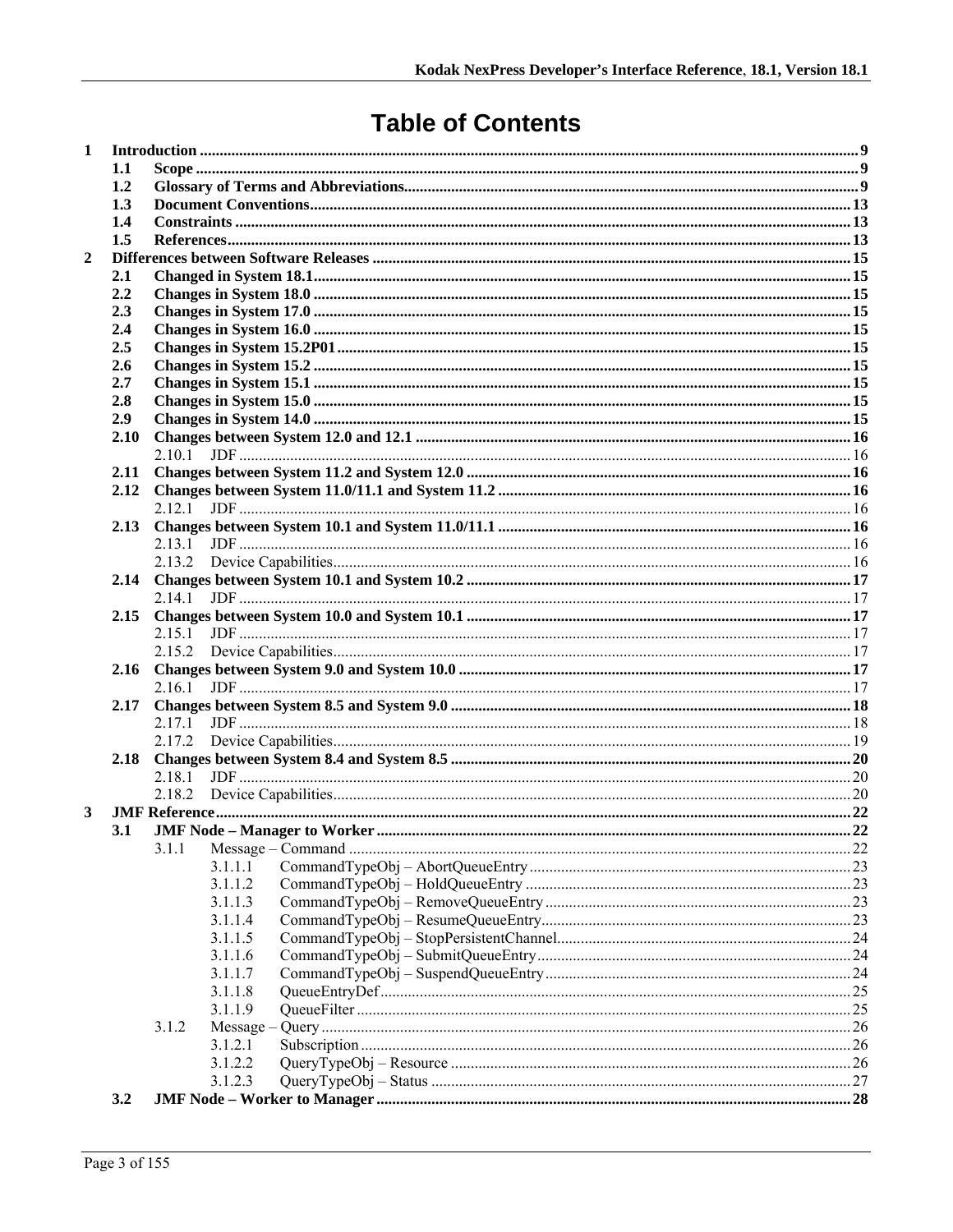# Table of Contents

- **1 Introduction** 9
  - **1.1 Scope** 9
  - **1.2 Glossary of Terms and Abbreviations** 9
  - **1.3 Document Conventions** 13
  - **1.4 Constraints** 13
  - **1.5 References** 13
- **2 Differences between Software Releases** 15
  - **2.1 Changed in System 18.1** 15
  - **2.2 Changes in System 18.0** 15
  - **2.3 Changes in System 17.0** 15
  - **2.4 Changes in System 16.0** 15
  - **2.5 Changes in System 15.2P01** 15
  - **2.6 Changes in System 15.2** 15
  - **2.7 Changes in System 15.1** 15
  - **2.8 Changes in System 15.0** 15
  - **2.9 Changes in System 14.0** 15
  - **2.10 Changes between System 12.0 and 12.1** 16
    - 2.10.1 JDF 16
  - **2.11 Changes between System 11.2 and System 12.0** 16
  - **2.12 Changes between System 11.0/11.1 and System 11.2** 16
    - 2.12.1 JDF 16
  - **2.13 Changes between System 10.1 and System 11.0/11.1** 16
    - 2.13.1 JDF 16
    - 2.13.2 Device Capabilities 16
  - **2.14 Changes between System 10.1 and System 10.2** 17
    - 2.14.1 JDF 17
  - **2.15 Changes between System 10.0 and System 10.1** 17
    - 2.15.1 JDF 17
    - 2.15.2 Device Capabilities 17
  - **2.16 Changes between System 9.0 and System 10.0** 17
    - 2.16.1 JDF 17
  - **2.17 Changes between System 8.5 and System 9.0** 18
    - 2.17.1 JDF 18
    - 2.17.2 Device Capabilities 19
  - **2.18 Changes between System 8.4 and System 8.5** 20
    - 2.18.1 JDF 20
    - 2.18.2 Device Capabilities 20
- **3 JMF Reference** 22
  - **3.1 JMF Node – Manager to Worker** 22
    - 3.1.1 Message – Command 22
      - 3.1.1.1 CommandTypeObj – AbortQueueEntry 23
      - 3.1.1.2 CommandTypeObj – HoldQueueEntry 23
      - 3.1.1.3 CommandTypeObj – RemoveQueueEntry 23
      - 3.1.1.4 CommandTypeObj – ResumeQueueEntry 23
      - 3.1.1.5 CommandTypeObj – StopPersistentChannel 24
      - 3.1.1.6 CommandTypeObj – SubmitQueueEntry 24
      - 3.1.1.7 CommandTypeObj – SuspendQueueEntry 24
      - 3.1.1.8 QueueEntryDef 25
      - 3.1.1.9 QueueFilter 25
    - 3.1.2 Message – Query 26
      - 3.1.2.1 Subscription 26
      - 3.1.2.2 QueryTypeObj – Resource 26
      - 3.1.2.3 QueryTypeObj – Status 27
  - **3.2 JMF Node – Worker to Manager** 28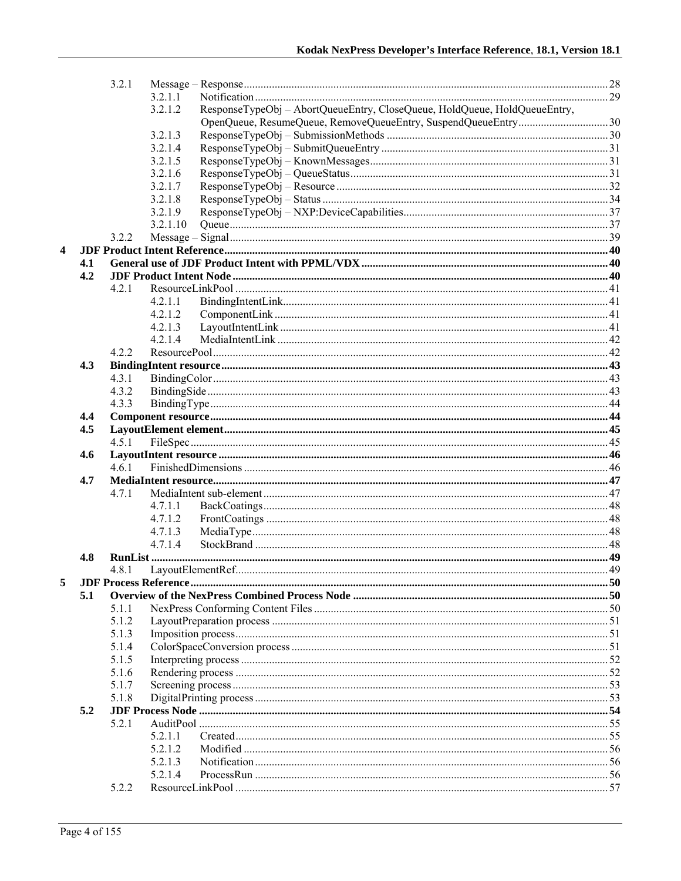3.2.1 Message – Response ........ 28
  3.2.1.1 Notification ........ 29
  3.2.1.2 ResponseTypeObj – AbortQueueEntry, CloseQueue, HoldQueue, HoldQueueEntry, OpenQueue, ResumeQueue, RemoveQueueEntry, SuspendQueueEntry ........ 30
  3.2.1.3 ResponseTypeObj – SubmissionMethods ........ 30
  3.2.1.4 ResponseTypeObj – SubmitQueueEntry ........ 31
  3.2.1.5 ResponseTypeObj – KnownMessages ........ 31
  3.2.1.6 ResponseTypeObj – QueueStatus ........ 31
  3.2.1.7 ResponseTypeObj – Resource ........ 32
  3.2.1.8 ResponseTypeObj – Status ........ 34
  3.2.1.9 ResponseTypeObj – NXP:DeviceCapabilities ........ 37
  3.2.1.10 Queue ........ 37
3.2.2 Message – Signal ........ 39

**4 JDF Product Intent Reference ........ 40**

**4.1 General use of JDF Product Intent with PPML/VDX ........ 40**

**4.2 JDF Product Intent Node ........ 40**

4.2.1 ResourceLinkPool ........ 41
  4.2.1.1 BindingIntentLink ........ 41
  4.2.1.2 ComponentLink ........ 41
  4.2.1.3 LayoutIntentLink ........ 41
  4.2.1.4 MediaIntentLink ........ 42
4.2.2 ResourcePool ........ 42

**4.3 BindingIntent resource ........ 43**

4.3.1 BindingColor ........ 43
4.3.2 BindingSide ........ 43
4.3.3 BindingType ........ 44

**4.4 Component resource ........ 44**

**4.5 LayoutElement element ........ 45**

4.5.1 FileSpec ........ 45

**4.6 LayoutIntent resource ........ 46**

4.6.1 FinishedDimensions ........ 46

**4.7 MediaIntent resource ........ 47**

4.7.1 MediaIntent sub-element ........ 47
  4.7.1.1 BackCoatings ........ 48
  4.7.1.2 FrontCoatings ........ 48
  4.7.1.3 MediaType ........ 48
  4.7.1.4 StockBrand ........ 48

**4.8 RunList ........ 49**

4.8.1 LayoutElementRef ........ 49

**5 JDF Process Reference ........ 50**

**5.1 Overview of the NexPress Combined Process Node ........ 50**

5.1.1 NexPress Conforming Content Files ........ 50
5.1.2 LayoutPreparation process ........ 51
5.1.3 Imposition process ........ 51
5.1.4 ColorSpaceConversion process ........ 51
5.1.5 Interpreting process ........ 52
5.1.6 Rendering process ........ 52
5.1.7 Screening process ........ 53
5.1.8 DigitalPrinting process ........ 53

**5.2 JDF Process Node ........ 54**

5.2.1 AuditPool ........ 55
  5.2.1.1 Created ........ 55
  5.2.1.2 Modified ........ 56
  5.2.1.3 Notification ........ 56
  5.2.1.4 ProcessRun ........ 56
5.2.2 ResourceLinkPool ........ 57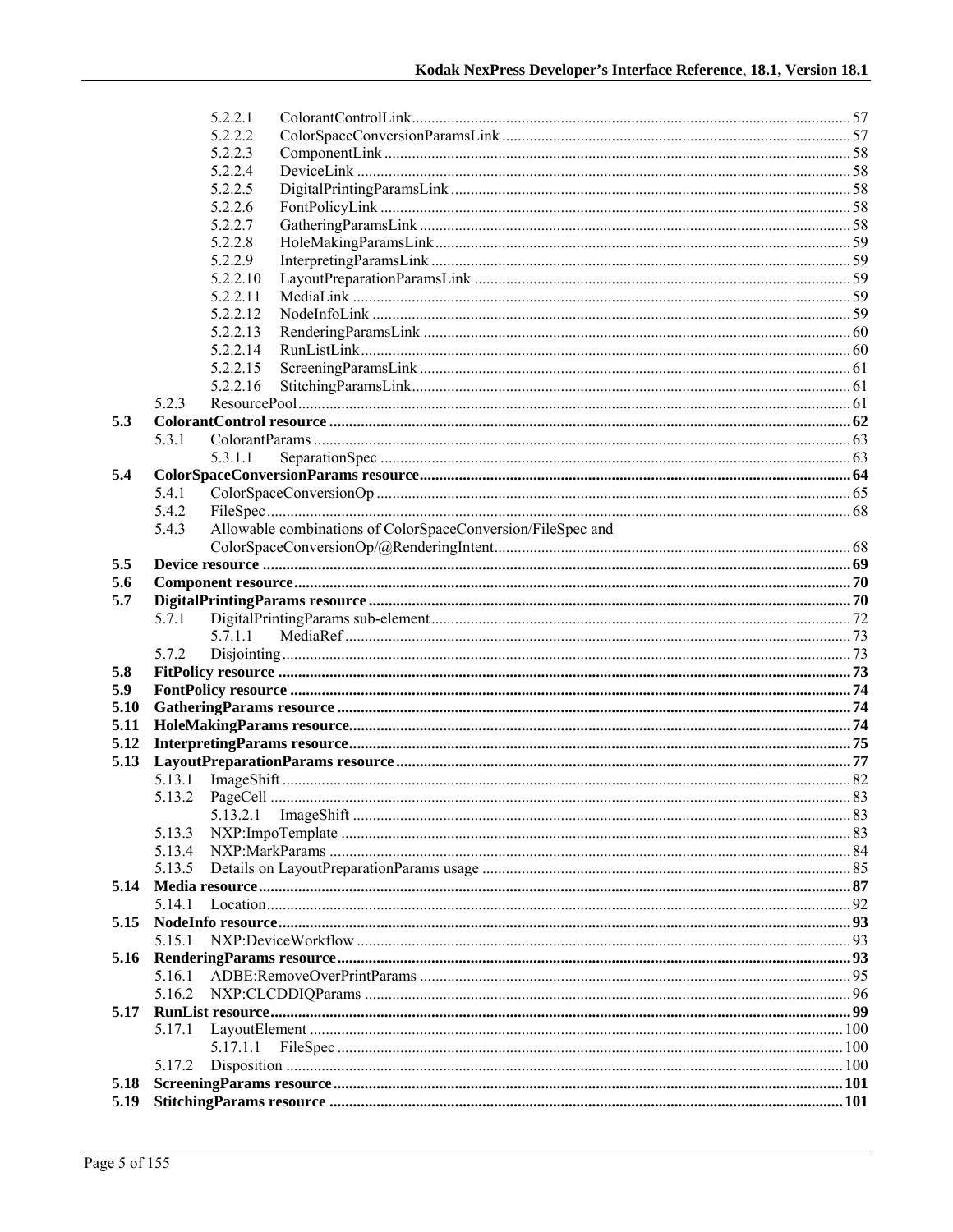5.2.2.1 ColorantControlLink ... 57
5.2.2.2 ColorSpaceConversionParamsLink ... 57
5.2.2.3 ComponentLink ... 58
5.2.2.4 DeviceLink ... 58
5.2.2.5 DigitalPrintingParamsLink ... 58
5.2.2.6 FontPolicyLink ... 58
5.2.2.7 GatheringParamsLink ... 58
5.2.2.8 HoleMakingParamsLink ... 59
5.2.2.9 InterpretingParamsLink ... 59
5.2.2.10 LayoutPreparationParamsLink ... 59
5.2.2.11 MediaLink ... 59
5.2.2.12 NodeInfoLink ... 59
5.2.2.13 RenderingParamsLink ... 60
5.2.2.14 RunListLink ... 60
5.2.2.15 ScreeningParamsLink ... 61
5.2.2.16 StitchingParamsLink ... 61
5.2.3 ResourcePool ... 61

**5.3 ColorantControl resource ... 62**
5.3.1 ColorantParams ... 63
5.3.1.1 SeparationSpec ... 63

**5.4 ColorSpaceConversionParams resource ... 64**
5.4.1 ColorSpaceConversionOp ... 65
5.4.2 FileSpec ... 68
5.4.3 Allowable combinations of ColorSpaceConversion/FileSpec and ColorSpaceConversionOp/@RenderingIntent ... 68

**5.5 Device resource ... 69**

**5.6 Component resource ... 70**

**5.7 DigitalPrintingParams resource ... 70**
5.7.1 DigitalPrintingParams sub-element ... 72
5.7.1.1 MediaRef ... 73
5.7.2 Disjointing ... 73

**5.8 FitPolicy resource ... 73**

**5.9 FontPolicy resource ... 74**

**5.10 GatheringParams resource ... 74**

**5.11 HoleMakingParams resource ... 74**

**5.12 InterpretingParams resource ... 75**

**5.13 LayoutPreparationParams resource ... 77**
5.13.1 ImageShift ... 82
5.13.2 PageCell ... 83
5.13.2.1 ImageShift ... 83
5.13.3 NXP:ImpoTemplate ... 83
5.13.4 NXP:MarkParams ... 84
5.13.5 Details on LayoutPreparationParams usage ... 85

**5.14 Media resource ... 87**
5.14.1 Location ... 92

**5.15 NodeInfo resource ... 93**
5.15.1 NXP:DeviceWorkflow ... 93

**5.16 RenderingParams resource ... 93**
5.16.1 ADBE:RemoveOverPrintParams ... 95
5.16.2 NXP:CLCDDIQParams ... 96

**5.17 RunList resource ... 99**
5.17.1 LayoutElement ... 100
5.17.1.1 FileSpec ... 100
5.17.2 Disposition ... 100

**5.18 ScreeningParams resource ... 101**

**5.19 StitchingParams resource ... 101**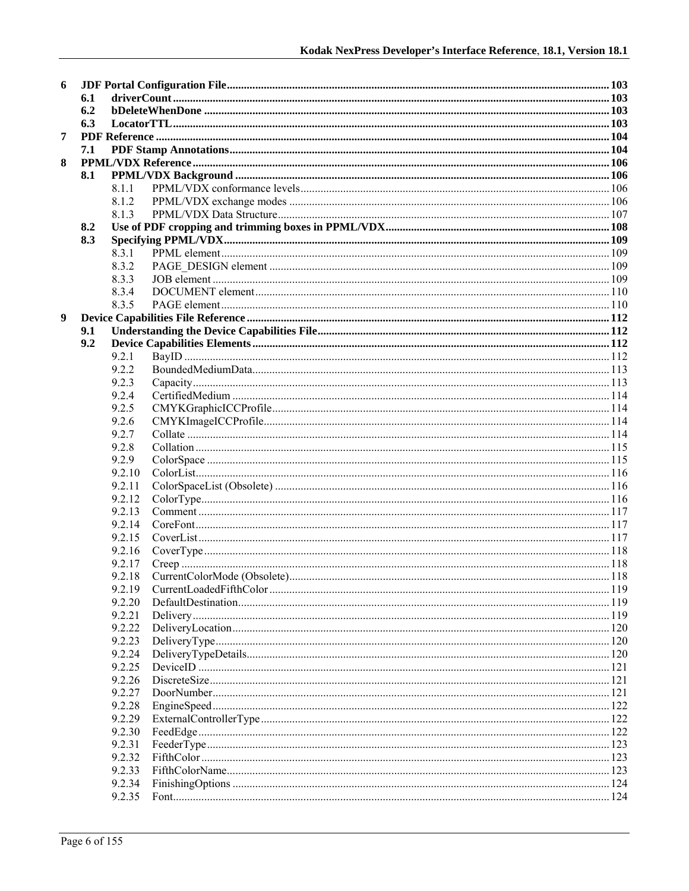6 JDF Portal Configuration File ..... 103
  6.1 driverCount ..... 103
  6.2 bDeleteWhenDone ..... 103
  6.3 LocatorTTL ..... 103
7 PDF Reference ..... 104
  7.1 PDF Stamp Annotations ..... 104
8 PPML/VDX Reference ..... 106
  8.1 PPML/VDX Background ..... 106
    8.1.1 PPML/VDX conformance levels ..... 106
    8.1.2 PPML/VDX exchange modes ..... 106
    8.1.3 PPML/VDX Data Structure ..... 107
  8.2 Use of PDF cropping and trimming boxes in PPML/VDX ..... 108
  8.3 Specifying PPML/VDX ..... 109
    8.3.1 PPML element ..... 109
    8.3.2 PAGE_DESIGN element ..... 109
    8.3.3 JOB element ..... 109
    8.3.4 DOCUMENT element ..... 110
    8.3.5 PAGE element ..... 110
9 Device Capabilities File Reference ..... 112
  9.1 Understanding the Device Capabilities File ..... 112
  9.2 Device Capabilities Elements ..... 112
    9.2.1 BayID ..... 112
    9.2.2 BoundedMediumData ..... 113
    9.2.3 Capacity ..... 113
    9.2.4 CertifiedMedium ..... 114
    9.2.5 CMYKGraphicICCProfile ..... 114
    9.2.6 CMYKImageICCProfile ..... 114
    9.2.7 Collate ..... 114
    9.2.8 Collation ..... 115
    9.2.9 ColorSpace ..... 115
    9.2.10 ColorList ..... 116
    9.2.11 ColorSpaceList (Obsolete) ..... 116
    9.2.12 ColorType ..... 116
    9.2.13 Comment ..... 117
    9.2.14 CoreFont ..... 117
    9.2.15 CoverList ..... 117
    9.2.16 CoverType ..... 118
    9.2.17 Creep ..... 118
    9.2.18 CurrentColorMode (Obsolete) ..... 118
    9.2.19 CurrentLoadedFifthColor ..... 119
    9.2.20 DefaultDestination ..... 119
    9.2.21 Delivery ..... 119
    9.2.22 DeliveryLocation ..... 120
    9.2.23 DeliveryType ..... 120
    9.2.24 DeliveryTypeDetails ..... 120
    9.2.25 DeviceID ..... 121
    9.2.26 DiscreteSize ..... 121
    9.2.27 DoorNumber ..... 121
    9.2.28 EngineSpeed ..... 122
    9.2.29 ExternalControllerType ..... 122
    9.2.30 FeedEdge ..... 122
    9.2.31 FeederType ..... 123
    9.2.32 FifthColor ..... 123
    9.2.33 FifthColorName ..... 123
    9.2.34 FinishingOptions ..... 124
    9.2.35 Font ..... 124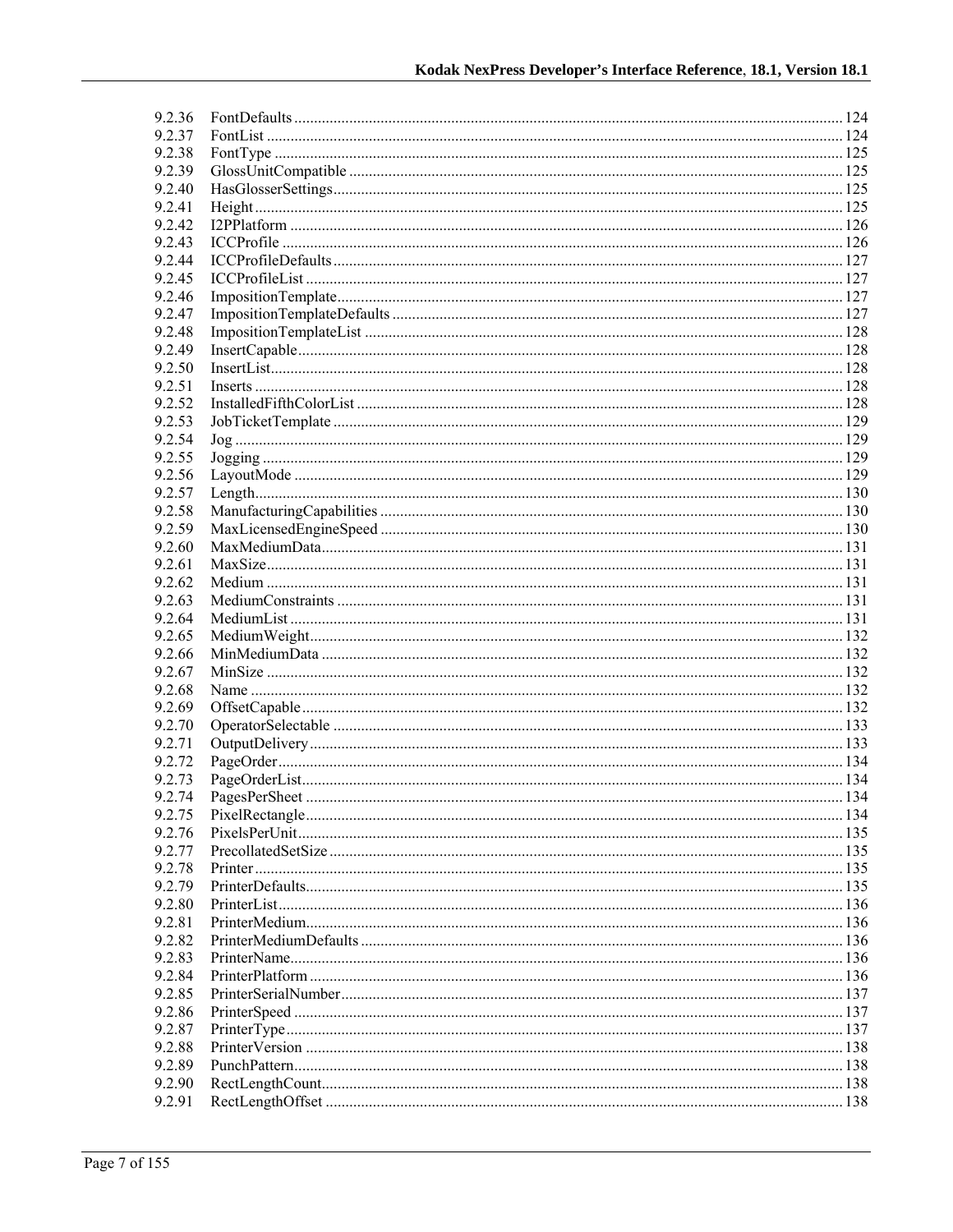9.2.36 FontDefaults ........................................................................................................................................ 124
9.2.37 FontList ................................................................................................................................................ 124
9.2.38 FontType .............................................................................................................................................. 125
9.2.39 GlossUnitCompatible ........................................................................................................................... 125
9.2.40 HasGlosserSettings................................................................................................................................ 125
9.2.41 Height .................................................................................................................................................... 125
9.2.42 I2PPlatform .......................................................................................................................................... 126
9.2.43 ICCProfile ............................................................................................................................................ 126
9.2.44 ICCProfileDefaults................................................................................................................................ 127
9.2.45 ICCProfileList ....................................................................................................................................... 127
9.2.46 ImpositionTemplate............................................................................................................................... 127
9.2.47 ImpositionTemplateDefaults ................................................................................................................ 127
9.2.48 ImpositionTemplateList ....................................................................................................................... 128
9.2.49 InsertCapable ......................................................................................................................................... 128
9.2.50 InsertList................................................................................................................................................ 128
9.2.51 Inserts .................................................................................................................................................... 128
9.2.52 InstalledFifthColorList ......................................................................................................................... 128
9.2.53 JobTicketTemplate ................................................................................................................................ 129
9.2.54 Jog ........................................................................................................................................................ 129
9.2.55 Jogging ................................................................................................................................................. 129
9.2.56 LayoutMode .......................................................................................................................................... 129
9.2.57 Length.................................................................................................................................................... 130
9.2.58 ManufacturingCapabilities .................................................................................................................... 130
9.2.59 MaxLicensedEngineSpeed .................................................................................................................... 130
9.2.60 MaxMediumData................................................................................................................................... 131
9.2.61 MaxSize................................................................................................................................................. 131
9.2.62 Medium ................................................................................................................................................. 131
9.2.63 MediumConstraints ............................................................................................................................... 131
9.2.64 MediumList ........................................................................................................................................... 131
9.2.65 MediumWeight...................................................................................................................................... 132
9.2.66 MinMediumData ................................................................................................................................... 132
9.2.67 MinSize ................................................................................................................................................. 132
9.2.68 Name ..................................................................................................................................................... 132
9.2.69 OffsetCapable ........................................................................................................................................ 132
9.2.70 OperatorSelectable ................................................................................................................................ 133
9.2.71 OutputDelivery...................................................................................................................................... 133
9.2.72 PageOrder.............................................................................................................................................. 134
9.2.73 PageOrderList........................................................................................................................................ 134
9.2.74 PagesPerSheet ....................................................................................................................................... 134
9.2.75 PixelRectangle....................................................................................................................................... 134
9.2.76 PixelsPerUnit......................................................................................................................................... 135
9.2.77 PrecollatedSetSize ................................................................................................................................. 135
9.2.78 Printer.................................................................................................................................................... 135
9.2.79 PrinterDefaults....................................................................................................................................... 135
9.2.80 PrinterList.............................................................................................................................................. 136
9.2.81 PrinterMedium....................................................................................................................................... 136
9.2.82 PrinterMediumDefaults ......................................................................................................................... 136
9.2.83 PrinterName........................................................................................................................................... 136
9.2.84 PrinterPlatform ...................................................................................................................................... 136
9.2.85 PrinterSerialNumber.............................................................................................................................. 137
9.2.86 PrinterSpeed .......................................................................................................................................... 137
9.2.87 PrinterType............................................................................................................................................ 137
9.2.88 PrinterVersion ....................................................................................................................................... 138
9.2.89 PunchPattern.......................................................................................................................................... 138
9.2.90 RectLengthCount................................................................................................................................... 138
9.2.91 RectLengthOffset .................................................................................................................................. 138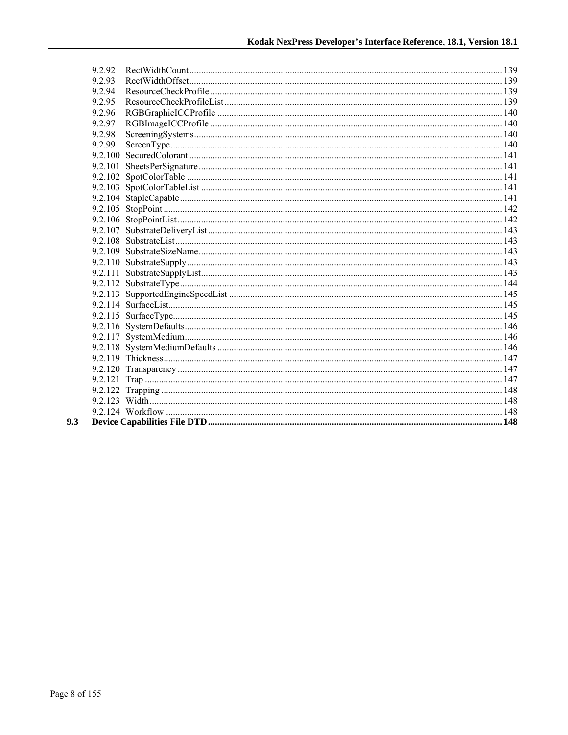9.2.92 RectWidthCount .......... 139
9.2.93 RectWidthOffset .......... 139
9.2.94 ResourceCheckProfile .......... 139
9.2.95 ResourceCheckProfileList .......... 139
9.2.96 RGBGraphicICCProfile .......... 140
9.2.97 RGBImageICCProfile .......... 140
9.2.98 ScreeningSystems .......... 140
9.2.99 ScreenType .......... 140
9.2.100 SecuredColorant .......... 141
9.2.101 SheetsPerSignature .......... 141
9.2.102 SpotColorTable .......... 141
9.2.103 SpotColorTableList .......... 141
9.2.104 StapleCapable .......... 141
9.2.105 StopPoint .......... 142
9.2.106 StopPointList .......... 142
9.2.107 SubstrateDeliveryList .......... 143
9.2.108 SubstrateList .......... 143
9.2.109 SubstrateSizeName .......... 143
9.2.110 SubstrateSupply .......... 143
9.2.111 SubstrateSupplyList .......... 143
9.2.112 SubstrateType .......... 144
9.2.113 SupportedEngineSpeedList .......... 145
9.2.114 SurfaceList .......... 145
9.2.115 SurfaceType .......... 145
9.2.116 SystemDefaults .......... 146
9.2.117 SystemMedium .......... 146
9.2.118 SystemMediumDefaults .......... 146
9.2.119 Thickness .......... 147
9.2.120 Transparency .......... 147
9.2.121 Trap .......... 147
9.2.122 Trapping .......... 148
9.2.123 Width .......... 148
9.2.124 Workflow .......... 148

**9.3 Device Capabilities File DTD .......... 148**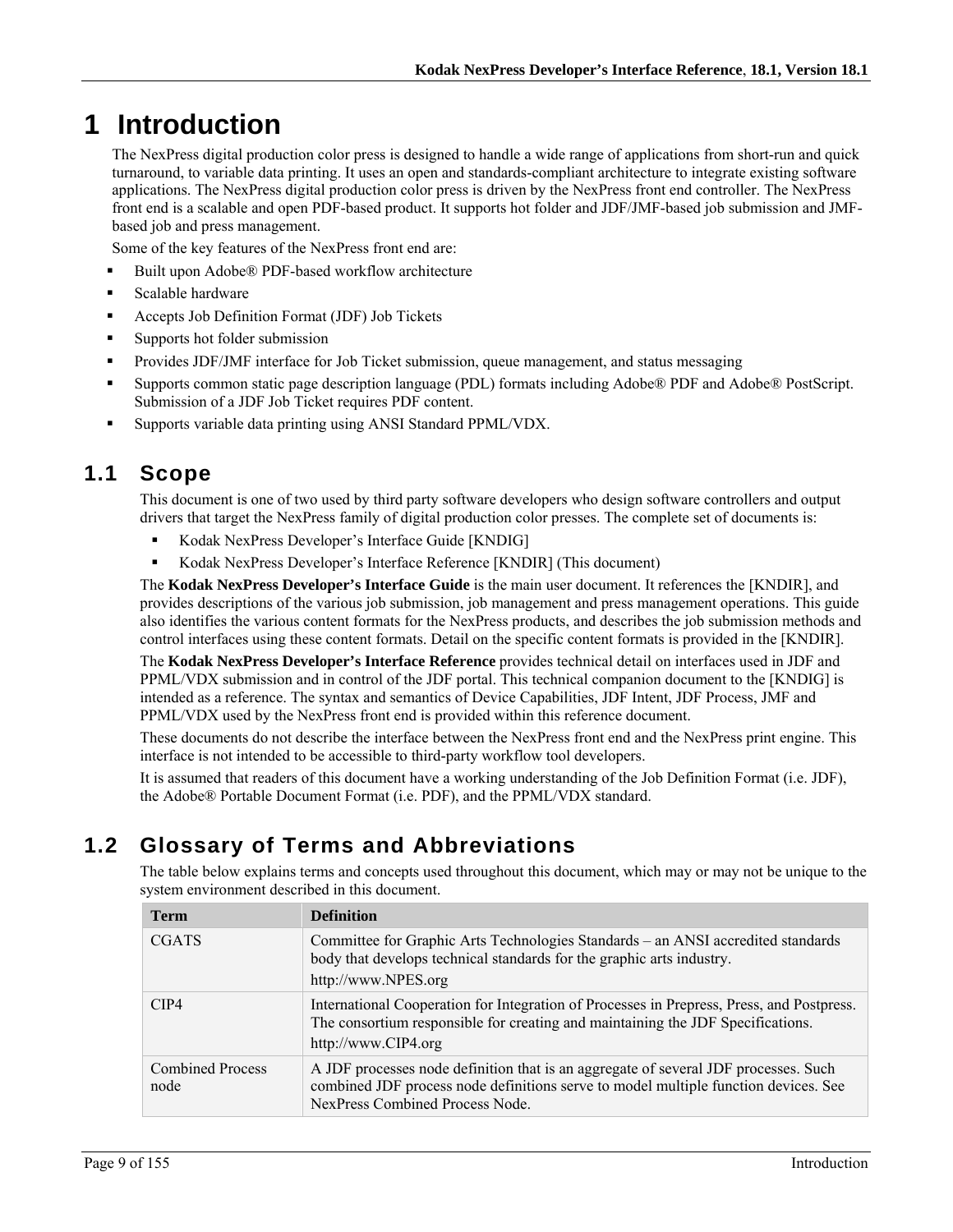# 1 Introduction

The NexPress digital production color press is designed to handle a wide range of applications from short-run and quick turnaround, to variable data printing. It uses an open and standards-compliant architecture to integrate existing software applications. The NexPress digital production color press is driven by the NexPress front end controller. The NexPress front end is a scalable and open PDF-based product. It supports hot folder and JDF/JMF-based job submission and JMF-based job and press management.

Some of the key features of the NexPress front end are:

- Built upon Adobe® PDF-based workflow architecture
- Scalable hardware
- Accepts Job Definition Format (JDF) Job Tickets
- Supports hot folder submission
- Provides JDF/JMF interface for Job Ticket submission, queue management, and status messaging
- Supports common static page description language (PDL) formats including Adobe® PDF and Adobe® PostScript. Submission of a JDF Job Ticket requires PDF content.
- Supports variable data printing using ANSI Standard PPML/VDX.

## 1.1 Scope

This document is one of two used by third party software developers who design software controllers and output drivers that target the NexPress family of digital production color presses. The complete set of documents is:

- Kodak NexPress Developer's Interface Guide [KNDIG]
- Kodak NexPress Developer's Interface Reference [KNDIR] (This document)

The **Kodak NexPress Developer's Interface Guide** is the main user document. It references the [KNDIR], and provides descriptions of the various job submission, job management and press management operations. This guide also identifies the various content formats for the NexPress products, and describes the job submission methods and control interfaces using these content formats. Detail on the specific content formats is provided in the [KNDIR].

The **Kodak NexPress Developer's Interface Reference** provides technical detail on interfaces used in JDF and PPML/VDX submission and in control of the JDF portal. This technical companion document to the [KNDIG] is intended as a reference. The syntax and semantics of Device Capabilities, JDF Intent, JDF Process, JMF and PPML/VDX used by the NexPress front end is provided within this reference document.

These documents do not describe the interface between the NexPress front end and the NexPress print engine. This interface is not intended to be accessible to third-party workflow tool developers.

It is assumed that readers of this document have a working understanding of the Job Definition Format (i.e. JDF), the Adobe® Portable Document Format (i.e. PDF), and the PPML/VDX standard.

## 1.2 Glossary of Terms and Abbreviations

The table below explains terms and concepts used throughout this document, which may or may not be unique to the system environment described in this document.

| Term | Definition |
|---|---|
| CGATS | Committee for Graphic Arts Technologies Standards – an ANSI accredited standards body that develops technical standards for the graphic arts industry.<br>http://www.NPES.org |
| CIP4 | International Cooperation for Integration of Processes in Prepress, Press, and Postpress. The consortium responsible for creating and maintaining the JDF Specifications.<br>http://www.CIP4.org |
| Combined Process node | A JDF processes node definition that is an aggregate of several JDF processes. Such combined JDF process node definitions serve to model multiple function devices. See NexPress Combined Process Node. |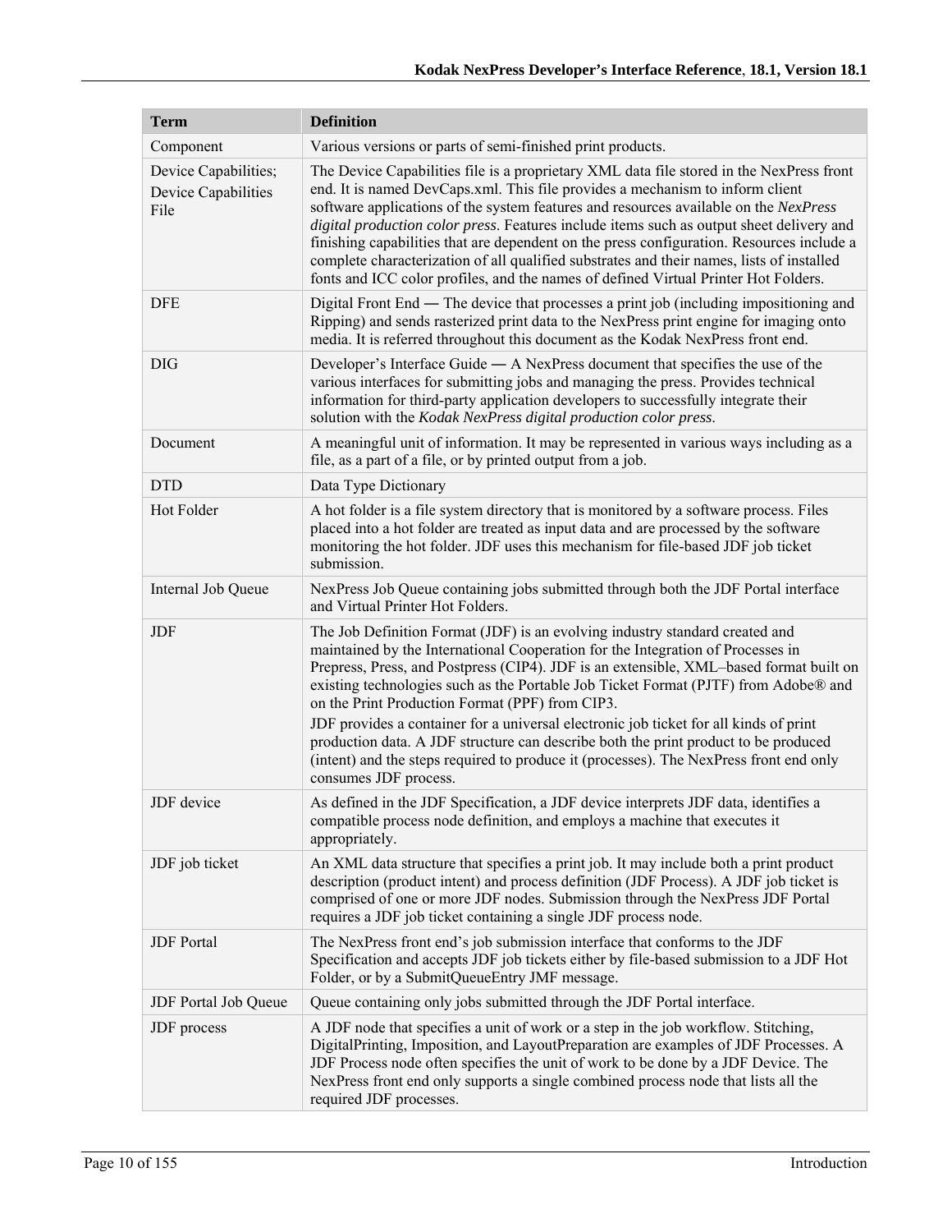| Term | Definition |
| --- | --- |
| Component | Various versions or parts of semi-finished print products. |
| Device Capabilities; Device Capabilities File | The Device Capabilities file is a proprietary XML data file stored in the NexPress front end. It is named DevCaps.xml. This file provides a mechanism to inform client software applications of the system features and resources available on the *NexPress digital production color press*. Features include items such as output sheet delivery and finishing capabilities that are dependent on the press configuration. Resources include a complete characterization of all qualified substrates and their names, lists of installed fonts and ICC color profiles, and the names of defined Virtual Printer Hot Folders. |
| DFE | Digital Front End — The device that processes a print job (including impositioning and Ripping) and sends rasterized print data to the NexPress print engine for imaging onto media. It is referred throughout this document as the Kodak NexPress front end. |
| DIG | Developer's Interface Guide — A NexPress document that specifies the use of the various interfaces for submitting jobs and managing the press. Provides technical information for third-party application developers to successfully integrate their solution with the *Kodak NexPress digital production color press*. |
| Document | A meaningful unit of information. It may be represented in various ways including as a file, as a part of a file, or by printed output from a job. |
| DTD | Data Type Dictionary |
| Hot Folder | A hot folder is a file system directory that is monitored by a software process. Files placed into a hot folder are treated as input data and are processed by the software monitoring the hot folder. JDF uses this mechanism for file-based JDF job ticket submission. |
| Internal Job Queue | NexPress Job Queue containing jobs submitted through both the JDF Portal interface and Virtual Printer Hot Folders. |
| JDF | The Job Definition Format (JDF) is an evolving industry standard created and maintained by the International Cooperation for the Integration of Processes in Prepress, Press, and Postpress (CIP4). JDF is an extensible, XML–based format built on existing technologies such as the Portable Job Ticket Format (PJTF) from Adobe® and on the Print Production Format (PPF) from CIP3.<br>JDF provides a container for a universal electronic job ticket for all kinds of print production data. A JDF structure can describe both the print product to be produced (intent) and the steps required to produce it (processes). The NexPress front end only consumes JDF process. |
| JDF device | As defined in the JDF Specification, a JDF device interprets JDF data, identifies a compatible process node definition, and employs a machine that executes it appropriately. |
| JDF job ticket | An XML data structure that specifies a print job. It may include both a print product description (product intent) and process definition (JDF Process). A JDF job ticket is comprised of one or more JDF nodes. Submission through the NexPress JDF Portal requires a JDF job ticket containing a single JDF process node. |
| JDF Portal | The NexPress front end's job submission interface that conforms to the JDF Specification and accepts JDF job tickets either by file-based submission to a JDF Hot Folder, or by a SubmitQueueEntry JMF message. |
| JDF Portal Job Queue | Queue containing only jobs submitted through the JDF Portal interface. |
| JDF process | A JDF node that specifies a unit of work or a step in the job workflow. Stitching, DigitalPrinting, Imposition, and LayoutPreparation are examples of JDF Processes. A JDF Process node often specifies the unit of work to be done by a JDF Device. The NexPress front end only supports a single combined process node that lists all the required JDF processes. |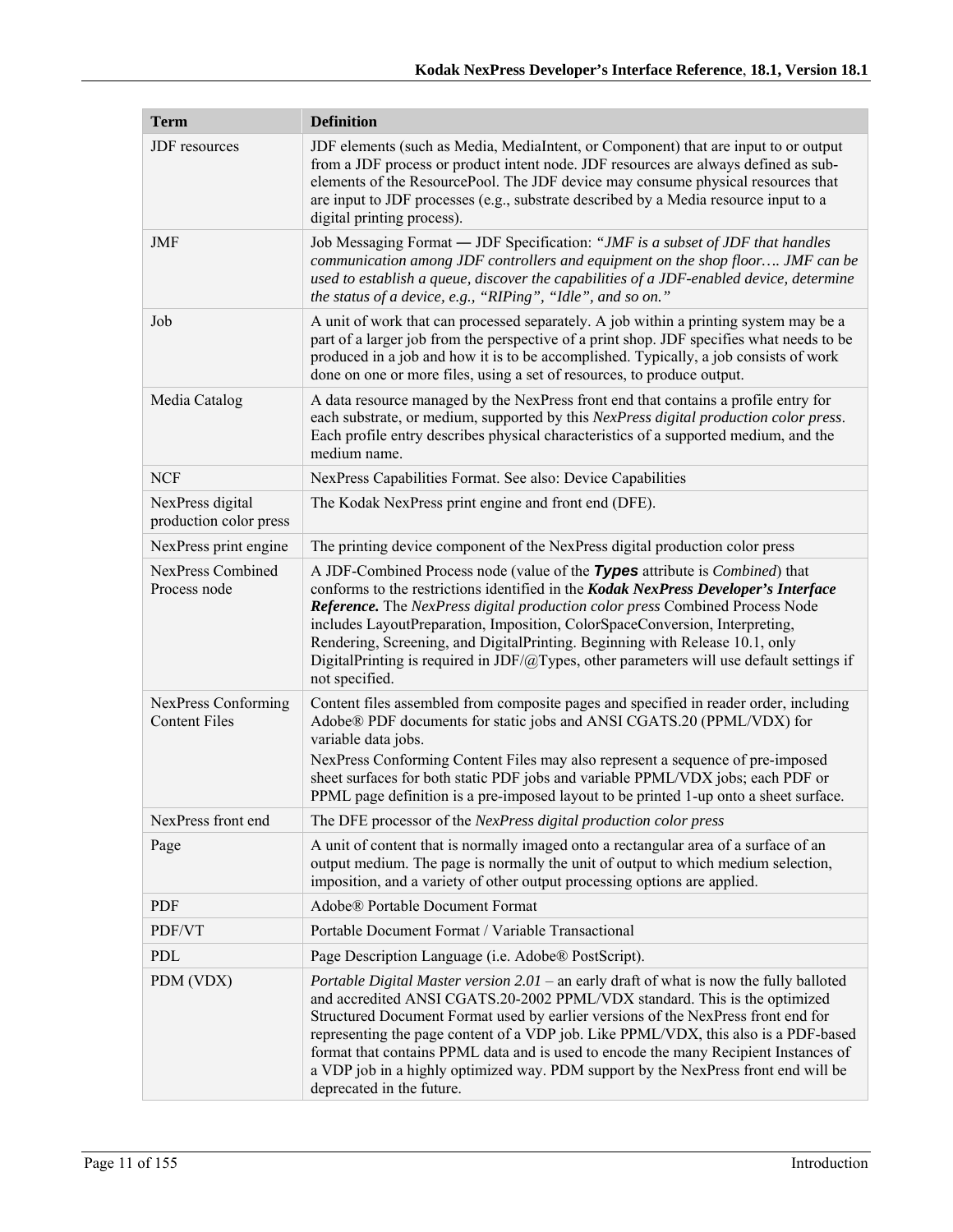| Term | Definition |
| --- | --- |
| JDF resources | JDF elements (such as Media, MediaIntent, or Component) that are input to or output from a JDF process or product intent node. JDF resources are always defined as sub-elements of the ResourcePool. The JDF device may consume physical resources that are input to JDF processes (e.g., substrate described by a Media resource input to a digital printing process). |
| JMF | Job Messaging Format — JDF Specification: *“JMF is a subset of JDF that handles communication among JDF controllers and equipment on the shop floor…. JMF can be used to establish a queue, discover the capabilities of a JDF-enabled device, determine the status of a device, e.g., “RIPing”, “Idle”, and so on.”* |
| Job | A unit of work that can processed separately. A job within a printing system may be a part of a larger job from the perspective of a print shop. JDF specifies what needs to be produced in a job and how it is to be accomplished. Typically, a job consists of work done on one or more files, using a set of resources, to produce output. |
| Media Catalog | A data resource managed by the NexPress front end that contains a profile entry for each substrate, or medium, supported by this *NexPress digital production color press*. Each profile entry describes physical characteristics of a supported medium, and the medium name. |
| NCF | NexPress Capabilities Format. See also: Device Capabilities |
| NexPress digital production color press | The Kodak NexPress print engine and front end (DFE). |
| NexPress print engine | The printing device component of the NexPress digital production color press |
| NexPress Combined Process node | A JDF-Combined Process node (value of the ***Types*** attribute is *Combined*) that conforms to the restrictions identified in the ***Kodak NexPress Developer’s Interface Reference.*** The *NexPress digital production color press* Combined Process Node includes LayoutPreparation, Imposition, ColorSpaceConversion, Interpreting, Rendering, Screening, and DigitalPrinting. Beginning with Release 10.1, only DigitalPrinting is required in JDF/@Types, other parameters will use default settings if not specified. |
| NexPress Conforming Content Files | Content files assembled from composite pages and specified in reader order, including Adobe® PDF documents for static jobs and ANSI CGATS.20 (PPML/VDX) for variable data jobs.<br>NexPress Conforming Content Files may also represent a sequence of pre-imposed sheet surfaces for both static PDF jobs and variable PPML/VDX jobs; each PDF or PPML page definition is a pre-imposed layout to be printed 1-up onto a sheet surface. |
| NexPress front end | The DFE processor of the *NexPress digital production color press* |
| Page | A unit of content that is normally imaged onto a rectangular area of a surface of an output medium. The page is normally the unit of output to which medium selection, imposition, and a variety of other output processing options are applied. |
| PDF | Adobe® Portable Document Format |
| PDF/VT | Portable Document Format / Variable Transactional |
| PDL | Page Description Language (i.e. Adobe® PostScript). |
| PDM (VDX) | *Portable Digital Master version 2.01* – an early draft of what is now the fully balloted and accredited ANSI CGATS.20-2002 PPML/VDX standard. This is the optimized Structured Document Format used by earlier versions of the NexPress front end for representing the page content of a VDP job. Like PPML/VDX, this also is a PDF-based format that contains PPML data and is used to encode the many Recipient Instances of a VDP job in a highly optimized way. PDM support by the NexPress front end will be deprecated in the future. |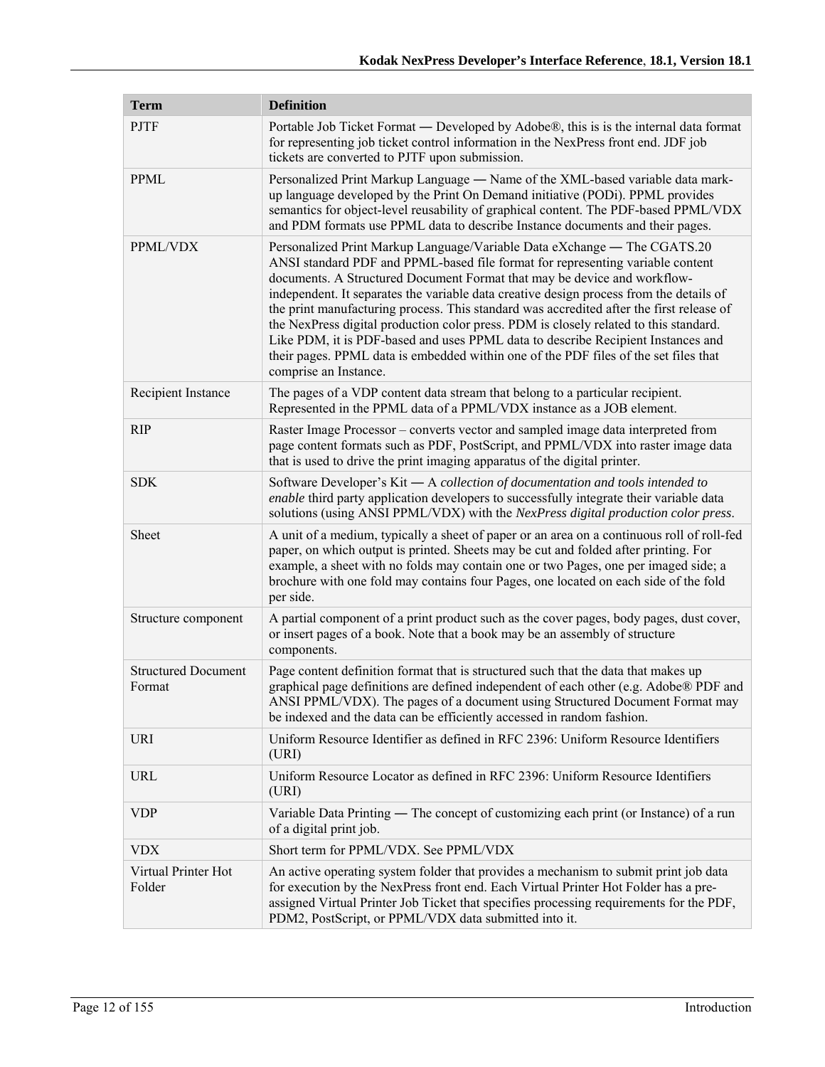| Term | Definition |
|---|---|
| PJTF | Portable Job Ticket Format — Developed by Adobe®, this is is the internal data format for representing job ticket control information in the NexPress front end. JDF job tickets are converted to PJTF upon submission. |
| PPML | Personalized Print Markup Language — Name of the XML-based variable data mark-up language developed by the Print On Demand initiative (PODi). PPML provides semantics for object-level reusability of graphical content. The PDF-based PPML/VDX and PDM formats use PPML data to describe Instance documents and their pages. |
| PPML/VDX | Personalized Print Markup Language/Variable Data eXchange — The CGATS.20 ANSI standard PDF and PPML-based file format for representing variable content documents. A Structured Document Format that may be device and workflow-independent. It separates the variable data creative design process from the details of the print manufacturing process. This standard was accredited after the first release of the NexPress digital production color press. PDM is closely related to this standard. Like PDM, it is PDF-based and uses PPML data to describe Recipient Instances and their pages. PPML data is embedded within one of the PDF files of the set files that comprise an Instance. |
| Recipient Instance | The pages of a VDP content data stream that belong to a particular recipient. Represented in the PPML data of a PPML/VDX instance as a JOB element. |
| RIP | Raster Image Processor – converts vector and sampled image data interpreted from page content formats such as PDF, PostScript, and PPML/VDX into raster image data that is used to drive the print imaging apparatus of the digital printer. |
| SDK | Software Developer's Kit — A *collection of documentation and tools intended to enable* third party application developers to successfully integrate their variable data solutions (using ANSI PPML/VDX) with the *NexPress digital production color press*. |
| Sheet | A unit of a medium, typically a sheet of paper or an area on a continuous roll of roll-fed paper, on which output is printed. Sheets may be cut and folded after printing. For example, a sheet with no folds may contain one or two Pages, one per imaged side; a brochure with one fold may contains four Pages, one located on each side of the fold per side. |
| Structure component | A partial component of a print product such as the cover pages, body pages, dust cover, or insert pages of a book. Note that a book may be an assembly of structure components. |
| Structured Document Format | Page content definition format that is structured such that the data that makes up graphical page definitions are defined independent of each other (e.g. Adobe® PDF and ANSI PPML/VDX). The pages of a document using Structured Document Format may be indexed and the data can be efficiently accessed in random fashion. |
| URI | Uniform Resource Identifier as defined in RFC 2396: Uniform Resource Identifiers (URI) |
| URL | Uniform Resource Locator as defined in RFC 2396: Uniform Resource Identifiers (URI) |
| VDP | Variable Data Printing — The concept of customizing each print (or Instance) of a run of a digital print job. |
| VDX | Short term for PPML/VDX. See PPML/VDX |
| Virtual Printer Hot Folder | An active operating system folder that provides a mechanism to submit print job data for execution by the NexPress front end. Each Virtual Printer Hot Folder has a pre-assigned Virtual Printer Job Ticket that specifies processing requirements for the PDF, PDM2, PostScript, or PPML/VDX data submitted into it. |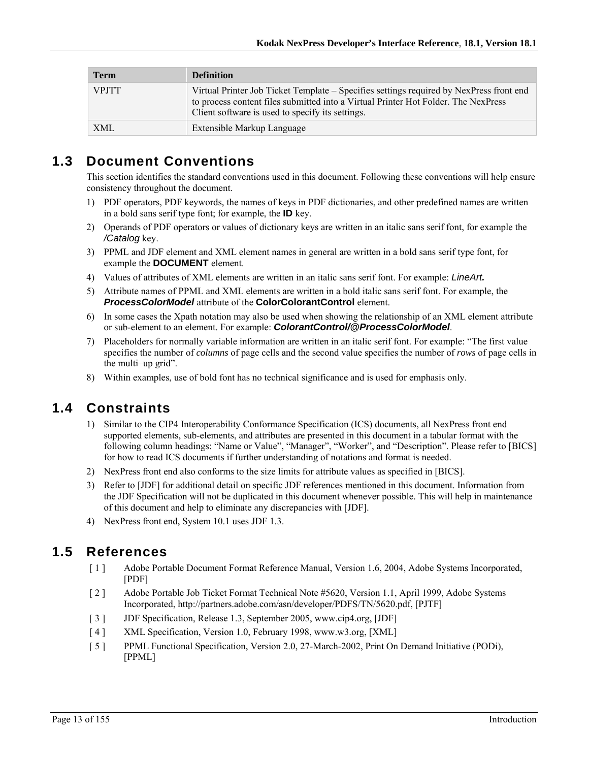| Term | Definition |
|---|---|
| VPJTT | Virtual Printer Job Ticket Template – Specifies settings required by NexPress front end to process content files submitted into a Virtual Printer Hot Folder. The NexPress Client software is used to specify its settings. |
| XML | Extensible Markup Language |

## 1.3 Document Conventions

This section identifies the standard conventions used in this document. Following these conventions will help ensure consistency throughout the document.

1) PDF operators, PDF keywords, the names of keys in PDF dictionaries, and other predefined names are written in a bold sans serif type font; for example, the **ID** key.
2) Operands of PDF operators or values of dictionary keys are written in an italic sans serif font, for example the */Catalog* key.
3) PPML and JDF element and XML element names in general are written in a bold sans serif type font, for example the **DOCUMENT** element.
4) Values of attributes of XML elements are written in an italic sans serif font. For example: *LineArt.*
5) Attribute names of PPML and XML elements are written in a bold italic sans serif font. For example, the ***ProcessColorModel*** attribute of the **ColorColorantControl** element.
6) In some cases the Xpath notation may also be used when showing the relationship of an XML element attribute or sub-element to an element. For example: ***ColorantControl/@ProcessColorModel***.
7) Placeholders for normally variable information are written in an italic serif font. For example: "The first value specifies the number of *columns* of page cells and the second value specifies the number of *rows* of page cells in the multi–up grid".
8) Within examples, use of bold font has no technical significance and is used for emphasis only.

## 1.4 Constraints

1) Similar to the CIP4 Interoperability Conformance Specification (ICS) documents, all NexPress front end supported elements, sub-elements, and attributes are presented in this document in a tabular format with the following column headings: "Name or Value", "Manager", "Worker", and "Description". Please refer to [BICS] for how to read ICS documents if further understanding of notations and format is needed.
2) NexPress front end also conforms to the size limits for attribute values as specified in [BICS].
3) Refer to [JDF] for additional detail on specific JDF references mentioned in this document. Information from the JDF Specification will not be duplicated in this document whenever possible. This will help in maintenance of this document and help to eliminate any discrepancies with [JDF].
4) NexPress front end, System 10.1 uses JDF 1.3.

## 1.5 References

[ 1 ] Adobe Portable Document Format Reference Manual, Version 1.6, 2004, Adobe Systems Incorporated, [PDF]

[ 2 ] Adobe Portable Job Ticket Format Technical Note #5620, Version 1.1, April 1999, Adobe Systems Incorporated, http://partners.adobe.com/asn/developer/PDFS/TN/5620.pdf, [PJTF]

[ 3 ] JDF Specification, Release 1.3, September 2005, www.cip4.org, [JDF]

[ 4 ] XML Specification, Version 1.0, February 1998, www.w3.org, [XML]

[ 5 ] PPML Functional Specification, Version 2.0, 27-March-2002, Print On Demand Initiative (PODi), [PPML]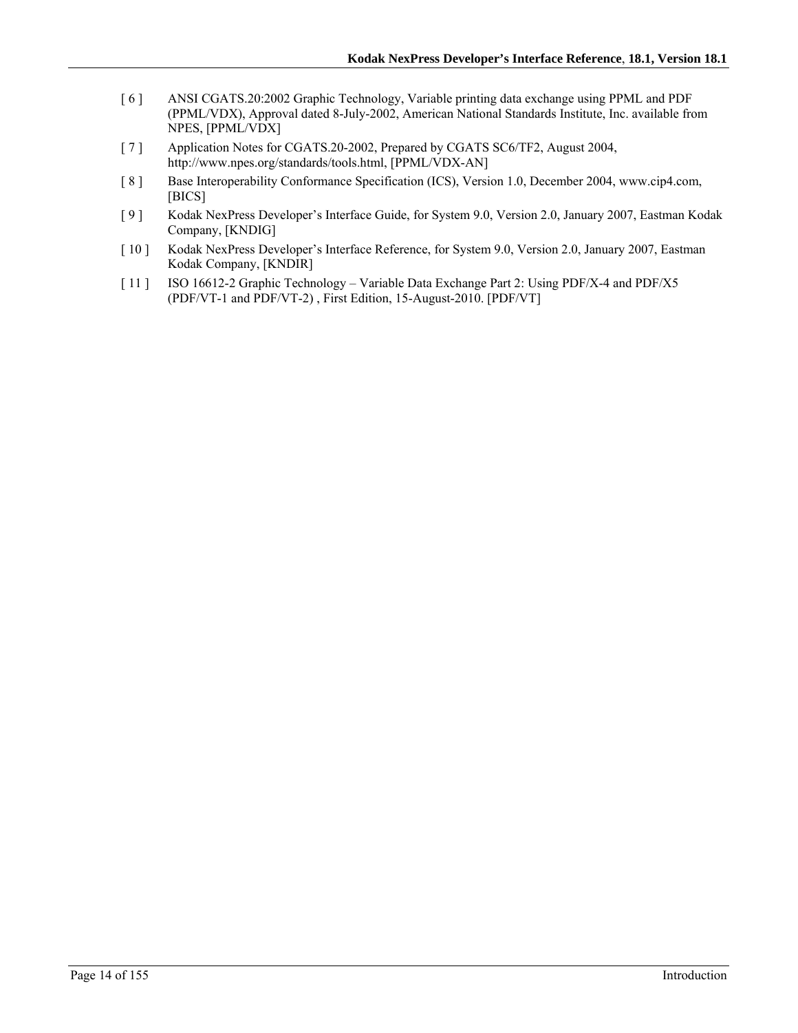[ 6 ] ANSI CGATS.20:2002 Graphic Technology, Variable printing data exchange using PPML and PDF (PPML/VDX), Approval dated 8-July-2002, American National Standards Institute, Inc. available from NPES, [PPML/VDX]

[ 7 ] Application Notes for CGATS.20-2002, Prepared by CGATS SC6/TF2, August 2004, http://www.npes.org/standards/tools.html, [PPML/VDX-AN]

[ 8 ] Base Interoperability Conformance Specification (ICS), Version 1.0, December 2004, www.cip4.com, [BICS]

[ 9 ] Kodak NexPress Developer's Interface Guide, for System 9.0, Version 2.0, January 2007, Eastman Kodak Company, [KNDIG]

[ 10 ] Kodak NexPress Developer's Interface Reference, for System 9.0, Version 2.0, January 2007, Eastman Kodak Company, [KNDIR]

[ 11 ] ISO 16612-2 Graphic Technology – Variable Data Exchange Part 2: Using PDF/X-4 and PDF/X5 (PDF/VT-1 and PDF/VT-2) , First Edition, 15-August-2010. [PDF/VT]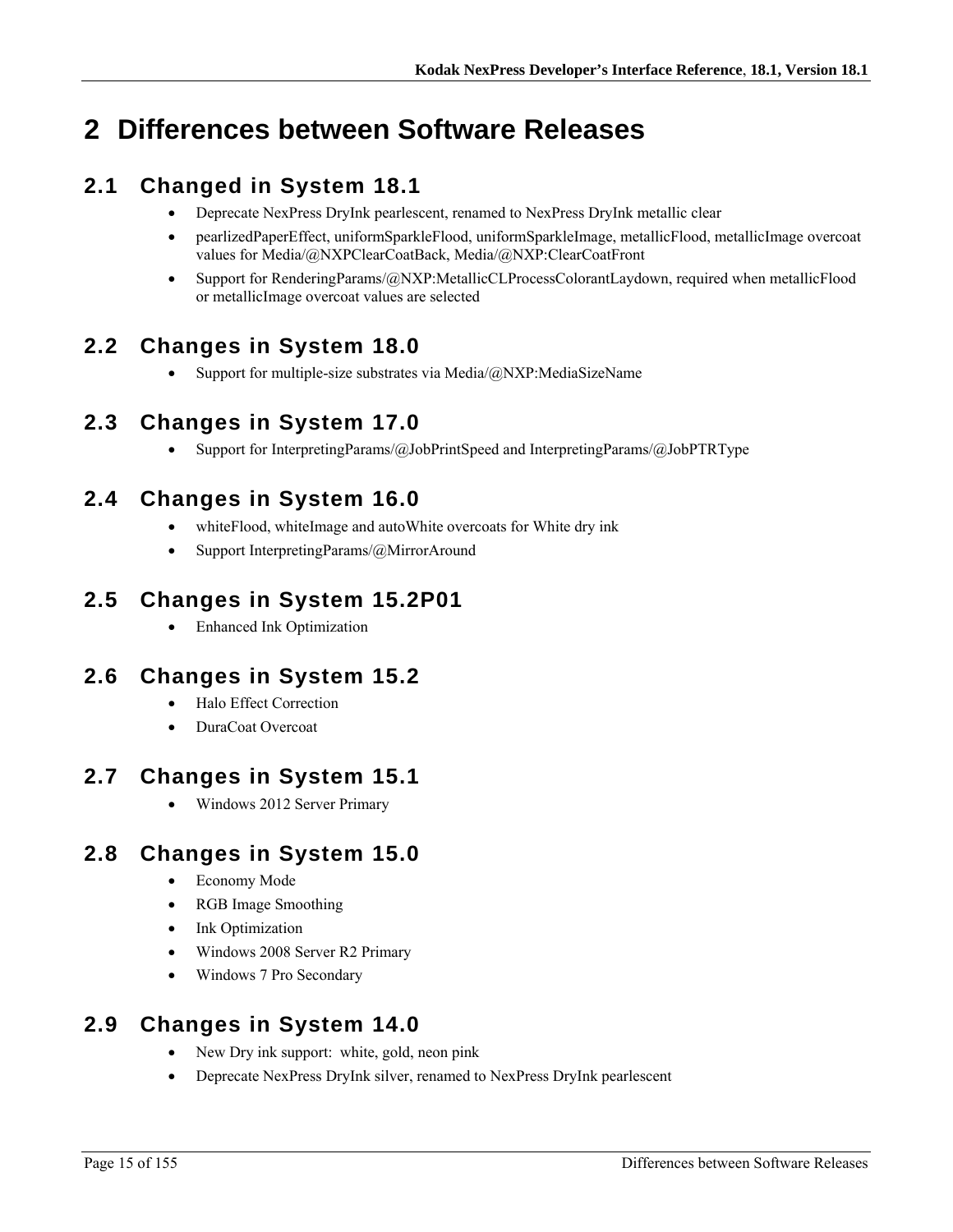# 2 Differences between Software Releases

## 2.1 Changed in System 18.1

- Deprecate NexPress DryInk pearlescent, renamed to NexPress DryInk metallic clear
- pearlizedPaperEffect, uniformSparkleFlood, uniformSparkleImage, metallicFlood, metallicImage overcoat values for Media/@NXPClearCoatBack, Media/@NXP:ClearCoatFront
- Support for RenderingParams/@NXP:MetallicCLProcessColorantLaydown, required when metallicFlood or metallicImage overcoat values are selected

## 2.2 Changes in System 18.0

- Support for multiple-size substrates via Media/@NXP:MediaSizeName

## 2.3 Changes in System 17.0

- Support for InterpretingParams/@JobPrintSpeed and InterpretingParams/@JobPTRType

## 2.4 Changes in System 16.0

- whiteFlood, whiteImage and autoWhite overcoats for White dry ink
- Support InterpretingParams/@MirrorAround

## 2.5 Changes in System 15.2P01

- Enhanced Ink Optimization

## 2.6 Changes in System 15.2

- Halo Effect Correction
- DuraCoat Overcoat

## 2.7 Changes in System 15.1

- Windows 2012 Server Primary

## 2.8 Changes in System 15.0

- Economy Mode
- RGB Image Smoothing
- Ink Optimization
- Windows 2008 Server R2 Primary
- Windows 7 Pro Secondary

## 2.9 Changes in System 14.0

- New Dry ink support: white, gold, neon pink
- Deprecate NexPress DryInk silver, renamed to NexPress DryInk pearlescent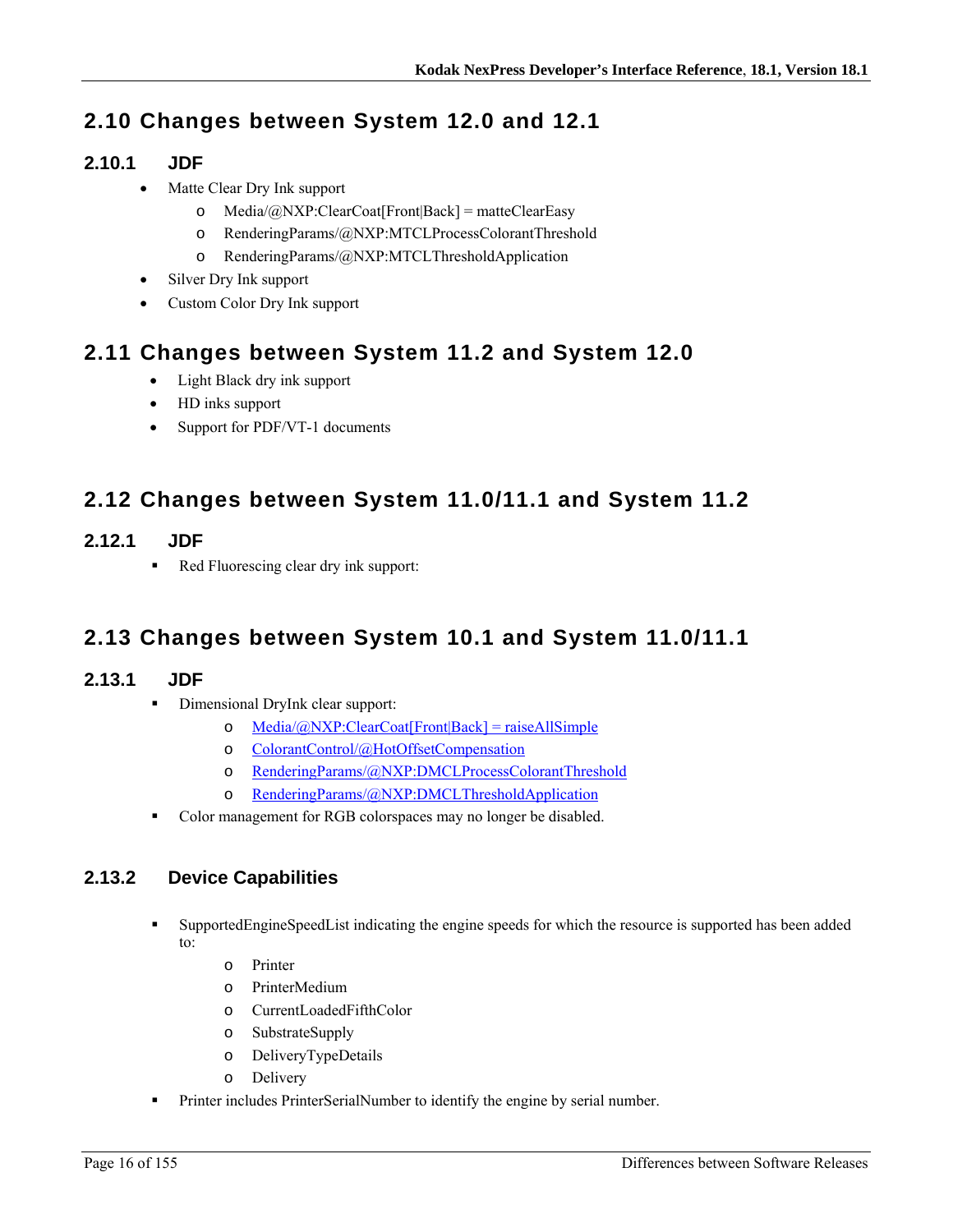## 2.10 Changes between System 12.0 and 12.1

### 2.10.1 JDF

- Matte Clear Dry Ink support
  - Media/@NXP:ClearCoat[Front|Back] = matteClearEasy
  - RenderingParams/@NXP:MTCLProcessColorantThreshold
  - RenderingParams/@NXP:MTCLThresholdApplication
- Silver Dry Ink support
- Custom Color Dry Ink support

## 2.11 Changes between System 11.2 and System 12.0

- Light Black dry ink support
- HD inks support
- Support for PDF/VT-1 documents

## 2.12 Changes between System 11.0/11.1 and System 11.2

### 2.12.1 JDF

- Red Fluorescing clear dry ink support:

## 2.13 Changes between System 10.1 and System 11.0/11.1

### 2.13.1 JDF

- Dimensional DryInk clear support:
  - Media/@NXP:ClearCoat[Front|Back] = raiseAllSimple
  - ColorantControl/@HotOffsetCompensation
  - RenderingParams/@NXP:DMCLProcessColorantThreshold
  - RenderingParams/@NXP:DMCLThresholdApplication
- Color management for RGB colorspaces may no longer be disabled.

### 2.13.2 Device Capabilities

- SupportedEngineSpeedList indicating the engine speeds for which the resource is supported has been added to:
  - Printer
  - PrinterMedium
  - CurrentLoadedFifthColor
  - SubstrateSupply
  - DeliveryTypeDetails
  - Delivery
- Printer includes PrinterSerialNumber to identify the engine by serial number.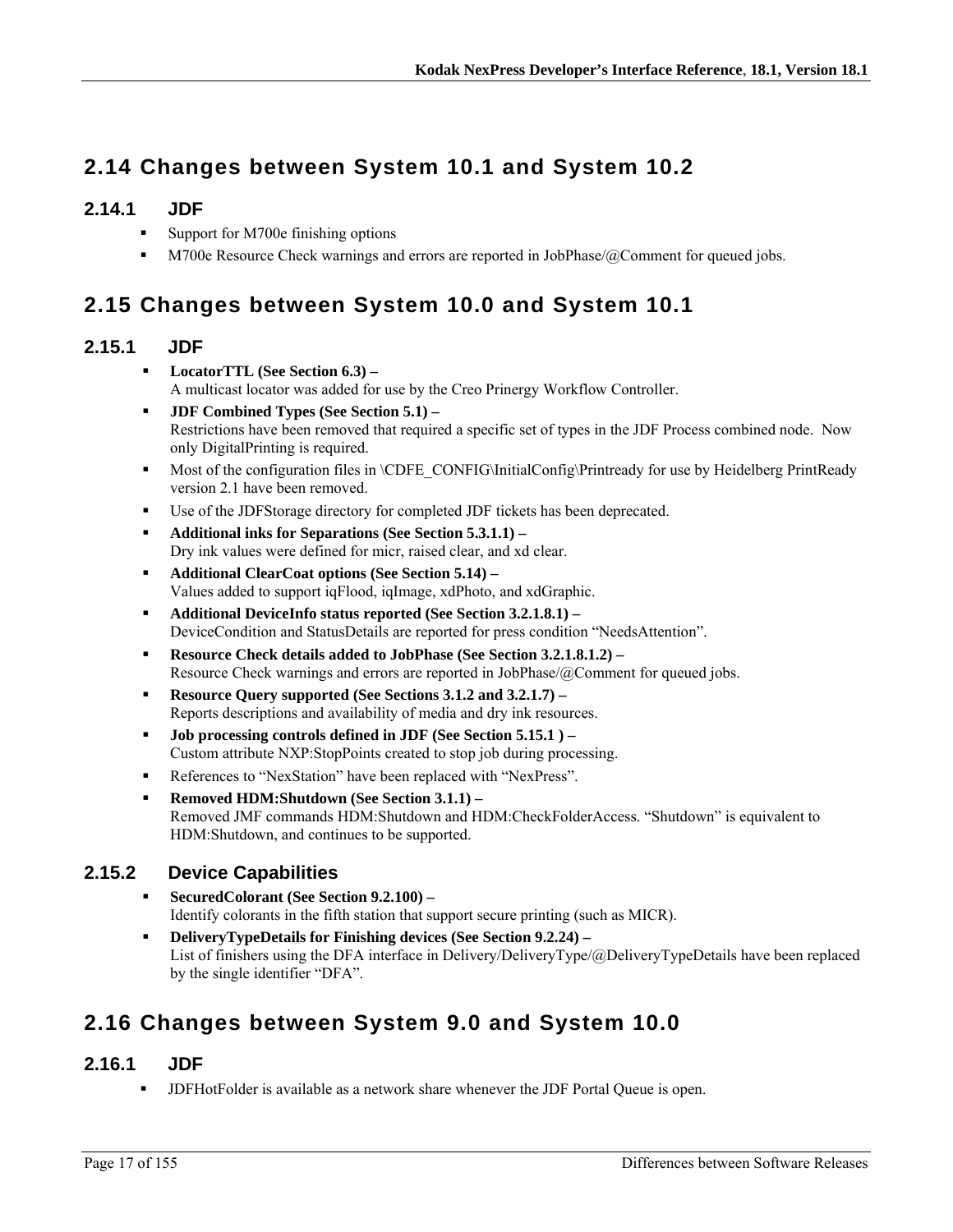## 2.14 Changes between System 10.1 and System 10.2

### 2.14.1 JDF

- Support for M700e finishing options
- M700e Resource Check warnings and errors are reported in JobPhase/@Comment for queued jobs.

## 2.15 Changes between System 10.0 and System 10.1

### 2.15.1 JDF

- **LocatorTTL (See Section 6.3) –**
  A multicast locator was added for use by the Creo Prinergy Workflow Controller.
- **JDF Combined Types (See Section 5.1) –**
  Restrictions have been removed that required a specific set of types in the JDF Process combined node. Now only DigitalPrinting is required.
- Most of the configuration files in \CDFE_CONFIG\InitialConfig\Printready for use by Heidelberg PrintReady version 2.1 have been removed.
- Use of the JDFStorage directory for completed JDF tickets has been deprecated.
- **Additional inks for Separations (See Section 5.3.1.1) –**
  Dry ink values were defined for micr, raised clear, and xd clear.
- **Additional ClearCoat options (See Section 5.14) –**
  Values added to support iqFlood, iqImage, xdPhoto, and xdGraphic.
- **Additional DeviceInfo status reported (See Section 3.2.1.8.1) –**
  DeviceCondition and StatusDetails are reported for press condition "NeedsAttention".
- **Resource Check details added to JobPhase (See Section 3.2.1.8.1.2) –**
  Resource Check warnings and errors are reported in JobPhase/@Comment for queued jobs.
- **Resource Query supported (See Sections 3.1.2 and 3.2.1.7) –**
  Reports descriptions and availability of media and dry ink resources.
- **Job processing controls defined in JDF (See Section 5.15.1 ) –**
  Custom attribute NXP:StopPoints created to stop job during processing.
- References to "NexStation" have been replaced with "NexPress".
- **Removed HDM:Shutdown (See Section 3.1.1) –**
  Removed JMF commands HDM:Shutdown and HDM:CheckFolderAccess. "Shutdown" is equivalent to HDM:Shutdown, and continues to be supported.

### 2.15.2 Device Capabilities

- **SecuredColorant (See Section 9.2.100) –**
  Identify colorants in the fifth station that support secure printing (such as MICR).
- **DeliveryTypeDetails for Finishing devices (See Section 9.2.24) –**
  List of finishers using the DFA interface in Delivery/DeliveryType/@DeliveryTypeDetails have been replaced by the single identifier "DFA".

## 2.16 Changes between System 9.0 and System 10.0

### 2.16.1 JDF

- JDFHotFolder is available as a network share whenever the JDF Portal Queue is open.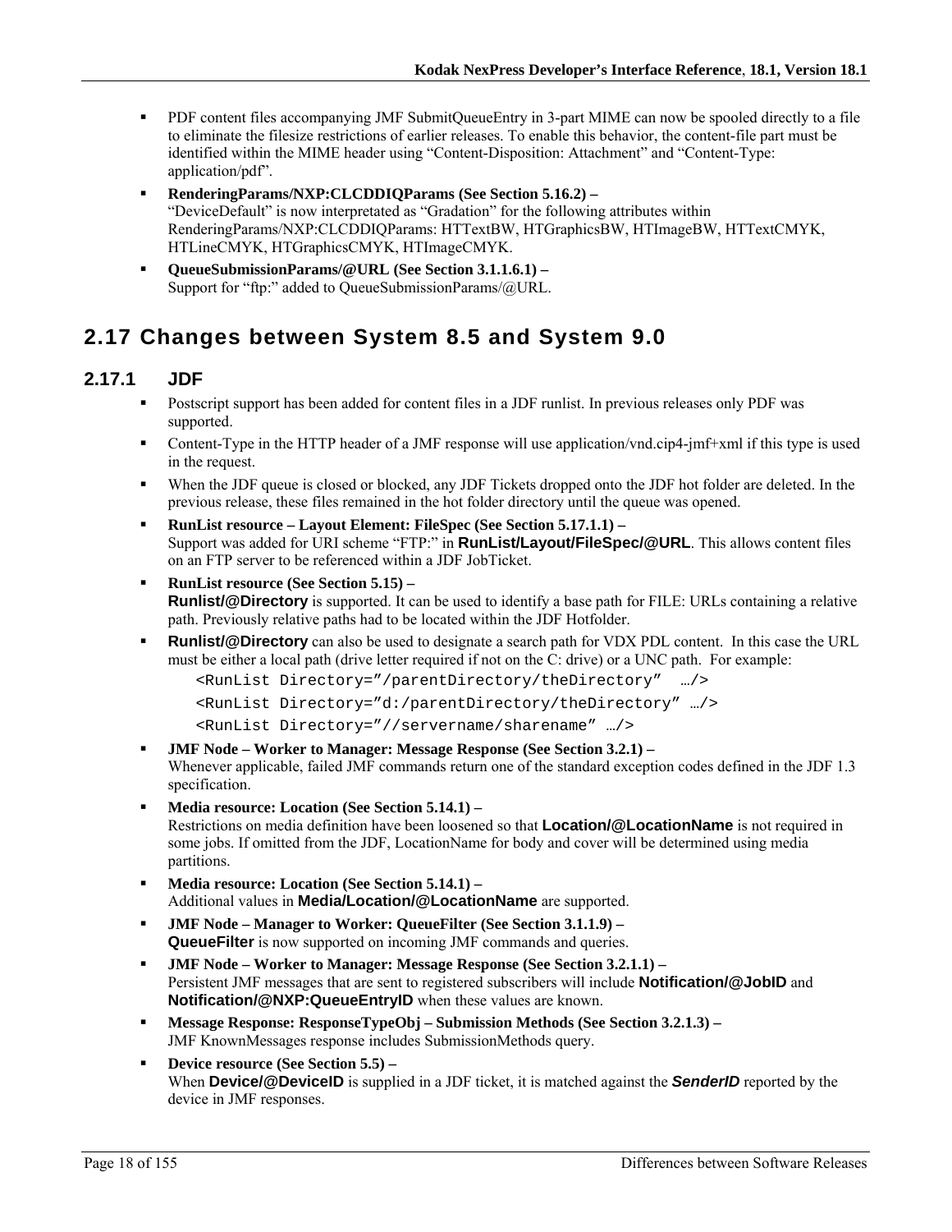- PDF content files accompanying JMF SubmitQueueEntry in 3-part MIME can now be spooled directly to a file to eliminate the filesize restrictions of earlier releases. To enable this behavior, the content-file part must be identified within the MIME header using "Content-Disposition: Attachment" and "Content-Type: application/pdf".
- **RenderingParams/NXP:CLCDDIQParams (See Section 5.16.2) –**
  "DeviceDefault" is now interpretated as "Gradation" for the following attributes within RenderingParams/NXP:CLCDDIQParams: HTTextBW, HTGraphicsBW, HTImageBW, HTTextCMYK, HTLineCMYK, HTGraphicsCMYK, HTImageCMYK.
- **QueueSubmissionParams/@URL (See Section 3.1.1.6.1) –**
  Support for "ftp:" added to QueueSubmissionParams/@URL.

## 2.17 Changes between System 8.5 and System 9.0

### 2.17.1 JDF

- Postscript support has been added for content files in a JDF runlist. In previous releases only PDF was supported.
- Content-Type in the HTTP header of a JMF response will use application/vnd.cip4-jmf+xml if this type is used in the request.
- When the JDF queue is closed or blocked, any JDF Tickets dropped onto the JDF hot folder are deleted. In the previous release, these files remained in the hot folder directory until the queue was opened.
- **RunList resource – Layout Element: FileSpec (See Section 5.17.1.1) –**
  Support was added for URI scheme "FTP:" in **RunList/Layout/FileSpec/@URL**. This allows content files on an FTP server to be referenced within a JDF JobTicket.
- **RunList resource (See Section 5.15) –**
  **Runlist/@Directory** is supported. It can be used to identify a base path for FILE: URLs containing a relative path. Previously relative paths had to be located within the JDF Hotfolder.
- **Runlist/@Directory** can also be used to designate a search path for VDX PDL content. In this case the URL must be either a local path (drive letter required if not on the C: drive) or a UNC path. For example:

```
<RunList Directory="/parentDirectory/theDirectory"  …/>
<RunList Directory="d:/parentDirectory/theDirectory" …/>
<RunList Directory="//servername/sharename" …/>
```

- **JMF Node – Worker to Manager: Message Response (See Section 3.2.1) –**
  Whenever applicable, failed JMF commands return one of the standard exception codes defined in the JDF 1.3 specification.
- **Media resource: Location (See Section 5.14.1) –**
  Restrictions on media definition have been loosened so that **Location/@LocationName** is not required in some jobs. If omitted from the JDF, LocationName for body and cover will be determined using media partitions.
- **Media resource: Location (See Section 5.14.1) –**
  Additional values in **Media/Location/@LocationName** are supported.
- **JMF Node – Manager to Worker: QueueFilter (See Section 3.1.1.9) –**
  **QueueFilter** is now supported on incoming JMF commands and queries.
- **JMF Node – Worker to Manager: Message Response (See Section 3.2.1.1) –**
  Persistent JMF messages that are sent to registered subscribers will include **Notification/@JobID** and **Notification/@NXP:QueueEntryID** when these values are known.
- **Message Response: ResponseTypeObj – Submission Methods (See Section 3.2.1.3) –**
  JMF KnownMessages response includes SubmissionMethods query.
- **Device resource (See Section 5.5) –**
  When **Device/@DeviceID** is supplied in a JDF ticket, it is matched against the ***SenderID*** reported by the device in JMF responses.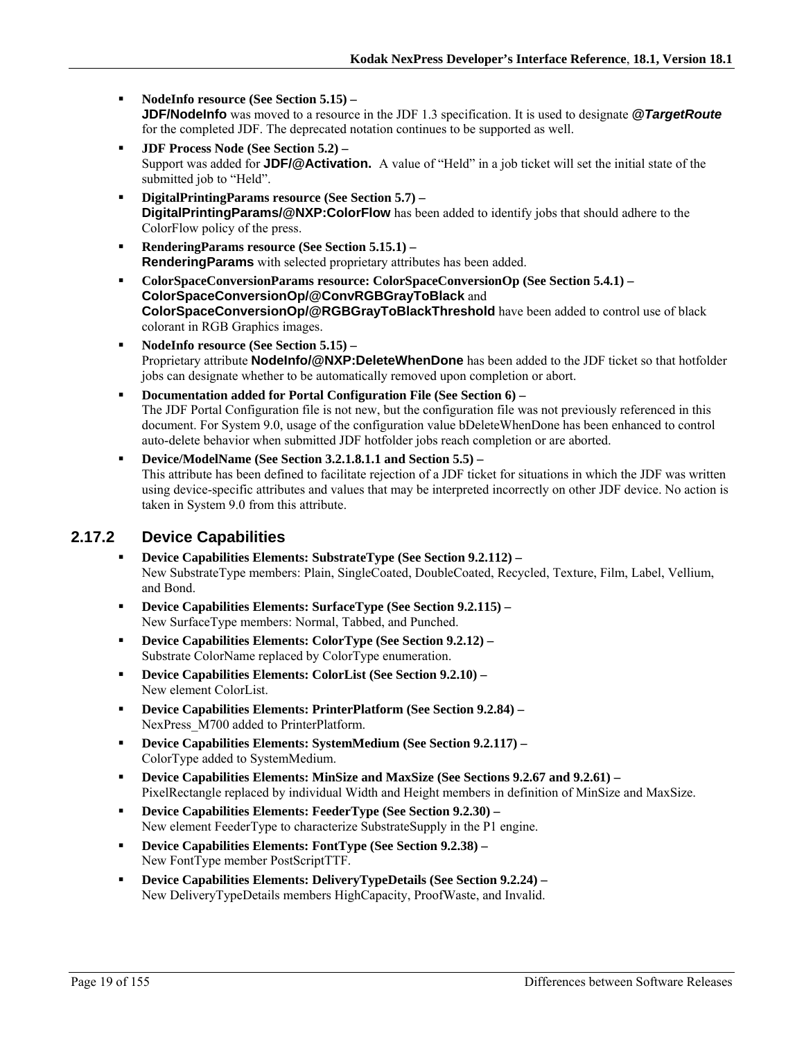- **NodeInfo resource (See Section 5.15) –**
  **JDF/NodeInfo** was moved to a resource in the JDF 1.3 specification. It is used to designate ***@TargetRoute*** for the completed JDF. The deprecated notation continues to be supported as well.
- **JDF Process Node (See Section 5.2) –**
  Support was added for **JDF/@Activation.** A value of "Held" in a job ticket will set the initial state of the submitted job to "Held".
- **DigitalPrintingParams resource (See Section 5.7) –**
  **DigitalPrintingParams/@NXP:ColorFlow** has been added to identify jobs that should adhere to the ColorFlow policy of the press.
- **RenderingParams resource (See Section 5.15.1) –**
  **RenderingParams** with selected proprietary attributes has been added.
- **ColorSpaceConversionParams resource: ColorSpaceConversionOp (See Section 5.4.1) –**
  **ColorSpaceConversionOp/@ConvRGBGrayToBlack** and **ColorSpaceConversionOp/@RGBGrayToBlackThreshold** have been added to control use of black colorant in RGB Graphics images.
- **NodeInfo resource (See Section 5.15) –**
  Proprietary attribute **NodeInfo/@NXP:DeleteWhenDone** has been added to the JDF ticket so that hotfolder jobs can designate whether to be automatically removed upon completion or abort.
- **Documentation added for Portal Configuration File (See Section 6) –**
  The JDF Portal Configuration file is not new, but the configuration file was not previously referenced in this document. For System 9.0, usage of the configuration value bDeleteWhenDone has been enhanced to control auto-delete behavior when submitted JDF hotfolder jobs reach completion or are aborted.
- **Device/ModelName (See Section 3.2.1.8.1.1 and Section 5.5) –**
  This attribute has been defined to facilitate rejection of a JDF ticket for situations in which the JDF was written using device-specific attributes and values that may be interpreted incorrectly on other JDF device. No action is taken in System 9.0 from this attribute.

### 2.17.2 Device Capabilities

- **Device Capabilities Elements: SubstrateType (See Section 9.2.112) –**
  New SubstrateType members: Plain, SingleCoated, DoubleCoated, Recycled, Texture, Film, Label, Vellium, and Bond.
- **Device Capabilities Elements: SurfaceType (See Section 9.2.115) –**
  New SurfaceType members: Normal, Tabbed, and Punched.
- **Device Capabilities Elements: ColorType (See Section 9.2.12) –**
  Substrate ColorName replaced by ColorType enumeration.
- **Device Capabilities Elements: ColorList (See Section 9.2.10) –**
  New element ColorList.
- **Device Capabilities Elements: PrinterPlatform (See Section 9.2.84) –**
  NexPress_M700 added to PrinterPlatform.
- **Device Capabilities Elements: SystemMedium (See Section 9.2.117) –**
  ColorType added to SystemMedium.
- **Device Capabilities Elements: MinSize and MaxSize (See Sections 9.2.67 and 9.2.61) –**
  PixelRectangle replaced by individual Width and Height members in definition of MinSize and MaxSize.
- **Device Capabilities Elements: FeederType (See Section 9.2.30) –**
  New element FeederType to characterize SubstrateSupply in the P1 engine.
- **Device Capabilities Elements: FontType (See Section 9.2.38) –**
  New FontType member PostScriptTTF.
- **Device Capabilities Elements: DeliveryTypeDetails (See Section 9.2.24) –**
  New DeliveryTypeDetails members HighCapacity, ProofWaste, and Invalid.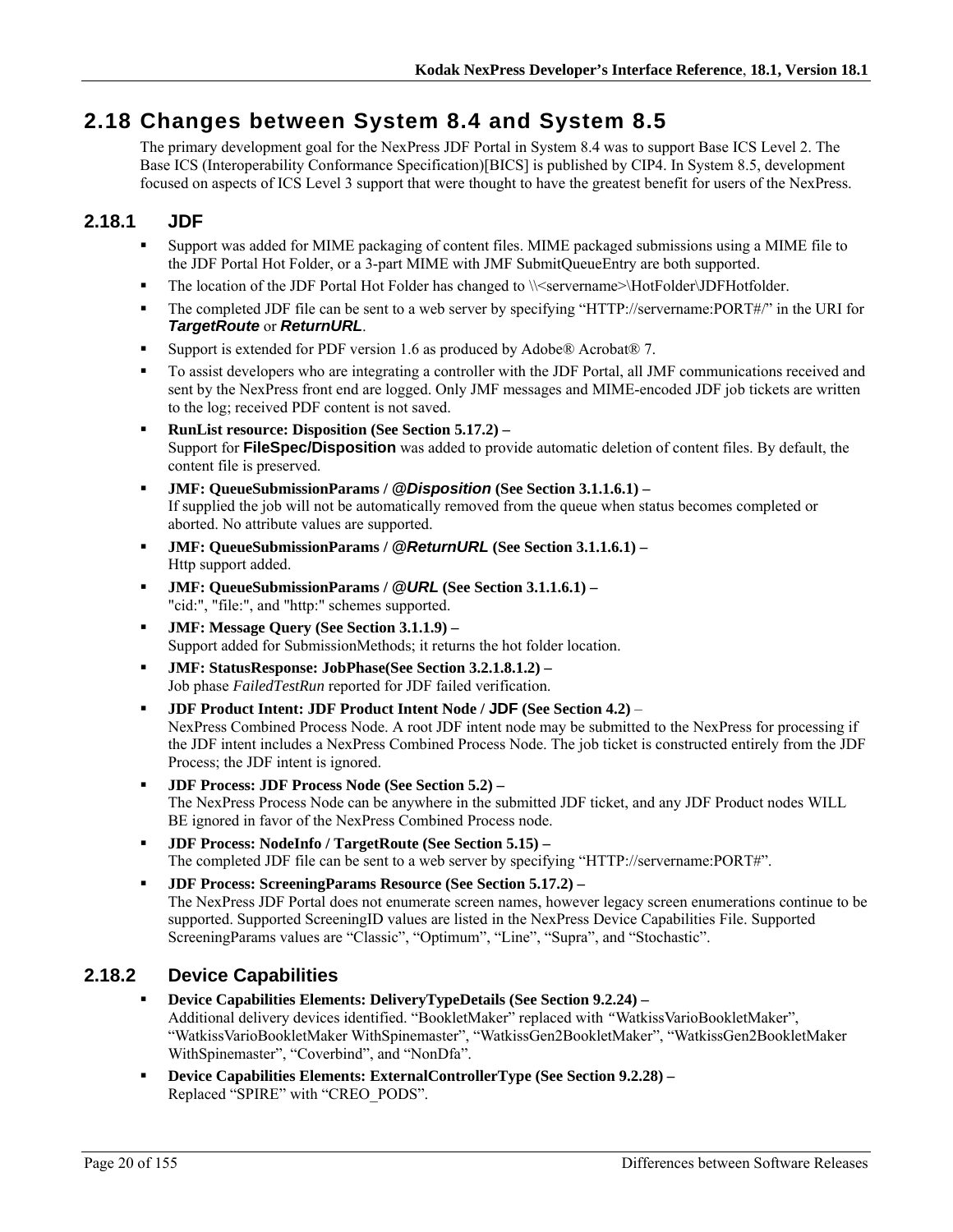## 2.18 Changes between System 8.4 and System 8.5

The primary development goal for the NexPress JDF Portal in System 8.4 was to support Base ICS Level 2. The Base ICS (Interoperability Conformance Specification)[BICS] is published by CIP4. In System 8.5, development focused on aspects of ICS Level 3 support that were thought to have the greatest benefit for users of the NexPress.

### 2.18.1 JDF

- Support was added for MIME packaging of content files. MIME packaged submissions using a MIME file to the JDF Portal Hot Folder, or a 3-part MIME with JMF SubmitQueueEntry are both supported.
- The location of the JDF Portal Hot Folder has changed to \\<servername>\HotFolder\JDFHotfolder.
- The completed JDF file can be sent to a web server by specifying "HTTP://servername:PORT#/" in the URI for ***TargetRoute*** or ***ReturnURL***.
- Support is extended for PDF version 1.6 as produced by Adobe® Acrobat® 7.
- To assist developers who are integrating a controller with the JDF Portal, all JMF communications received and sent by the NexPress front end are logged. Only JMF messages and MIME-encoded JDF job tickets are written to the log; received PDF content is not saved.
- **RunList resource: Disposition (See Section 5.17.2) –**
  Support for **FileSpec/Disposition** was added to provide automatic deletion of content files. By default, the content file is preserved.
- **JMF: QueueSubmissionParams / @*Disposition* (See Section 3.1.1.6.1) –**
  If supplied the job will not be automatically removed from the queue when status becomes completed or aborted. No attribute values are supported.
- **JMF: QueueSubmissionParams / @*ReturnURL* (See Section 3.1.1.6.1) –**
  Http support added.
- **JMF: QueueSubmissionParams / @*URL* (See Section 3.1.1.6.1) –**
  "cid:", "file:", and "http:" schemes supported.
- **JMF: Message Query (See Section 3.1.1.9) –**
  Support added for SubmissionMethods; it returns the hot folder location.
- **JMF: StatusResponse: JobPhase(See Section 3.2.1.8.1.2) –**
  Job phase *FailedTestRun* reported for JDF failed verification.
- **JDF Product Intent: JDF Product Intent Node / JDF (See Section 4.2)** –
  NexPress Combined Process Node. A root JDF intent node may be submitted to the NexPress for processing if the JDF intent includes a NexPress Combined Process Node. The job ticket is constructed entirely from the JDF Process; the JDF intent is ignored.
- **JDF Process: JDF Process Node (See Section 5.2) –**
  The NexPress Process Node can be anywhere in the submitted JDF ticket, and any JDF Product nodes WILL BE ignored in favor of the NexPress Combined Process node.
- **JDF Process: NodeInfo / TargetRoute (See Section 5.15) –**
  The completed JDF file can be sent to a web server by specifying "HTTP://servername:PORT#".
- **JDF Process: ScreeningParams Resource (See Section 5.17.2) –**
  The NexPress JDF Portal does not enumerate screen names, however legacy screen enumerations continue to be supported. Supported ScreeningID values are listed in the NexPress Device Capabilities File. Supported ScreeningParams values are "Classic", "Optimum", "Line", "Supra", and "Stochastic".

### 2.18.2 Device Capabilities

- **Device Capabilities Elements: DeliveryTypeDetails (See Section 9.2.24) –**
  Additional delivery devices identified. "BookletMaker" replaced with "WatkissVarioBookletMaker", "WatkissVarioBookletMaker WithSpinemaster", "WatkissGen2BookletMaker", "WatkissGen2BookletMaker WithSpinemaster", "Coverbind", and "NonDfa".
- **Device Capabilities Elements: ExternalControllerType (See Section 9.2.28) –**
  Replaced "SPIRE" with "CREO_PODS".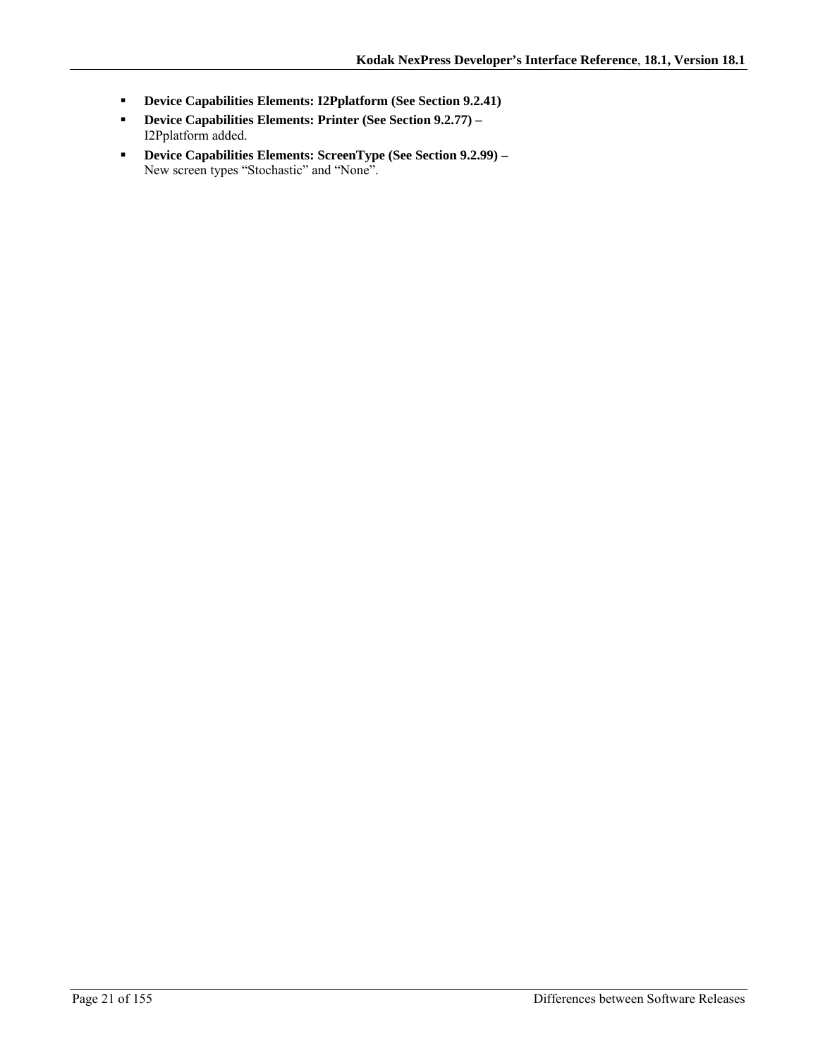- **Device Capabilities Elements: I2Pplatform (See Section 9.2.41)**
- **Device Capabilities Elements: Printer (See Section 9.2.77) –**
  I2Pplatform added.
- **Device Capabilities Elements: ScreenType (See Section 9.2.99) –**
  New screen types "Stochastic" and "None".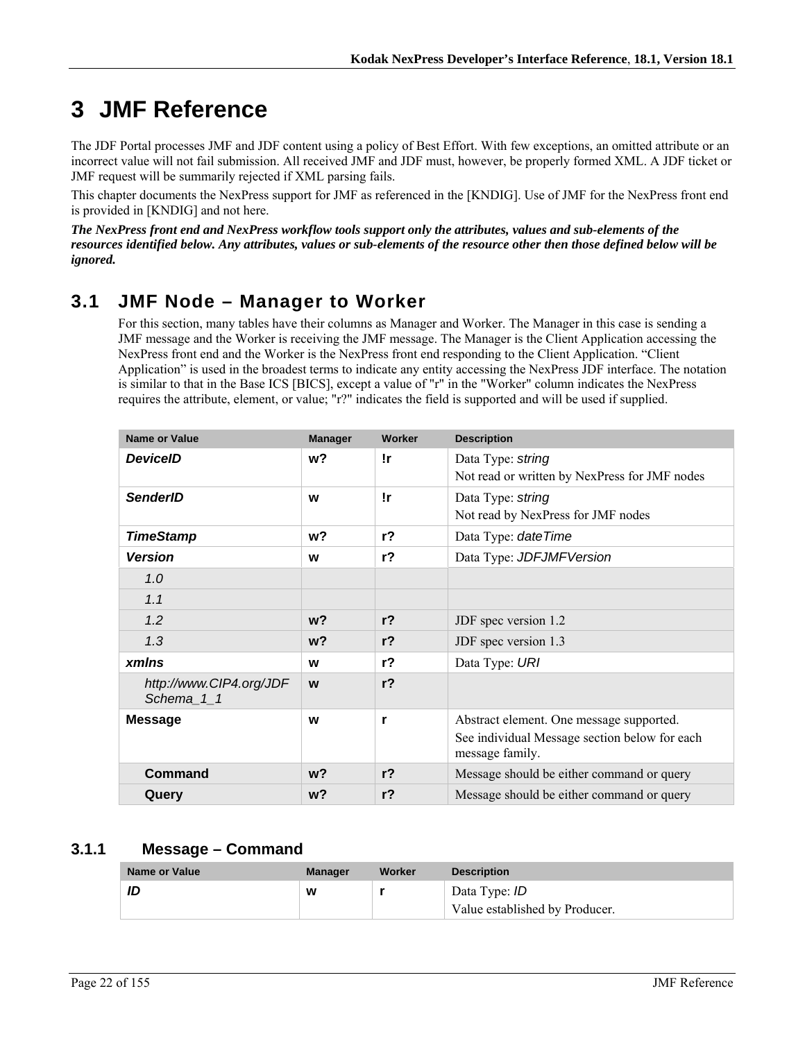// Running header omitted

# 3 JMF Reference

The JDF Portal processes JMF and JDF content using a policy of Best Effort. With few exceptions, an omitted attribute or an incorrect value will not fail submission. All received JMF and JDF must, however, be properly formed XML. A JDF ticket or JMF request will be summarily rejected if XML parsing fails.

This chapter documents the NexPress support for JMF as referenced in the [KNDIG]. Use of JMF for the NexPress front end is provided in [KNDIG] and not here.

***The NexPress front end and NexPress workflow tools support only the attributes, values and sub-elements of the resources identified below. Any attributes, values or sub-elements of the resource other then those defined below will be ignored.***

## 3.1 JMF Node – Manager to Worker

For this section, many tables have their columns as Manager and Worker. The Manager in this case is sending a JMF message and the Worker is receiving the JMF message. The Manager is the Client Application accessing the NexPress front end and the Worker is the NexPress front end responding to the Client Application. "Client Application" is used in the broadest terms to indicate any entity accessing the NexPress JDF interface. The notation is similar to that in the Base ICS [BICS], except a value of "r" in the "Worker" column indicates the NexPress requires the attribute, element, or value; "r?" indicates the field is supported and will be used if supplied.

| Name or Value | Manager | Worker | Description |
|---|---|---|---|
| ***DeviceID*** | **w?** | **!r** | Data Type: *string*<br>Not read or written by NexPress for JMF nodes |
| ***SenderID*** | **w** | **!r** | Data Type: *string*<br>Not read by NexPress for JMF nodes |
| ***TimeStamp*** | **w?** | **r?** | Data Type: *dateTime* |
| ***Version*** | **w** | **r?** | Data Type: *JDFJMFVersion* |
| *1.0* | | | |
| *1.1* | | | |
| *1.2* | **w?** | **r?** | JDF spec version 1.2 |
| *1.3* | **w?** | **r?** | JDF spec version 1.3 |
| ***xmlns*** | **w** | **r?** | Data Type: *URI* |
| *http://www.CIP4.org/JDFSchema_1_1* | **w** | **r?** | |
| **Message** | **w** | **r** | Abstract element. One message supported.<br>See individual Message section below for each message family. |
| **Command** | **w?** | **r?** | Message should be either command or query |
| **Query** | **w?** | **r?** | Message should be either command or query |

### 3.1.1 Message – Command

| Name or Value | Manager | Worker | Description |
|---|---|---|---|
| ***ID*** | **w** | **r** | Data Type: *ID*<br>Value established by Producer. |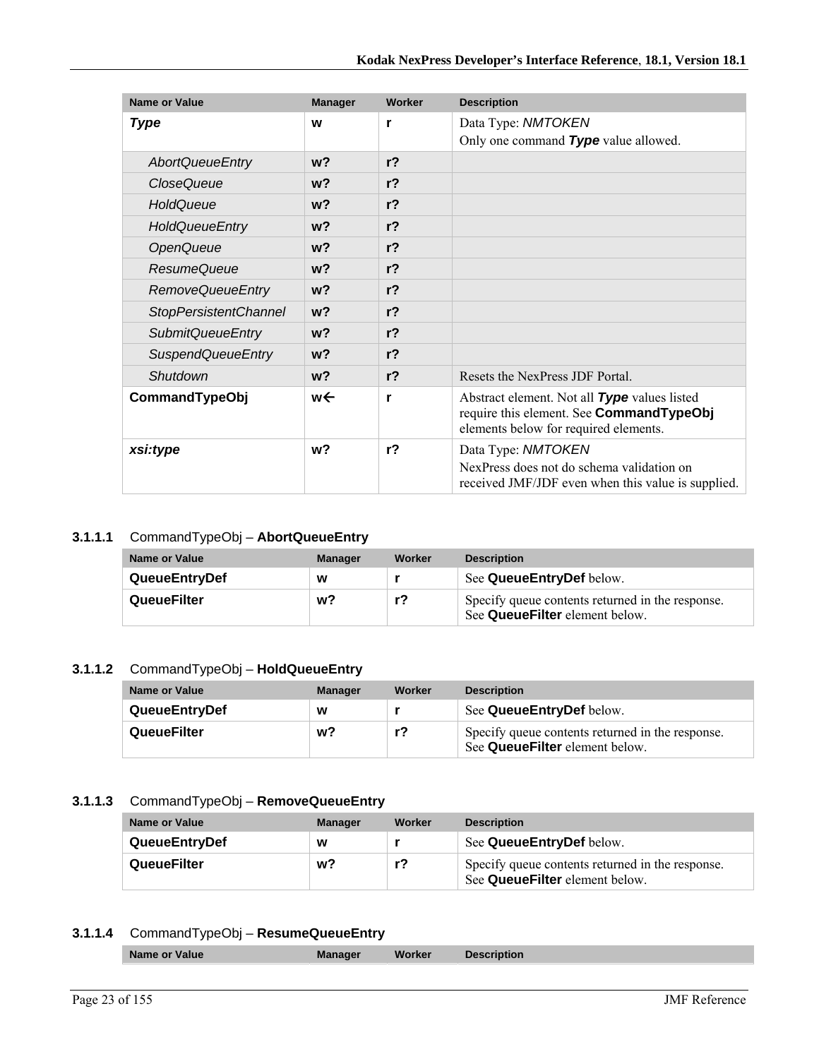| Name or Value | Manager | Worker | Description |
|---|---|---|---|
| ***Type*** | **w** | **r** | Data Type: *NMTOKEN*<br>Only one command ***Type*** value allowed. |
| *AbortQueueEntry* | **w?** | **r?** | |
| *CloseQueue* | **w?** | **r?** | |
| *HoldQueue* | **w?** | **r?** | |
| *HoldQueueEntry* | **w?** | **r?** | |
| *OpenQueue* | **w?** | **r?** | |
| *ResumeQueue* | **w?** | **r?** | |
| *RemoveQueueEntry* | **w?** | **r?** | |
| *StopPersistentChannel* | **w?** | **r?** | |
| *SubmitQueueEntry* | **w?** | **r?** | |
| *SuspendQueueEntry* | **w?** | **r?** | |
| *Shutdown* | **w?** | **r?** | Resets the NexPress JDF Portal. |
| **CommandTypeObj** | **w←** | **r** | Abstract element. Not all ***Type*** values listed require this element. See **CommandTypeObj** elements below for required elements. |
| ***xsi:type*** | **w?** | **r?** | Data Type: *NMTOKEN*<br>NexPress does not do schema validation on received JMF/JDF even when this value is supplied. |

#### 3.1.1.1 CommandTypeObj – **AbortQueueEntry**

| Name or Value | Manager | Worker | Description |
|---|---|---|---|
| **QueueEntryDef** | **w** | **r** | See **QueueEntryDef** below. |
| **QueueFilter** | **w?** | **r?** | Specify queue contents returned in the response. See **QueueFilter** element below. |

#### 3.1.1.2 CommandTypeObj – **HoldQueueEntry**

| Name or Value | Manager | Worker | Description |
|---|---|---|---|
| **QueueEntryDef** | **w** | **r** | See **QueueEntryDef** below. |
| **QueueFilter** | **w?** | **r?** | Specify queue contents returned in the response. See **QueueFilter** element below. |

#### 3.1.1.3 CommandTypeObj – **RemoveQueueEntry**

| Name or Value | Manager | Worker | Description |
|---|---|---|---|
| **QueueEntryDef** | **w** | **r** | See **QueueEntryDef** below. |
| **QueueFilter** | **w?** | **r?** | Specify queue contents returned in the response. See **QueueFilter** element below. |

#### 3.1.1.4 CommandTypeObj – **ResumeQueueEntry**

| Name or Value | Manager | Worker | Description |
|---|---|---|---|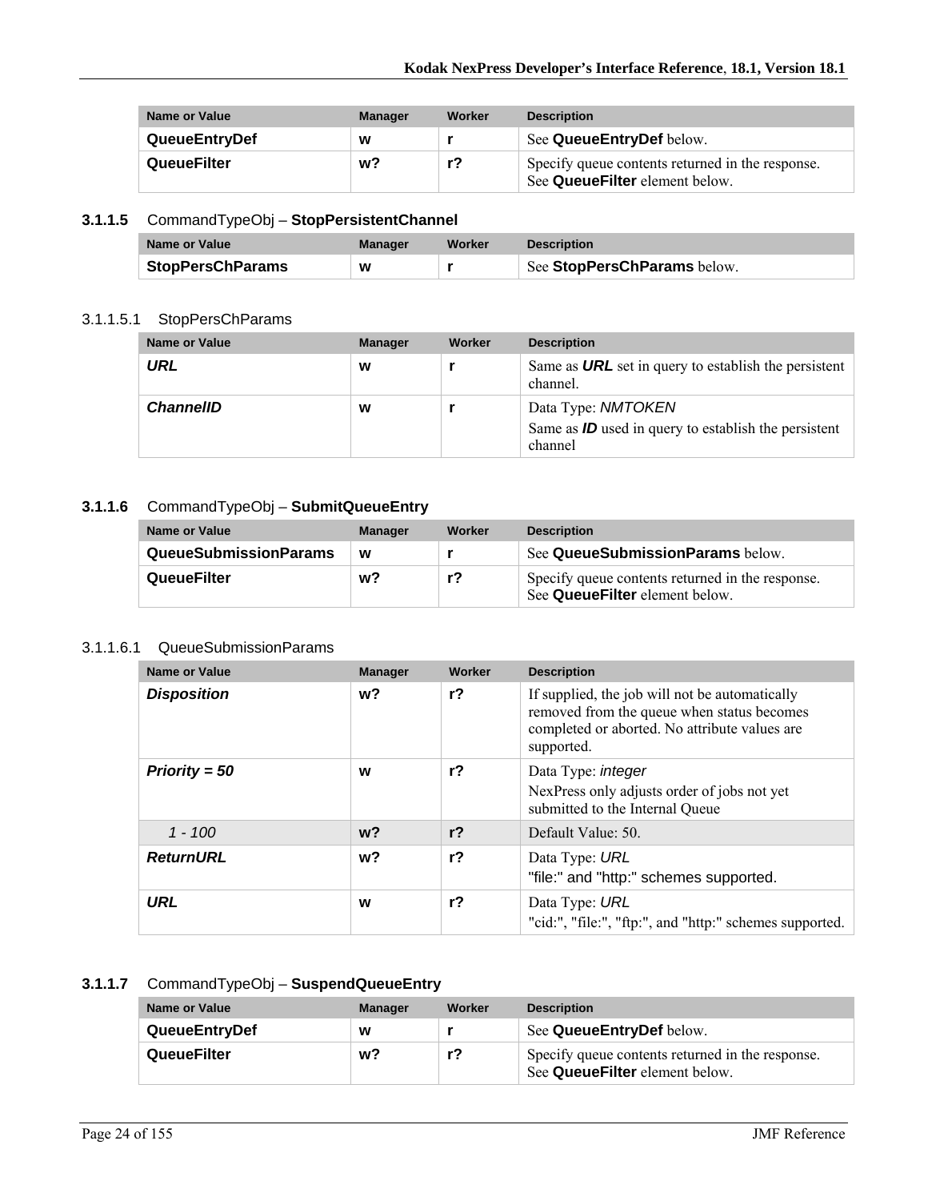| Name or Value | Manager | Worker | Description |
|---|---|---|---|
| **QueueEntryDef** | **w** | **r** | See **QueueEntryDef** below. |
| **QueueFilter** | **w?** | **r?** | Specify queue contents returned in the response. See **QueueFilter** element below. |

### 3.1.1.5 CommandTypeObj – StopPersistentChannel

| Name or Value | Manager | Worker | Description |
|---|---|---|---|
| **StopPersChParams** | **w** | **r** | See **StopPersChParams** below. |

#### 3.1.1.5.1 StopPersChParams

| Name or Value | Manager | Worker | Description |
|---|---|---|---|
| ***URL*** | **w** | **r** | Same as ***URL*** set in query to establish the persistent channel. |
| ***ChannelID*** | **w** | **r** | Data Type: *NMTOKEN*<br>Same as ***ID*** used in query to establish the persistent channel |

### 3.1.1.6 CommandTypeObj – SubmitQueueEntry

| Name or Value | Manager | Worker | Description |
|---|---|---|---|
| **QueueSubmissionParams** | **w** | **r** | See **QueueSubmissionParams** below. |
| **QueueFilter** | **w?** | **r?** | Specify queue contents returned in the response. See **QueueFilter** element below. |

#### 3.1.1.6.1 QueueSubmissionParams

| Name or Value | Manager | Worker | Description |
|---|---|---|---|
| ***Disposition*** | **w?** | **r?** | If supplied, the job will not be automatically removed from the queue when status becomes completed or aborted. No attribute values are supported. |
| ***Priority = 50*** | **w** | **r?** | Data Type: *integer*<br>NexPress only adjusts order of jobs not yet submitted to the Internal Queue |
| *1 - 100* | **w?** | **r?** | Default Value: 50. |
| ***ReturnURL*** | **w?** | **r?** | Data Type: *URL*<br>"file:" and "http:" schemes supported. |
| ***URL*** | **w** | **r?** | Data Type: *URL*<br>"cid:", "file:", "ftp:", and "http:" schemes supported. |

### 3.1.1.7 CommandTypeObj – SuspendQueueEntry

| Name or Value | Manager | Worker | Description |
|---|---|---|---|
| **QueueEntryDef** | **w** | **r** | See **QueueEntryDef** below. |
| **QueueFilter** | **w?** | **r?** | Specify queue contents returned in the response. See **QueueFilter** element below. |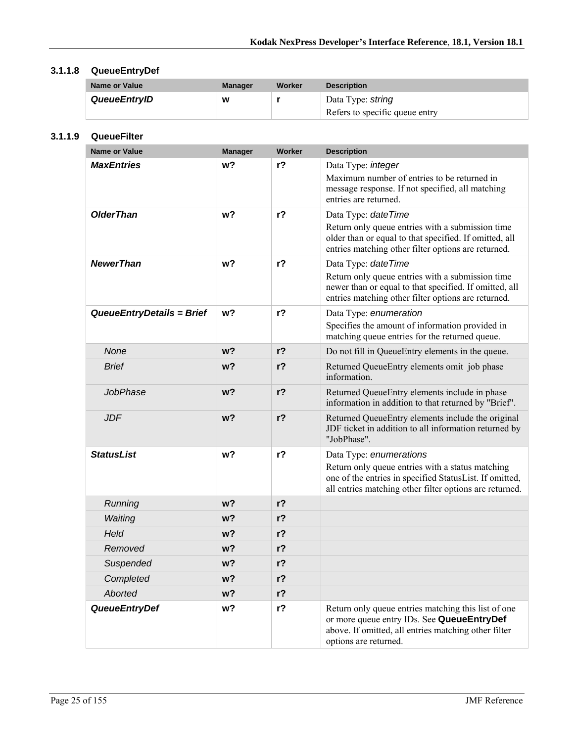### 3.1.1.8 QueueEntryDef

| Name or Value | Manager | Worker | Description |
|---|---|---|---|
| ***QueueEntryID*** | **w** | **r** | Data Type: *string*<br>Refers to specific queue entry |

### 3.1.1.9 QueueFilter

| Name or Value | Manager | Worker | Description |
|---|---|---|---|
| ***MaxEntries*** | **w?** | **r?** | Data Type: *integer*<br>Maximum number of entries to be returned in message response. If not specified, all matching entries are returned. |
| ***OlderThan*** | **w?** | **r?** | Data Type: *dateTime*<br>Return only queue entries with a submission time older than or equal to that specified. If omitted, all entries matching other filter options are returned. |
| ***NewerThan*** | **w?** | **r?** | Data Type: *dateTime*<br>Return only queue entries with a submission time newer than or equal to that specified. If omitted, all entries matching other filter options are returned. |
| ***QueueEntryDetails = Brief*** | **w?** | **r?** | Data Type: *enumeration*<br>Specifies the amount of information provided in matching queue entries for the returned queue. |
| *None* | **w?** | **r?** | Do not fill in QueueEntry elements in the queue. |
| *Brief* | **w?** | **r?** | Returned QueueEntry elements omit job phase information. |
| *JobPhase* | **w?** | **r?** | Returned QueueEntry elements include in phase information in addition to that returned by "Brief". |
| *JDF* | **w?** | **r?** | Returned QueueEntry elements include the original JDF ticket in addition to all information returned by "JobPhase". |
| ***StatusList*** | **w?** | **r?** | Data Type: *enumerations*<br>Return only queue entries with a status matching one of the entries in specified StatusList. If omitted, all entries matching other filter options are returned. |
| *Running* | **w?** | **r?** | |
| *Waiting* | **w?** | **r?** | |
| *Held* | **w?** | **r?** | |
| *Removed* | **w?** | **r?** | |
| *Suspended* | **w?** | **r?** | |
| *Completed* | **w?** | **r?** | |
| *Aborted* | **w?** | **r?** | |
| ***QueueEntryDef*** | **w?** | **r?** | Return only queue entries matching this list of one or more queue entry IDs. See **QueueEntryDef** above. If omitted, all entries matching other filter options are returned. |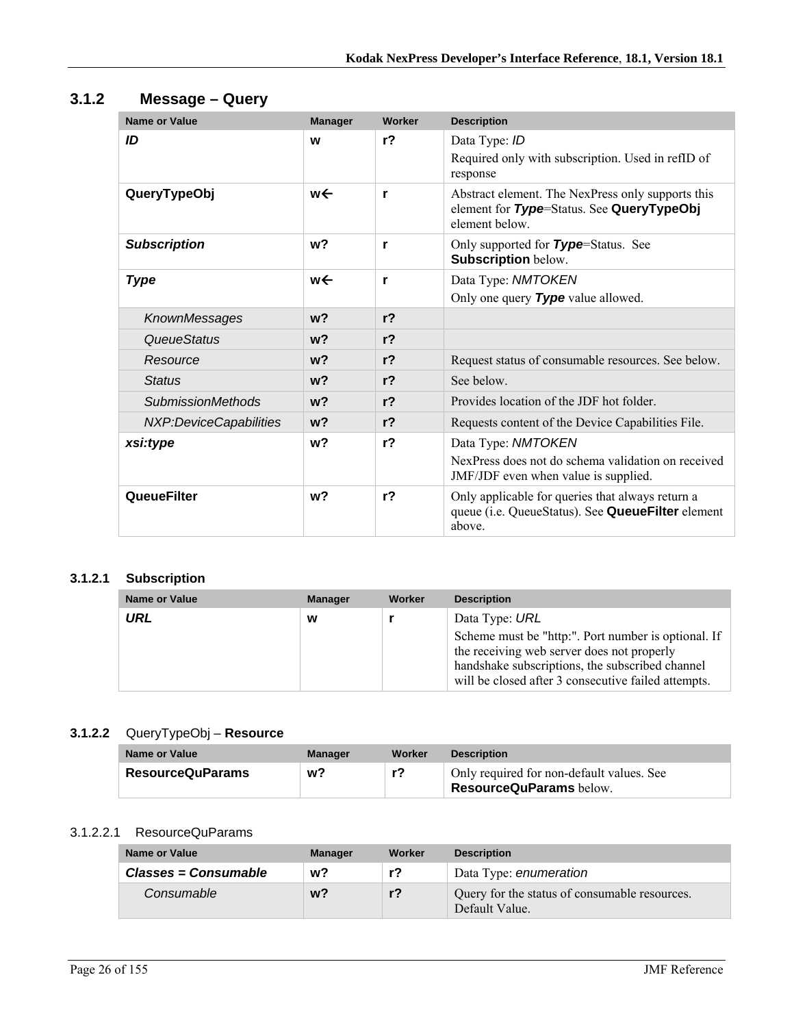### 3.1.2 Message – Query

| Name or Value | Manager | Worker | Description |
|---|---|---|---|
| ***ID*** | **w** | **r?** | Data Type: *ID*<br>Required only with subscription. Used in refID of response |
| **QueryTypeObj** | **w←** | **r** | Abstract element. The NexPress only supports this element for ***Type***=Status. See **QueryTypeObj** element below. |
| ***Subscription*** | **w?** | **r** | Only supported for ***Type***=Status. See **Subscription** below. |
| ***Type*** | **w←** | **r** | Data Type: *NMTOKEN*<br>Only one query ***Type*** value allowed. |
| *KnownMessages* | **w?** | **r?** | |
| *QueueStatus* | **w?** | **r?** | |
| *Resource* | **w?** | **r?** | Request status of consumable resources. See below. |
| *Status* | **w?** | **r?** | See below. |
| *SubmissionMethods* | **w?** | **r?** | Provides location of the JDF hot folder. |
| *NXP:DeviceCapabilities* | **w?** | **r?** | Requests content of the Device Capabilities File. |
| ***xsi:type*** | **w?** | **r?** | Data Type: *NMTOKEN*<br>NexPress does not do schema validation on received JMF/JDF even when value is supplied. |
| **QueueFilter** | **w?** | **r?** | Only applicable for queries that always return a queue (i.e. QueueStatus). See **QueueFilter** element above. |

#### 3.1.2.1 Subscription

| Name or Value | Manager | Worker | Description |
|---|---|---|---|
| ***URL*** | **w** | **r** | Data Type: *URL*<br>Scheme must be "http:". Port number is optional. If the receiving web server does not properly handshake subscriptions, the subscribed channel will be closed after 3 consecutive failed attempts. |

#### 3.1.2.2 QueryTypeObj – **Resource**

| Name or Value | Manager | Worker | Description |
|---|---|---|---|
| **ResourceQuParams** | **w?** | **r?** | Only required for non-default values. See **ResourceQuParams** below. |

##### 3.1.2.2.1 ResourceQuParams

| Name or Value | Manager | Worker | Description |
|---|---|---|---|
| ***Classes = Consumable*** | **w?** | **r?** | Data Type: *enumeration* |
| *Consumable* | **w?** | **r?** | Query for the status of consumable resources. Default Value. |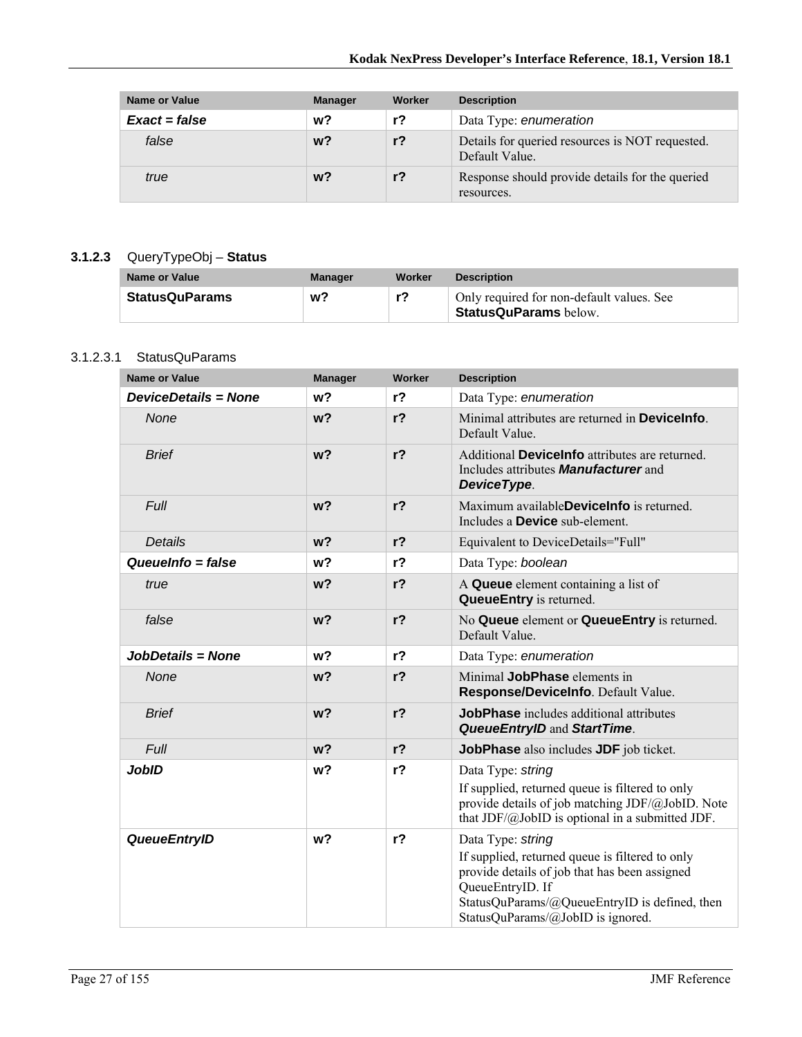| Name or Value | Manager | Worker | Description |
|---|---|---|---|
| ***Exact = false*** | **w?** | **r?** | Data Type: *enumeration* |
| *false* | **w?** | **r?** | Details for queried resources is NOT requested. Default Value. |
| *true* | **w?** | **r?** | Response should provide details for the queried resources. |

### 3.1.2.3 QueryTypeObj – **Status**

| Name or Value | Manager | Worker | Description |
|---|---|---|---|
| **StatusQuParams** | **w?** | **r?** | Only required for non-default values. See **StatusQuParams** below. |

#### 3.1.2.3.1 StatusQuParams

| Name or Value | Manager | Worker | Description |
|---|---|---|---|
| ***DeviceDetails = None*** | **w?** | **r?** | Data Type: *enumeration* |
| *None* | **w?** | **r?** | Minimal attributes are returned in **DeviceInfo**. Default Value. |
| *Brief* | **w?** | **r?** | Additional **DeviceInfo** attributes are returned. Includes attributes ***Manufacturer*** and ***DeviceType***. |
| *Full* | **w?** | **r?** | Maximum available**DeviceInfo** is returned. Includes a **Device** sub-element. |
| *Details* | **w?** | **r?** | Equivalent to DeviceDetails="Full" |
| ***QueueInfo = false*** | **w?** | **r?** | Data Type: *boolean* |
| *true* | **w?** | **r?** | A **Queue** element containing a list of **QueueEntry** is returned. |
| *false* | **w?** | **r?** | No **Queue** element or **QueueEntry** is returned. Default Value. |
| ***JobDetails = None*** | **w?** | **r?** | Data Type: *enumeration* |
| *None* | **w?** | **r?** | Minimal **JobPhase** elements in **Response/DeviceInfo**. Default Value. |
| *Brief* | **w?** | **r?** | **JobPhase** includes additional attributes ***QueueEntryID*** and ***StartTime***. |
| *Full* | **w?** | **r?** | **JobPhase** also includes **JDF** job ticket. |
| ***JobID*** | **w?** | **r?** | Data Type: *string*<br>If supplied, returned queue is filtered to only provide details of job matching JDF/@JobID. Note that JDF/@JobID is optional in a submitted JDF. |
| ***QueueEntryID*** | **w?** | **r?** | Data Type: *string*<br>If supplied, returned queue is filtered to only provide details of job that has been assigned QueueEntryID. If StatusQuParams/@QueueEntryID is defined, then StatusQuParams/@JobID is ignored. |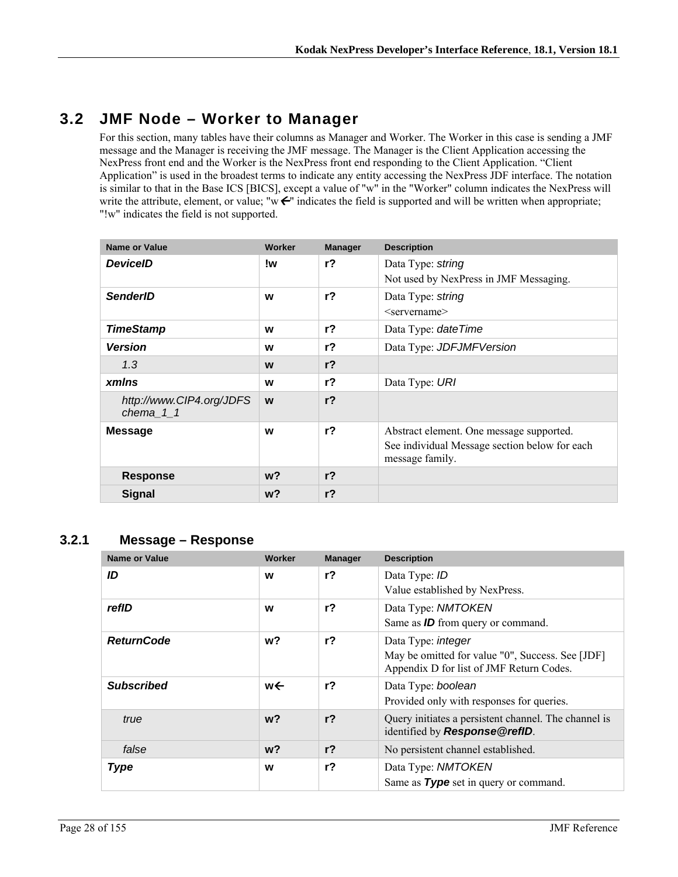## 3.2 JMF Node – Worker to Manager

For this section, many tables have their columns as Manager and Worker. The Worker in this case is sending a JMF message and the Manager is receiving the JMF message. The Manager is the Client Application accessing the NexPress front end and the Worker is the NexPress front end responding to the Client Application. "Client Application" is used in the broadest terms to indicate any entity accessing the NexPress JDF interface. The notation is similar to that in the Base ICS [BICS], except a value of "w" in the "Worker" column indicates the NexPress will write the attribute, element, or value; "w←" indicates the field is supported and will be written when appropriate; "!w" indicates the field is not supported.

| Name or Value | Worker | Manager | Description |
|---|---|---|---|
| ***DeviceID*** | **!w** | **r?** | Data Type: *string*<br>Not used by NexPress in JMF Messaging. |
| ***SenderID*** | **w** | **r?** | Data Type: *string*<br><servername> |
| ***TimeStamp*** | **w** | **r?** | Data Type: *dateTime* |
| ***Version*** | **w** | **r?** | Data Type: *JDFJMFVersion* |
| *1.3* | **w** | **r?** | |
| ***xmlns*** | **w** | **r?** | Data Type: *URI* |
| *http://www.CIP4.org/JDFSchema_1_1* | **w** | **r?** | |
| **Message** | **w** | **r?** | Abstract element. One message supported.<br>See individual Message section below for each message family. |
| **Response** | **w?** | **r?** | |
| **Signal** | **w?** | **r?** | |

### 3.2.1 Message – Response

| Name or Value | Worker | Manager | Description |
|---|---|---|---|
| ***ID*** | **w** | **r?** | Data Type: *ID*<br>Value established by NexPress. |
| ***refID*** | **w** | **r?** | Data Type: *NMTOKEN*<br>Same as ***ID*** from query or command. |
| ***ReturnCode*** | **w?** | **r?** | Data Type: *integer*<br>May be omitted for value "0", Success. See [JDF] Appendix D for list of JMF Return Codes. |
| ***Subscribed*** | **w←** | **r?** | Data Type: *boolean*<br>Provided only with responses for queries. |
| *true* | **w?** | **r?** | Query initiates a persistent channel. The channel is identified by ***Response@refID***. |
| *false* | **w?** | **r?** | No persistent channel established. |
| ***Type*** | **w** | **r?** | Data Type: *NMTOKEN*<br>Same as ***Type*** set in query or command. |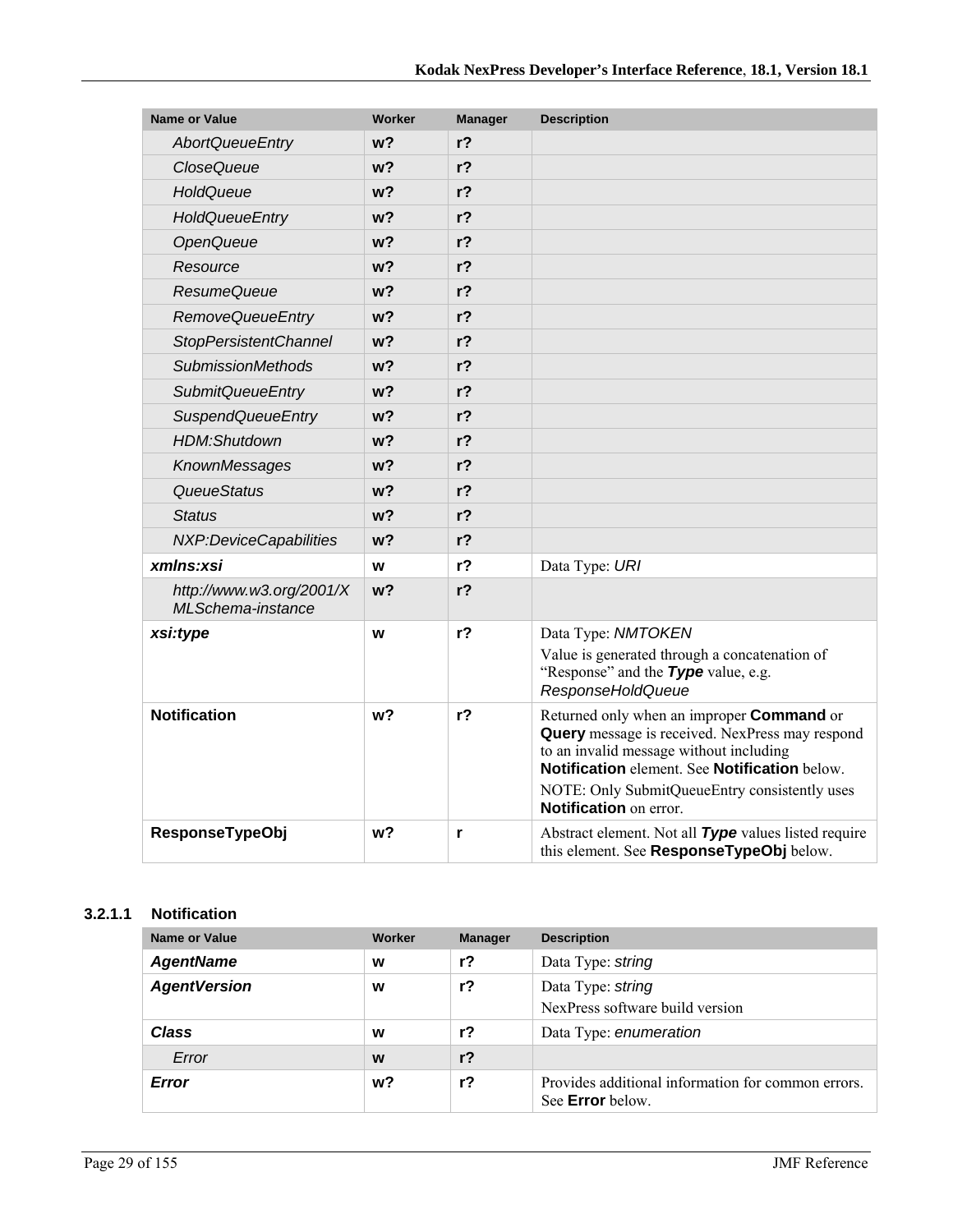| Name or Value | Worker | Manager | Description |
| --- | --- | --- | --- |
| *AbortQueueEntry* | **w?** | **r?** | |
| *CloseQueue* | **w?** | **r?** | |
| *HoldQueue* | **w?** | **r?** | |
| *HoldQueueEntry* | **w?** | **r?** | |
| *OpenQueue* | **w?** | **r?** | |
| *Resource* | **w?** | **r?** | |
| *ResumeQueue* | **w?** | **r?** | |
| *RemoveQueueEntry* | **w?** | **r?** | |
| *StopPersistentChannel* | **w?** | **r?** | |
| *SubmissionMethods* | **w?** | **r?** | |
| *SubmitQueueEntry* | **w?** | **r?** | |
| *SuspendQueueEntry* | **w?** | **r?** | |
| *HDM:Shutdown* | **w?** | **r?** | |
| *KnownMessages* | **w?** | **r?** | |
| *QueueStatus* | **w?** | **r?** | |
| *Status* | **w?** | **r?** | |
| *NXP:DeviceCapabilities* | **w?** | **r?** | |
| ***xmlns:xsi*** | **w** | **r?** | Data Type: *URI* |
| *http://www.w3.org/2001/XMLSchema-instance* | **w?** | **r?** | |
| ***xsi:type*** | **w** | **r?** | Data Type: *NMTOKEN*<br>Value is generated through a concatenation of "Response" and the ***Type*** value, e.g. *ResponseHoldQueue* |
| **Notification** | **w?** | **r?** | Returned only when an improper **Command** or **Query** message is received. NexPress may respond to an invalid message without including **Notification** element. See **Notification** below.<br>NOTE: Only SubmitQueueEntry consistently uses **Notification** on error. |
| **ResponseTypeObj** | **w?** | **r** | Abstract element. Not all ***Type*** values listed require this element. See **ResponseTypeObj** below. |

#### 3.2.1.1 Notification

| Name or Value | Worker | Manager | Description |
| --- | --- | --- | --- |
| ***AgentName*** | **w** | **r?** | Data Type: *string* |
| ***AgentVersion*** | **w** | **r?** | Data Type: *string*<br>NexPress software build version |
| ***Class*** | **w** | **r?** | Data Type: *enumeration* |
| *Error* | **w** | **r?** | |
| ***Error*** | **w?** | **r?** | Provides additional information for common errors. See **Error** below. |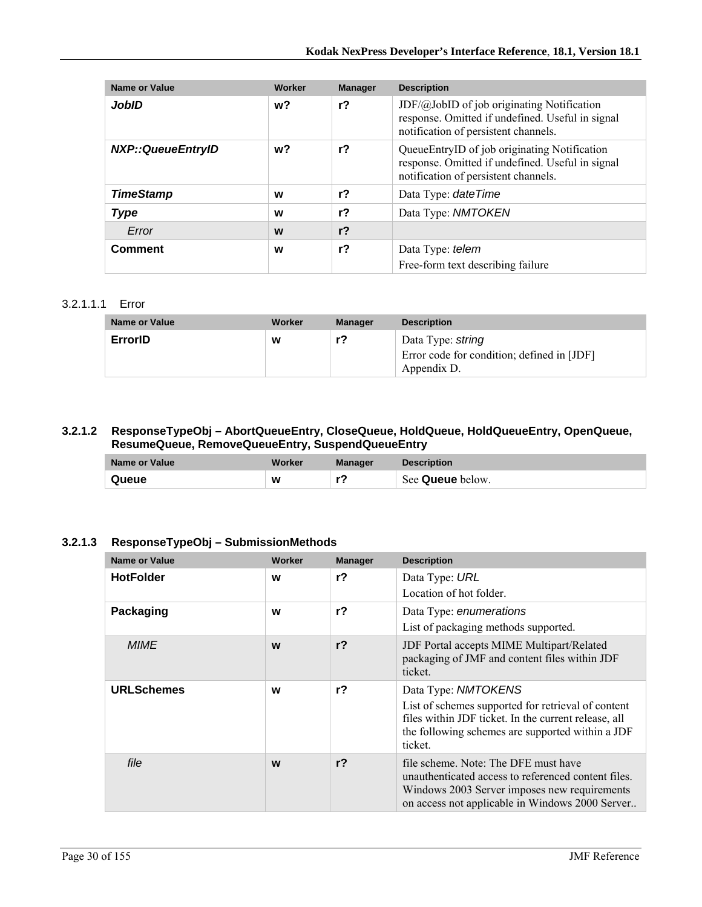| Name or Value | Worker | Manager | Description |
|---|---|---|---|
| ***JobID*** | **w?** | **r?** | JDF/@JobID of job originating Notification response. Omitted if undefined. Useful in signal notification of persistent channels. |
| ***NXP::QueueEntryID*** | **w?** | **r?** | QueueEntryID of job originating Notification response. Omitted if undefined. Useful in signal notification of persistent channels. |
| ***TimeStamp*** | **w** | **r?** | Data Type: *dateTime* |
| ***Type*** | **w** | **r?** | Data Type: *NMTOKEN* |
| *Error* | **w** | **r?** | |
| **Comment** | **w** | **r?** | Data Type: *telem*<br>Free-form text describing failure |

3.2.1.1.1 Error

| Name or Value | Worker | Manager | Description |
|---|---|---|---|
| **ErrorID** | **w** | **r?** | Data Type: *string*<br>Error code for condition; defined in [JDF] Appendix D. |

#### 3.2.1.2 ResponseTypeObj – AbortQueueEntry, CloseQueue, HoldQueue, HoldQueueEntry, OpenQueue, ResumeQueue, RemoveQueueEntry, SuspendQueueEntry

| Name or Value | Worker | Manager | Description |
|---|---|---|---|
| **Queue** | **w** | **r?** | See **Queue** below. |

#### 3.2.1.3 ResponseTypeObj – SubmissionMethods

| Name or Value | Worker | Manager | Description |
|---|---|---|---|
| **HotFolder** | **w** | **r?** | Data Type: *URL*<br>Location of hot folder. |
| **Packaging** | **w** | **r?** | Data Type: *enumerations*<br>List of packaging methods supported. |
| *MIME* | **w** | **r?** | JDF Portal accepts MIME Multipart/Related packaging of JMF and content files within JDF ticket. |
| **URLSchemes** | **w** | **r?** | Data Type: *NMTOKENS*<br>List of schemes supported for retrieval of content files within JDF ticket. In the current release, all the following schemes are supported within a JDF ticket. |
| *file* | **w** | **r?** | file scheme. Note: The DFE must have unauthenticated access to referenced content files. Windows 2003 Server imposes new requirements on access not applicable in Windows 2000 Server.. |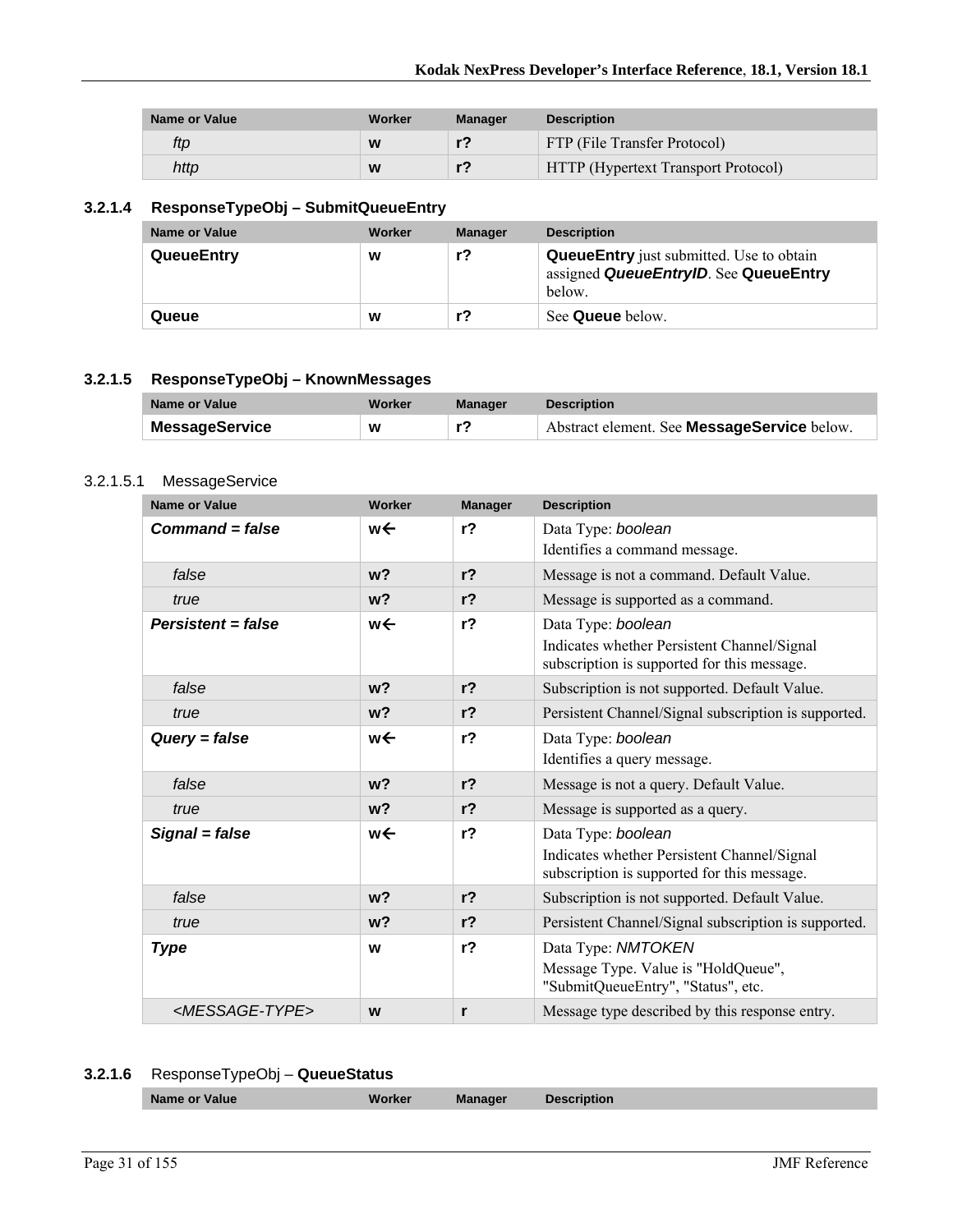| Name or Value | Worker | Manager | Description |
|---|---|---|---|
| *ftp* | **w** | **r?** | FTP (File Transfer Protocol) |
| *http* | **w** | **r?** | HTTP (Hypertext Transport Protocol) |

### 3.2.1.4 ResponseTypeObj – SubmitQueueEntry

| Name or Value | Worker | Manager | Description |
|---|---|---|---|
| **QueueEntry** | **w** | **r?** | **QueueEntry** just submitted. Use to obtain assigned ***QueueEntryID***. See **QueueEntry** below. |
| **Queue** | **w** | **r?** | See **Queue** below. |

### 3.2.1.5 ResponseTypeObj – KnownMessages

| Name or Value | Worker | Manager | Description |
|---|---|---|---|
| **MessageService** | **w** | **r?** | Abstract element. See **MessageService** below. |

#### 3.2.1.5.1 MessageService

| Name or Value | Worker | Manager | Description |
|---|---|---|---|
| ***Command = false*** | **w←** | **r?** | Data Type: *boolean* Identifies a command message. |
| *false* | **w?** | **r?** | Message is not a command. Default Value. |
| *true* | **w?** | **r?** | Message is supported as a command. |
| ***Persistent = false*** | **w←** | **r?** | Data Type: *boolean* Indicates whether Persistent Channel/Signal subscription is supported for this message. |
| *false* | **w?** | **r?** | Subscription is not supported. Default Value. |
| *true* | **w?** | **r?** | Persistent Channel/Signal subscription is supported. |
| ***Query = false*** | **w←** | **r?** | Data Type: *boolean* Identifies a query message. |
| *false* | **w?** | **r?** | Message is not a query. Default Value. |
| *true* | **w?** | **r?** | Message is supported as a query. |
| ***Signal = false*** | **w←** | **r?** | Data Type: *boolean* Indicates whether Persistent Channel/Signal subscription is supported for this message. |
| *false* | **w?** | **r?** | Subscription is not supported. Default Value. |
| *true* | **w?** | **r?** | Persistent Channel/Signal subscription is supported. |
| ***Type*** | **w** | **r?** | Data Type: *NMTOKEN* Message Type. Value is "HoldQueue", "SubmitQueueEntry", "Status", etc. |
| *<MESSAGE-TYPE>* | **w** | **r** | Message type described by this response entry. |

### 3.2.1.6 ResponseTypeObj – QueueStatus

| Name or Value | Worker | Manager | Description |
|---|---|---|---|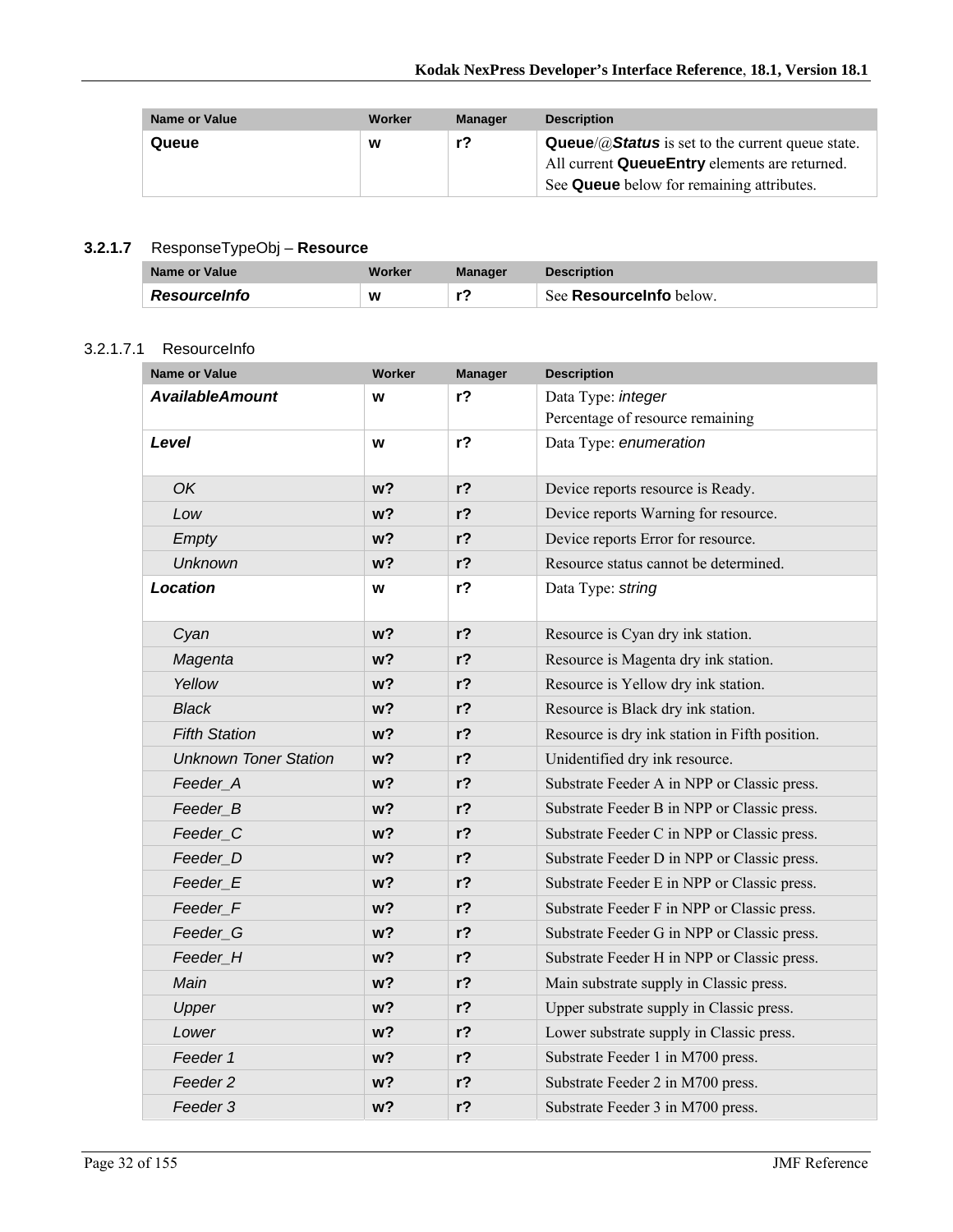| Name or Value | Worker | Manager | Description |
| --- | --- | --- | --- |
| **Queue** | **w** | **r?** | **Queue**/@***Status*** is set to the current queue state. All current **QueueEntry** elements are returned. See **Queue** below for remaining attributes. |

### 3.2.1.7 ResponseTypeObj – **Resource**

| Name or Value | Worker | Manager | Description |
| --- | --- | --- | --- |
| ***ResourceInfo*** | **w** | **r?** | See **ResourceInfo** below. |

#### 3.2.1.7.1 ResourceInfo

| Name or Value | Worker | Manager | Description |
| --- | --- | --- | --- |
| ***AvailableAmount*** | **w** | **r?** | Data Type: *integer*<br>Percentage of resource remaining |
| ***Level*** | **w** | **r?** | Data Type: *enumeration* |
| *OK* | **w?** | **r?** | Device reports resource is Ready. |
| *Low* | **w?** | **r?** | Device reports Warning for resource. |
| *Empty* | **w?** | **r?** | Device reports Error for resource. |
| *Unknown* | **w?** | **r?** | Resource status cannot be determined. |
| ***Location*** | **w** | **r?** | Data Type: *string* |
| *Cyan* | **w?** | **r?** | Resource is Cyan dry ink station. |
| *Magenta* | **w?** | **r?** | Resource is Magenta dry ink station. |
| *Yellow* | **w?** | **r?** | Resource is Yellow dry ink station. |
| *Black* | **w?** | **r?** | Resource is Black dry ink station. |
| *Fifth Station* | **w?** | **r?** | Resource is dry ink station in Fifth position. |
| *Unknown Toner Station* | **w?** | **r?** | Unidentified dry ink resource. |
| *Feeder_A* | **w?** | **r?** | Substrate Feeder A in NPP or Classic press. |
| *Feeder_B* | **w?** | **r?** | Substrate Feeder B in NPP or Classic press. |
| *Feeder_C* | **w?** | **r?** | Substrate Feeder C in NPP or Classic press. |
| *Feeder_D* | **w?** | **r?** | Substrate Feeder D in NPP or Classic press. |
| *Feeder_E* | **w?** | **r?** | Substrate Feeder E in NPP or Classic press. |
| *Feeder_F* | **w?** | **r?** | Substrate Feeder F in NPP or Classic press. |
| *Feeder_G* | **w?** | **r?** | Substrate Feeder G in NPP or Classic press. |
| *Feeder_H* | **w?** | **r?** | Substrate Feeder H in NPP or Classic press. |
| *Main* | **w?** | **r?** | Main substrate supply in Classic press. |
| *Upper* | **w?** | **r?** | Upper substrate supply in Classic press. |
| *Lower* | **w?** | **r?** | Lower substrate supply in Classic press. |
| *Feeder 1* | **w?** | **r?** | Substrate Feeder 1 in M700 press. |
| *Feeder 2* | **w?** | **r?** | Substrate Feeder 2 in M700 press. |
| *Feeder 3* | **w?** | **r?** | Substrate Feeder 3 in M700 press. |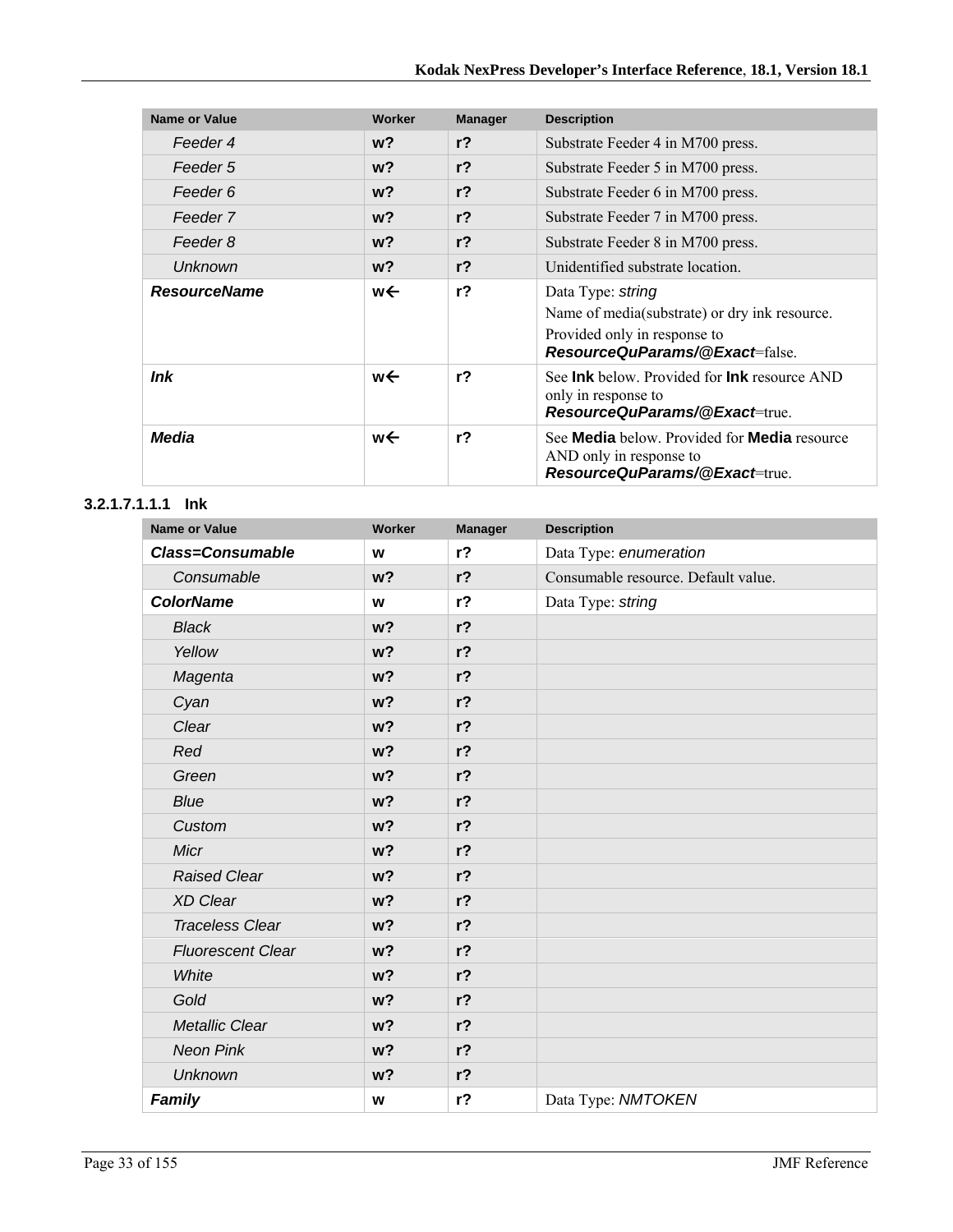| Name or Value | Worker | Manager | Description |
|---|---|---|---|
| *Feeder 4* | **w?** | **r?** | Substrate Feeder 4 in M700 press. |
| *Feeder 5* | **w?** | **r?** | Substrate Feeder 5 in M700 press. |
| *Feeder 6* | **w?** | **r?** | Substrate Feeder 6 in M700 press. |
| *Feeder 7* | **w?** | **r?** | Substrate Feeder 7 in M700 press. |
| *Feeder 8* | **w?** | **r?** | Substrate Feeder 8 in M700 press. |
| *Unknown* | **w?** | **r?** | Unidentified substrate location. |
| ***ResourceName*** | **w←** | **r?** | Data Type: *string*<br>Name of media(substrate) or dry ink resource.<br>Provided only in response to ***ResourceQuParams/@Exact***=false. |
| ***Ink*** | **w←** | **r?** | See **Ink** below. Provided for **Ink** resource AND only in response to ***ResourceQuParams/@Exact***=true. |
| ***Media*** | **w←** | **r?** | See **Media** below. Provided for **Media** resource AND only in response to ***ResourceQuParams/@Exact***=true. |

#### 3.2.1.7.1.1.1 Ink

| Name or Value | Worker | Manager | Description |
|---|---|---|---|
| ***Class=Consumable*** | **w** | **r?** | Data Type: *enumeration* |
| *Consumable* | **w?** | **r?** | Consumable resource. Default value. |
| ***ColorName*** | **w** | **r?** | Data Type: *string* |
| *Black* | **w?** | **r?** | |
| *Yellow* | **w?** | **r?** | |
| *Magenta* | **w?** | **r?** | |
| *Cyan* | **w?** | **r?** | |
| *Clear* | **w?** | **r?** | |
| *Red* | **w?** | **r?** | |
| *Green* | **w?** | **r?** | |
| *Blue* | **w?** | **r?** | |
| *Custom* | **w?** | **r?** | |
| *Micr* | **w?** | **r?** | |
| *Raised Clear* | **w?** | **r?** | |
| *XD Clear* | **w?** | **r?** | |
| *Traceless Clear* | **w?** | **r?** | |
| *Fluorescent Clear* | **w?** | **r?** | |
| *White* | **w?** | **r?** | |
| *Gold* | **w?** | **r?** | |
| *Metallic Clear* | **w?** | **r?** | |
| *Neon Pink* | **w?** | **r?** | |
| *Unknown* | **w?** | **r?** | |
| ***Family*** | **w** | **r?** | Data Type: *NMTOKEN* |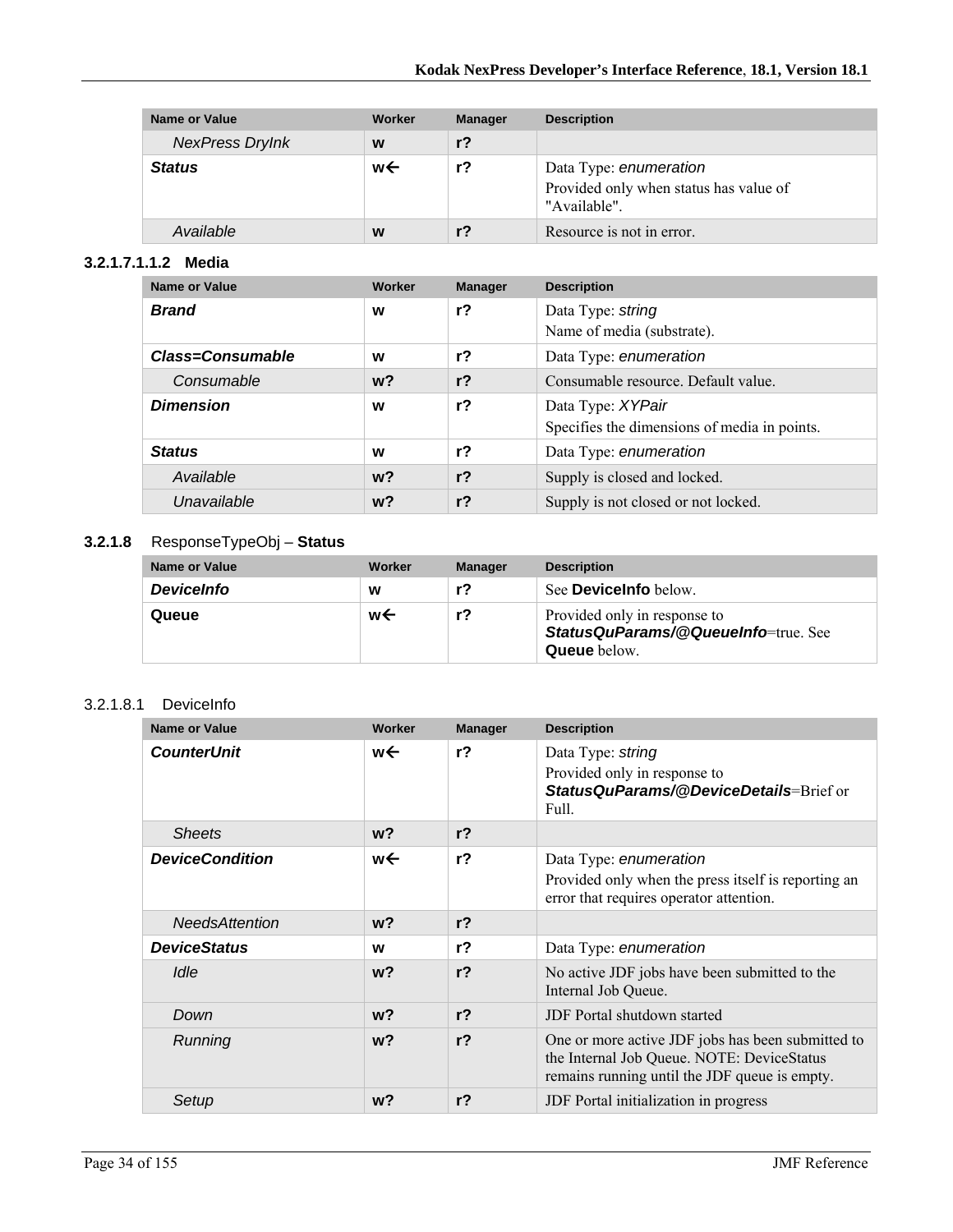| Name or Value | Worker | Manager | Description |
|---|---|---|---|
| *NexPress DryInk* | **w** | **r?** | |
| ***Status*** | **w←** | **r?** | Data Type: *enumeration*<br>Provided only when status has value of "Available". |
| *Available* | **w** | **r?** | Resource is not in error. |

#### 3.2.1.7.1.1.2 Media

| Name or Value | Worker | Manager | Description |
|---|---|---|---|
| ***Brand*** | **w** | **r?** | Data Type: *string*<br>Name of media (substrate). |
| ***Class=Consumable*** | **w** | **r?** | Data Type: *enumeration* |
| *Consumable* | **w?** | **r?** | Consumable resource. Default value. |
| ***Dimension*** | **w** | **r?** | Data Type: *XYPair*<br>Specifies the dimensions of media in points. |
| ***Status*** | **w** | **r?** | Data Type: *enumeration* |
| *Available* | **w?** | **r?** | Supply is closed and locked. |
| *Unavailable* | **w?** | **r?** | Supply is not closed or not locked. |

### 3.2.1.8 ResponseTypeObj – Status

| Name or Value | Worker | Manager | Description |
|---|---|---|---|
| ***DeviceInfo*** | **w** | **r?** | See **DeviceInfo** below. |
| **Queue** | **w←** | **r?** | Provided only in response to ***StatusQuParams/@QueueInfo***=true. See **Queue** below. |

#### 3.2.1.8.1 DeviceInfo

| Name or Value | Worker | Manager | Description |
|---|---|---|---|
| ***CounterUnit*** | **w←** | **r?** | Data Type: *string*<br>Provided only in response to ***StatusQuParams/@DeviceDetails***=Brief or Full. |
| *Sheets* | **w?** | **r?** | |
| ***DeviceCondition*** | **w←** | **r?** | Data Type: *enumeration*<br>Provided only when the press itself is reporting an error that requires operator attention. |
| *NeedsAttention* | **w?** | **r?** | |
| ***DeviceStatus*** | **w** | **r?** | Data Type: *enumeration* |
| *Idle* | **w?** | **r?** | No active JDF jobs have been submitted to the Internal Job Queue. |
| *Down* | **w?** | **r?** | JDF Portal shutdown started |
| *Running* | **w?** | **r?** | One or more active JDF jobs has been submitted to the Internal Job Queue. NOTE: DeviceStatus remains running until the JDF queue is empty. |
| *Setup* | **w?** | **r?** | JDF Portal initialization in progress |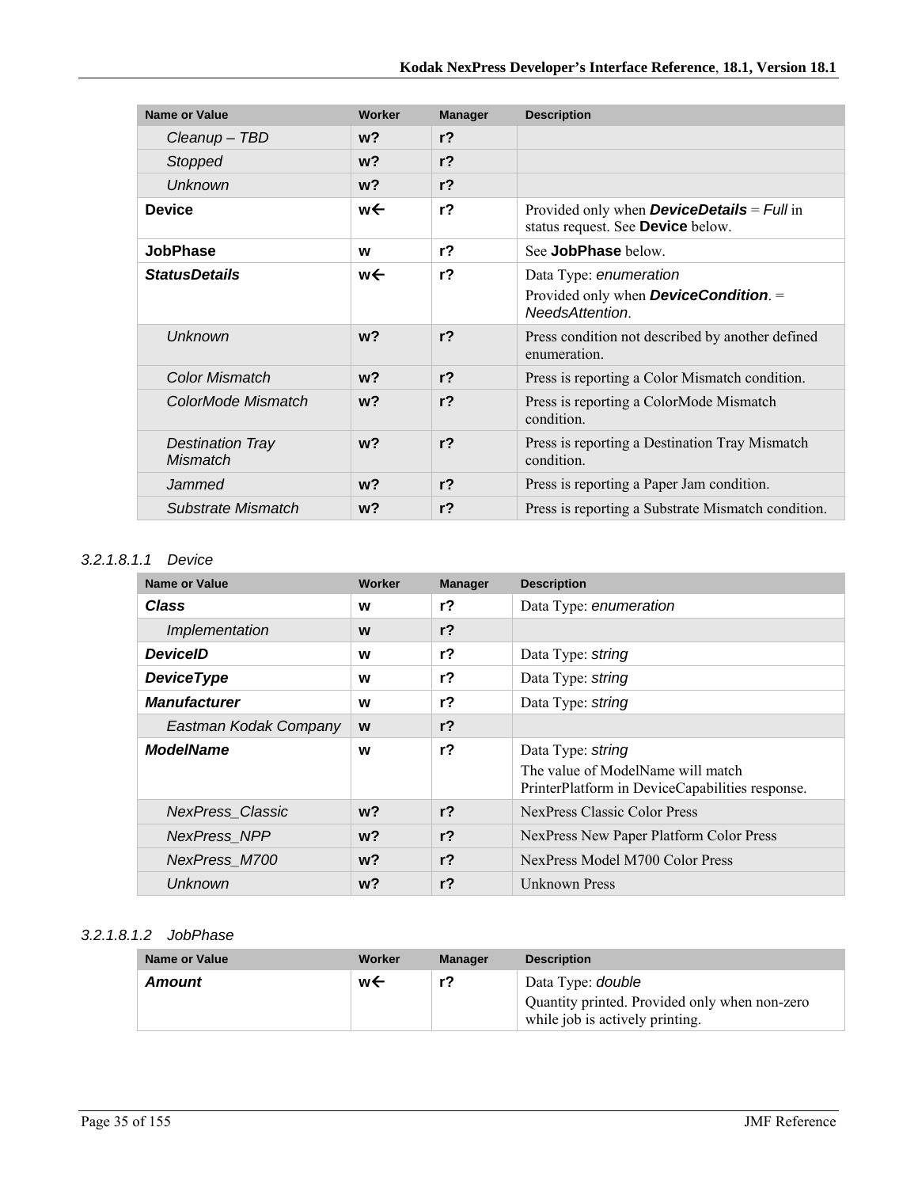| Name or Value | Worker | Manager | Description |
|---|---|---|---|
| *Cleanup – TBD* | **w?** | **r?** | |
| *Stopped* | **w?** | **r?** | |
| *Unknown* | **w?** | **r?** | |
| **Device** | **w←** | **r?** | Provided only when ***DeviceDetails*** = *Full* in status request. See **Device** below. |
| **JobPhase** | **w** | **r?** | See **JobPhase** below. |
| ***StatusDetails*** | **w←** | **r?** | Data Type: *enumeration*<br>Provided only when ***DeviceCondition***. = *NeedsAttention*. |
| *Unknown* | **w?** | **r?** | Press condition not described by another defined enumeration. |
| *Color Mismatch* | **w?** | **r?** | Press is reporting a Color Mismatch condition. |
| *ColorMode Mismatch* | **w?** | **r?** | Press is reporting a ColorMode Mismatch condition. |
| *Destination Tray Mismatch* | **w?** | **r?** | Press is reporting a Destination Tray Mismatch condition. |
| *Jammed* | **w?** | **r?** | Press is reporting a Paper Jam condition. |
| *Substrate Mismatch* | **w?** | **r?** | Press is reporting a Substrate Mismatch condition. |

#### 3.2.1.8.1.1 Device

| Name or Value | Worker | Manager | Description |
|---|---|---|---|
| ***Class*** | **w** | **r?** | Data Type: *enumeration* |
| *Implementation* | **w** | **r?** | |
| ***DeviceID*** | **w** | **r?** | Data Type: *string* |
| ***DeviceType*** | **w** | **r?** | Data Type: *string* |
| ***Manufacturer*** | **w** | **r?** | Data Type: *string* |
| *Eastman Kodak Company* | **w** | **r?** | |
| ***ModelName*** | **w** | **r?** | Data Type: *string*<br>The value of ModelName will match PrinterPlatform in DeviceCapabilities response. |
| *NexPress_Classic* | **w?** | **r?** | NexPress Classic Color Press |
| *NexPress_NPP* | **w?** | **r?** | NexPress New Paper Platform Color Press |
| *NexPress_M700* | **w?** | **r?** | NexPress Model M700 Color Press |
| *Unknown* | **w?** | **r?** | Unknown Press |

#### 3.2.1.8.1.2 JobPhase

| Name or Value | Worker | Manager | Description |
|---|---|---|---|
| ***Amount*** | **w←** | **r?** | Data Type: *double*<br>Quantity printed. Provided only when non-zero while job is actively printing. |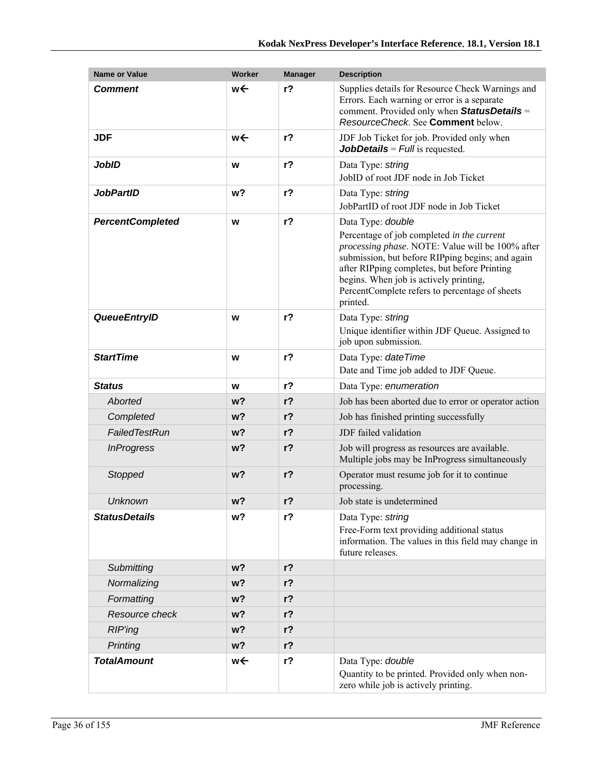| Name or Value | Worker | Manager | Description |
|---|---|---|---|
| ***Comment*** | **w←** | **r?** | Supplies details for Resource Check Warnings and Errors. Each warning or error is a separate comment. Provided only when ***StatusDetails*** = *ResourceCheck*. See **Comment** below. |
| **JDF** | **w←** | **r?** | JDF Job Ticket for job. Provided only when ***JobDetails*** = *Full* is requested. |
| ***JobID*** | **w** | **r?** | Data Type: *string*<br>JobID of root JDF node in Job Ticket |
| ***JobPartID*** | **w?** | **r?** | Data Type: *string*<br>JobPartID of root JDF node in Job Ticket |
| ***PercentCompleted*** | **w** | **r?** | Data Type: *double*<br>Percentage of job completed *in the current processing phase*. NOTE: Value will be 100% after submission, but before RIPping begins; and again after RIPping completes, but before Printing begins. When job is actively printing, PercentComplete refers to percentage of sheets printed. |
| ***QueueEntryID*** | **w** | **r?** | Data Type: *string*<br>Unique identifier within JDF Queue. Assigned to job upon submission. |
| ***StartTime*** | **w** | **r?** | Data Type: *dateTime*<br>Date and Time job added to JDF Queue. |
| ***Status*** | **w** | **r?** | Data Type: *enumeration* |
| *Aborted* | **w?** | **r?** | Job has been aborted due to error or operator action |
| *Completed* | **w?** | **r?** | Job has finished printing successfully |
| *FailedTestRun* | **w?** | **r?** | JDF failed validation |
| *InProgress* | **w?** | **r?** | Job will progress as resources are available. Multiple jobs may be InProgress simultaneously |
| *Stopped* | **w?** | **r?** | Operator must resume job for it to continue processing. |
| *Unknown* | **w?** | **r?** | Job state is undetermined |
| ***StatusDetails*** | **w?** | **r?** | Data Type: *string*<br>Free-Form text providing additional status information. The values in this field may change in future releases. |
| *Submitting* | **w?** | **r?** | |
| *Normalizing* | **w?** | **r?** | |
| *Formatting* | **w?** | **r?** | |
| *Resource check* | **w?** | **r?** | |
| *RIP'ing* | **w?** | **r?** | |
| *Printing* | **w?** | **r?** | |
| ***TotalAmount*** | **w←** | **r?** | Data Type: *double*<br>Quantity to be printed. Provided only when non-zero while job is actively printing. |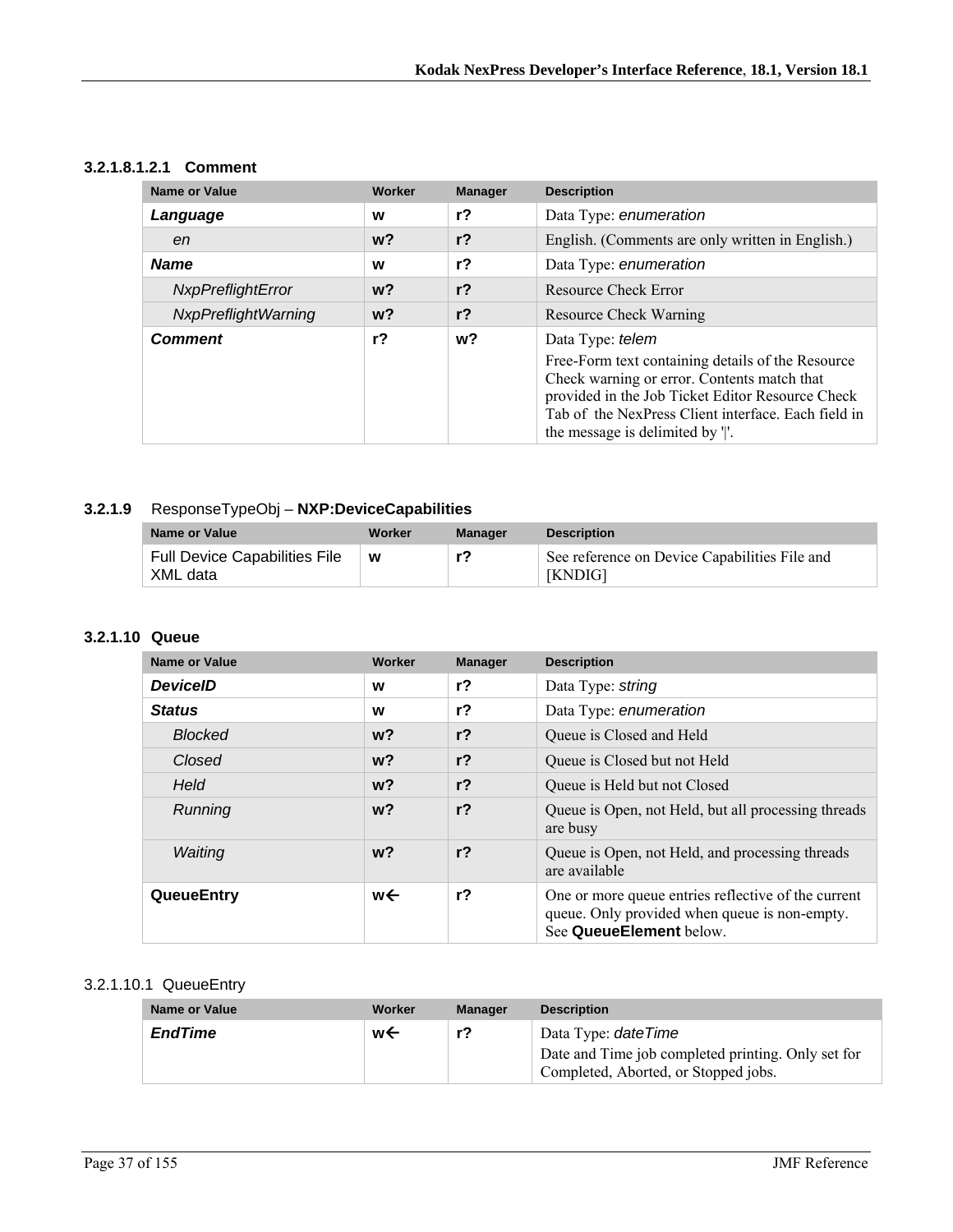#### 3.2.1.8.1.2.1 Comment

| Name or Value | Worker | Manager | Description |
| --- | --- | --- | --- |
| ***Language*** | **w** | **r?** | Data Type: *enumeration* |
| *en* | **w?** | **r?** | English. (Comments are only written in English.) |
| ***Name*** | **w** | **r?** | Data Type: *enumeration* |
| *NxpPreflightError* | **w?** | **r?** | Resource Check Error |
| *NxpPreflightWarning* | **w?** | **r?** | Resource Check Warning |
| ***Comment*** | **r?** | **w?** | Data Type: *telem*<br>Free-Form text containing details of the Resource Check warning or error. Contents match that provided in the Job Ticket Editor Resource Check Tab of the NexPress Client interface. Each field in the message is delimited by '\|'. |

### 3.2.1.9 ResponseTypeObj – **NXP:DeviceCapabilities**

| Name or Value | Worker | Manager | Description |
| --- | --- | --- | --- |
| Full Device Capabilities File XML data | **w** | **r?** | See reference on Device Capabilities File and [KNDIG] |

### 3.2.1.10 Queue

| Name or Value | Worker | Manager | Description |
| --- | --- | --- | --- |
| ***DeviceID*** | **w** | **r?** | Data Type: *string* |
| ***Status*** | **w** | **r?** | Data Type: *enumeration* |
| *Blocked* | **w?** | **r?** | Queue is Closed and Held |
| *Closed* | **w?** | **r?** | Queue is Closed but not Held |
| *Held* | **w?** | **r?** | Queue is Held but not Closed |
| *Running* | **w?** | **r?** | Queue is Open, not Held, but all processing threads are busy |
| *Waiting* | **w?** | **r?** | Queue is Open, not Held, and processing threads are available |
| **QueueEntry** | **w←** | **r?** | One or more queue entries reflective of the current queue. Only provided when queue is non-empty. See **QueueElement** below. |

#### 3.2.1.10.1 QueueEntry

| Name or Value | Worker | Manager | Description |
| --- | --- | --- | --- |
| ***EndTime*** | **w←** | **r?** | Data Type: *dateTime*<br>Date and Time job completed printing. Only set for Completed, Aborted, or Stopped jobs. |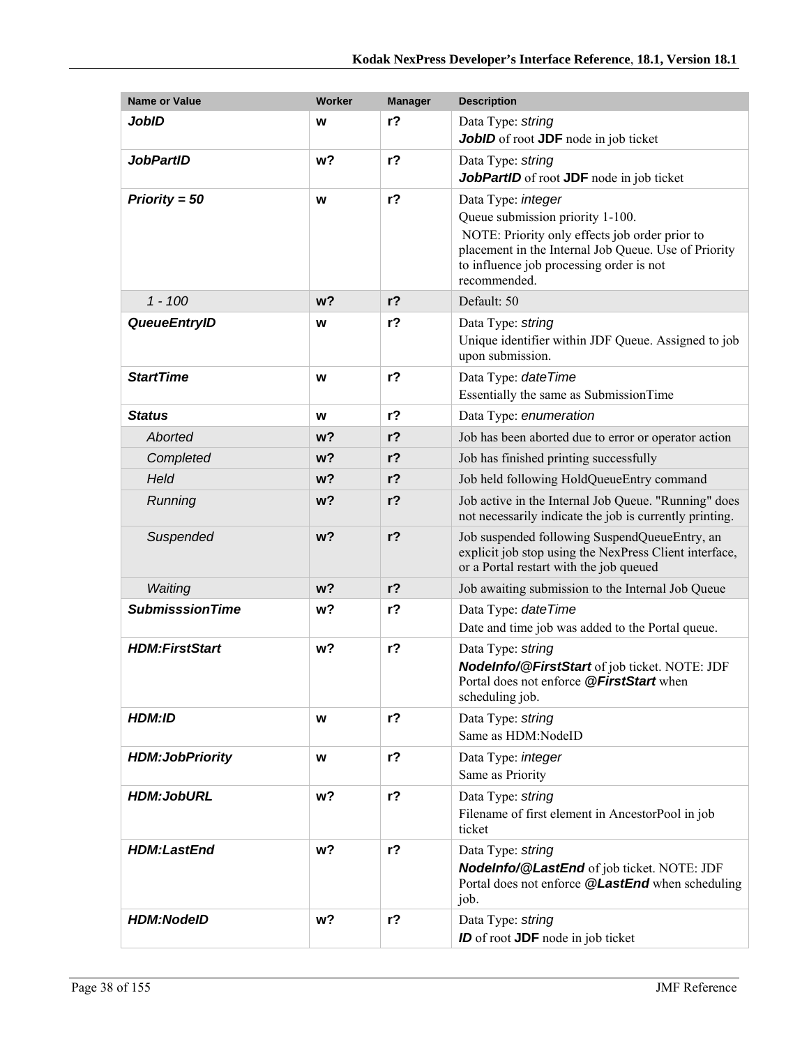| Name or Value | Worker | Manager | Description |
|---|---|---|---|
| ***JobID*** | **w** | **r?** | Data Type: *string*<br>***JobID*** of root **JDF** node in job ticket |
| ***JobPartID*** | **w?** | **r?** | Data Type: *string*<br>***JobPartID*** of root **JDF** node in job ticket |
| ***Priority = 50*** | **w** | **r?** | Data Type: *integer*<br>Queue submission priority 1-100.<br>NOTE: Priority only effects job order prior to placement in the Internal Job Queue. Use of Priority to influence job processing order is not recommended. |
| *1 - 100* | **w?** | **r?** | Default: 50 |
| ***QueueEntryID*** | **w** | **r?** | Data Type: *string*<br>Unique identifier within JDF Queue. Assigned to job upon submission. |
| ***StartTime*** | **w** | **r?** | Data Type: *dateTime*<br>Essentially the same as SubmissionTime |
| ***Status*** | **w** | **r?** | Data Type: *enumeration* |
| *Aborted* | **w?** | **r?** | Job has been aborted due to error or operator action |
| *Completed* | **w?** | **r?** | Job has finished printing successfully |
| *Held* | **w?** | **r?** | Job held following HoldQueueEntry command |
| *Running* | **w?** | **r?** | Job active in the Internal Job Queue. "Running" does not necessarily indicate the job is currently printing. |
| *Suspended* | **w?** | **r?** | Job suspended following SuspendQueueEntry, an explicit job stop using the NexPress Client interface, or a Portal restart with the job queued |
| *Waiting* | **w?** | **r?** | Job awaiting submission to the Internal Job Queue |
| ***SubmisssionTime*** | **w?** | **r?** | Data Type: *dateTime*<br>Date and time job was added to the Portal queue. |
| ***HDM:FirstStart*** | **w?** | **r?** | Data Type: *string*<br>***NodeInfo/@FirstStart*** of job ticket. NOTE: JDF Portal does not enforce ***@FirstStart*** when scheduling job. |
| ***HDM:ID*** | **w** | **r?** | Data Type: *string*<br>Same as HDM:NodeID |
| ***HDM:JobPriority*** | **w** | **r?** | Data Type: *integer*<br>Same as Priority |
| ***HDM:JobURL*** | **w?** | **r?** | Data Type: *string*<br>Filename of first element in AncestorPool in job ticket |
| ***HDM:LastEnd*** | **w?** | **r?** | Data Type: *string*<br>***NodeInfo/@LastEnd*** of job ticket. NOTE: JDF Portal does not enforce ***@LastEnd*** when scheduling job. |
| ***HDM:NodeID*** | **w?** | **r?** | Data Type: *string*<br>***ID*** of root **JDF** node in job ticket |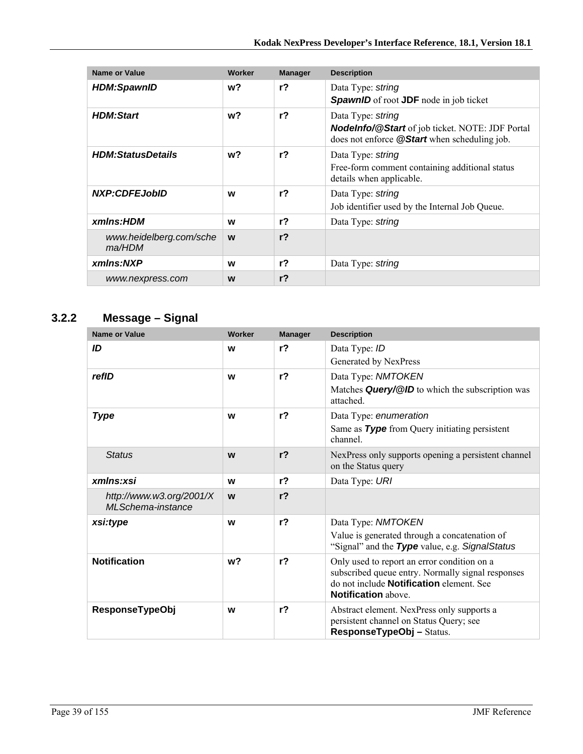| Name or Value | Worker | Manager | Description |
|---|---|---|---|
| ***HDM:SpawnID*** | **w?** | **r?** | Data Type: *string*<br>***SpawnID*** of root **JDF** node in job ticket |
| ***HDM:Start*** | **w?** | **r?** | Data Type: *string*<br>***NodeInfo/@Start*** of job ticket. NOTE: JDF Portal does not enforce ***@Start*** when scheduling job. |
| ***HDM:StatusDetails*** | **w?** | **r?** | Data Type: *string*<br>Free-form comment containing additional status details when applicable. |
| ***NXP:CDFEJobID*** | **w** | **r?** | Data Type: *string*<br>Job identifier used by the Internal Job Queue. |
| ***xmlns:HDM*** | **w** | **r?** | Data Type: *string* |
| *www.heidelberg.com/schema/HDM* | **w** | **r?** | |
| ***xmlns:NXP*** | **w** | **r?** | Data Type: *string* |
| *www.nexpress.com* | **w** | **r?** | |

### 3.2.2 Message – Signal

| Name or Value | Worker | Manager | Description |
|---|---|---|---|
| ***ID*** | **w** | **r?** | Data Type: *ID*<br>Generated by NexPress |
| ***refID*** | **w** | **r?** | Data Type: *NMTOKEN*<br>Matches ***Query/@ID*** to which the subscription was attached. |
| ***Type*** | **w** | **r?** | Data Type: *enumeration*<br>Same as ***Type*** from Query initiating persistent channel. |
| *Status* | **w** | **r?** | NexPress only supports opening a persistent channel on the Status query |
| ***xmlns:xsi*** | **w** | **r?** | Data Type: *URI* |
| *http://www.w3.org/2001/XMLSchema-instance* | **w** | **r?** | |
| ***xsi:type*** | **w** | **r?** | Data Type: *NMTOKEN*<br>Value is generated through a concatenation of "Signal" and the ***Type*** value, e.g. *SignalStatus* |
| **Notification** | **w?** | **r?** | Only used to report an error condition on a subscribed queue entry. Normally signal responses do not include **Notification** element. See **Notification** above. |
| **ResponseTypeObj** | **w** | **r?** | Abstract element. NexPress only supports a persistent channel on Status Query; see **ResponseTypeObj –** Status. |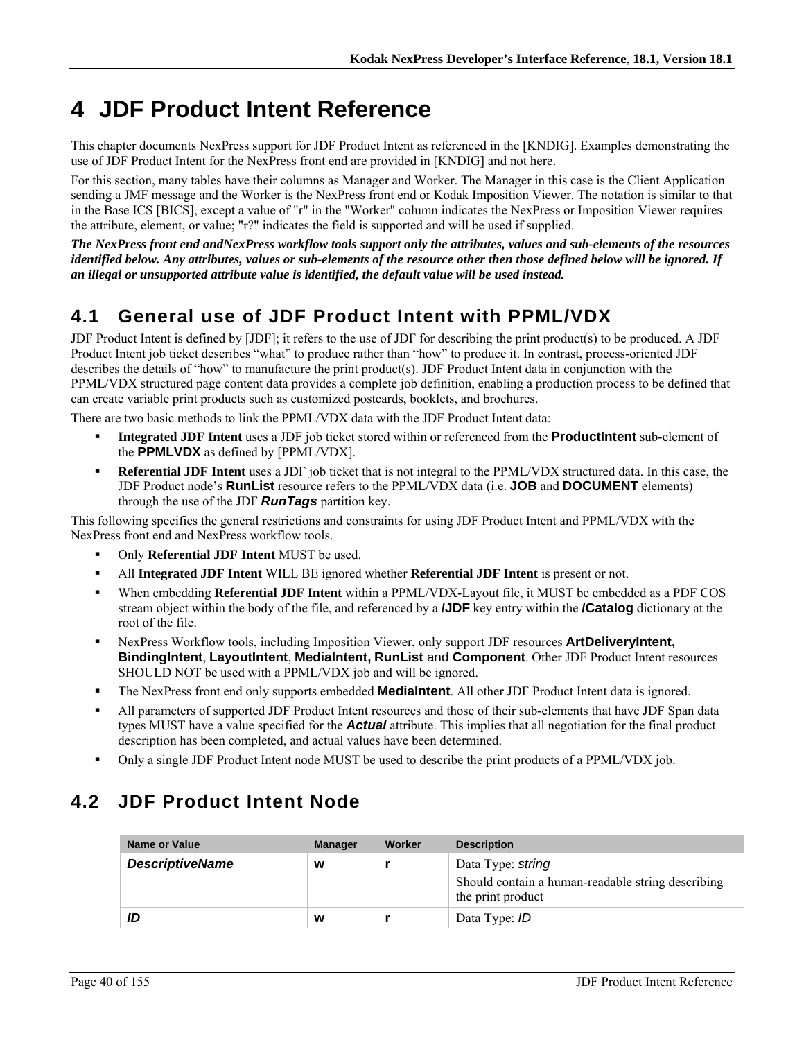# 4 JDF Product Intent Reference

This chapter documents NexPress support for JDF Product Intent as referenced in the [KNDIG]. Examples demonstrating the use of JDF Product Intent for the NexPress front end are provided in [KNDIG] and not here.

For this section, many tables have their columns as Manager and Worker. The Manager in this case is the Client Application sending a JMF message and the Worker is the NexPress front end or Kodak Imposition Viewer. The notation is similar to that in the Base ICS [BICS], except a value of "r" in the "Worker" column indicates the NexPress or Imposition Viewer requires the attribute, element, or value; "r?" indicates the field is supported and will be used if supplied.

***The NexPress front end andNexPress workflow tools support only the attributes, values and sub-elements of the resources identified below. Any attributes, values or sub-elements of the resource other then those defined below will be ignored. If an illegal or unsupported attribute value is identified, the default value will be used instead.***

## 4.1 General use of JDF Product Intent with PPML/VDX

JDF Product Intent is defined by [JDF]; it refers to the use of JDF for describing the print product(s) to be produced. A JDF Product Intent job ticket describes "what" to produce rather than "how" to produce it. In contrast, process-oriented JDF describes the details of "how" to manufacture the print product(s). JDF Product Intent data in conjunction with the PPML/VDX structured page content data provides a complete job definition, enabling a production process to be defined that can create variable print products such as customized postcards, booklets, and brochures.

There are two basic methods to link the PPML/VDX data with the JDF Product Intent data:

- **Integrated JDF Intent** uses a JDF job ticket stored within or referenced from the **ProductIntent** sub-element of the **PPMLVDX** as defined by [PPML/VDX].
- **Referential JDF Intent** uses a JDF job ticket that is not integral to the PPML/VDX structured data. In this case, the JDF Product node's **RunList** resource refers to the PPML/VDX data (i.e. **JOB** and **DOCUMENT** elements) through the use of the JDF ***RunTags*** partition key.

This following specifies the general restrictions and constraints for using JDF Product Intent and PPML/VDX with the NexPress front end and NexPress workflow tools.

- Only **Referential JDF Intent** MUST be used.
- All **Integrated JDF Intent** WILL BE ignored whether **Referential JDF Intent** is present or not.
- When embedding **Referential JDF Intent** within a PPML/VDX-Layout file, it MUST be embedded as a PDF COS stream object within the body of the file, and referenced by a **/JDF** key entry within the **/Catalog** dictionary at the root of the file.
- NexPress Workflow tools, including Imposition Viewer, only support JDF resources **ArtDeliveryIntent, BindingIntent**, **LayoutIntent**, **MediaIntent, RunList** and **Component**. Other JDF Product Intent resources SHOULD NOT be used with a PPML/VDX job and will be ignored.
- The NexPress front end only supports embedded **MediaIntent**. All other JDF Product Intent data is ignored.
- All parameters of supported JDF Product Intent resources and those of their sub-elements that have JDF Span data types MUST have a value specified for the ***Actual*** attribute. This implies that all negotiation for the final product description has been completed, and actual values have been determined.
- Only a single JDF Product Intent node MUST be used to describe the print products of a PPML/VDX job.

## 4.2 JDF Product Intent Node

| Name or Value | Manager | Worker | Description |
|---|---|---|---|
| ***DescriptiveName*** | **w** | **r** | Data Type: *string*<br>Should contain a human-readable string describing the print product |
| ***ID*** | **w** | **r** | Data Type: *ID* |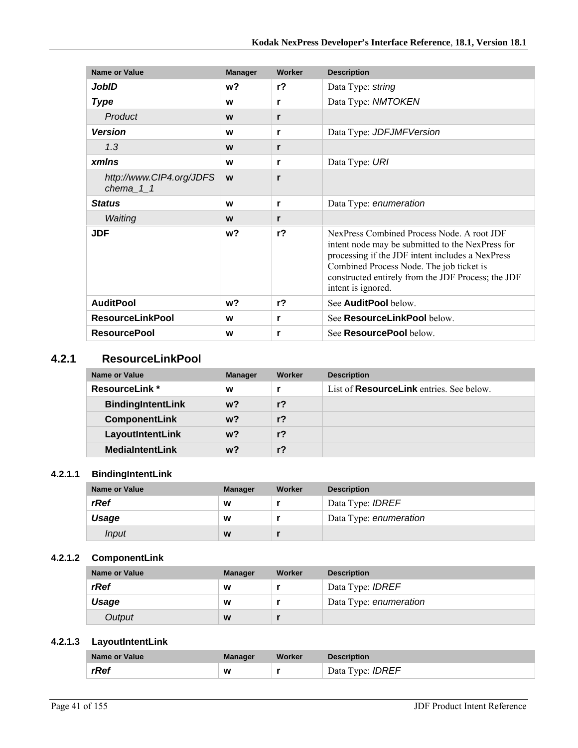| Name or Value | Manager | Worker | Description |
|---|---|---|---|
| ***JobID*** | **w?** | **r?** | Data Type: *string* |
| ***Type*** | **w** | **r** | Data Type: *NMTOKEN* |
| *Product* | **w** | **r** | |
| ***Version*** | **w** | **r** | Data Type: *JDFJMFVersion* |
| *1.3* | **w** | **r** | |
| ***xmlns*** | **w** | **r** | Data Type: *URI* |
| *http://www.CIP4.org/JDFSchema_1_1* | **w** | **r** | |
| ***Status*** | **w** | **r** | Data Type: *enumeration* |
| *Waiting* | **w** | **r** | |
| **JDF** | **w?** | **r?** | NexPress Combined Process Node. A root JDF intent node may be submitted to the NexPress for processing if the JDF intent includes a NexPress Combined Process Node. The job ticket is constructed entirely from the JDF Process; the JDF intent is ignored. |
| **AuditPool** | **w?** | **r?** | See **AuditPool** below. |
| **ResourceLinkPool** | **w** | **r** | See **ResourceLinkPool** below. |
| **ResourcePool** | **w** | **r** | See **ResourcePool** below. |

## 4.2.1 ResourceLinkPool

| Name or Value | Manager | Worker | Description |
|---|---|---|---|
| **ResourceLink *** | **w** | **r** | List of **ResourceLink** entries. See below. |
| **BindingIntentLink** | **w?** | **r?** | |
| **ComponentLink** | **w?** | **r?** | |
| **LayoutIntentLink** | **w?** | **r?** | |
| **MediaIntentLink** | **w?** | **r?** | |

### 4.2.1.1 BindingIntentLink

| Name or Value | Manager | Worker | Description |
|---|---|---|---|
| ***rRef*** | **w** | **r** | Data Type: *IDREF* |
| ***Usage*** | **w** | **r** | Data Type: *enumeration* |
| *Input* | **w** | **r** | |

### 4.2.1.2 ComponentLink

| Name or Value | Manager | Worker | Description |
|---|---|---|---|
| ***rRef*** | **w** | **r** | Data Type: *IDREF* |
| ***Usage*** | **w** | **r** | Data Type: *enumeration* |
| *Output* | **w** | **r** | |

### 4.2.1.3 LayoutIntentLink

| Name or Value | Manager | Worker | Description |
|---|---|---|---|
| ***rRef*** | **w** | **r** | Data Type: *IDREF* |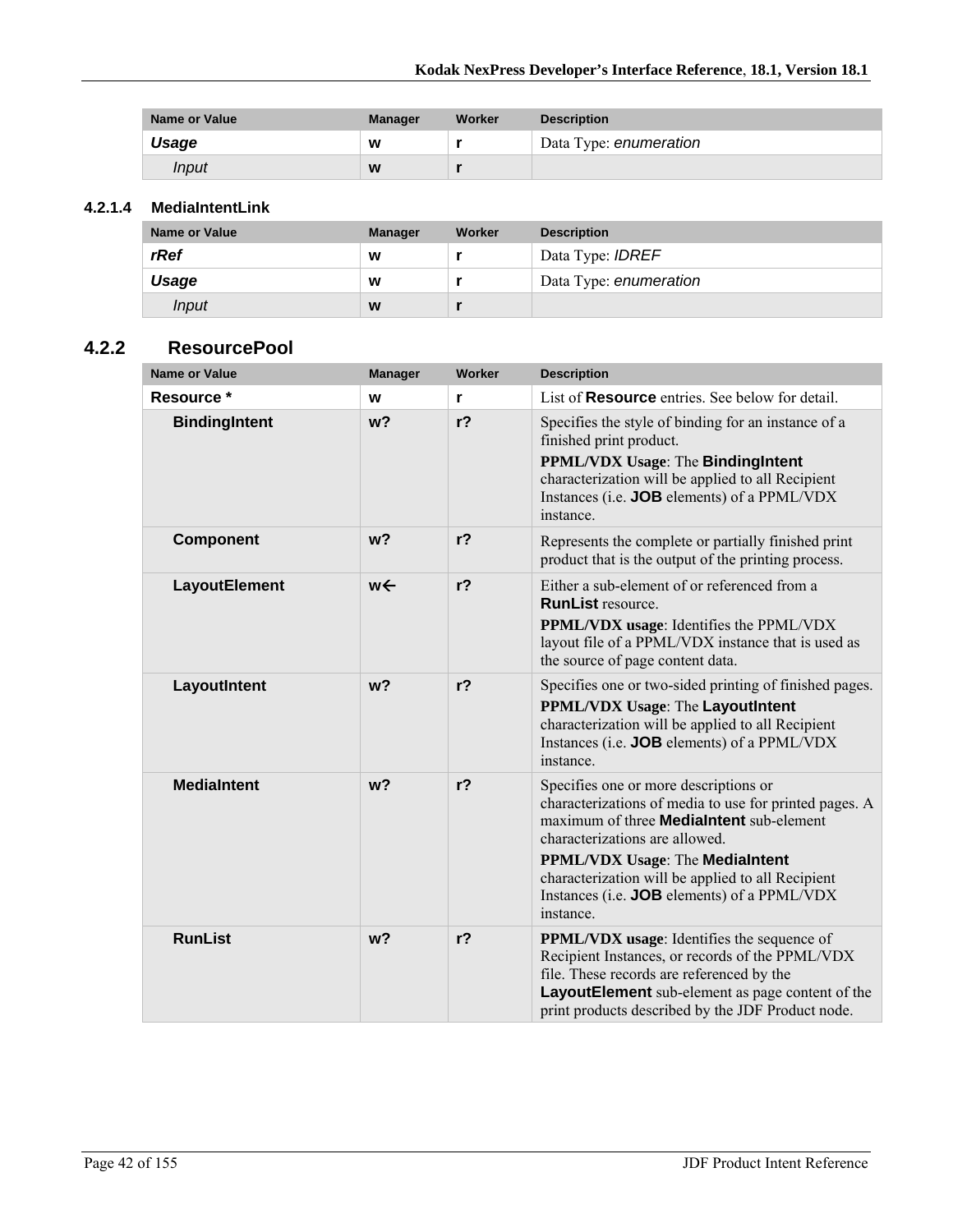| Name or Value | Manager | Worker | Description |
|---|---|---|---|
| ***Usage*** | **w** | **r** | Data Type: *enumeration* |
| *Input* | **w** | **r** | |

#### 4.2.1.4 MediaIntentLink

| Name or Value | Manager | Worker | Description |
|---|---|---|---|
| ***rRef*** | **w** | **r** | Data Type: *IDREF* |
| ***Usage*** | **w** | **r** | Data Type: *enumeration* |
| *Input* | **w** | **r** | |

### 4.2.2 ResourcePool

| Name or Value | Manager | Worker | Description |
|---|---|---|---|
| **Resource *** | **w** | **r** | List of **Resource** entries. See below for detail. |
| **BindingIntent** | **w?** | **r?** | Specifies the style of binding for an instance of a finished print product.<br>**PPML/VDX Usage**: The **BindingIntent** characterization will be applied to all Recipient Instances (i.e. **JOB** elements) of a PPML/VDX instance. |
| **Component** | **w?** | **r?** | Represents the complete or partially finished print product that is the output of the printing process. |
| **LayoutElement** | **w←** | **r?** | Either a sub-element of or referenced from a **RunList** resource.<br>**PPML/VDX usage**: Identifies the PPML/VDX layout file of a PPML/VDX instance that is used as the source of page content data. |
| **LayoutIntent** | **w?** | **r?** | Specifies one or two-sided printing of finished pages.<br>**PPML/VDX Usage**: The **LayoutIntent** characterization will be applied to all Recipient Instances (i.e. **JOB** elements) of a PPML/VDX instance. |
| **MediaIntent** | **w?** | **r?** | Specifies one or more descriptions or characterizations of media to use for printed pages. A maximum of three **MediaIntent** sub-element characterizations are allowed.<br>**PPML/VDX Usage**: The **MediaIntent** characterization will be applied to all Recipient Instances (i.e. **JOB** elements) of a PPML/VDX instance. |
| **RunList** | **w?** | **r?** | **PPML/VDX usage**: Identifies the sequence of Recipient Instances, or records of the PPML/VDX file. These records are referenced by the **LayoutElement** sub-element as page content of the print products described by the JDF Product node. |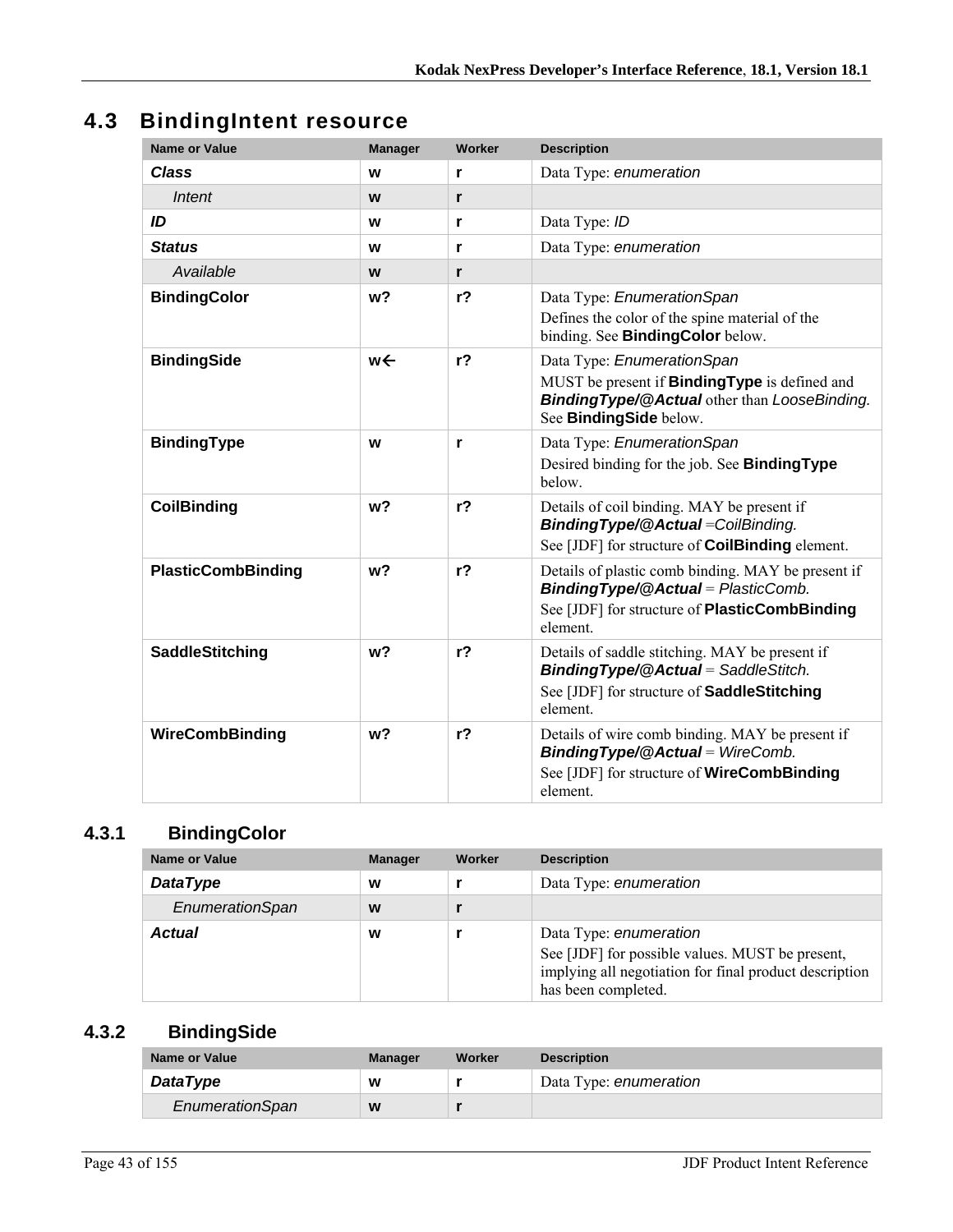## 4.3 BindingIntent resource

| Name or Value | Manager | Worker | Description |
|---|---|---|---|
| ***Class*** | **w** | **r** | Data Type: *enumeration* |
| *Intent* | **w** | **r** | |
| ***ID*** | **w** | **r** | Data Type: *ID* |
| ***Status*** | **w** | **r** | Data Type: *enumeration* |
| *Available* | **w** | **r** | |
| **BindingColor** | **w?** | **r?** | Data Type: *EnumerationSpan*<br>Defines the color of the spine material of the binding. See **BindingColor** below. |
| **BindingSide** | **w←** | **r?** | Data Type: *EnumerationSpan*<br>MUST be present if **BindingType** is defined and ***BindingType/@Actual*** other than *LooseBinding.* See **BindingSide** below. |
| **BindingType** | **w** | **r** | Data Type: *EnumerationSpan*<br>Desired binding for the job. See **BindingType** below. |
| **CoilBinding** | **w?** | **r?** | Details of coil binding. MAY be present if ***BindingType/@Actual*** =*CoilBinding.*<br>See [JDF] for structure of **CoilBinding** element. |
| **PlasticCombBinding** | **w?** | **r?** | Details of plastic comb binding. MAY be present if ***BindingType/@Actual*** = *PlasticComb.*<br>See [JDF] for structure of **PlasticCombBinding** element. |
| **SaddleStitching** | **w?** | **r?** | Details of saddle stitching. MAY be present if ***BindingType/@Actual*** = *SaddleStitch.*<br>See [JDF] for structure of **SaddleStitching** element. |
| **WireCombBinding** | **w?** | **r?** | Details of wire comb binding. MAY be present if ***BindingType/@Actual*** = *WireComb.*<br>See [JDF] for structure of **WireCombBinding** element. |

### 4.3.1 BindingColor

| Name or Value | Manager | Worker | Description |
|---|---|---|---|
| ***DataType*** | **w** | **r** | Data Type: *enumeration* |
| *EnumerationSpan* | **w** | **r** | |
| ***Actual*** | **w** | **r** | Data Type: *enumeration*<br>See [JDF] for possible values. MUST be present, implying all negotiation for final product description has been completed. |

### 4.3.2 BindingSide

| Name or Value | Manager | Worker | Description |
|---|---|---|---|
| ***DataType*** | **w** | **r** | Data Type: *enumeration* |
| *EnumerationSpan* | **w** | **r** | |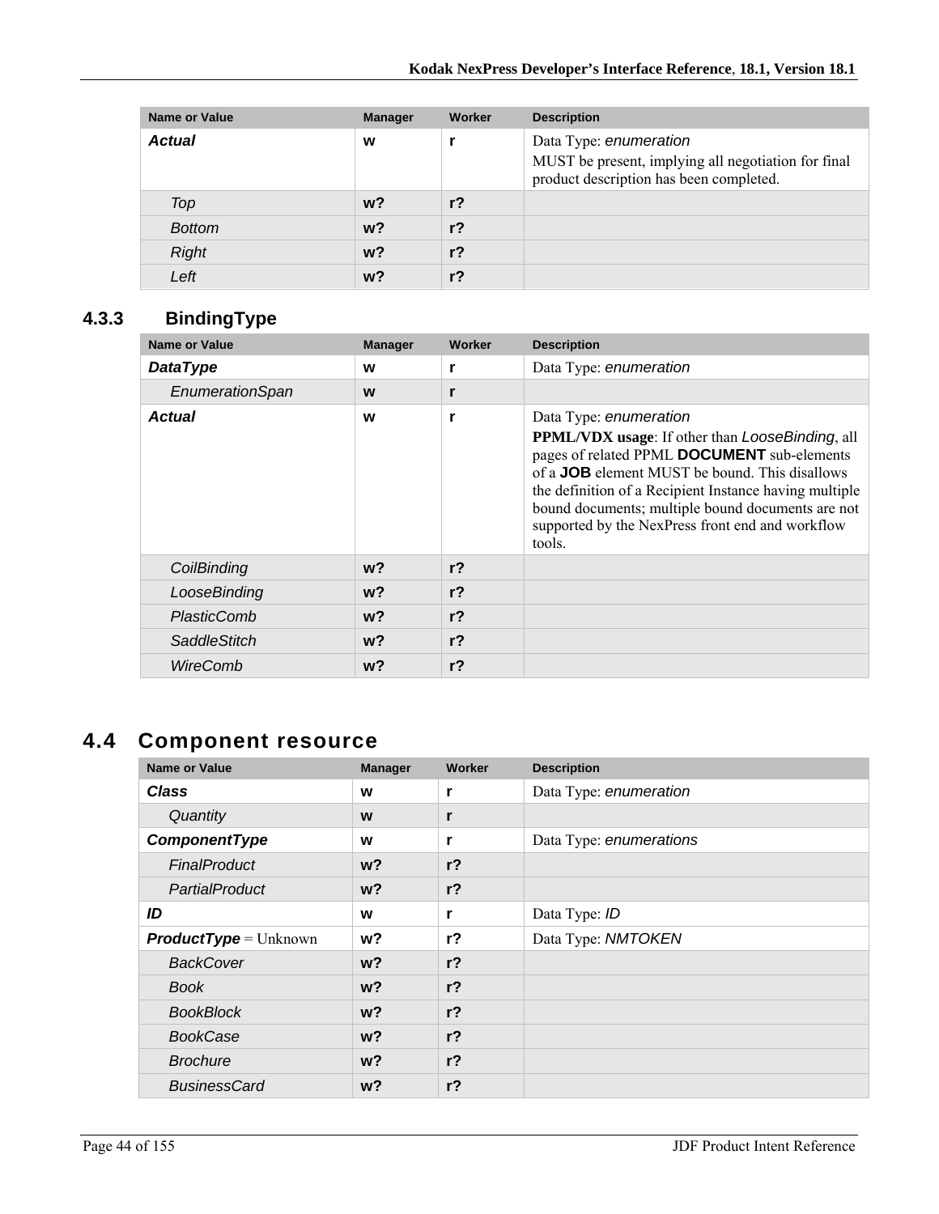| Name or Value | Manager | Worker | Description |
|---|---|---|---|
| ***Actual*** | **w** | **r** | Data Type: *enumeration*<br>MUST be present, implying all negotiation for final product description has been completed. |
| *Top* | **w?** | **r?** | |
| *Bottom* | **w?** | **r?** | |
| *Right* | **w?** | **r?** | |
| *Left* | **w?** | **r?** | |

### 4.3.3 BindingType

| Name or Value | Manager | Worker | Description |
|---|---|---|---|
| ***DataType*** | **w** | **r** | Data Type: *enumeration* |
| *EnumerationSpan* | **w** | **r** | |
| ***Actual*** | **w** | **r** | Data Type: *enumeration*<br>**PPML/VDX usage**: If other than *LooseBinding*, all pages of related PPML **DOCUMENT** sub-elements of a **JOB** element MUST be bound. This disallows the definition of a Recipient Instance having multiple bound documents; multiple bound documents are not supported by the NexPress front end and workflow tools. |
| *CoilBinding* | **w?** | **r?** | |
| *LooseBinding* | **w?** | **r?** | |
| *PlasticComb* | **w?** | **r?** | |
| *SaddleStitch* | **w?** | **r?** | |
| *WireComb* | **w?** | **r?** | |

## 4.4 Component resource

| Name or Value | Manager | Worker | Description |
|---|---|---|---|
| ***Class*** | **w** | **r** | Data Type: *enumeration* |
| *Quantity* | **w** | **r** | |
| ***ComponentType*** | **w** | **r** | Data Type: *enumerations* |
| *FinalProduct* | **w?** | **r?** | |
| *PartialProduct* | **w?** | **r?** | |
| ***ID*** | **w** | **r** | Data Type: *ID* |
| ***ProductType*** = Unknown | **w?** | **r?** | Data Type: *NMTOKEN* |
| *BackCover* | **w?** | **r?** | |
| *Book* | **w?** | **r?** | |
| *BookBlock* | **w?** | **r?** | |
| *BookCase* | **w?** | **r?** | |
| *Brochure* | **w?** | **r?** | |
| *BusinessCard* | **w?** | **r?** | |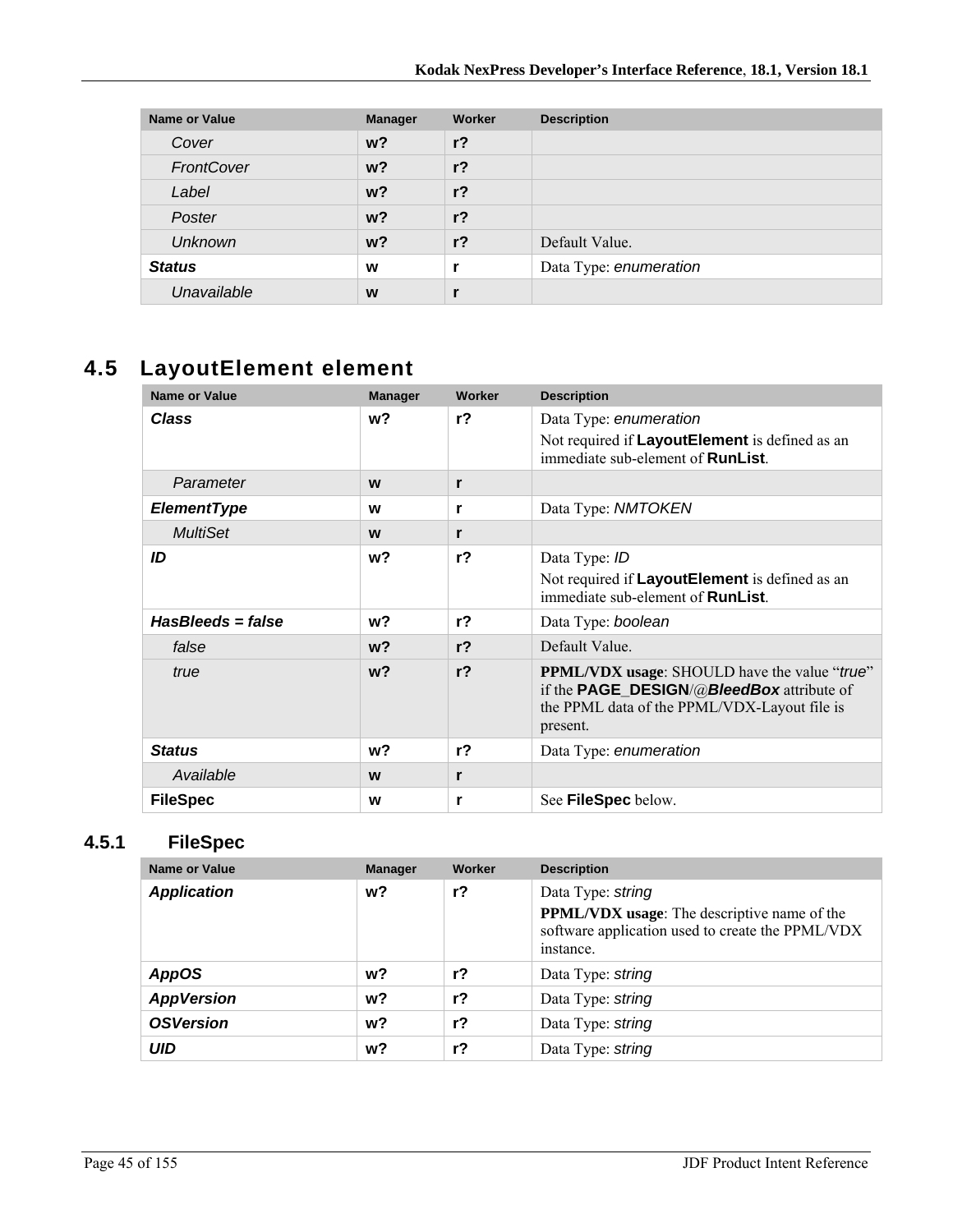| Name or Value | Manager | Worker | Description |
|---|---|---|---|
| *Cover* | **w?** | **r?** | |
| *FrontCover* | **w?** | **r?** | |
| *Label* | **w?** | **r?** | |
| *Poster* | **w?** | **r?** | |
| *Unknown* | **w?** | **r?** | Default Value. |
| ***Status*** | **w** | **r** | Data Type: *enumeration* |
| *Unavailable* | **w** | **r** | |

## 4.5 LayoutElement element

| Name or Value | Manager | Worker | Description |
|---|---|---|---|
| ***Class*** | **w?** | **r?** | Data Type: *enumeration*<br>Not required if **LayoutElement** is defined as an immediate sub-element of **RunList**. |
| *Parameter* | **w** | **r** | |
| ***ElementType*** | **w** | **r** | Data Type: *NMTOKEN* |
| *MultiSet* | **w** | **r** | |
| ***ID*** | **w?** | **r?** | Data Type: *ID*<br>Not required if **LayoutElement** is defined as an immediate sub-element of **RunList**. |
| ***HasBleeds = false*** | **w?** | **r?** | Data Type: *boolean* |
| *false* | **w?** | **r?** | Default Value. |
| *true* | **w?** | **r?** | **PPML/VDX usage**: SHOULD have the value "*true*" if the **PAGE_DESIGN**/@***BleedBox*** attribute of the PPML data of the PPML/VDX-Layout file is present. |
| ***Status*** | **w?** | **r?** | Data Type: *enumeration* |
| *Available* | **w** | **r** | |
| **FileSpec** | **w** | **r** | See **FileSpec** below. |

### 4.5.1 FileSpec

| Name or Value | Manager | Worker | Description |
|---|---|---|---|
| ***Application*** | **w?** | **r?** | Data Type: *string*<br>**PPML/VDX usage**: The descriptive name of the software application used to create the PPML/VDX instance. |
| ***AppOS*** | **w?** | **r?** | Data Type: *string* |
| ***AppVersion*** | **w?** | **r?** | Data Type: *string* |
| ***OSVersion*** | **w?** | **r?** | Data Type: *string* |
| ***UID*** | **w?** | **r?** | Data Type: *string* |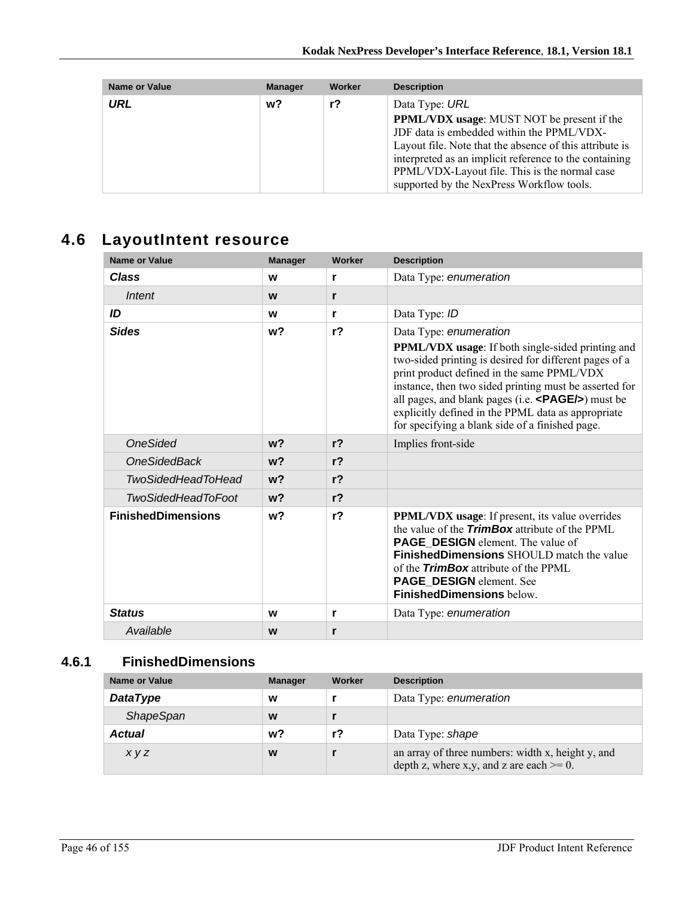| Name or Value | Manager | Worker | Description |
|---|---|---|---|
| ***URL*** | **w?** | **r?** | Data Type: *URL*<br>**PPML/VDX usage**: MUST NOT be present if the JDF data is embedded within the PPML/VDX-Layout file. Note that the absence of this attribute is interpreted as an implicit reference to the containing PPML/VDX-Layout file. This is the normal case supported by the NexPress Workflow tools. |

## 4.6 LayoutIntent resource

| Name or Value | Manager | Worker | Description |
|---|---|---|---|
| ***Class*** | **w** | **r** | Data Type: *enumeration* |
| *Intent* | **w** | **r** | |
| ***ID*** | **w** | **r** | Data Type: *ID* |
| ***Sides*** | **w?** | **r?** | Data Type: *enumeration*<br>**PPML/VDX usage**: If both single-sided printing and two-sided printing is desired for different pages of a print product defined in the same PPML/VDX instance, then two sided printing must be asserted for all pages, and blank pages (i.e. **<PAGE/>**) must be explicitly defined in the PPML data as appropriate for specifying a blank side of a finished page. |
| *OneSided* | **w?** | **r?** | Implies front-side |
| *OneSidedBack* | **w?** | **r?** | |
| *TwoSidedHeadToHead* | **w?** | **r?** | |
| *TwoSidedHeadToFoot* | **w?** | **r?** | |
| **FinishedDimensions** | **w?** | **r?** | **PPML/VDX usage**: If present, its value overrides the value of the ***TrimBox*** attribute of the PPML **PAGE_DESIGN** element. The value of **FinishedDimensions** SHOULD match the value of the ***TrimBox*** attribute of the PPML **PAGE_DESIGN** element. See **FinishedDimensions** below. |
| ***Status*** | **w** | **r** | Data Type: *enumeration* |
| *Available* | **w** | **r** | |

### 4.6.1 FinishedDimensions

| Name or Value | Manager | Worker | Description |
|---|---|---|---|
| ***DataType*** | **w** | **r** | Data Type: *enumeration* |
| *ShapeSpan* | **w** | **r** | |
| ***Actual*** | **w?** | **r?** | Data Type: *shape* |
| *x y z* | **w** | **r** | an array of three numbers: width x, height y, and depth z, where x,y, and z are each >= 0. |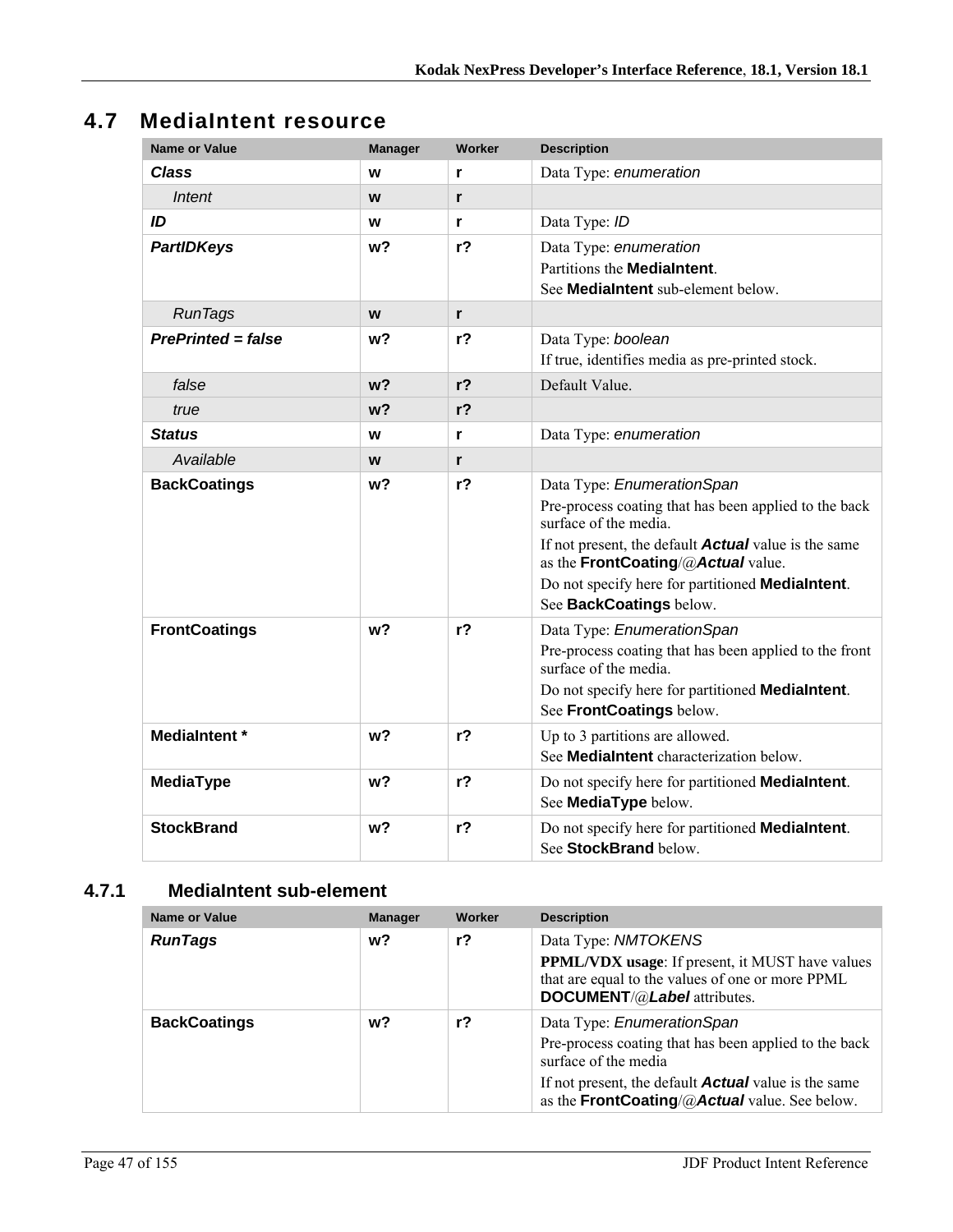## 4.7 MediaIntent resource

| Name or Value | Manager | Worker | Description |
|---|---|---|---|
| ***Class*** | **w** | **r** | Data Type: *enumeration* |
| *Intent* | **w** | **r** | |
| ***ID*** | **w** | **r** | Data Type: *ID* |
| ***PartIDKeys*** | **w?** | **r?** | Data Type: *enumeration*<br>Partitions the **MediaIntent**.<br>See **MediaIntent** sub-element below. |
| *RunTags* | **w** | **r** | |
| ***PrePrinted = false*** | **w?** | **r?** | Data Type: *boolean*<br>If true, identifies media as pre-printed stock. |
| *false* | **w?** | **r?** | Default Value. |
| *true* | **w?** | **r?** | |
| ***Status*** | **w** | **r** | Data Type: *enumeration* |
| *Available* | **w** | **r** | |
| **BackCoatings** | **w?** | **r?** | Data Type: *EnumerationSpan*<br>Pre-process coating that has been applied to the back surface of the media.<br>If not present, the default ***Actual*** value is the same as the **FrontCoating**/@***Actual*** value.<br>Do not specify here for partitioned **MediaIntent**.<br>See **BackCoatings** below. |
| **FrontCoatings** | **w?** | **r?** | Data Type: *EnumerationSpan*<br>Pre-process coating that has been applied to the front surface of the media.<br>Do not specify here for partitioned **MediaIntent**.<br>See **FrontCoatings** below. |
| **MediaIntent *** | **w?** | **r?** | Up to 3 partitions are allowed.<br>See **MediaIntent** characterization below. |
| **MediaType** | **w?** | **r?** | Do not specify here for partitioned **MediaIntent**.<br>See **MediaType** below. |
| **StockBrand** | **w?** | **r?** | Do not specify here for partitioned **MediaIntent**.<br>See **StockBrand** below. |

### 4.7.1 MediaIntent sub-element

| Name or Value | Manager | Worker | Description |
|---|---|---|---|
| ***RunTags*** | **w?** | **r?** | Data Type: *NMTOKENS*<br>**PPML/VDX usage**: If present, it MUST have values that are equal to the values of one or more PPML **DOCUMENT**/@***Label*** attributes. |
| **BackCoatings** | **w?** | **r?** | Data Type: *EnumerationSpan*<br>Pre-process coating that has been applied to the back surface of the media<br>If not present, the default ***Actual*** value is the same as the **FrontCoating**/@***Actual*** value. See below. |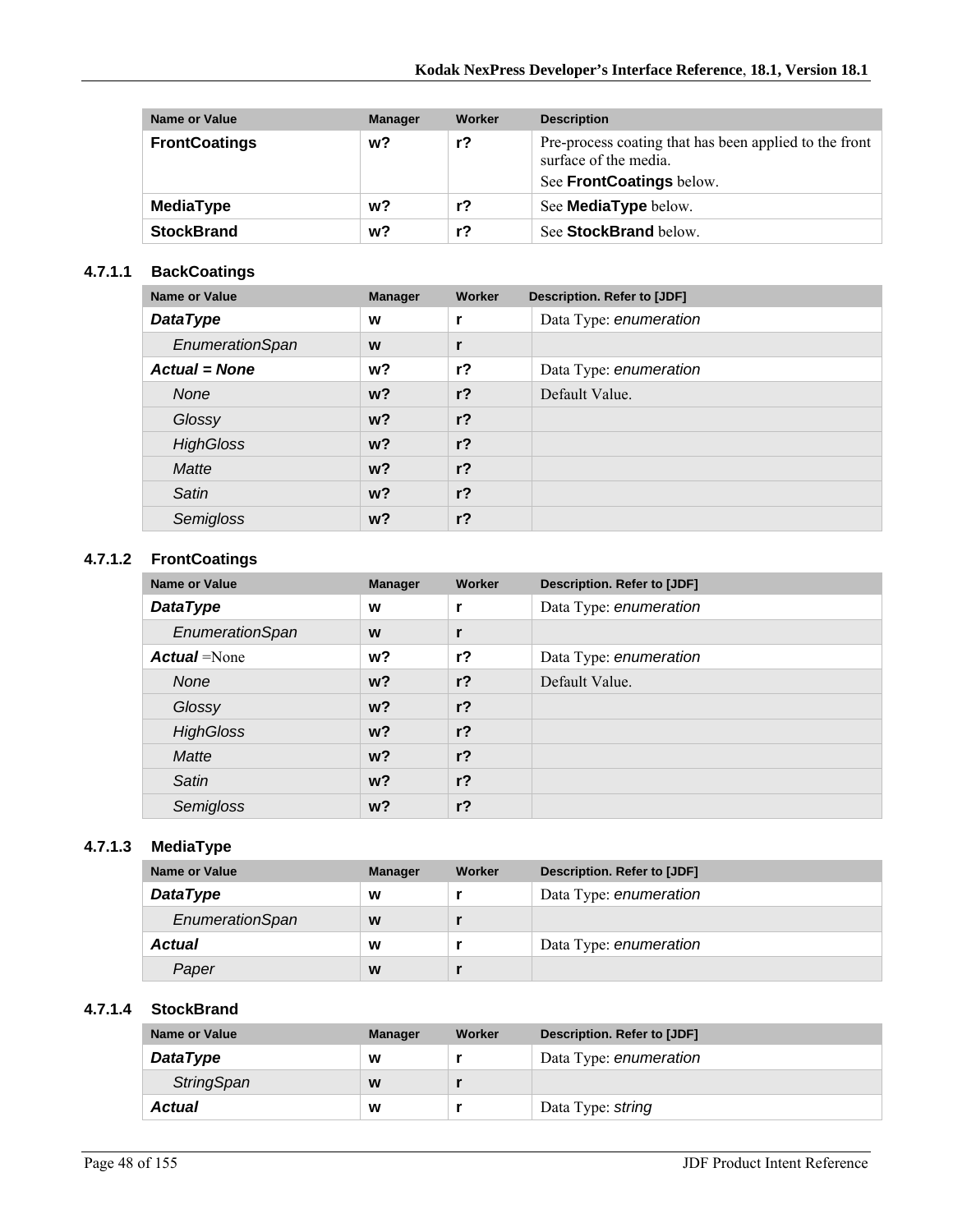| Name or Value | Manager | Worker | Description |
|---|---|---|---|
| **FrontCoatings** | **w?** | **r?** | Pre-process coating that has been applied to the front surface of the media. See **FrontCoatings** below. |
| **MediaType** | **w?** | **r?** | See **MediaType** below. |
| **StockBrand** | **w?** | **r?** | See **StockBrand** below. |

### 4.7.1.1 BackCoatings

| Name or Value | Manager | Worker | Description. Refer to [JDF] |
|---|---|---|---|
| ***DataType*** | **w** | **r** | Data Type: *enumeration* |
| *EnumerationSpan* | **w** | **r** | |
| ***Actual = None*** | **w?** | **r?** | Data Type: *enumeration* |
| *None* | **w?** | **r?** | Default Value. |
| *Glossy* | **w?** | **r?** | |
| *HighGloss* | **w?** | **r?** | |
| *Matte* | **w?** | **r?** | |
| *Satin* | **w?** | **r?** | |
| *Semigloss* | **w?** | **r?** | |

### 4.7.1.2 FrontCoatings

| Name or Value | Manager | Worker | Description. Refer to [JDF] |
|---|---|---|---|
| ***Actual*** =None | **w?** | **r?** | Data Type: *enumeration* |
| *None* | **w?** | **r?** | Default Value. |
| *Glossy* | **w?** | **r?** | |
| *HighGloss* | **w?** | **r?** | |
| *Matte* | **w?** | **r?** | |
| *Satin* | **w?** | **r?** | |
| *Semigloss* | **w?** | **r?** | |

### 4.7.1.3 MediaType

| Name or Value | Manager | Worker | Description. Refer to [JDF] |
|---|---|---|---|
| ***DataType*** | **w** | **r** | Data Type: *enumeration* |
| *EnumerationSpan* | **w** | **r** | |
| ***Actual*** | **w** | **r** | Data Type: *enumeration* |
| *Paper* | **w** | **r** | |

### 4.7.1.4 StockBrand

| Name or Value | Manager | Worker | Description. Refer to [JDF] |
|---|---|---|---|
| ***DataType*** | **w** | **r** | Data Type: *enumeration* |
| *StringSpan* | **w** | **r** | |
| ***Actual*** | **w** | **r** | Data Type: *string* |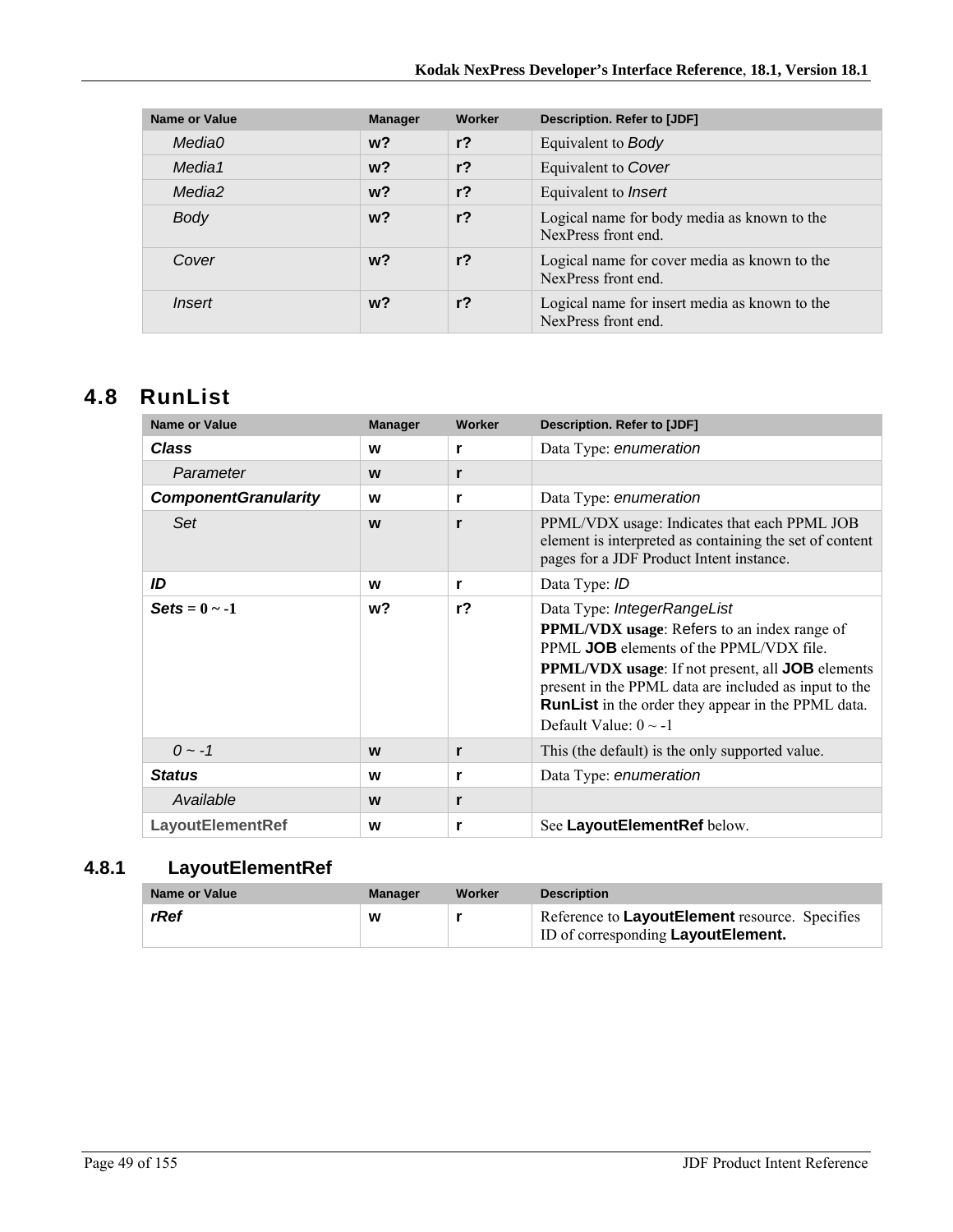| Name or Value | Manager | Worker | Description. Refer to [JDF] |
|---|---|---|---|
| *Media0* | **w?** | **r?** | Equivalent to *Body* |
| *Media1* | **w?** | **r?** | Equivalent to *Cover* |
| *Media2* | **w?** | **r?** | Equivalent to *Insert* |
| *Body* | **w?** | **r?** | Logical name for body media as known to the NexPress front end. |
| *Cover* | **w?** | **r?** | Logical name for cover media as known to the NexPress front end. |
| *Insert* | **w?** | **r?** | Logical name for insert media as known to the NexPress front end. |

## 4.8 RunList

| Name or Value | Manager | Worker | Description. Refer to [JDF] |
|---|---|---|---|
| ***Class*** | **w** | **r** | Data Type: *enumeration* |
| *Parameter* | **w** | **r** | |
| ***ComponentGranularity*** | **w** | **r** | Data Type: *enumeration* |
| *Set* | **w** | **r** | PPML/VDX usage: Indicates that each PPML JOB element is interpreted as containing the set of content pages for a JDF Product Intent instance. |
| ***ID*** | **w** | **r** | Data Type: *ID* |
| ***Sets* = 0 ~ -1** | **w?** | **r?** | Data Type: *IntegerRangeList*<br>**PPML/VDX usage**: Refers to an index range of PPML **JOB** elements of the PPML/VDX file.<br>**PPML/VDX usage**: If not present, all **JOB** elements present in the PPML data are included as input to the **RunList** in the order they appear in the PPML data.<br>Default Value: 0 ~ -1 |
| *0 ~ -1* | **w** | **r** | This (the default) is the only supported value. |
| ***Status*** | **w** | **r** | Data Type: *enumeration* |
| *Available* | **w** | **r** | |
| **LayoutElementRef** | **w** | **r** | See **LayoutElementRef** below. |

### 4.8.1 LayoutElementRef

| Name or Value | Manager | Worker | Description |
|---|---|---|---|
| ***rRef*** | **w** | **r** | Reference to **LayoutElement** resource. Specifies ID of corresponding **LayoutElement.** |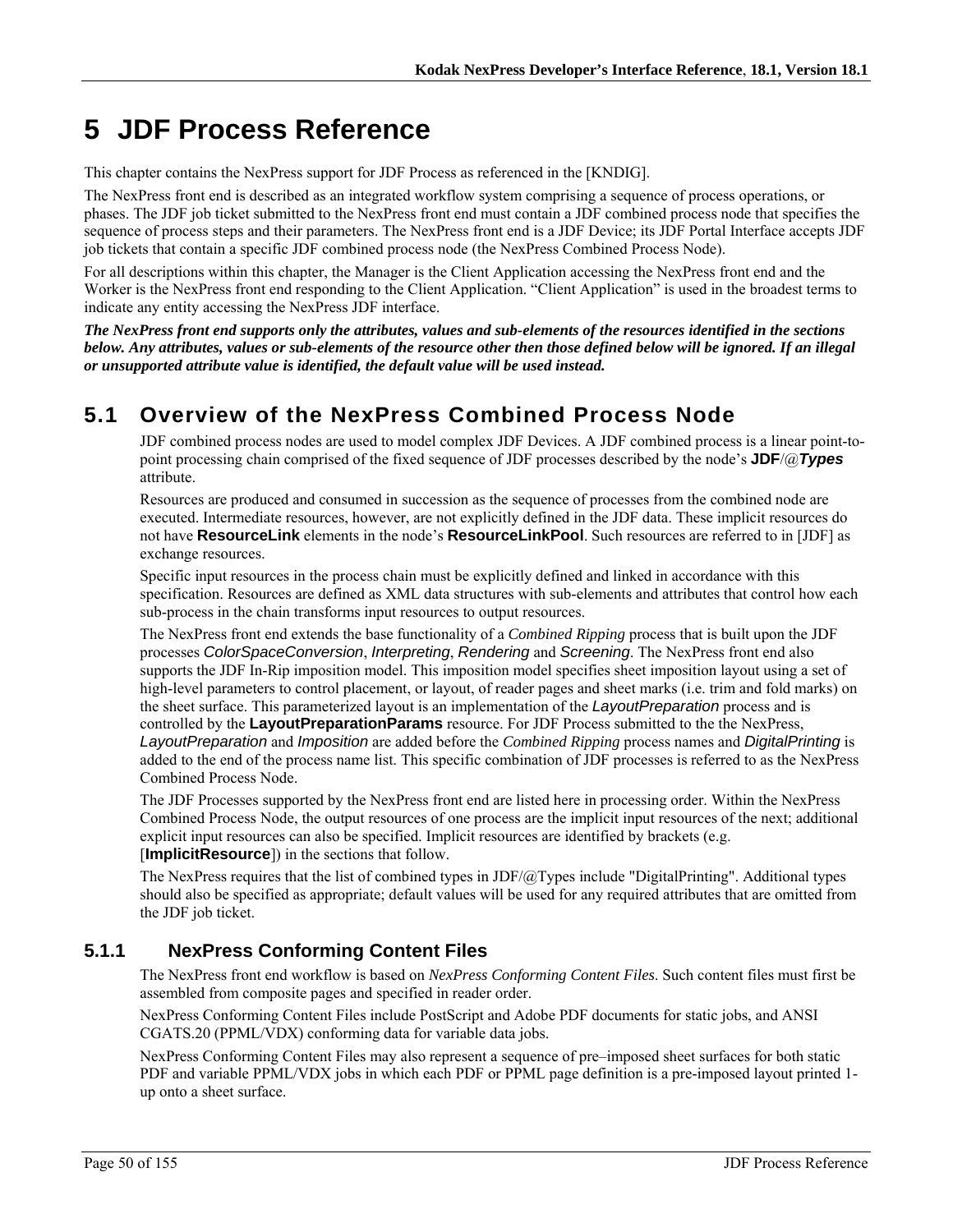# 5 JDF Process Reference

This chapter contains the NexPress support for JDF Process as referenced in the [KNDIG].

The NexPress front end is described as an integrated workflow system comprising a sequence of process operations, or phases. The JDF job ticket submitted to the NexPress front end must contain a JDF combined process node that specifies the sequence of process steps and their parameters. The NexPress front end is a JDF Device; its JDF Portal Interface accepts JDF job tickets that contain a specific JDF combined process node (the NexPress Combined Process Node).

For all descriptions within this chapter, the Manager is the Client Application accessing the NexPress front end and the Worker is the NexPress front end responding to the Client Application. "Client Application" is used in the broadest terms to indicate any entity accessing the NexPress JDF interface.

***The NexPress front end supports only the attributes, values and sub-elements of the resources identified in the sections below. Any attributes, values or sub-elements of the resource other then those defined below will be ignored. If an illegal or unsupported attribute value is identified, the default value will be used instead.***

## 5.1 Overview of the NexPress Combined Process Node

JDF combined process nodes are used to model complex JDF Devices. A JDF combined process is a linear point-to-point processing chain comprised of the fixed sequence of JDF processes described by the node's **JDF**/@***Types*** attribute.

Resources are produced and consumed in succession as the sequence of processes from the combined node are executed. Intermediate resources, however, are not explicitly defined in the JDF data. These implicit resources do not have **ResourceLink** elements in the node's **ResourceLinkPool**. Such resources are referred to in [JDF] as exchange resources.

Specific input resources in the process chain must be explicitly defined and linked in accordance with this specification. Resources are defined as XML data structures with sub-elements and attributes that control how each sub-process in the chain transforms input resources to output resources.

The NexPress front end extends the base functionality of a *Combined Ripping* process that is built upon the JDF processes *ColorSpaceConversion*, *Interpreting*, *Rendering* and *Screening*. The NexPress front end also supports the JDF In-Rip imposition model. This imposition model specifies sheet imposition layout using a set of high-level parameters to control placement, or layout, of reader pages and sheet marks (i.e. trim and fold marks) on the sheet surface. This parameterized layout is an implementation of the *LayoutPreparation* process and is controlled by the **LayoutPreparationParams** resource. For JDF Process submitted to the the NexPress, *LayoutPreparation* and *Imposition* are added before the *Combined Ripping* process names and *DigitalPrinting* is added to the end of the process name list. This specific combination of JDF processes is referred to as the NexPress Combined Process Node.

The JDF Processes supported by the NexPress front end are listed here in processing order. Within the NexPress Combined Process Node, the output resources of one process are the implicit input resources of the next; additional explicit input resources can also be specified. Implicit resources are identified by brackets (e.g. [**ImplicitResource**]) in the sections that follow.

The NexPress requires that the list of combined types in JDF/@Types include "DigitalPrinting". Additional types should also be specified as appropriate; default values will be used for any required attributes that are omitted from the JDF job ticket.

### 5.1.1 NexPress Conforming Content Files

The NexPress front end workflow is based on *NexPress Conforming Content Files*. Such content files must first be assembled from composite pages and specified in reader order.

NexPress Conforming Content Files include PostScript and Adobe PDF documents for static jobs, and ANSI CGATS.20 (PPML/VDX) conforming data for variable data jobs.

NexPress Conforming Content Files may also represent a sequence of pre–imposed sheet surfaces for both static PDF and variable PPML/VDX jobs in which each PDF or PPML page definition is a pre-imposed layout printed 1-up onto a sheet surface.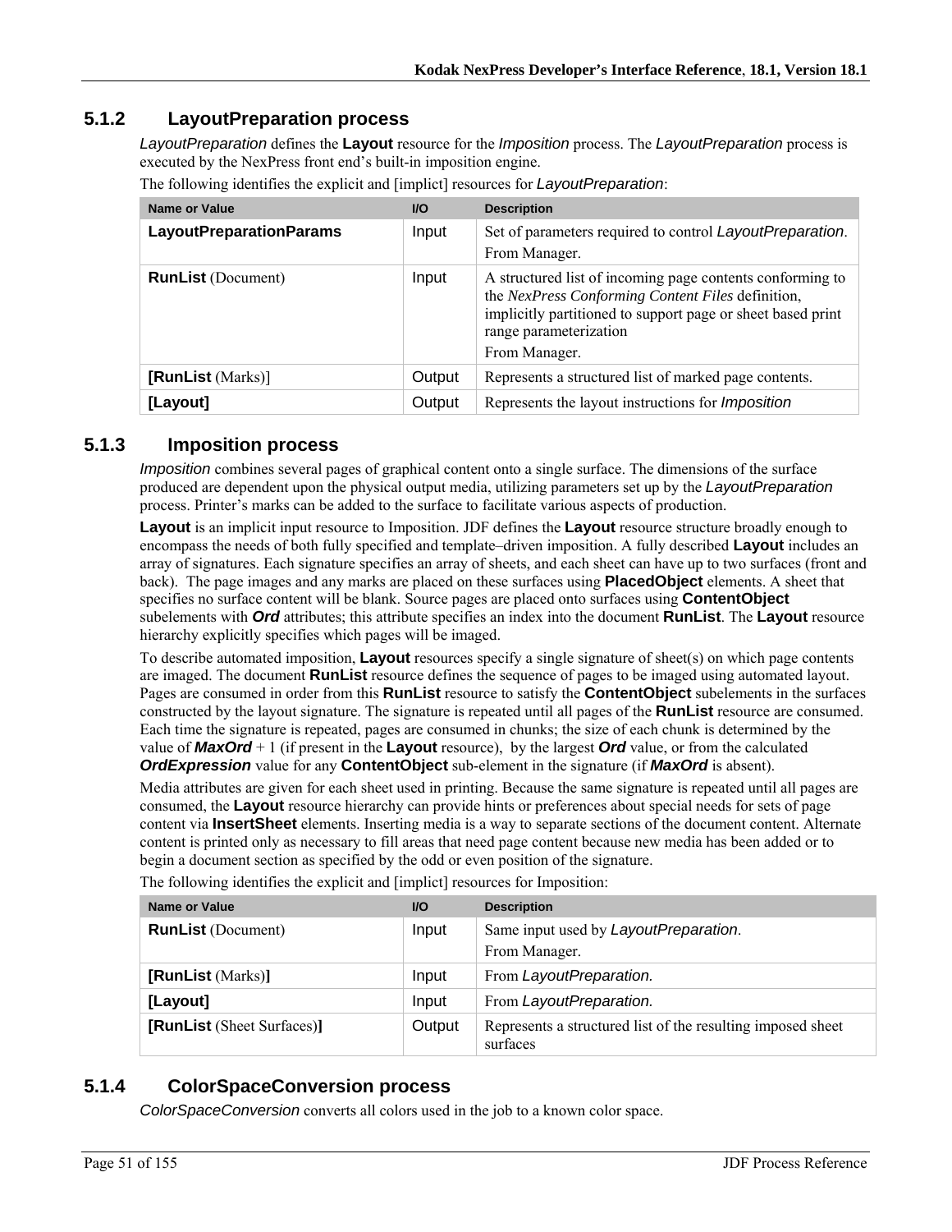### 5.1.2 LayoutPreparation process

*LayoutPreparation* defines the **Layout** resource for the *Imposition* process. The *LayoutPreparation* process is executed by the NexPress front end's built-in imposition engine.

The following identifies the explicit and [implict] resources for *LayoutPreparation*:

| Name or Value | I/O | Description |
|---|---|---|
| **LayoutPreparationParams** | Input | Set of parameters required to control *LayoutPreparation*.<br>From Manager. |
| **RunList** (Document) | Input | A structured list of incoming page contents conforming to the *NexPress Conforming Content Files* definition, implicitly partitioned to support page or sheet based print range parameterization<br>From Manager. |
| **[RunList** (Marks)] | Output | Represents a structured list of marked page contents. |
| **[Layout]** | Output | Represents the layout instructions for *Imposition* |

### 5.1.3 Imposition process

*Imposition* combines several pages of graphical content onto a single surface. The dimensions of the surface produced are dependent upon the physical output media, utilizing parameters set up by the *LayoutPreparation* process. Printer's marks can be added to the surface to facilitate various aspects of production.

**Layout** is an implicit input resource to Imposition. JDF defines the **Layout** resource structure broadly enough to encompass the needs of both fully specified and template–driven imposition. A fully described **Layout** includes an array of signatures. Each signature specifies an array of sheets, and each sheet can have up to two surfaces (front and back). The page images and any marks are placed on these surfaces using **PlacedObject** elements. A sheet that specifies no surface content will be blank. Source pages are placed onto surfaces using **ContentObject** subelements with ***Ord*** attributes; this attribute specifies an index into the document **RunList**. The **Layout** resource hierarchy explicitly specifies which pages will be imaged.

To describe automated imposition, **Layout** resources specify a single signature of sheet(s) on which page contents are imaged. The document **RunList** resource defines the sequence of pages to be imaged using automated layout. Pages are consumed in order from this **RunList** resource to satisfy the **ContentObject** subelements in the surfaces constructed by the layout signature. The signature is repeated until all pages of the **RunList** resource are consumed. Each time the signature is repeated, pages are consumed in chunks; the size of each chunk is determined by the value of ***MaxOrd*** + 1 (if present in the **Layout** resource), by the largest ***Ord*** value, or from the calculated ***OrdExpression*** value for any **ContentObject** sub-element in the signature (if ***MaxOrd*** is absent).

Media attributes are given for each sheet used in printing. Because the same signature is repeated until all pages are consumed, the **Layout** resource hierarchy can provide hints or preferences about special needs for sets of page content via **InsertSheet** elements. Inserting media is a way to separate sections of the document content. Alternate content is printed only as necessary to fill areas that need page content because new media has been added or to begin a document section as specified by the odd or even position of the signature.

The following identifies the explicit and [implict] resources for Imposition:

| Name or Value | I/O | Description |
|---|---|---|
| **RunList** (Document) | Input | Same input used by *LayoutPreparation*.<br>From Manager. |
| **[RunList** (Marks)**]** | Input | From *LayoutPreparation.* |
| **[Layout]** | Input | From *LayoutPreparation.* |
| **[RunList** (Sheet Surfaces)**]** | Output | Represents a structured list of the resulting imposed sheet surfaces |

### 5.1.4 ColorSpaceConversion process

*ColorSpaceConversion* converts all colors used in the job to a known color space.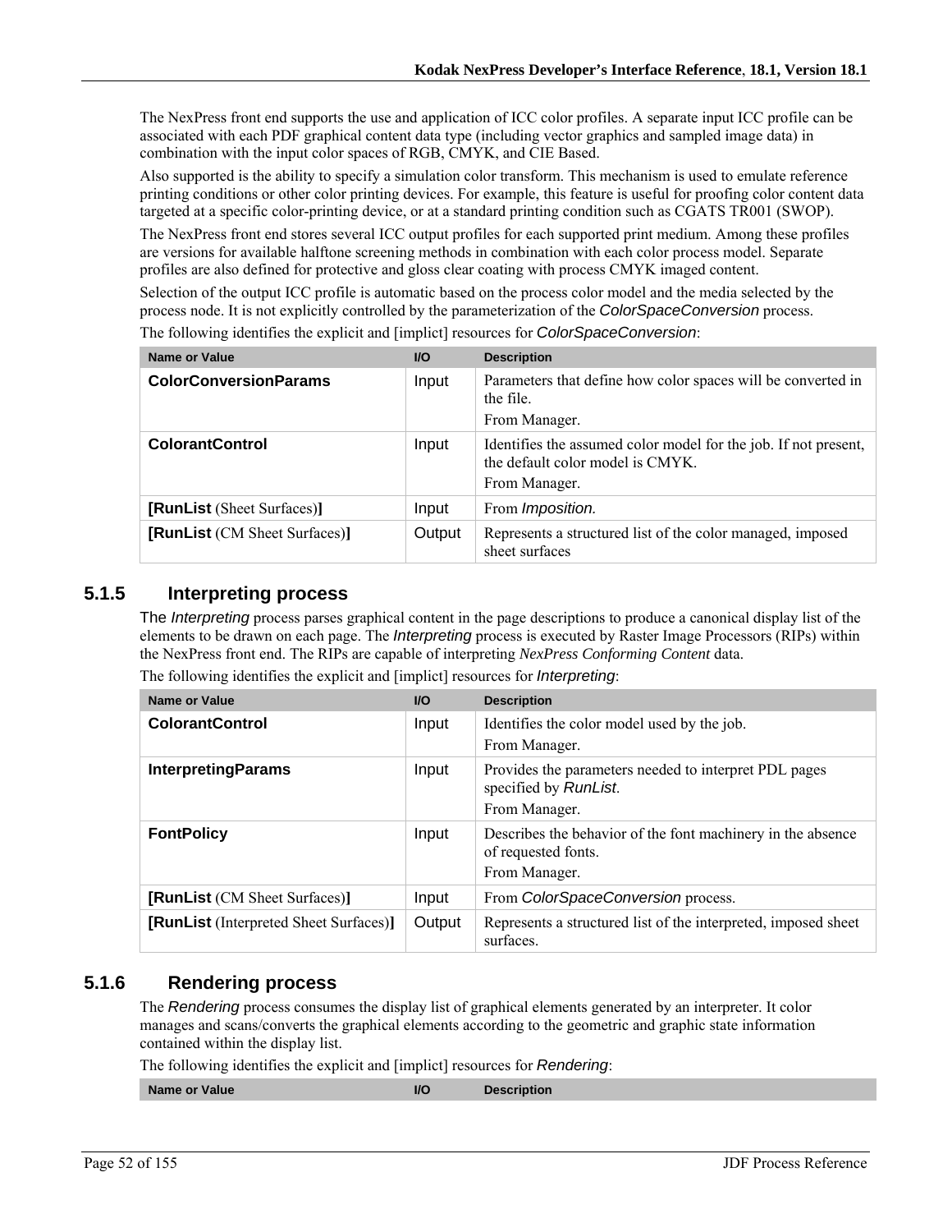The NexPress front end supports the use and application of ICC color profiles. A separate input ICC profile can be associated with each PDF graphical content data type (including vector graphics and sampled image data) in combination with the input color spaces of RGB, CMYK, and CIE Based.

Also supported is the ability to specify a simulation color transform. This mechanism is used to emulate reference printing conditions or other color printing devices. For example, this feature is useful for proofing color content data targeted at a specific color-printing device, or at a standard printing condition such as CGATS TR001 (SWOP).

The NexPress front end stores several ICC output profiles for each supported print medium. Among these profiles are versions for available halftone screening methods in combination with each color process model. Separate profiles are also defined for protective and gloss clear coating with process CMYK imaged content.

Selection of the output ICC profile is automatic based on the process color model and the media selected by the process node. It is not explicitly controlled by the parameterization of the *ColorSpaceConversion* process.

The following identifies the explicit and [implict] resources for *ColorSpaceConversion*:

| Name or Value | I/O | Description |
|---|---|---|
| **ColorConversionParams** | Input | Parameters that define how color spaces will be converted in the file.<br>From Manager. |
| **ColorantControl** | Input | Identifies the assumed color model for the job. If not present, the default color model is CMYK.<br>From Manager. |
| **[RunList** (Sheet Surfaces)**]** | Input | From *Imposition.* |
| **[RunList** (CM Sheet Surfaces)**]** | Output | Represents a structured list of the color managed, imposed sheet surfaces |

### 5.1.5 Interpreting process

The *Interpreting* process parses graphical content in the page descriptions to produce a canonical display list of the elements to be drawn on each page. The *Interpreting* process is executed by Raster Image Processors (RIPs) within the NexPress front end. The RIPs are capable of interpreting *NexPress Conforming Content* data.

The following identifies the explicit and [implict] resources for *Interpreting*:

| Name or Value | I/O | Description |
|---|---|---|
| **ColorantControl** | Input | Identifies the color model used by the job.<br>From Manager. |
| **InterpretingParams** | Input | Provides the parameters needed to interpret PDL pages specified by *RunList*.<br>From Manager. |
| **FontPolicy** | Input | Describes the behavior of the font machinery in the absence of requested fonts.<br>From Manager. |
| **[RunList** (CM Sheet Surfaces)**]** | Input | From *ColorSpaceConversion* process. |
| **[RunList** (Interpreted Sheet Surfaces)**]** | Output | Represents a structured list of the interpreted, imposed sheet surfaces. |

### 5.1.6 Rendering process

The *Rendering* process consumes the display list of graphical elements generated by an interpreter. It color manages and scans/converts the graphical elements according to the geometric and graphic state information contained within the display list.

The following identifies the explicit and [implict] resources for *Rendering*:

| Name or Value | I/O | Description |
|---|---|---|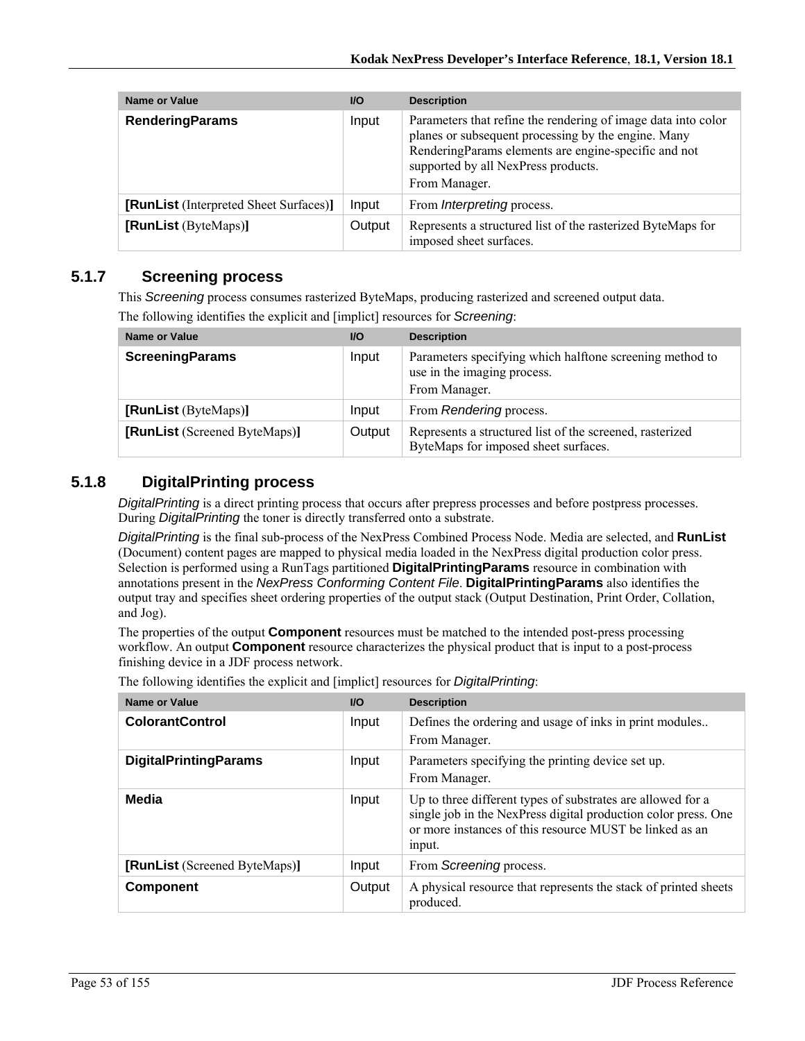| Name or Value | I/O | Description |
| --- | --- | --- |
| **RenderingParams** | Input | Parameters that refine the rendering of image data into color planes or subsequent processing by the engine. Many RenderingParams elements are engine-specific and not supported by all NexPress products.<br>From Manager. |
| **[RunList** (Interpreted Sheet Surfaces)**]** | Input | From *Interpreting* process. |
| **[RunList** (ByteMaps)**]** | Output | Represents a structured list of the rasterized ByteMaps for imposed sheet surfaces. |

### 5.1.7 Screening process

This *Screening* process consumes rasterized ByteMaps, producing rasterized and screened output data.

The following identifies the explicit and [implict] resources for *Screening*:

| Name or Value | I/O | Description |
| --- | --- | --- |
| **ScreeningParams** | Input | Parameters specifying which halftone screening method to use in the imaging process.<br>From Manager. |
| **[RunList** (ByteMaps)**]** | Input | From *Rendering* process. |
| **[RunList** (Screened ByteMaps)**]** | Output | Represents a structured list of the screened, rasterized ByteMaps for imposed sheet surfaces. |

### 5.1.8 DigitalPrinting process

*DigitalPrinting* is a direct printing process that occurs after prepress processes and before postpress processes. During *DigitalPrinting* the toner is directly transferred onto a substrate.

*DigitalPrinting* is the final sub-process of the NexPress Combined Process Node. Media are selected, and **RunList** (Document) content pages are mapped to physical media loaded in the NexPress digital production color press. Selection is performed using a RunTags partitioned **DigitalPrintingParams** resource in combination with annotations present in the *NexPress Conforming Content File*. **DigitalPrintingParams** also identifies the output tray and specifies sheet ordering properties of the output stack (Output Destination, Print Order, Collation, and Jog).

The properties of the output **Component** resources must be matched to the intended post-press processing workflow. An output **Component** resource characterizes the physical product that is input to a post-process finishing device in a JDF process network.

The following identifies the explicit and [implict] resources for *DigitalPrinting*:

| Name or Value | I/O | Description |
| --- | --- | --- |
| **ColorantControl** | Input | Defines the ordering and usage of inks in print modules..<br>From Manager. |
| **DigitalPrintingParams** | Input | Parameters specifying the printing device set up.<br>From Manager. |
| **Media** | Input | Up to three different types of substrates are allowed for a single job in the NexPress digital production color press. One or more instances of this resource MUST be linked as an input. |
| **[RunList** (Screened ByteMaps)**]** | Input | From *Screening* process. |
| **Component** | Output | A physical resource that represents the stack of printed sheets produced. |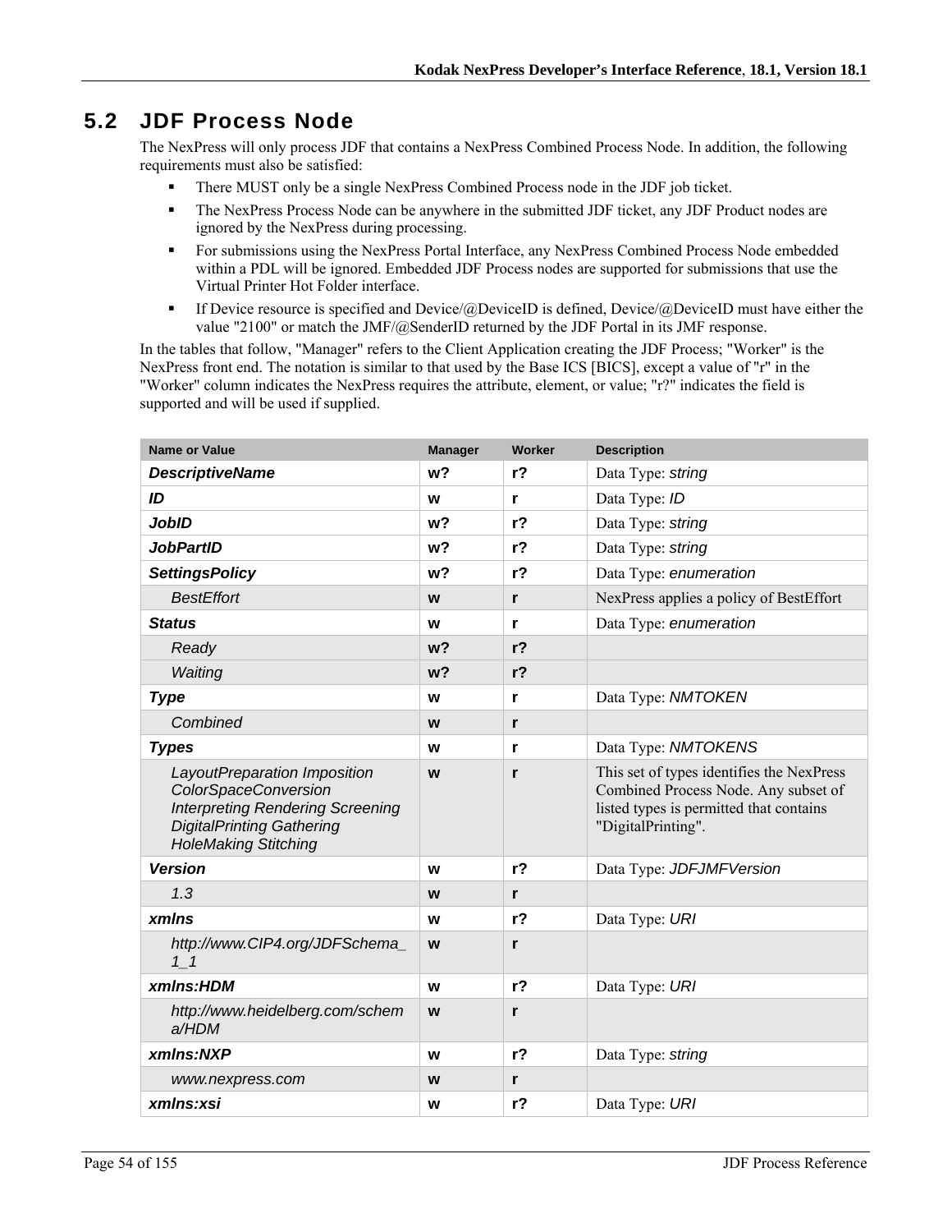## 5.2 JDF Process Node

The NexPress will only process JDF that contains a NexPress Combined Process Node. In addition, the following requirements must also be satisfied:

- There MUST only be a single NexPress Combined Process node in the JDF job ticket.
- The NexPress Process Node can be anywhere in the submitted JDF ticket, any JDF Product nodes are ignored by the NexPress during processing.
- For submissions using the NexPress Portal Interface, any NexPress Combined Process Node embedded within a PDL will be ignored. Embedded JDF Process nodes are supported for submissions that use the Virtual Printer Hot Folder interface.
- If Device resource is specified and Device/@DeviceID is defined, Device/@DeviceID must have either the value "2100" or match the JMF/@SenderID returned by the JDF Portal in its JMF response.

In the tables that follow, "Manager" refers to the Client Application creating the JDF Process; "Worker" is the NexPress front end. The notation is similar to that used by the Base ICS [BICS], except a value of "r" in the "Worker" column indicates the NexPress requires the attribute, element, or value; "r?" indicates the field is supported and will be used if supplied.

| Name or Value | Manager | Worker | Description |
|---|---|---|---|
| ***DescriptiveName*** | **w?** | **r?** | Data Type: *string* |
| ***ID*** | **w** | **r** | Data Type: *ID* |
| ***JobID*** | **w?** | **r?** | Data Type: *string* |
| ***JobPartID*** | **w?** | **r?** | Data Type: *string* |
| ***SettingsPolicy*** | **w?** | **r?** | Data Type: *enumeration* |
| *BestEffort* | **w** | **r** | NexPress applies a policy of BestEffort |
| ***Status*** | **w** | **r** | Data Type: *enumeration* |
| *Ready* | **w?** | **r?** | |
| *Waiting* | **w?** | **r?** | |
| ***Type*** | **w** | **r** | Data Type: *NMTOKEN* |
| *Combined* | **w** | **r** | |
| ***Types*** | **w** | **r** | Data Type: *NMTOKENS* |
| *LayoutPreparation Imposition ColorSpaceConversion Interpreting Rendering Screening DigitalPrinting Gathering HoleMaking Stitching* | **w** | **r** | This set of types identifies the NexPress Combined Process Node. Any subset of listed types is permitted that contains "DigitalPrinting". |
| ***Version*** | **w** | **r?** | Data Type: *JDFJMFVersion* |
| *1.3* | **w** | **r** | |
| ***xmlns*** | **w** | **r?** | Data Type: *URI* |
| *http://www.CIP4.org/JDFSchema_1_1* | **w** | **r** | |
| ***xmlns:HDM*** | **w** | **r?** | Data Type: *URI* |
| *http://www.heidelberg.com/schema/HDM* | **w** | **r** | |
| ***xmlns:NXP*** | **w** | **r?** | Data Type: *string* |
| *www.nexpress.com* | **w** | **r** | |
| ***xmlns:xsi*** | **w** | **r?** | Data Type: *URI* |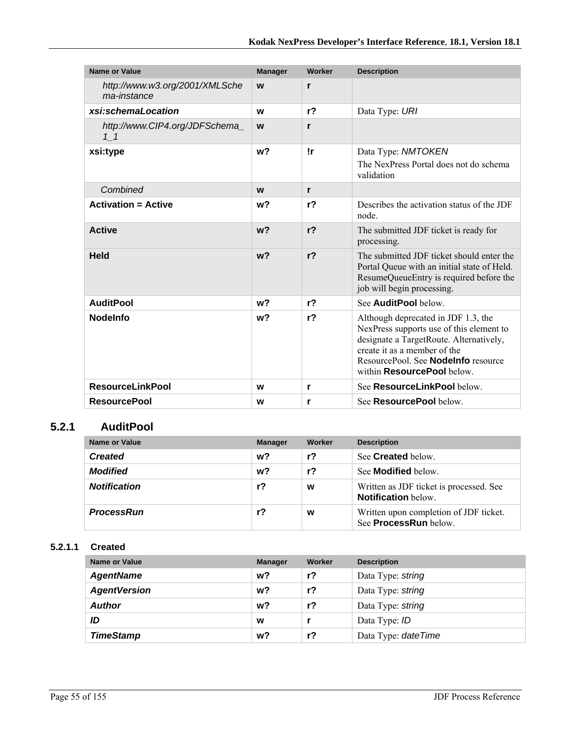| Name or Value | Manager | Worker | Description |
|---|---|---|---|
| *http://www.w3.org/2001/XMLSchema-instance* | **w** | **r** | |
| ***xsi:schemaLocation*** | **w** | **r?** | Data Type: *URI* |
| *http://www.CIP4.org/JDFSchema_1_1* | **w** | **r** | |
| **xsi:type** | **w?** | **!r** | Data Type: *NMTOKEN*<br>The NexPress Portal does not do schema validation |
| *Combined* | **w** | **r** | |
| **Activation = Active** | **w?** | **r?** | Describes the activation status of the JDF node. |
| **Active** | **w?** | **r?** | The submitted JDF ticket is ready for processing. |
| **Held** | **w?** | **r?** | The submitted JDF ticket should enter the Portal Queue with an initial state of Held. ResumeQueueEntry is required before the job will begin processing. |
| **AuditPool** | **w?** | **r?** | See **AuditPool** below. |
| **NodeInfo** | **w?** | **r?** | Although deprecated in JDF 1.3, the NexPress supports use of this element to designate a TargetRoute. Alternatively, create it as a member of the ResourcePool. See **NodeInfo** resource within **ResourcePool** below. |
| **ResourceLinkPool** | **w** | **r** | See **ResourceLinkPool** below. |
| **ResourcePool** | **w** | **r** | See **ResourcePool** below. |

## 5.2.1 AuditPool

| Name or Value | Manager | Worker | Description |
|---|---|---|---|
| ***Created*** | **w?** | **r?** | See **Created** below. |
| ***Modified*** | **w?** | **r?** | See **Modified** below. |
| ***Notification*** | **r?** | **w** | Written as JDF ticket is processed. See **Notification** below. |
| ***ProcessRun*** | **r?** | **w** | Written upon completion of JDF ticket. See **ProcessRun** below. |

### 5.2.1.1 Created

| Name or Value | Manager | Worker | Description |
|---|---|---|---|
| ***AgentName*** | **w?** | **r?** | Data Type: *string* |
| ***AgentVersion*** | **w?** | **r?** | Data Type: *string* |
| ***Author*** | **w?** | **r?** | Data Type: *string* |
| ***ID*** | **w** | **r** | Data Type: *ID* |
| ***TimeStamp*** | **w?** | **r?** | Data Type: *dateTime* |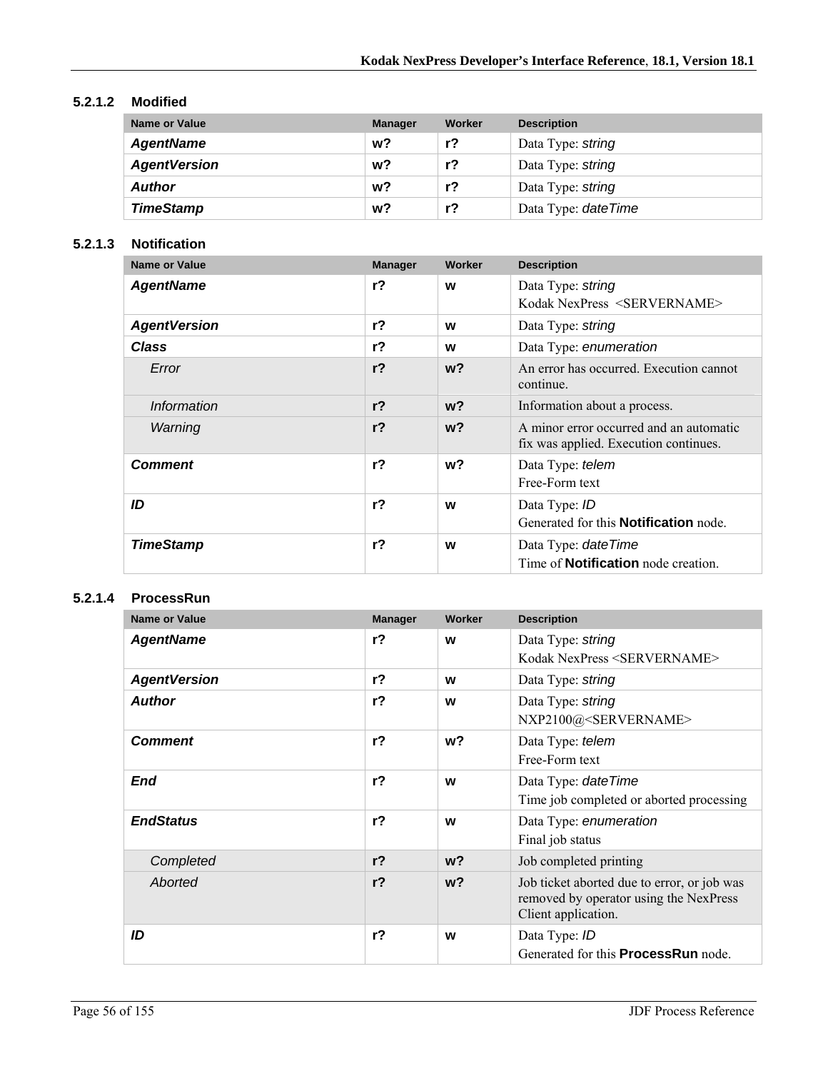#### 5.2.1.2 Modified

| Name or Value | Manager | Worker | Description |
|---|---|---|---|
| ***AgentName*** | **w?** | **r?** | Data Type: *string* |
| ***AgentVersion*** | **w?** | **r?** | Data Type: *string* |
| ***Author*** | **w?** | **r?** | Data Type: *string* |
| ***TimeStamp*** | **w?** | **r?** | Data Type: *dateTime* |

#### 5.2.1.3 Notification

| Name or Value | Manager | Worker | Description |
|---|---|---|---|
| ***AgentName*** | **r?** | **w** | Data Type: *string*<br>Kodak NexPress <SERVERNAME> |
| ***AgentVersion*** | **r?** | **w** | Data Type: *string* |
| ***Class*** | **r?** | **w** | Data Type: *enumeration* |
| *Error* | **r?** | **w?** | An error has occurred. Execution cannot continue. |
| *Information* | **r?** | **w?** | Information about a process. |
| *Warning* | **r?** | **w?** | A minor error occurred and an automatic fix was applied. Execution continues. |
| ***Comment*** | **r?** | **w?** | Data Type: *telem*<br>Free-Form text |
| ***ID*** | **r?** | **w** | Data Type: *ID*<br>Generated for this **Notification** node. |
| ***TimeStamp*** | **r?** | **w** | Data Type: *dateTime*<br>Time of **Notification** node creation. |

#### 5.2.1.4 ProcessRun

| Name or Value | Manager | Worker | Description |
|---|---|---|---|
| ***AgentName*** | **r?** | **w** | Data Type: *string*<br>Kodak NexPress <SERVERNAME> |
| ***AgentVersion*** | **r?** | **w** | Data Type: *string* |
| ***Author*** | **r?** | **w** | Data Type: *string*<br>NXP2100@<SERVERNAME> |
| ***Comment*** | **r?** | **w?** | Data Type: *telem*<br>Free-Form text |
| ***End*** | **r?** | **w** | Data Type: *dateTime*<br>Time job completed or aborted processing |
| ***EndStatus*** | **r?** | **w** | Data Type: *enumeration*<br>Final job status |
| *Completed* | **r?** | **w?** | Job completed printing |
| *Aborted* | **r?** | **w?** | Job ticket aborted due to error, or job was removed by operator using the NexPress Client application. |
| ***ID*** | **r?** | **w** | Data Type: *ID*<br>Generated for this **ProcessRun** node. |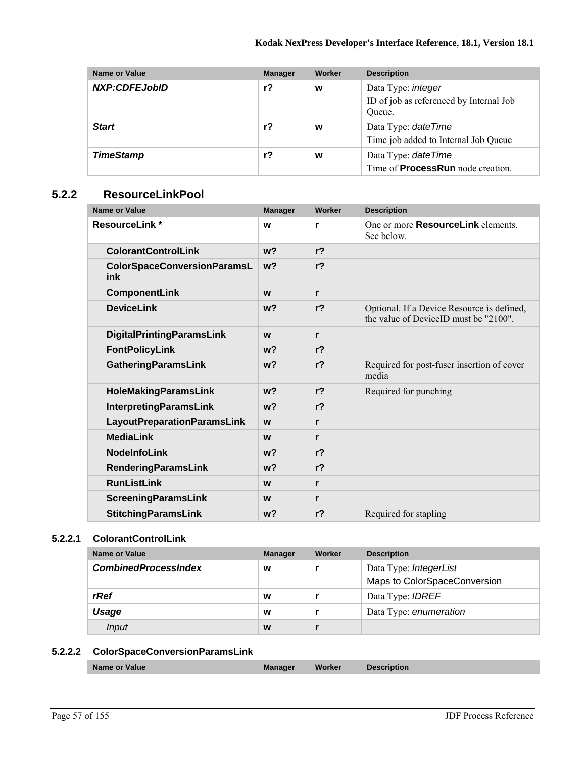| Name or Value | Manager | Worker | Description |
|---|---|---|---|
| ***NXP:CDFEJobID*** | **r?** | **w** | Data Type: *integer*<br>ID of job as referenced by Internal Job Queue. |
| ***Start*** | **r?** | **w** | Data Type: *dateTime*<br>Time job added to Internal Job Queue |
| ***TimeStamp*** | **r?** | **w** | Data Type: *dateTime*<br>Time of **ProcessRun** node creation. |

## 5.2.2 ResourceLinkPool

| Name or Value | Manager | Worker | Description |
|---|---|---|---|
| **ResourceLink *** | **w** | **r** | One or more **ResourceLink** elements. See below. |
| **ColorantControlLink** | **w?** | **r?** | |
| **ColorSpaceConversionParamsLink** | **w?** | **r?** | |
| **ComponentLink** | **w** | **r** | |
| **DeviceLink** | **w?** | **r?** | Optional. If a Device Resource is defined, the value of DeviceID must be "2100". |
| **DigitalPrintingParamsLink** | **w** | **r** | |
| **FontPolicyLink** | **w?** | **r?** | |
| **GatheringParamsLink** | **w?** | **r?** | Required for post-fuser insertion of cover media |
| **HoleMakingParamsLink** | **w?** | **r?** | Required for punching |
| **InterpretingParamsLink** | **w?** | **r?** | |
| **LayoutPreparationParamsLink** | **w** | **r** | |
| **MediaLink** | **w** | **r** | |
| **NodeInfoLink** | **w?** | **r?** | |
| **RenderingParamsLink** | **w?** | **r?** | |
| **RunListLink** | **w** | **r** | |
| **ScreeningParamsLink** | **w** | **r** | |
| **StitchingParamsLink** | **w?** | **r?** | Required for stapling |

### 5.2.2.1 ColorantControlLink

| Name or Value | Manager | Worker | Description |
|---|---|---|---|
| ***CombinedProcessIndex*** | **w** | **r** | Data Type: *IntegerList*<br>Maps to ColorSpaceConversion |
| ***rRef*** | **w** | **r** | Data Type: *IDREF* |
| ***Usage*** | **w** | **r** | Data Type: *enumeration* |
| *Input* | **w** | **r** | |

### 5.2.2.2 ColorSpaceConversionParamsLink

| Name or Value | Manager | Worker | Description |
|---|---|---|---|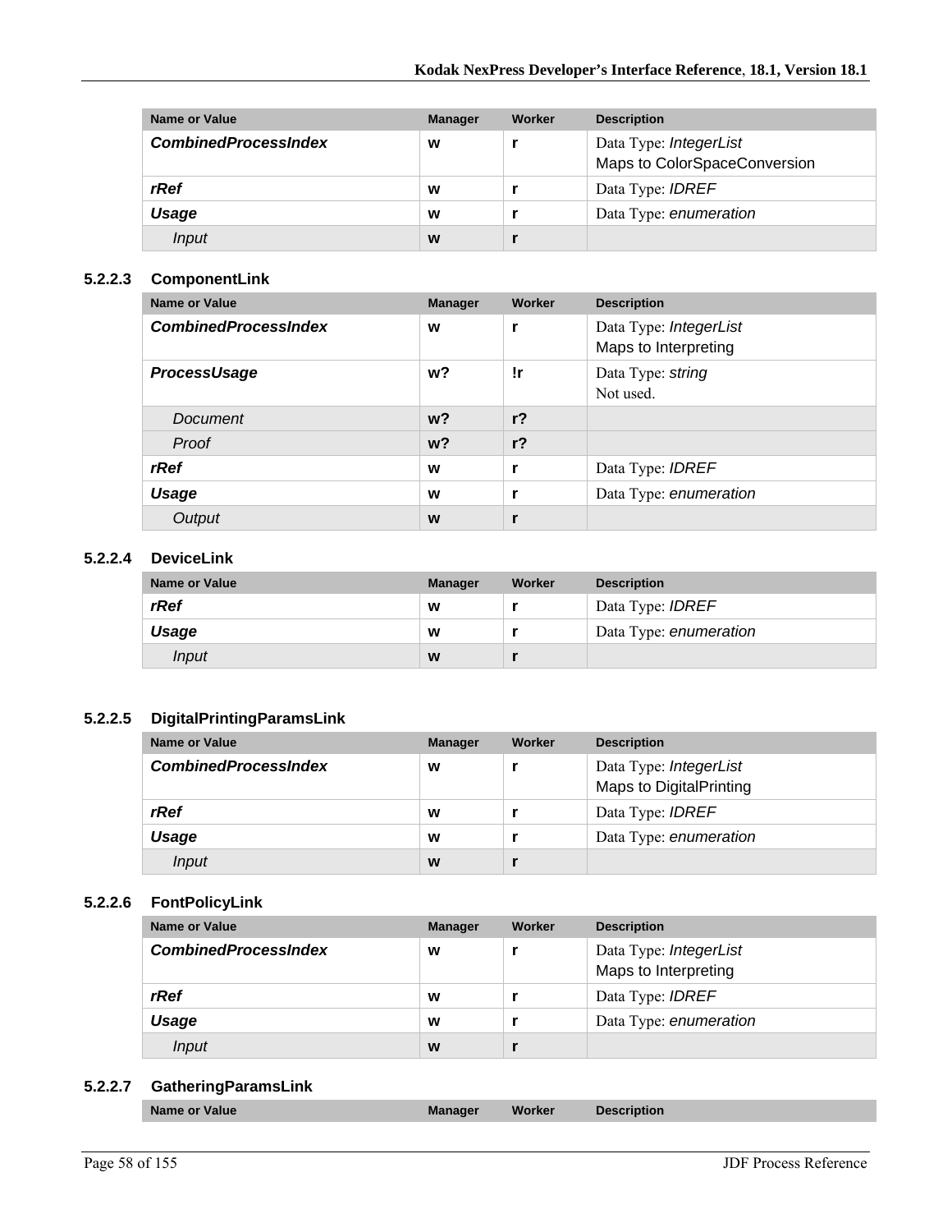| Name or Value | Manager | Worker | Description |
| --- | --- | --- | --- |
| ***CombinedProcessIndex*** | **w** | **r** | Data Type: *IntegerList*<br>Maps to ColorSpaceConversion |
| ***rRef*** | **w** | **r** | Data Type: *IDREF* |
| ***Usage*** | **w** | **r** | Data Type: *enumeration* |
| *Input* | **w** | **r** | |

### 5.2.2.3 ComponentLink

| Name or Value | Manager | Worker | Description |
| --- | --- | --- | --- |
| ***CombinedProcessIndex*** | **w** | **r** | Data Type: *IntegerList*<br>Maps to Interpreting |
| ***ProcessUsage*** | **w?** | **!r** | Data Type: *string*<br>Not used. |
| *Document* | **w?** | **r?** | |
| *Proof* | **w?** | **r?** | |
| ***rRef*** | **w** | **r** | Data Type: *IDREF* |
| ***Usage*** | **w** | **r** | Data Type: *enumeration* |
| *Output* | **w** | **r** | |

### 5.2.2.4 DeviceLink

| Name or Value | Manager | Worker | Description |
| --- | --- | --- | --- |
| ***rRef*** | **w** | **r** | Data Type: *IDREF* |
| ***Usage*** | **w** | **r** | Data Type: *enumeration* |
| *Input* | **w** | **r** | |

### 5.2.2.5 DigitalPrintingParamsLink

| Name or Value | Manager | Worker | Description |
| --- | --- | --- | --- |
| ***CombinedProcessIndex*** | **w** | **r** | Data Type: *IntegerList*<br>Maps to DigitalPrinting |
| ***rRef*** | **w** | **r** | Data Type: *IDREF* |
| ***Usage*** | **w** | **r** | Data Type: *enumeration* |
| *Input* | **w** | **r** | |

### 5.2.2.6 FontPolicyLink

| Name or Value | Manager | Worker | Description |
| --- | --- | --- | --- |
| ***CombinedProcessIndex*** | **w** | **r** | Data Type: *IntegerList*<br>Maps to Interpreting |
| ***rRef*** | **w** | **r** | Data Type: *IDREF* |
| ***Usage*** | **w** | **r** | Data Type: *enumeration* |
| *Input* | **w** | **r** | |

### 5.2.2.7 GatheringParamsLink

| Name or Value | Manager | Worker | Description |
| --- | --- | --- | --- |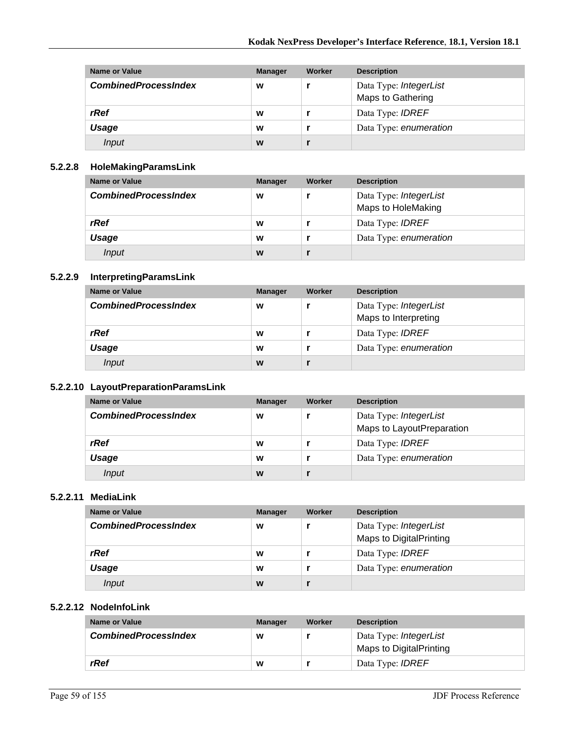| Name or Value | Manager | Worker | Description |
|---|---|---|---|
| ***CombinedProcessIndex*** | **w** | **r** | Data Type: *IntegerList*<br>Maps to Gathering |
| ***rRef*** | **w** | **r** | Data Type: *IDREF* |
| ***Usage*** | **w** | **r** | Data Type: *enumeration* |
| *Input* | **w** | **r** | |

### 5.2.2.8 HoleMakingParamsLink

| Name or Value | Manager | Worker | Description |
|---|---|---|---|
| ***CombinedProcessIndex*** | **w** | **r** | Data Type: *IntegerList*<br>Maps to HoleMaking |
| ***rRef*** | **w** | **r** | Data Type: *IDREF* |
| ***Usage*** | **w** | **r** | Data Type: *enumeration* |
| *Input* | **w** | **r** | |

### 5.2.2.9 InterpretingParamsLink

| Name or Value | Manager | Worker | Description |
|---|---|---|---|
| ***CombinedProcessIndex*** | **w** | **r** | Data Type: *IntegerList*<br>Maps to Interpreting |
| ***rRef*** | **w** | **r** | Data Type: *IDREF* |
| ***Usage*** | **w** | **r** | Data Type: *enumeration* |
| *Input* | **w** | **r** | |

### 5.2.2.10 LayoutPreparationParamsLink

| Name or Value | Manager | Worker | Description |
|---|---|---|---|
| ***CombinedProcessIndex*** | **w** | **r** | Data Type: *IntegerList*<br>Maps to LayoutPreparation |
| ***rRef*** | **w** | **r** | Data Type: *IDREF* |
| ***Usage*** | **w** | **r** | Data Type: *enumeration* |
| *Input* | **w** | **r** | |

### 5.2.2.11 MediaLink

| Name or Value | Manager | Worker | Description |
|---|---|---|---|
| ***CombinedProcessIndex*** | **w** | **r** | Data Type: *IntegerList*<br>Maps to DigitalPrinting |
| ***rRef*** | **w** | **r** | Data Type: *IDREF* |
| ***Usage*** | **w** | **r** | Data Type: *enumeration* |
| *Input* | **w** | **r** | |

### 5.2.2.12 NodeInfoLink

| Name or Value | Manager | Worker | Description |
|---|---|---|---|
| ***CombinedProcessIndex*** | **w** | **r** | Data Type: *IntegerList*<br>Maps to DigitalPrinting |
| ***rRef*** | **w** | **r** | Data Type: *IDREF* |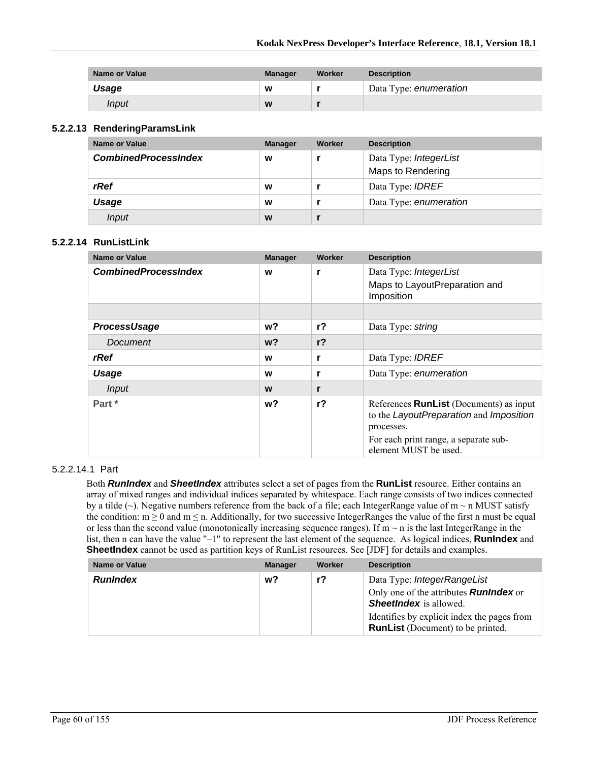| Name or Value | Manager | Worker | Description |
|---|---|---|---|
| ***Usage*** | w | r | Data Type: *enumeration* |
| *Input* | w | r | |

### 5.2.2.13 RenderingParamsLink

| Name or Value | Manager | Worker | Description |
|---|---|---|---|
| ***CombinedProcessIndex*** | w | r | Data Type: *IntegerList*<br>Maps to Rendering |
| ***rRef*** | w | r | Data Type: *IDREF* |
| ***Usage*** | w | r | Data Type: *enumeration* |
| *Input* | w | r | |

### 5.2.2.14 RunListLink

| Name or Value | Manager | Worker | Description |
|---|---|---|---|
| ***CombinedProcessIndex*** | w | r | Data Type: *IntegerList*<br>Maps to LayoutPreparation and Imposition |
| | | | |
| ***ProcessUsage*** | w? | r? | Data Type: *string* |
| *Document* | w? | r? | |
| ***rRef*** | w | r | Data Type: *IDREF* |
| ***Usage*** | w | r | Data Type: *enumeration* |
| *Input* | w | r | |
| **Part *** | w? | r? | References **RunList** (Documents) as input to the *LayoutPreparation* and *Imposition* processes.<br>For each print range, a separate sub-element MUST be used. |

#### 5.2.2.14.1 Part

Both ***RunIndex*** and ***SheetIndex*** attributes select a set of pages from the **RunList** resource. Either contains an array of mixed ranges and individual indices separated by whitespace. Each range consists of two indices connected by a tilde (~). Negative numbers reference from the back of a file; each IntegerRange value of m ~ n MUST satisfy the condition: $m \geq 0$ and $m \leq n$. Additionally, for two successive IntegerRanges the value of the first n must be equal or less than the second value (monotonically increasing sequence ranges). If m ~ n is the last IntegerRange in the list, then n can have the value "−1" to represent the last element of the sequence. As logical indices, **RunIndex** and **SheetIndex** cannot be used as partition keys of RunList resources. See [JDF] for details and examples.

| Name or Value | Manager | Worker | Description |
|---|---|---|---|
| ***RunIndex*** | w? | r? | Data Type: *IntegerRangeList*<br>Only one of the attributes ***RunIndex*** or ***SheetIndex*** is allowed.<br>Identifies by explicit index the pages from **RunList** (Document) to be printed. |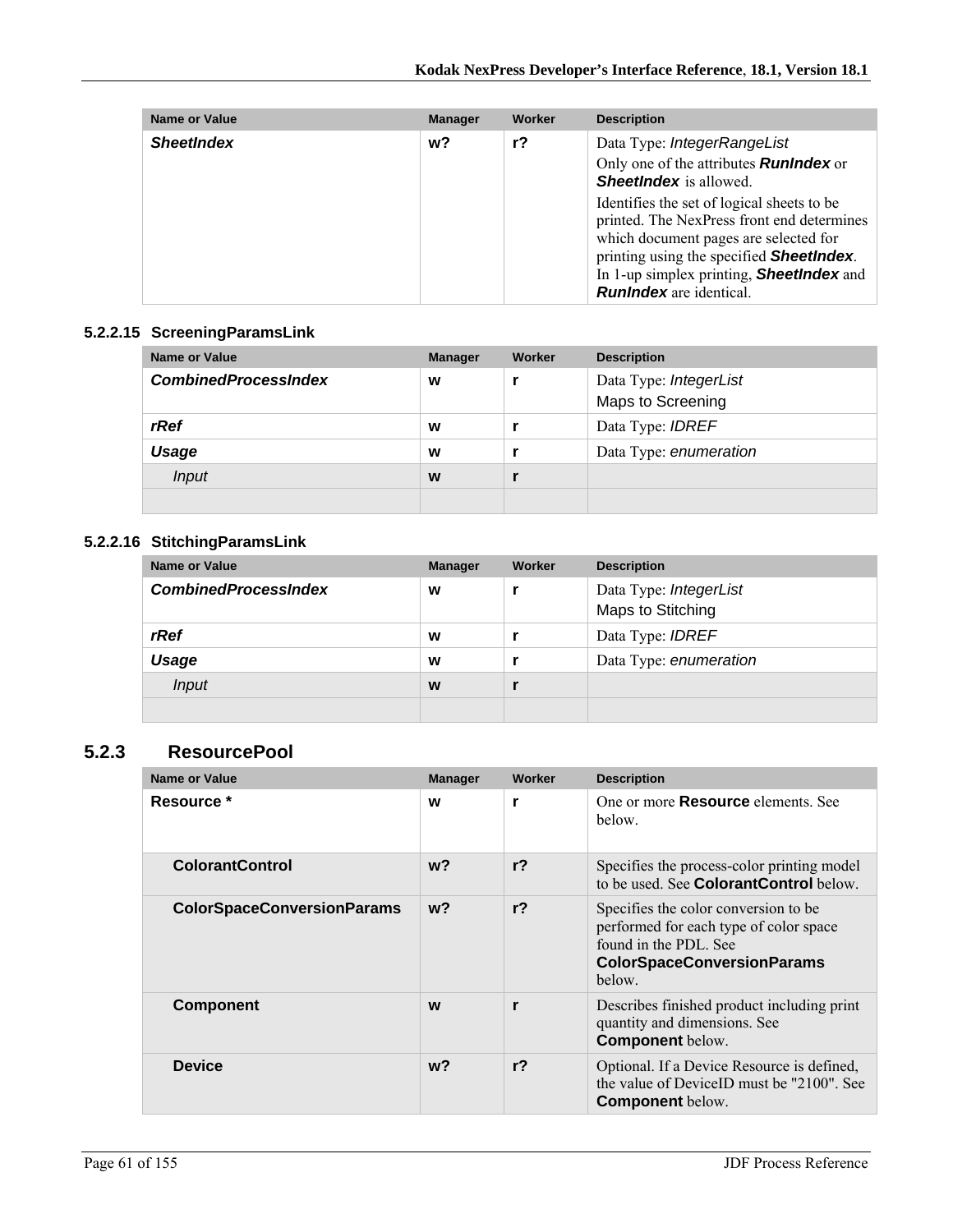| Name or Value | Manager | Worker | Description |
|---|---|---|---|
| ***SheetIndex*** | **w?** | **r?** | Data Type: *IntegerRangeList*<br>Only one of the attributes ***RunIndex*** or ***SheetIndex*** is allowed.<br>Identifies the set of logical sheets to be printed. The NexPress front end determines which document pages are selected for printing using the specified ***SheetIndex***. In 1-up simplex printing, ***SheetIndex*** and ***RunIndex*** are identical. |

#### 5.2.2.15 ScreeningParamsLink

| Name or Value | Manager | Worker | Description |
|---|---|---|---|
| ***CombinedProcessIndex*** | **w** | **r** | Data Type: *IntegerList*<br>Maps to Screening |
| ***rRef*** | **w** | **r** | Data Type: *IDREF* |
| ***Usage*** | **w** | **r** | Data Type: *enumeration* |
| *Input* | **w** | **r** | |
| | | | |

#### 5.2.2.16 StitchingParamsLink

| Name or Value | Manager | Worker | Description |
|---|---|---|---|
| ***CombinedProcessIndex*** | **w** | **r** | Data Type: *IntegerList*<br>Maps to Stitching |
| ***rRef*** | **w** | **r** | Data Type: *IDREF* |
| ***Usage*** | **w** | **r** | Data Type: *enumeration* |
| *Input* | **w** | **r** | |
| | | | |

### 5.2.3 ResourcePool

| Name or Value | Manager | Worker | Description |
|---|---|---|---|
| **Resource *** | **w** | **r** | One or more **Resource** elements. See below. |
| **ColorantControl** | **w?** | **r?** | Specifies the process-color printing model to be used. See **ColorantControl** below. |
| **ColorSpaceConversionParams** | **w?** | **r?** | Specifies the color conversion to be performed for each type of color space found in the PDL. See **ColorSpaceConversionParams** below. |
| **Component** | **w** | **r** | Describes finished product including print quantity and dimensions. See **Component** below. |
| **Device** | **w?** | **r?** | Optional. If a Device Resource is defined, the value of DeviceID must be "2100". See **Component** below. |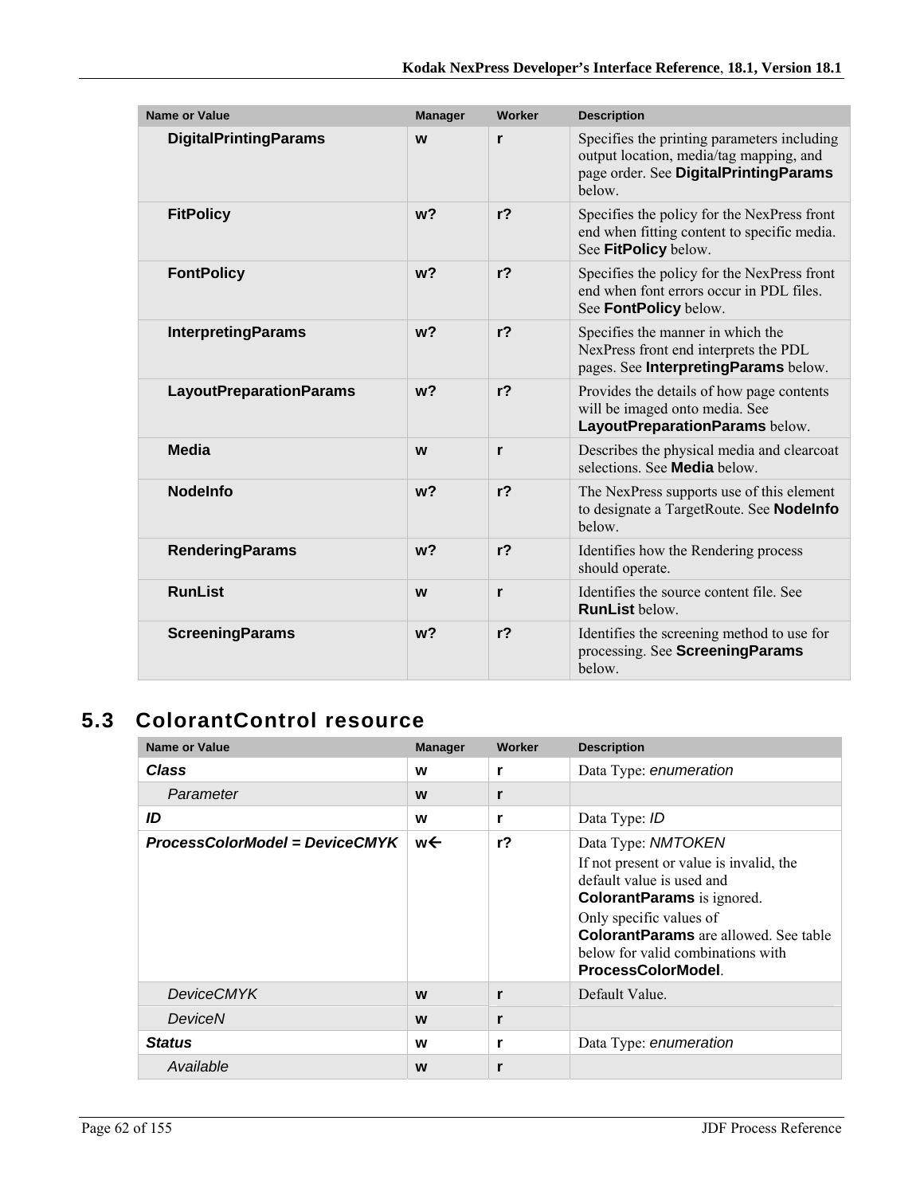| Name or Value | Manager | Worker | Description |
|---|---|---|---|
| **DigitalPrintingParams** | **w** | **r** | Specifies the printing parameters including output location, media/tag mapping, and page order. See **DigitalPrintingParams** below. |
| **FitPolicy** | **w?** | **r?** | Specifies the policy for the NexPress front end when fitting content to specific media. See **FitPolicy** below. |
| **FontPolicy** | **w?** | **r?** | Specifies the policy for the NexPress front end when font errors occur in PDL files. See **FontPolicy** below. |
| **InterpretingParams** | **w?** | **r?** | Specifies the manner in which the NexPress front end interprets the PDL pages. See **InterpretingParams** below. |
| **LayoutPreparationParams** | **w?** | **r?** | Provides the details of how page contents will be imaged onto media. See **LayoutPreparationParams** below. |
| **Media** | **w** | **r** | Describes the physical media and clearcoat selections. See **Media** below. |
| **NodeInfo** | **w?** | **r?** | The NexPress supports use of this element to designate a TargetRoute. See **NodeInfo** below. |
| **RenderingParams** | **w?** | **r?** | Identifies how the Rendering process should operate. |
| **RunList** | **w** | **r** | Identifies the source content file. See **RunList** below. |
| **ScreeningParams** | **w?** | **r?** | Identifies the screening method to use for processing. See **ScreeningParams** below. |

## 5.3 ColorantControl resource

| Name or Value | Manager | Worker | Description |
|---|---|---|---|
| ***Class*** | **w** | **r** | Data Type: *enumeration* |
| *Parameter* | **w** | **r** | |
| ***ID*** | **w** | **r** | Data Type: *ID* |
| ***ProcessColorModel = DeviceCMYK*** | **w←** | **r?** | Data Type: *NMTOKEN*<br>If not present or value is invalid, the default value is used and **ColorantParams** is ignored.<br>Only specific values of **ColorantParams** are allowed. See table below for valid combinations with **ProcessColorModel**. |
| *DeviceCMYK* | **w** | **r** | Default Value. |
| *DeviceN* | **w** | **r** | |
| ***Status*** | **w** | **r** | Data Type: *enumeration* |
| *Available* | **w** | **r** | |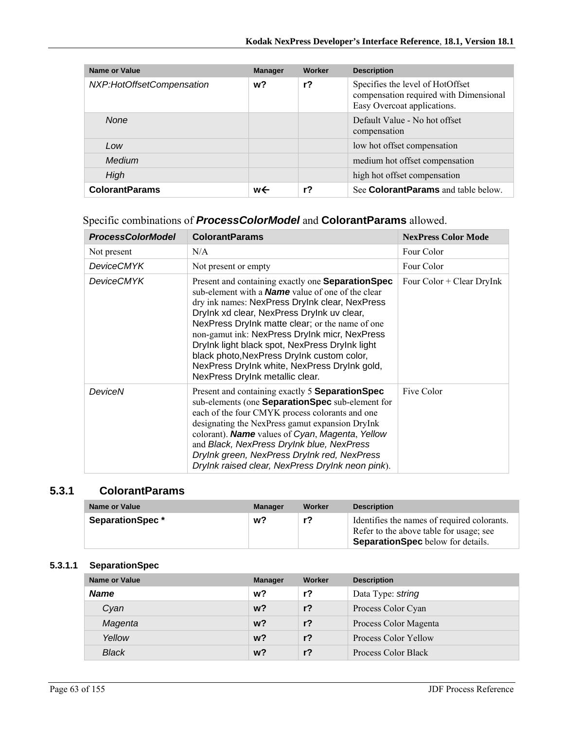| Name or Value | Manager | Worker | Description |
|---|---|---|---|
| *NXP:HotOffsetCompensation* | **w?** | **r?** | Specifies the level of HotOffset compensation required with Dimensional Easy Overcoat applications. |
| *None* | | | Default Value - No hot offset compensation |
| *Low* | | | low hot offset compensation |
| *Medium* | | | medium hot offset compensation |
| *High* | | | high hot offset compensation |
| **ColorantParams** | **w←** | **r?** | See **ColorantParams** and table below. |

Specific combinations of ***ProcessColorModel*** and **ColorantParams** allowed.

| *ProcessColorModel* | ColorantParams | NexPress Color Mode |
|---|---|---|
| Not present | N/A | Four Color |
| *DeviceCMYK* | Not present or empty | Four Color |
| *DeviceCMYK* | Present and containing exactly one **SeparationSpec** sub-element with a ***Name*** value of one of the clear dry ink names: NexPress DryInk clear, NexPress DryInk xd clear, NexPress DryInk uv clear, NexPress DryInk matte clear; or the name of one non-gamut ink: NexPress DryInk micr, NexPress DryInk light black spot, NexPress DryInk light black photo,NexPress DryInk custom color, NexPress DryInk white, NexPress DryInk gold, NexPress DryInk metallic clear. | Four Color + Clear DryInk |
| *DeviceN* | Present and containing exactly 5 **SeparationSpec** sub-elements (one **SeparationSpec** sub-element for each of the four CMYK process colorants and one designating the NexPress gamut expansion DryInk colorant). ***Name*** values of *Cyan*, *Magenta*, *Yellow* and *Black, NexPress DryInk blue, NexPress DryInk green, NexPress DryInk red, NexPress DryInk raised clear, NexPress DryInk neon pink*). | Five Color |

## 5.3.1 ColorantParams

| Name or Value | Manager | Worker | Description |
|---|---|---|---|
| **SeparationSpec \*** | **w?** | **r?** | Identifies the names of required colorants. Refer to the above table for usage; see **SeparationSpec** below for details. |

### 5.3.1.1 SeparationSpec

| Name or Value | Manager | Worker | Description |
|---|---|---|---|
| ***Name*** | **w?** | **r?** | Data Type: *string* |
| *Cyan* | **w?** | **r?** | Process Color Cyan |
| *Magenta* | **w?** | **r?** | Process Color Magenta |
| *Yellow* | **w?** | **r?** | Process Color Yellow |
| *Black* | **w?** | **r?** | Process Color Black |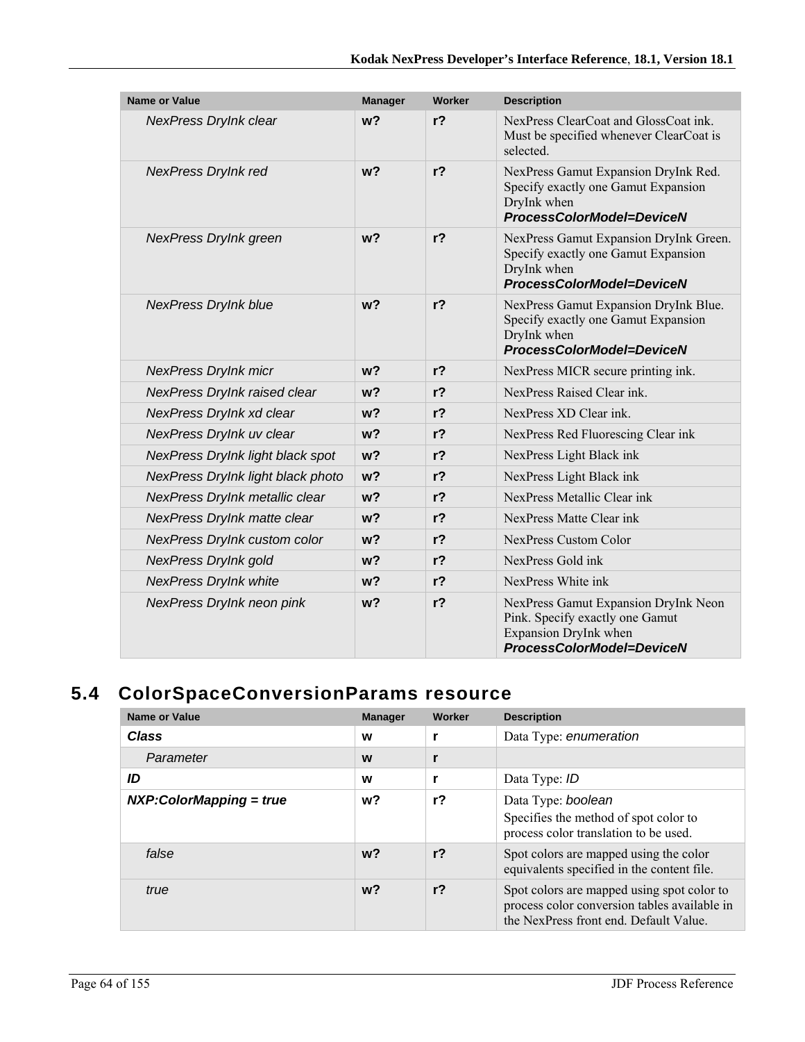| Name or Value | Manager | Worker | Description |
|---|---|---|---|
| *NexPress DryInk clear* | **w?** | **r?** | NexPress ClearCoat and GlossCoat ink. Must be specified whenever ClearCoat is selected. |
| *NexPress DryInk red* | **w?** | **r?** | NexPress Gamut Expansion DryInk Red. Specify exactly one Gamut Expansion DryInk when ***ProcessColorModel=DeviceN*** |
| *NexPress DryInk green* | **w?** | **r?** | NexPress Gamut Expansion DryInk Green. Specify exactly one Gamut Expansion DryInk when ***ProcessColorModel=DeviceN*** |
| *NexPress DryInk blue* | **w?** | **r?** | NexPress Gamut Expansion DryInk Blue. Specify exactly one Gamut Expansion DryInk when ***ProcessColorModel=DeviceN*** |
| *NexPress DryInk micr* | **w?** | **r?** | NexPress MICR secure printing ink. |
| *NexPress DryInk raised clear* | **w?** | **r?** | NexPress Raised Clear ink. |
| *NexPress DryInk xd clear* | **w?** | **r?** | NexPress XD Clear ink. |
| *NexPress DryInk uv clear* | **w?** | **r?** | NexPress Red Fluorescing Clear ink |
| *NexPress DryInk light black spot* | **w?** | **r?** | NexPress Light Black ink |
| *NexPress DryInk light black photo* | **w?** | **r?** | NexPress Light Black ink |
| *NexPress DryInk metallic clear* | **w?** | **r?** | NexPress Metallic Clear ink |
| *NexPress DryInk matte clear* | **w?** | **r?** | NexPress Matte Clear ink |
| *NexPress DryInk custom color* | **w?** | **r?** | NexPress Custom Color |
| *NexPress DryInk gold* | **w?** | **r?** | NexPress Gold ink |
| *NexPress DryInk white* | **w?** | **r?** | NexPress White ink |
| *NexPress DryInk neon pink* | **w?** | **r?** | NexPress Gamut Expansion DryInk Neon Pink. Specify exactly one Gamut Expansion DryInk when ***ProcessColorModel=DeviceN*** |

## 5.4 ColorSpaceConversionParams resource

| Name or Value | Manager | Worker | Description |
|---|---|---|---|
| ***Class*** | **w** | **r** | Data Type: *enumeration* |
| *Parameter* | **w** | **r** | |
| ***ID*** | **w** | **r** | Data Type: *ID* |
| ***NXP:ColorMapping = true*** | **w?** | **r?** | Data Type: *boolean*<br>Specifies the method of spot color to process color translation to be used. |
| *false* | **w?** | **r?** | Spot colors are mapped using the color equivalents specified in the content file. |
| *true* | **w?** | **r?** | Spot colors are mapped using spot color to process color conversion tables available in the NexPress front end. Default Value. |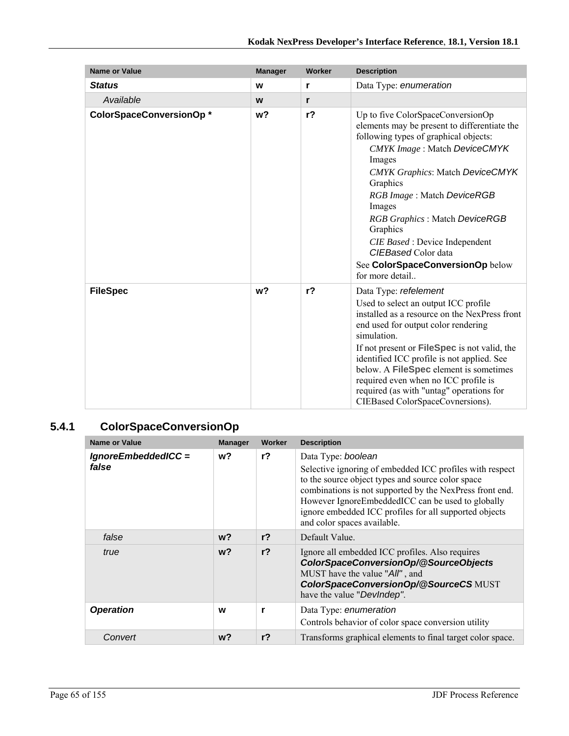| Name or Value | Manager | Worker | Description |
|---|---|---|---|
| ***Status*** | **w** | **r** | Data Type: *enumeration* |
| *Available* | **w** | **r** | |
| **ColorSpaceConversionOp \*** | **w?** | **r?** | Up to five ColorSpaceConversionOp elements may be present to differentiate the following types of graphical objects:<br>*CMYK Image* : Match *DeviceCMYK* Images<br>*CMYK Graphics*: Match *DeviceCMYK* Graphics<br>*RGB Image* : Match *DeviceRGB* Images<br>*RGB Graphics* : Match *DeviceRGB* Graphics<br>*CIE Based* : Device Independent *CIEBased* Color data<br>See **ColorSpaceConversionOp** below for more detail.. |
| **FileSpec** | **w?** | **r?** | Data Type: *refelement*<br>Used to select an output ICC profile installed as a resource on the NexPress front end used for output color rendering simulation.<br>If not present or **FileSpec** is not valid, the identified ICC profile is not applied. See below. A **FileSpec** element is sometimes required even when no ICC profile is required (as with "untag" operations for CIEBased ColorSpaceCovnersions). |

## 5.4.1 ColorSpaceConversionOp

| Name or Value | Manager | Worker | Description |
|---|---|---|---|
| ***IgnoreEmbeddedICC = false*** | **w?** | **r?** | Data Type: *boolean*<br>Selective ignoring of embedded ICC profiles with respect to the source object types and source color space combinations is not supported by the NexPress front end. However IgnoreEmbeddedICC can be used to globally ignore embedded ICC profiles for all supported objects and color spaces available. |
| *false* | **w?** | **r?** | Default Value. |
| *true* | **w?** | **r?** | Ignore all embedded ICC profiles. Also requires ***ColorSpaceConversionOp/@SourceObjects*** MUST have the value "*All*" , and ***ColorSpaceConversionOp/@SourceCS*** MUST have the value "*DevIndep"*. |
| ***Operation*** | **w** | **r** | Data Type: *enumeration*<br>Controls behavior of color space conversion utility |
| *Convert* | **w?** | **r?** | Transforms graphical elements to final target color space. |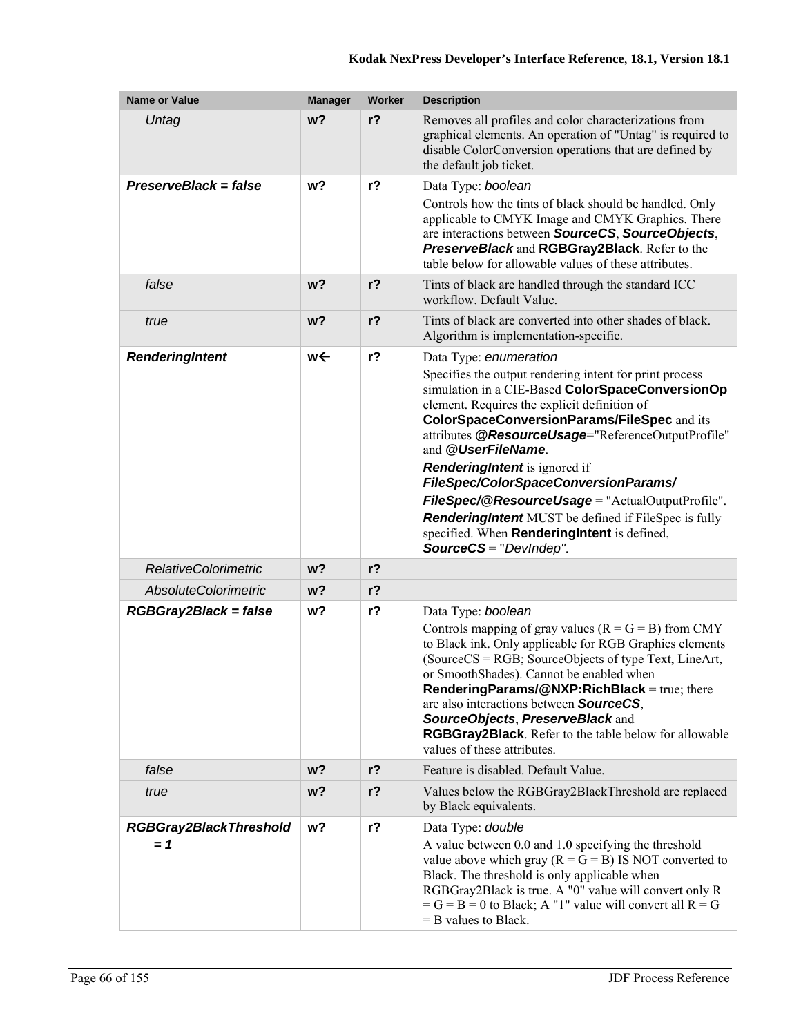| Name or Value | Manager | Worker | Description |
|---|---|---|---|
| *Untag* | **w?** | **r?** | Removes all profiles and color characterizations from graphical elements. An operation of "Untag" is required to disable ColorConversion operations that are defined by the default job ticket. |
| ***PreserveBlack = false*** | **w?** | **r?** | Data Type: *boolean*<br>Controls how the tints of black should be handled. Only applicable to CMYK Image and CMYK Graphics. There are interactions between ***SourceCS***, ***SourceObjects***, ***PreserveBlack*** and **RGBGray2Black**. Refer to the table below for allowable values of these attributes. |
| *false* | **w?** | **r?** | Tints of black are handled through the standard ICC workflow. Default Value. |
| *true* | **w?** | **r?** | Tints of black are converted into other shades of black. Algorithm is implementation-specific. |
| ***RenderingIntent*** | **w←** | **r?** | Data Type: *enumeration*<br>Specifies the output rendering intent for print process simulation in a CIE-Based **ColorSpaceConversionOp** element. Requires the explicit definition of **ColorSpaceConversionParams/FileSpec** and its attributes ***@ResourceUsage***="ReferenceOutputProfile" and ***@UserFileName***.<br>***RenderingIntent*** is ignored if ***FileSpec/ColorSpaceConversionParams/ FileSpec/@ResourceUsage*** = "ActualOutputProfile".<br>***RenderingIntent*** MUST be defined if FileSpec is fully specified. When **RenderingIntent** is defined, ***SourceCS*** = "*DevIndep*". |
| *RelativeColorimetric* | **w?** | **r?** | |
| *AbsoluteColorimetric* | **w?** | **r?** | |
| ***RGBGray2Black = false*** | **w?** | **r?** | Data Type: *boolean*<br>Controls mapping of gray values (R = G = B) from CMY to Black ink. Only applicable for RGB Graphics elements (SourceCS = RGB; SourceObjects of type Text, LineArt, or SmoothShades). Cannot be enabled when **RenderingParams/@NXP:RichBlack** = true; there are also interactions between ***SourceCS***, ***SourceObjects***, ***PreserveBlack*** and **RGBGray2Black**. Refer to the table below for allowable values of these attributes. |
| *false* | **w?** | **r?** | Feature is disabled. Default Value. |
| *true* | **w?** | **r?** | Values below the RGBGray2BlackThreshold are replaced by Black equivalents. |
| ***RGBGray2BlackThreshold = 1*** | **w?** | **r?** | Data Type: *double*<br>A value between 0.0 and 1.0 specifying the threshold value above which gray (R = G = B) IS NOT converted to Black. The threshold is only applicable when RGBGray2Black is true. A "0" value will convert only R = G = B = 0 to Black; A "1" value will convert all R = G = B values to Black. |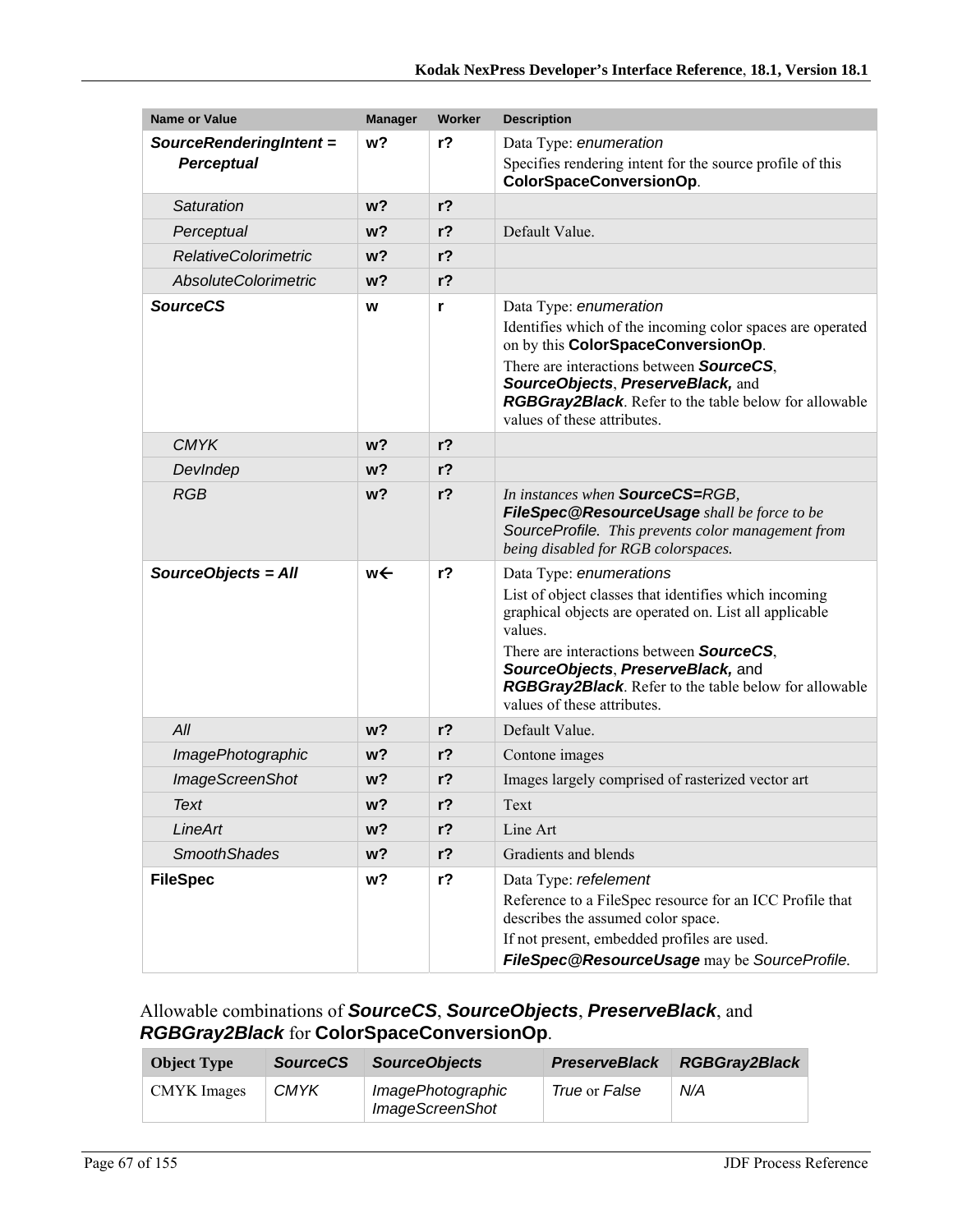| Name or Value | Manager | Worker | Description |
|---|---|---|---|
| ***SourceRenderingIntent = Perceptual*** | **w?** | **r?** | Data Type: *enumeration*<br>Specifies rendering intent for the source profile of this **ColorSpaceConversionOp**. |
| *Saturation* | **w?** | **r?** | |
| *Perceptual* | **w?** | **r?** | Default Value. |
| *RelativeColorimetric* | **w?** | **r?** | |
| *AbsoluteColorimetric* | **w?** | **r?** | |
| ***SourceCS*** | **w** | **r** | Data Type: *enumeration*<br>Identifies which of the incoming color spaces are operated on by this **ColorSpaceConversionOp**.<br>There are interactions between ***SourceCS***, ***SourceObjects***, ***PreserveBlack,*** and ***RGBGray2Black***. Refer to the table below for allowable values of these attributes. |
| *CMYK* | **w?** | **r?** | |
| *DevIndep* | **w?** | **r?** | |
| *RGB* | **w?** | **r?** | *In instances when **SourceCS=**RGB, **FileSpec@ResourceUsage** shall be force to be SourceProfile. This prevents color management from being disabled for RGB colorspaces.* |
| ***SourceObjects = All*** | **w←** | **r?** | Data Type: *enumerations*<br>List of object classes that identifies which incoming graphical objects are operated on. List all applicable values.<br>There are interactions between ***SourceCS***, ***SourceObjects***, ***PreserveBlack,*** and ***RGBGray2Black***. Refer to the table below for allowable values of these attributes. |
| *All* | **w?** | **r?** | Default Value. |
| *ImagePhotographic* | **w?** | **r?** | Contone images |
| *ImageScreenShot* | **w?** | **r?** | Images largely comprised of rasterized vector art |
| *Text* | **w?** | **r?** | Text |
| *LineArt* | **w?** | **r?** | Line Art |
| *SmoothShades* | **w?** | **r?** | Gradients and blends |
| **FileSpec** | **w?** | **r?** | Data Type: *refelement*<br>Reference to a FileSpec resource for an ICC Profile that describes the assumed color space.<br>If not present, embedded profiles are used.<br>***FileSpec@ResourceUsage*** may be *SourceProfile.* |

Allowable combinations of ***SourceCS***, ***SourceObjects***, ***PreserveBlack***, and ***RGBGray2Black*** for **ColorSpaceConversionOp**.

| Object Type | *SourceCS* | *SourceObjects* | *PreserveBlack* | *RGBGray2Black* |
|---|---|---|---|---|
| CMYK Images | *CMYK* | *ImagePhotographic*<br>*ImageScreenShot* | *True* or *False* | *N/A* |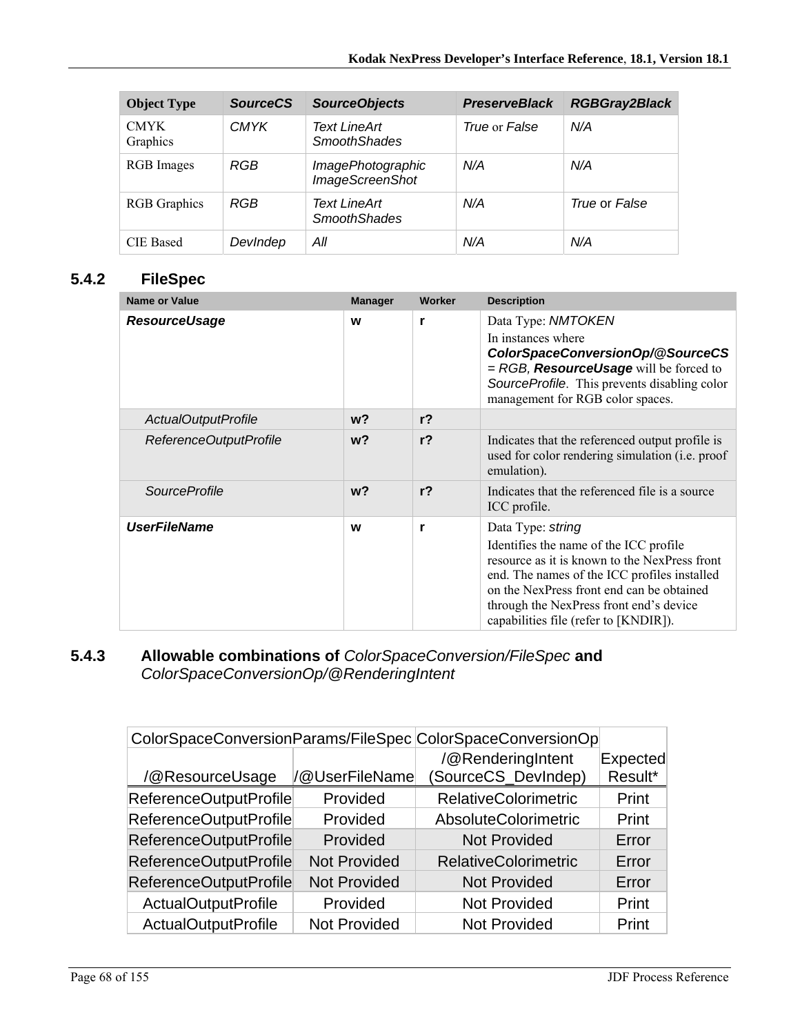| Object Type | *SourceCS* | *SourceObjects* | *PreserveBlack* | *RGBGray2Black* |
|---|---|---|---|---|
| CMYK Graphics | *CMYK* | *Text LineArt SmoothShades* | *True* or *False* | *N/A* |
| RGB Images | *RGB* | *ImagePhotographic ImageScreenShot* | *N/A* | *N/A* |
| RGB Graphics | *RGB* | *Text LineArt SmoothShades* | *N/A* | *True* or *False* |
| CIE Based | *DevIndep* | *All* | *N/A* | *N/A* |

### 5.4.2 FileSpec

| Name or Value | Manager | Worker | Description |
|---|---|---|---|
| ***ResourceUsage*** | **w** | **r** | Data Type: *NMTOKEN*<br>In instances where ***ColorSpaceConversionOp/@SourceCS*** = *RGB*, ***ResourceUsage*** will be forced to *SourceProfile*. This prevents disabling color management for RGB color spaces. |
| *ActualOutputProfile* | **w?** | **r?** | |
| *ReferenceOutputProfile* | **w?** | **r?** | Indicates that the referenced output profile is used for color rendering simulation (i.e. proof emulation). |
| *SourceProfile* | **w?** | **r?** | Indicates that the referenced file is a source ICC profile. |
| ***UserFileName*** | **w** | **r** | Data Type: *string*<br>Identifies the name of the ICC profile resource as it is known to the NexPress front end. The names of the ICC profiles installed on the NexPress front end can be obtained through the NexPress front end's device capabilities file (refer to [KNDIR]). |

### 5.4.3 Allowable combinations of *ColorSpaceConversion/FileSpec* and *ColorSpaceConversionOp/@RenderingIntent*

| ColorSpaceConversionParams/FileSpec | | ColorSpaceConversionOp | |
|---|---|---|---|
| /@ResourceUsage | /@UserFileName | /@RenderingIntent (SourceCS_DevIndep) | Expected Result* |
| ReferenceOutputProfile | Provided | RelativeColorimetric | Print |
| ReferenceOutputProfile | Provided | AbsoluteColorimetric | Print |
| ReferenceOutputProfile | Provided | Not Provided | Error |
| ReferenceOutputProfile | Not Provided | RelativeColorimetric | Error |
| ReferenceOutputProfile | Not Provided | Not Provided | Error |
| ActualOutputProfile | Provided | Not Provided | Print |
| ActualOutputProfile | Not Provided | Not Provided | Print |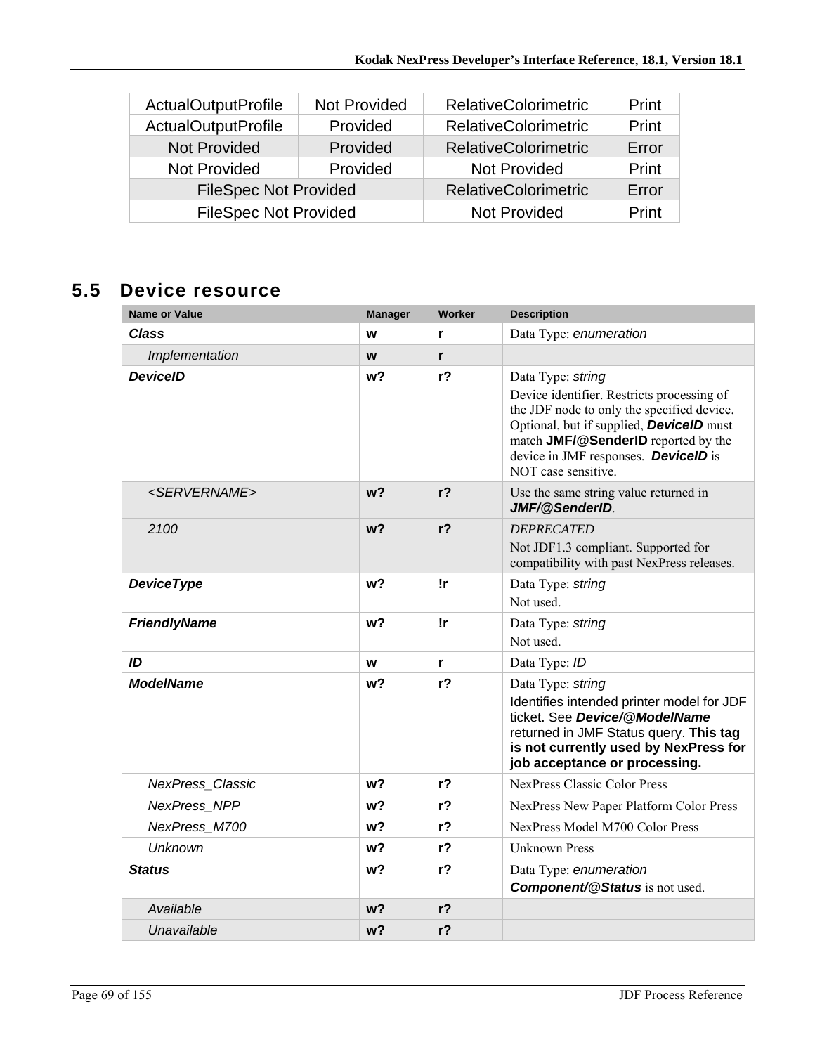| ActualOutputProfile | Not Provided | RelativeColorimetric | Print |
|---|---|---|---|
| ActualOutputProfile | Provided | RelativeColorimetric | Print |
| Not Provided | Provided | RelativeColorimetric | Error |
| Not Provided | Provided | Not Provided | Print |
| FileSpec Not Provided | | RelativeColorimetric | Error |
| FileSpec Not Provided | | Not Provided | Print |

## 5.5 Device resource

| Name or Value | Manager | Worker | Description |
|---|---|---|---|
| ***Class*** | **w** | **r** | Data Type: *enumeration* |
| *Implementation* | **w** | **r** | |
| ***DeviceID*** | **w?** | **r?** | Data Type: *string*<br>Device identifier. Restricts processing of the JDF node to only the specified device. Optional, but if supplied, ***DeviceID*** must match **JMF/@SenderID** reported by the device in JMF responses. ***DeviceID*** is NOT case sensitive. |
| *<SERVERNAME>* | **w?** | **r?** | Use the same string value returned in ***JMF/@SenderID***. |
| *2100* | **w?** | **r?** | *DEPRECATED*<br>Not JDF1.3 compliant. Supported for compatibility with past NexPress releases. |
| ***DeviceType*** | **w?** | **!r** | Data Type: *string*<br>Not used. |
| ***FriendlyName*** | **w?** | **!r** | Data Type: *string*<br>Not used. |
| ***ID*** | **w** | **r** | Data Type: *ID* |
| ***ModelName*** | **w?** | **r?** | Data Type: *string*<br>Identifies intended printer model for JDF ticket. See ***Device/@ModelName*** returned in JMF Status query. **This tag is not currently used by NexPress for job acceptance or processing.** |
| *NexPress_Classic* | **w?** | **r?** | NexPress Classic Color Press |
| *NexPress_NPP* | **w?** | **r?** | NexPress New Paper Platform Color Press |
| *NexPress_M700* | **w?** | **r?** | NexPress Model M700 Color Press |
| *Unknown* | **w?** | **r?** | Unknown Press |
| ***Status*** | **w?** | **r?** | Data Type: *enumeration*<br>***Component/@Status*** is not used. |
| *Available* | **w?** | **r?** | |
| *Unavailable* | **w?** | **r?** | |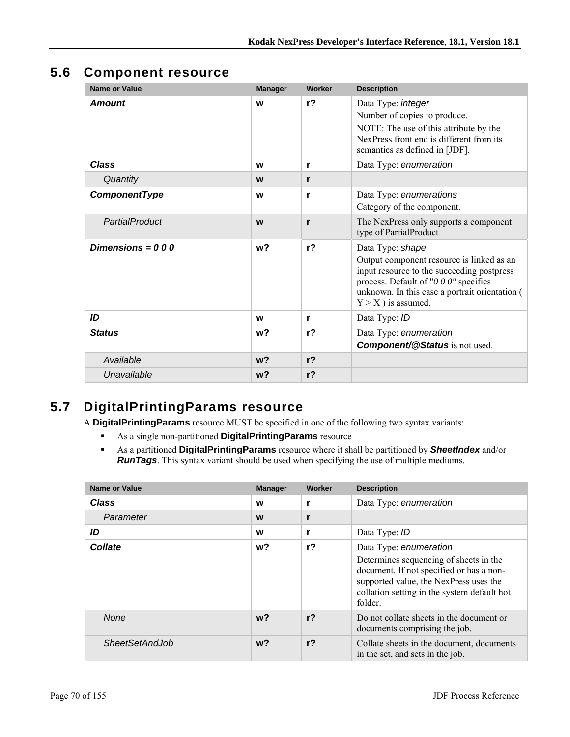## 5.6 Component resource

| Name or Value | Manager | Worker | Description |
|---|---|---|---|
| ***Amount*** | w | r? | Data Type: *integer*<br>Number of copies to produce.<br>NOTE: The use of this attribute by the NexPress front end is different from its semantics as defined in [JDF]. |
| ***Class*** | w | r | Data Type: *enumeration* |
| *Quantity* | w | r | |
| ***ComponentType*** | w | r | Data Type: *enumerations*<br>Category of the component. |
| *PartialProduct* | w | r | The NexPress only supports a component type of PartialProduct |
| ***Dimensions = 0 0 0*** | w? | r? | Data Type: *shape*<br>Output component resource is linked as an input resource to the succeeding postpress process. Default of "*0 0 0*" specifies unknown. In this case a portrait orientation ( Y > X ) is assumed. |
| ***ID*** | w | r | Data Type: *ID* |
| ***Status*** | w? | r? | Data Type: *enumeration*<br>***Component/@Status*** is not used. |
| *Available* | w? | r? | |
| *Unavailable* | w? | r? | |

## 5.7 DigitalPrintingParams resource

A **DigitalPrintingParams** resource MUST be specified in one of the following two syntax variants:

- As a single non-partitioned **DigitalPrintingParams** resource
- As a partitioned **DigitalPrintingParams** resource where it shall be partitioned by ***SheetIndex*** and/or ***RunTags***. This syntax variant should be used when specifying the use of multiple mediums.

| Name or Value | Manager | Worker | Description |
|---|---|---|---|
| ***Class*** | w | r | Data Type: *enumeration* |
| *Parameter* | w | r | |
| ***ID*** | w | r | Data Type: *ID* |
| ***Collate*** | w? | r? | Data Type: *enumeration*<br>Determines sequencing of sheets in the document. If not specified or has a non-supported value, the NexPress uses the collation setting in the system default hot folder. |
| *None* | w? | r? | Do not collate sheets in the document or documents comprising the job. |
| *SheetSetAndJob* | w? | r? | Collate sheets in the document, documents in the set, and sets in the job. |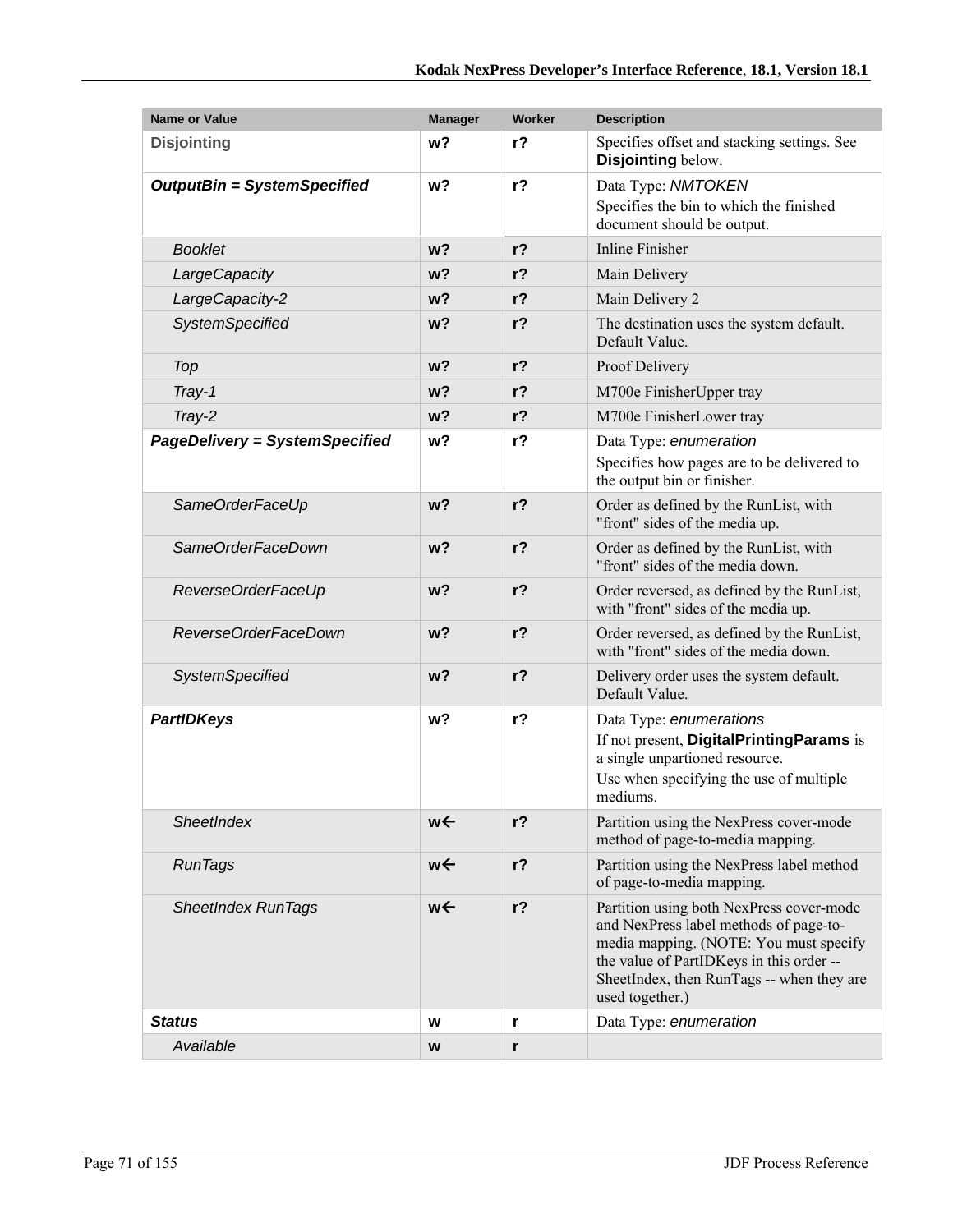| Name or Value | Manager | Worker | Description |
|---|---|---|---|
| Disjointing | w? | r? | Specifies offset and stacking settings. See **Disjointing** below. |
| ***OutputBin = SystemSpecified*** | **w?** | **r?** | Data Type: *NMTOKEN*<br>Specifies the bin to which the finished document should be output. |
| *Booklet* | **w?** | **r?** | Inline Finisher |
| *LargeCapacity* | **w?** | **r?** | Main Delivery |
| *LargeCapacity-2* | **w?** | **r?** | Main Delivery 2 |
| *SystemSpecified* | **w?** | **r?** | The destination uses the system default. Default Value. |
| *Top* | **w?** | **r?** | Proof Delivery |
| *Tray-1* | **w?** | **r?** | M700e FinisherUpper tray |
| *Tray-2* | **w?** | **r?** | M700e FinisherLower tray |
| ***PageDelivery = SystemSpecified*** | **w?** | **r?** | Data Type: *enumeration*<br>Specifies how pages are to be delivered to the output bin or finisher. |
| *SameOrderFaceUp* | **w?** | **r?** | Order as defined by the RunList, with "front" sides of the media up. |
| *SameOrderFaceDown* | **w?** | **r?** | Order as defined by the RunList, with "front" sides of the media down. |
| *ReverseOrderFaceUp* | **w?** | **r?** | Order reversed, as defined by the RunList, with "front" sides of the media up. |
| *ReverseOrderFaceDown* | **w?** | **r?** | Order reversed, as defined by the RunList, with "front" sides of the media down. |
| *SystemSpecified* | **w?** | **r?** | Delivery order uses the system default. Default Value. |
| ***PartIDKeys*** | **w?** | **r?** | Data Type: *enumerations*<br>If not present, **DigitalPrintingParams** is a single unpartioned resource.<br>Use when specifying the use of multiple mediums. |
| *SheetIndex* | **w←** | **r?** | Partition using the NexPress cover-mode method of page-to-media mapping. |
| *RunTags* | **w←** | **r?** | Partition using the NexPress label method of page-to-media mapping. |
| *SheetIndex RunTags* | **w←** | **r?** | Partition using both NexPress cover-mode and NexPress label methods of page-to-media mapping. (NOTE: You must specify the value of PartIDKeys in this order -- SheetIndex, then RunTags -- when they are used together.) |
| ***Status*** | **w** | **r** | Data Type: *enumeration* |
| *Available* | **w** | **r** | |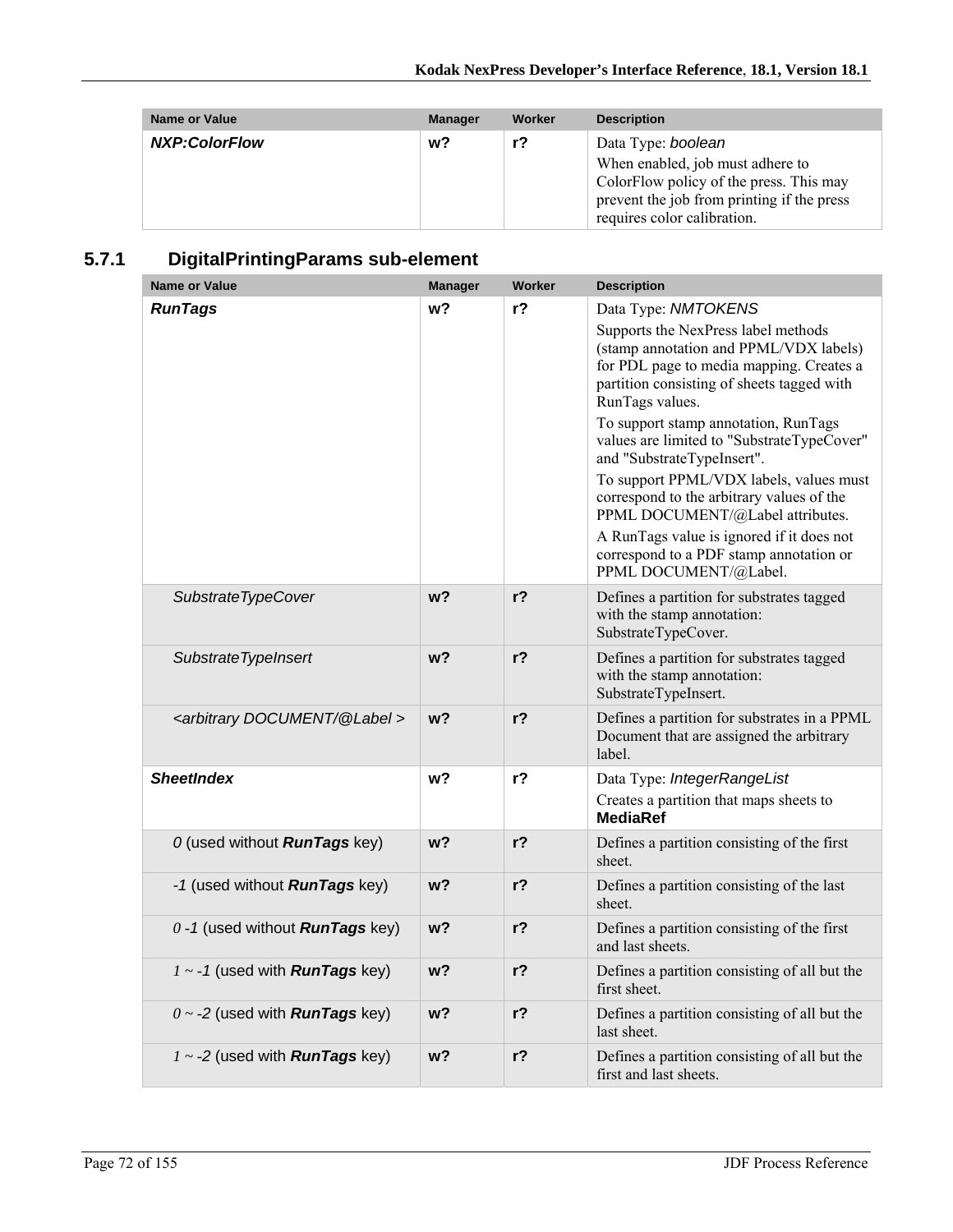| Name or Value | Manager | Worker | Description |
|---|---|---|---|
| ***NXP:ColorFlow*** | **w?** | **r?** | Data Type: *boolean*<br>When enabled, job must adhere to ColorFlow policy of the press. This may prevent the job from printing if the press requires color calibration. |

### 5.7.1 DigitalPrintingParams sub-element

| Name or Value | Manager | Worker | Description |
|---|---|---|---|
| ***RunTags*** | **w?** | **r?** | Data Type: *NMTOKENS*<br>Supports the NexPress label methods (stamp annotation and PPML/VDX labels) for PDL page to media mapping. Creates a partition consisting of sheets tagged with RunTags values.<br>To support stamp annotation, RunTags values are limited to "SubstrateTypeCover" and "SubstrateTypeInsert".<br>To support PPML/VDX labels, values must correspond to the arbitrary values of the PPML DOCUMENT/@Label attributes.<br>A RunTags value is ignored if it does not correspond to a PDF stamp annotation or PPML DOCUMENT/@Label. |
| *SubstrateTypeCover* | **w?** | **r?** | Defines a partition for substrates tagged with the stamp annotation: SubstrateTypeCover. |
| *SubstrateTypeInsert* | **w?** | **r?** | Defines a partition for substrates tagged with the stamp annotation: SubstrateTypeInsert. |
| *<arbitrary DOCUMENT/@Label >* | **w?** | **r?** | Defines a partition for substrates in a PPML Document that are assigned the arbitrary label. |
| ***SheetIndex*** | **w?** | **r?** | Data Type: *IntegerRangeList*<br>Creates a partition that maps sheets to **MediaRef** |
| *0* (used without ***RunTags*** key) | **w?** | **r?** | Defines a partition consisting of the first sheet. |
| *-1* (used without ***RunTags*** key) | **w?** | **r?** | Defines a partition consisting of the last sheet. |
| *0 -1* (used without ***RunTags*** key) | **w?** | **r?** | Defines a partition consisting of the first and last sheets. |
| *1 ~ -1* (used with ***RunTags*** key) | **w?** | **r?** | Defines a partition consisting of all but the first sheet. |
| *0 ~ -2* (used with ***RunTags*** key) | **w?** | **r?** | Defines a partition consisting of all but the last sheet. |
| *1 ~ -2* (used with ***RunTags*** key) | **w?** | **r?** | Defines a partition consisting of all but the first and last sheets. |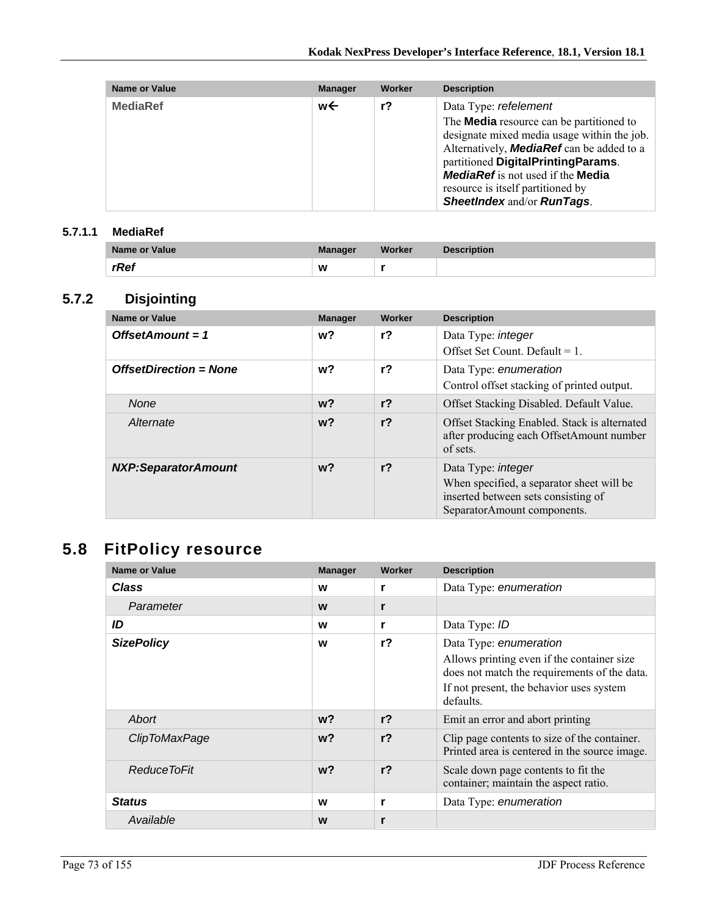| Name or Value | Manager | Worker | Description |
|---|---|---|---|
| **MediaRef** | w← | r? | Data Type: *refelement*<br>The **Media** resource can be partitioned to designate mixed media usage within the job. Alternatively, ***MediaRef*** can be added to a partitioned **DigitalPrintingParams**. ***MediaRef*** is not used if the **Media** resource is itself partitioned by ***SheetIndex*** and/or ***RunTags***. |

#### 5.7.1.1 MediaRef

| Name or Value | Manager | Worker | Description |
|---|---|---|---|
| ***rRef*** | w | r | |

### 5.7.2 Disjointing

| Name or Value | Manager | Worker | Description |
|---|---|---|---|
| ***OffsetAmount = 1*** | w? | r? | Data Type: *integer*<br>Offset Set Count. Default = 1. |
| ***OffsetDirection = None*** | w? | r? | Data Type: *enumeration*<br>Control offset stacking of printed output. |
| *None* | w? | r? | Offset Stacking Disabled. Default Value. |
| *Alternate* | w? | r? | Offset Stacking Enabled. Stack is alternated after producing each OffsetAmount number of sets. |
| ***NXP:SeparatorAmount*** | w? | r? | Data Type: *integer*<br>When specified, a separator sheet will be inserted between sets consisting of SeparatorAmount components. |

## 5.8 FitPolicy resource

| Name or Value | Manager | Worker | Description |
|---|---|---|---|
| ***Class*** | w | r | Data Type: *enumeration* |
| *Parameter* | w | r | |
| ***ID*** | w | r | Data Type: *ID* |
| ***SizePolicy*** | w | r? | Data Type: *enumeration*<br>Allows printing even if the container size does not match the requirements of the data.<br>If not present, the behavior uses system defaults. |
| *Abort* | w? | r? | Emit an error and abort printing |
| *ClipToMaxPage* | w? | r? | Clip page contents to size of the container. Printed area is centered in the source image. |
| *ReduceToFit* | w? | r? | Scale down page contents to fit the container; maintain the aspect ratio. |
| ***Status*** | w | r | Data Type: *enumeration* |
| *Available* | w | r | |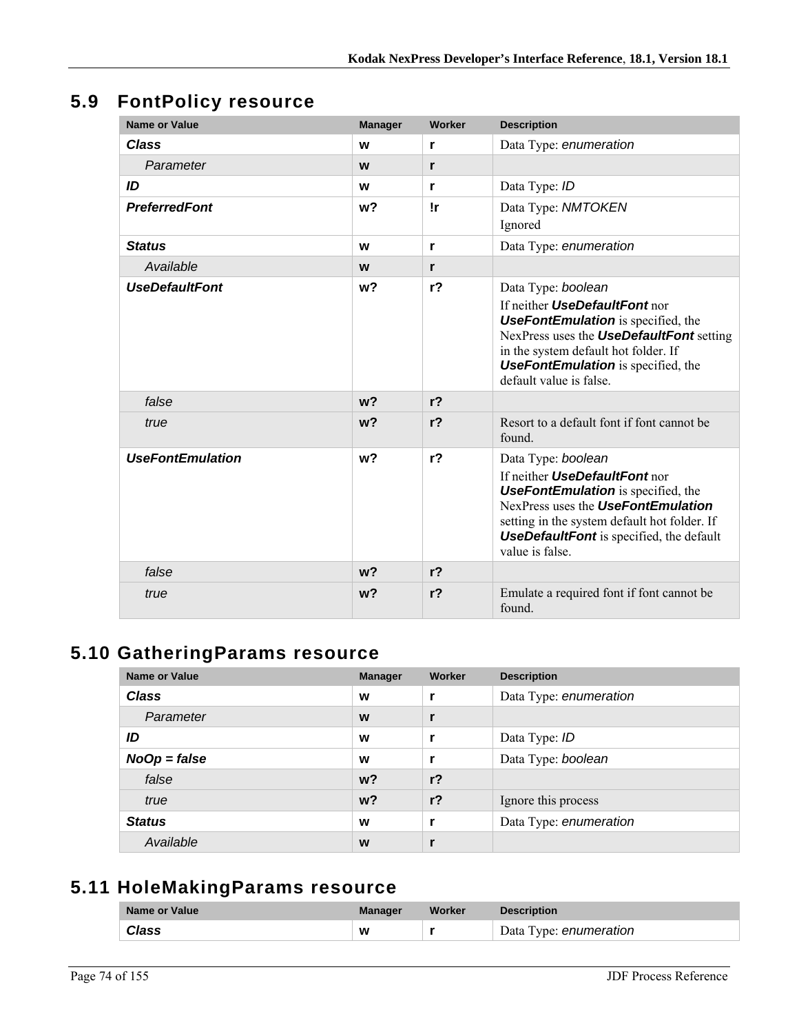## 5.9 FontPolicy resource

| Name or Value | Manager | Worker | Description |
|---|---|---|---|
| ***Class*** | **w** | **r** | Data Type: *enumeration* |
| *Parameter* | **w** | **r** | |
| ***ID*** | **w** | **r** | Data Type: *ID* |
| ***PreferredFont*** | **w?** | **!r** | Data Type: *NMTOKEN* Ignored |
| ***Status*** | **w** | **r** | Data Type: *enumeration* |
| *Available* | **w** | **r** | |
| ***UseDefaultFont*** | **w?** | **r?** | Data Type: *boolean* If neither ***UseDefaultFont*** nor ***UseFontEmulation*** is specified, the NexPress uses the ***UseDefaultFont*** setting in the system default hot folder. If ***UseFontEmulation*** is specified, the default value is false. |
| *false* | **w?** | **r?** | |
| *true* | **w?** | **r?** | Resort to a default font if font cannot be found. |
| ***UseFontEmulation*** | **w?** | **r?** | Data Type: *boolean* If neither ***UseDefaultFont*** nor ***UseFontEmulation*** is specified, the NexPress uses the ***UseFontEmulation*** setting in the system default hot folder. If ***UseDefaultFont*** is specified, the default value is false. |
| *false* | **w?** | **r?** | |
| *true* | **w?** | **r?** | Emulate a required font if font cannot be found. |

## 5.10 GatheringParams resource

| Name or Value | Manager | Worker | Description |
|---|---|---|---|
| ***Class*** | **w** | **r** | Data Type: *enumeration* |
| *Parameter* | **w** | **r** | |
| ***ID*** | **w** | **r** | Data Type: *ID* |
| ***NoOp = false*** | **w** | **r** | Data Type: *boolean* |
| *false* | **w?** | **r?** | |
| *true* | **w?** | **r?** | Ignore this process |
| ***Status*** | **w** | **r** | Data Type: *enumeration* |
| *Available* | **w** | **r** | |

## 5.11 HoleMakingParams resource

| Name or Value | Manager | Worker | Description |
|---|---|---|---|
| ***Class*** | **w** | **r** | Data Type: *enumeration* |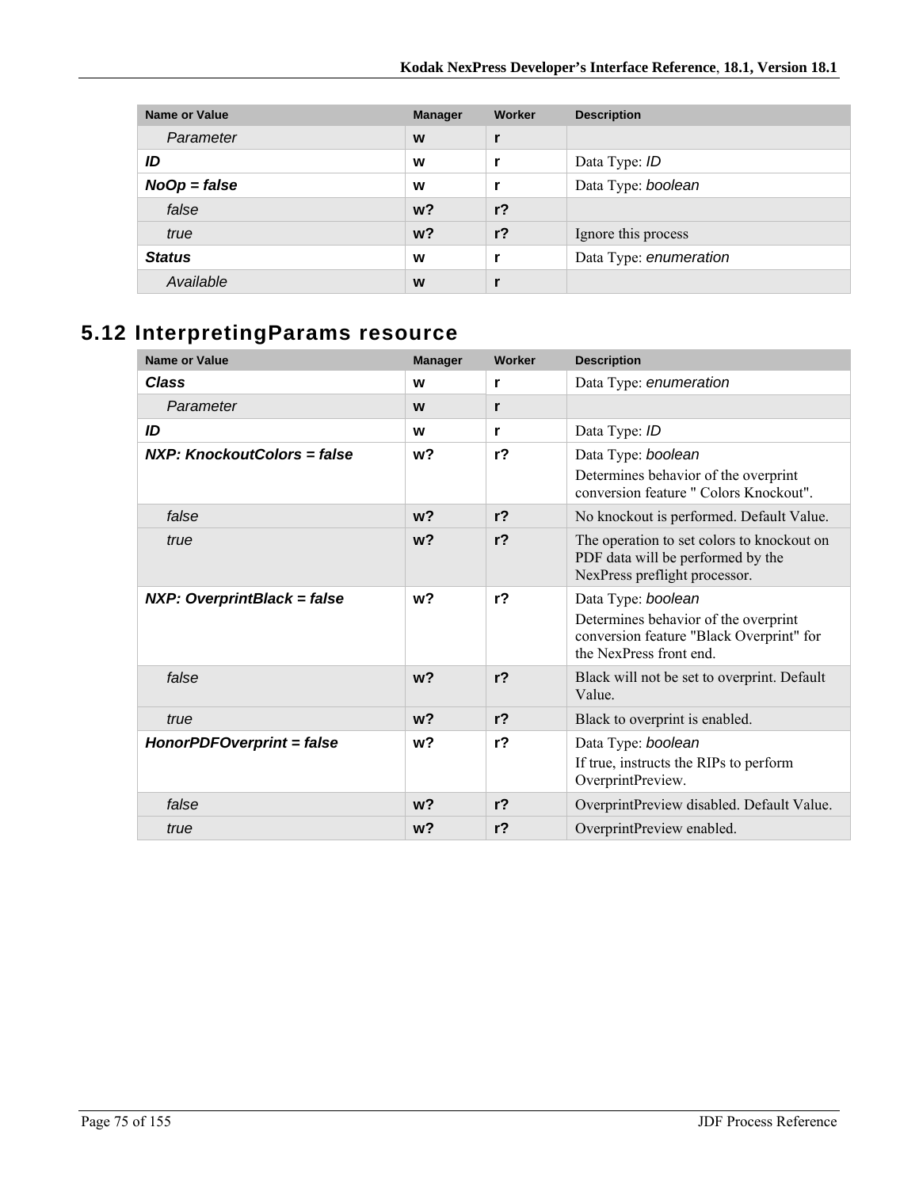| Name or Value | Manager | Worker | Description |
|---|---|---|---|
| *Parameter* | **w** | **r** | |
| ***ID*** | **w** | **r** | Data Type: *ID* |
| ***NoOp = false*** | **w** | **r** | Data Type: *boolean* |
| *false* | **w?** | **r?** | |
| *true* | **w?** | **r?** | Ignore this process |
| ***Status*** | **w** | **r** | Data Type: *enumeration* |
| *Available* | **w** | **r** | |

## 5.12 InterpretingParams resource

| Name or Value | Manager | Worker | Description |
|---|---|---|---|
| ***Class*** | **w** | **r** | Data Type: *enumeration* |
| *Parameter* | **w** | **r** | |
| ***ID*** | **w** | **r** | Data Type: *ID* |
| ***NXP: KnockoutColors = false*** | **w?** | **r?** | Data Type: *boolean*<br>Determines behavior of the overprint conversion feature " Colors Knockout". |
| *false* | **w?** | **r?** | No knockout is performed. Default Value. |
| *true* | **w?** | **r?** | The operation to set colors to knockout on PDF data will be performed by the NexPress preflight processor. |
| ***NXP: OverprintBlack = false*** | **w?** | **r?** | Data Type: *boolean*<br>Determines behavior of the overprint conversion feature "Black Overprint" for the NexPress front end. |
| *false* | **w?** | **r?** | Black will not be set to overprint. Default Value. |
| *true* | **w?** | **r?** | Black to overprint is enabled. |
| ***HonorPDFOverprint = false*** | **w?** | **r?** | Data Type: *boolean*<br>If true, instructs the RIPs to perform OverprintPreview. |
| *false* | **w?** | **r?** | OverprintPreview disabled. Default Value. |
| *true* | **w?** | **r?** | OverprintPreview enabled. |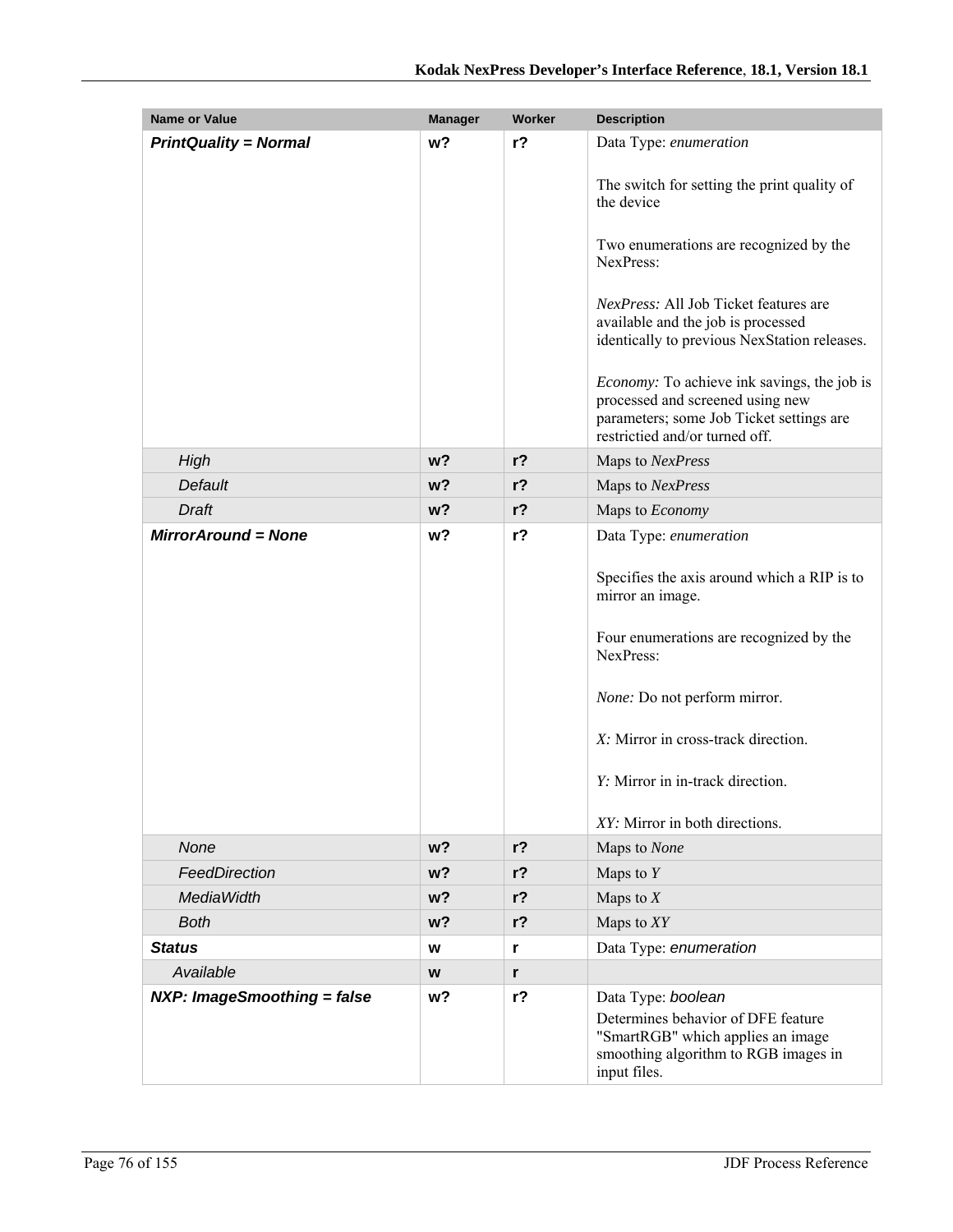| Name or Value | Manager | Worker | Description |
| --- | --- | --- | --- |
| ***PrintQuality = Normal*** | **w?** | **r?** | Data Type: *enumeration*<br><br>The switch for setting the print quality of the device<br><br>Two enumerations are recognized by the NexPress:<br><br>*NexPress:* All Job Ticket features are available and the job is processed identically to previous NexStation releases.<br><br>*Economy:* To achieve ink savings, the job is processed and screened using new parameters; some Job Ticket settings are restrictied and/or turned off. |
| *High* | **w?** | **r?** | Maps to *NexPress* |
| *Default* | **w?** | **r?** | Maps to *NexPress* |
| *Draft* | **w?** | **r?** | Maps to *Economy* |
| ***MirrorAround = None*** | **w?** | **r?** | Data Type: *enumeration*<br><br>Specifies the axis around which a RIP is to mirror an image.<br><br>Four enumerations are recognized by the NexPress:<br><br>*None:* Do not perform mirror.<br><br>*X:* Mirror in cross-track direction.<br><br>*Y:* Mirror in in-track direction.<br><br>*XY:* Mirror in both directions. |
| *None* | **w?** | **r?** | Maps to *None* |
| *FeedDirection* | **w?** | **r?** | Maps to *Y* |
| *MediaWidth* | **w?** | **r?** | Maps to *X* |
| *Both* | **w?** | **r?** | Maps to *XY* |
| ***Status*** | **w** | **r** | Data Type: *enumeration* |
| *Available* | **w** | **r** | |
| ***NXP: ImageSmoothing = false*** | **w?** | **r?** | Data Type: *boolean*<br>Determines behavior of DFE feature "SmartRGB" which applies an image smoothing algorithm to RGB images in input files. |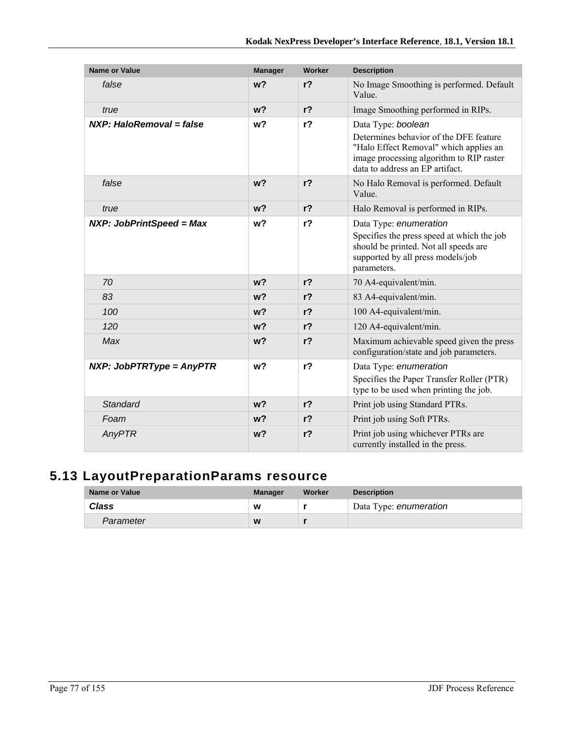| Name or Value | Manager | Worker | Description |
|---|---|---|---|
| *false* | **w?** | **r?** | No Image Smoothing is performed. Default Value. |
| *true* | **w?** | **r?** | Image Smoothing performed in RIPs. |
| ***NXP: HaloRemoval = false*** | **w?** | **r?** | Data Type: *boolean*<br>Determines behavior of the DFE feature "Halo Effect Removal" which applies an image processing algorithm to RIP raster data to address an EP artifact. |
| *false* | **w?** | **r?** | No Halo Removal is performed. Default Value. |
| *true* | **w?** | **r?** | Halo Removal is performed in RIPs. |
| ***NXP: JobPrintSpeed = Max*** | **w?** | **r?** | Data Type: *enumeration*<br>Specifies the press speed at which the job should be printed. Not all speeds are supported by all press models/job parameters. |
| *70* | **w?** | **r?** | 70 A4-equivalent/min. |
| *83* | **w?** | **r?** | 83 A4-equivalent/min. |
| *100* | **w?** | **r?** | 100 A4-equivalent/min. |
| *120* | **w?** | **r?** | 120 A4-equivalent/min. |
| *Max* | **w?** | **r?** | Maximum achievable speed given the press configuration/state and job parameters. |
| ***NXP: JobPTRType = AnyPTR*** | **w?** | **r?** | Data Type: *enumeration*<br>Specifies the Paper Transfer Roller (PTR) type to be used when printing the job. |
| *Standard* | **w?** | **r?** | Print job using Standard PTRs. |
| *Foam* | **w?** | **r?** | Print job using Soft PTRs. |
| *AnyPTR* | **w?** | **r?** | Print job using whichever PTRs are currently installed in the press. |

## 5.13 LayoutPreparationParams resource

| Name or Value | Manager | Worker | Description |
|---|---|---|---|
| ***Class*** | **w** | **r** | Data Type: *enumeration* |
| *Parameter* | **w** | **r** | |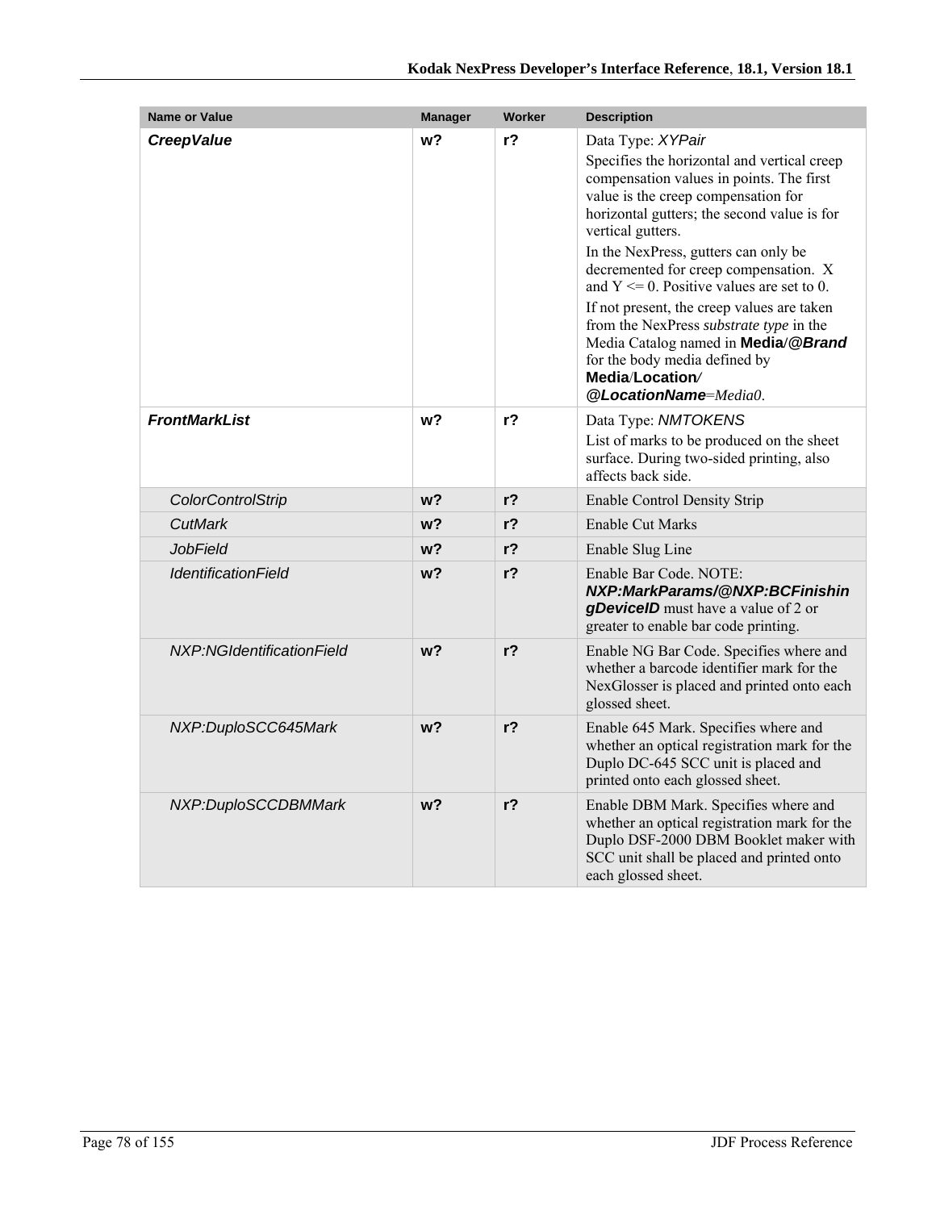| Name or Value | Manager | Worker | Description |
| --- | --- | --- | --- |
| ***CreepValue*** | **w?** | **r?** | Data Type: *XYPair*<br>Specifies the horizontal and vertical creep compensation values in points. The first value is the creep compensation for horizontal gutters; the second value is for vertical gutters.<br>In the NexPress, gutters can only be decremented for creep compensation. X and Y <= 0. Positive values are set to 0.<br>If not present, the creep values are taken from the NexPress *substrate type* in the Media Catalog named in **Media/@*Brand*** for the body media defined by **Media/Location/ @*LocationName*=*Media0*.** |
| ***FrontMarkList*** | **w?** | **r?** | Data Type: *NMTOKENS*<br>List of marks to be produced on the sheet surface. During two-sided printing, also affects back side. |
| *ColorControlStrip* | **w?** | **r?** | Enable Control Density Strip |
| *CutMark* | **w?** | **r?** | Enable Cut Marks |
| *JobField* | **w?** | **r?** | Enable Slug Line |
| *IdentificationField* | **w?** | **r?** | Enable Bar Code. NOTE: ***NXP:MarkParams/@NXP:BCFinishingDeviceID*** must have a value of 2 or greater to enable bar code printing. |
| *NXP:NGIdentificationField* | **w?** | **r?** | Enable NG Bar Code. Specifies where and whether a barcode identifier mark for the NexGlosser is placed and printed onto each glossed sheet. |
| *NXP:DuploSCC645Mark* | **w?** | **r?** | Enable 645 Mark. Specifies where and whether an optical registration mark for the Duplo DC-645 SCC unit is placed and printed onto each glossed sheet. |
| *NXP:DuploSCCDBMMark* | **w?** | **r?** | Enable DBM Mark. Specifies where and whether an optical registration mark for the Duplo DSF-2000 DBM Booklet maker with SCC unit shall be placed and printed onto each glossed sheet. |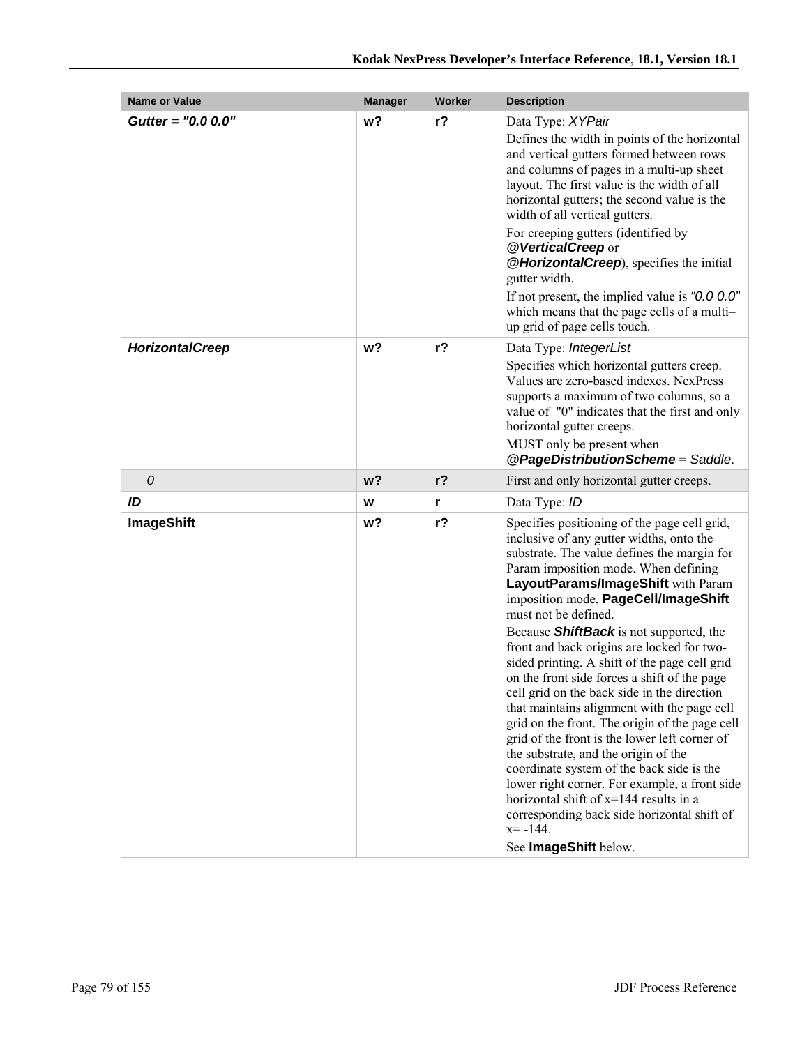| Name or Value | Manager | Worker | Description |
|---|---|---|---|
| ***Gutter = "0.0 0.0"*** | w? | r? | Data Type: *XYPair*<br>Defines the width in points of the horizontal and vertical gutters formed between rows and columns of pages in a multi-up sheet layout. The first value is the width of all horizontal gutters; the second value is the width of all vertical gutters.<br>For creeping gutters (identified by ***@VerticalCreep*** or ***@HorizontalCreep***), specifies the initial gutter width.<br>If not present, the implied value is *"0.0 0.0"* which means that the page cells of a multi–up grid of page cells touch. |
| ***HorizontalCreep*** | w? | r? | Data Type: *IntegerList*<br>Specifies which horizontal gutters creep. Values are zero-based indexes. NexPress supports a maximum of two columns, so a value of "0" indicates that the first and only horizontal gutter creeps.<br>MUST only be present when ***@PageDistributionScheme*** = *Saddle*. |
| *0* | w? | r? | First and only horizontal gutter creeps. |
| ***ID*** | w | r | Data Type: *ID* |
| **ImageShift** | w? | r? | Specifies positioning of the page cell grid, inclusive of any gutter widths, onto the substrate. The value defines the margin for Param imposition mode. When defining **LayoutParams/ImageShift** with Param imposition mode, **PageCell/ImageShift** must not be defined.<br>Because ***ShiftBack*** is not supported, the front and back origins are locked for two-sided printing. A shift of the page cell grid on the front side forces a shift of the page cell grid on the back side in the direction that maintains alignment with the page cell grid on the front. The origin of the page cell grid of the front is the lower left corner of the substrate, and the origin of the coordinate system of the back side is the lower right corner. For example, a front side horizontal shift of x=144 results in a corresponding back side horizontal shift of x= -144.<br>See **ImageShift** below. |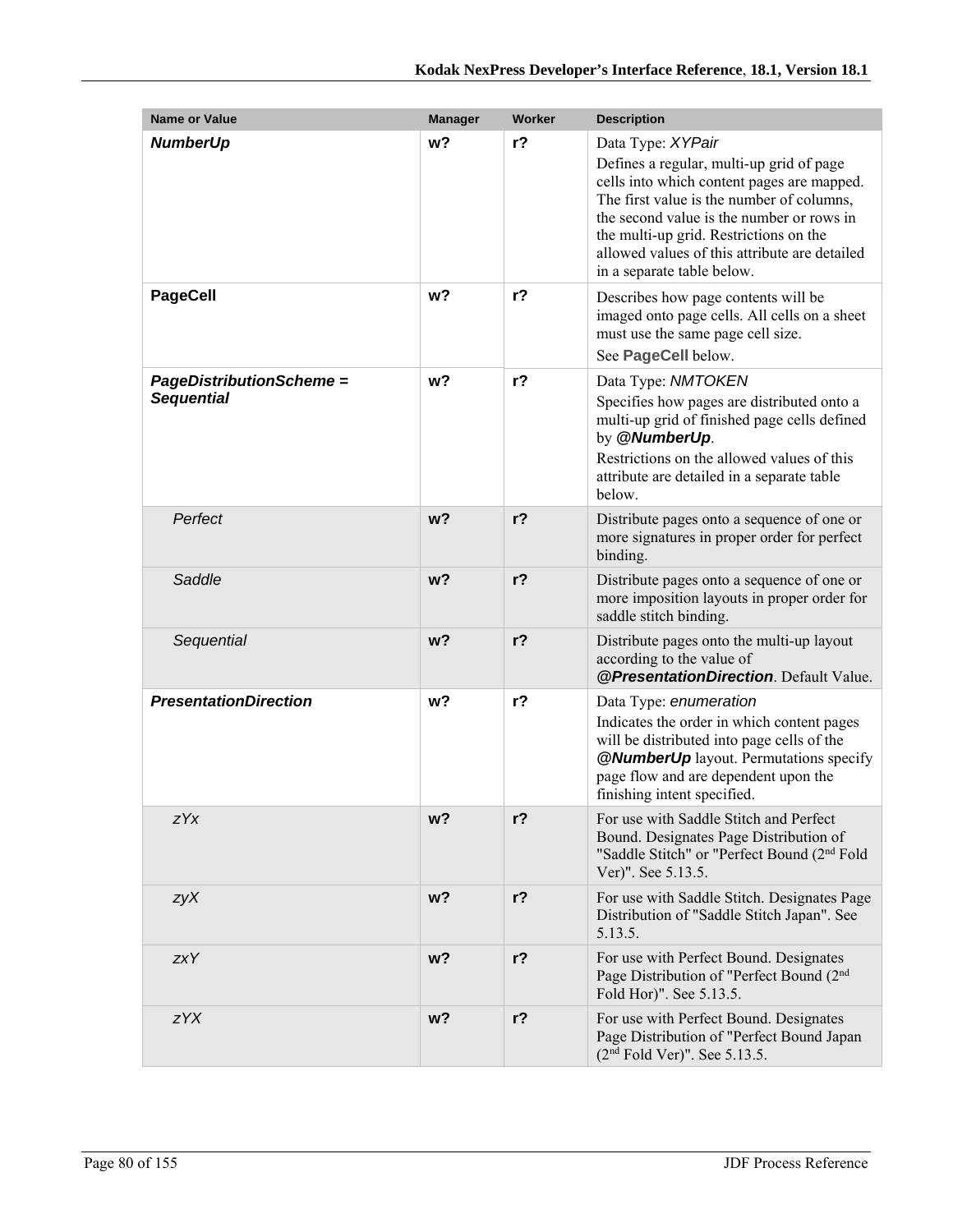| Name or Value | Manager | Worker | Description |
|---|---|---|---|
| ***NumberUp*** | **w?** | **r?** | Data Type: *XYPair*<br>Defines a regular, multi-up grid of page cells into which content pages are mapped. The first value is the number of columns, the second value is the number or rows in the multi-up grid. Restrictions on the allowed values of this attribute are detailed in a separate table below. |
| **PageCell** | **w?** | **r?** | Describes how page contents will be imaged onto page cells. All cells on a sheet must use the same page cell size.<br>See **PageCell** below. |
| ***PageDistributionScheme = Sequential*** | **w?** | **r?** | Data Type: *NMTOKEN*<br>Specifies how pages are distributed onto a multi-up grid of finished page cells defined by ***@NumberUp***.<br>Restrictions on the allowed values of this attribute are detailed in a separate table below. |
| *Perfect* | **w?** | **r?** | Distribute pages onto a sequence of one or more signatures in proper order for perfect binding. |
| *Saddle* | **w?** | **r?** | Distribute pages onto a sequence of one or more imposition layouts in proper order for saddle stitch binding. |
| *Sequential* | **w?** | **r?** | Distribute pages onto the multi-up layout according to the value of ***@PresentationDirection***. Default Value. |
| ***PresentationDirection*** | **w?** | **r?** | Data Type: *enumeration*<br>Indicates the order in which content pages will be distributed into page cells of the ***@NumberUp*** layout. Permutations specify page flow and are dependent upon the finishing intent specified. |
| *zYx* | **w?** | **r?** | For use with Saddle Stitch and Perfect Bound. Designates Page Distribution of "Saddle Stitch" or "Perfect Bound (2nd Fold Ver)". See 5.13.5. |
| *zyX* | **w?** | **r?** | For use with Saddle Stitch. Designates Page Distribution of "Saddle Stitch Japan". See 5.13.5. |
| *zxY* | **w?** | **r?** | For use with Perfect Bound. Designates Page Distribution of "Perfect Bound (2nd Fold Hor)". See 5.13.5. |
| *zYX* | **w?** | **r?** | For use with Perfect Bound. Designates Page Distribution of "Perfect Bound Japan (2nd Fold Ver)". See 5.13.5. |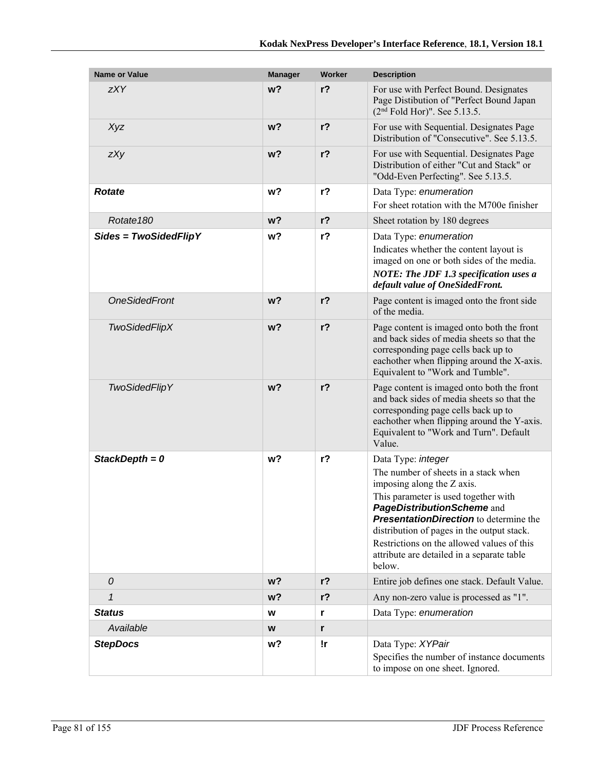| Name or Value | Manager | Worker | Description |
|---|---|---|---|
| *zXY* | **w?** | **r?** | For use with Perfect Bound. Designates Page Distibution of "Perfect Bound Japan (2nd Fold Hor)". See 5.13.5. |
| *Xyz* | **w?** | **r?** | For use with Sequential. Designates Page Distribution of "Consecutive". See 5.13.5. |
| *zXy* | **w?** | **r?** | For use with Sequential. Designates Page Distribution of either "Cut and Stack" or "Odd-Even Perfecting". See 5.13.5. |
| ***Rotate*** | **w?** | **r?** | Data Type: *enumeration*<br>For sheet rotation with the M700e finisher |
| *Rotate180* | **w?** | **r?** | Sheet rotation by 180 degrees |
| ***Sides = TwoSidedFlipY*** | **w?** | **r?** | Data Type: *enumeration*<br>Indicates whether the content layout is imaged on one or both sides of the media.<br>***NOTE: The JDF 1.3 specification uses a default value of OneSidedFront.*** |
| *OneSidedFront* | **w?** | **r?** | Page content is imaged onto the front side of the media. |
| *TwoSidedFlipX* | **w?** | **r?** | Page content is imaged onto both the front and back sides of media sheets so that the corresponding page cells back up to eachother when flipping around the X-axis. Equivalent to "Work and Tumble". |
| *TwoSidedFlipY* | **w?** | **r?** | Page content is imaged onto both the front and back sides of media sheets so that the corresponding page cells back up to eachother when flipping around the Y-axis. Equivalent to "Work and Turn". Default Value. |
| ***StackDepth = 0*** | **w?** | **r?** | Data Type: *integer*<br>The number of sheets in a stack when imposing along the Z axis.<br>This parameter is used together with ***PageDistributionScheme*** and ***PresentationDirection*** to determine the distribution of pages in the output stack.<br>Restrictions on the allowed values of this attribute are detailed in a separate table below. |
| *0* | **w?** | **r?** | Entire job defines one stack. Default Value. |
| *1* | **w?** | **r?** | Any non-zero value is processed as "1". |
| ***Status*** | **w** | **r** | Data Type: *enumeration* |
| *Available* | **w** | **r** | |
| ***StepDocs*** | **w?** | **!r** | Data Type: *XYPair*<br>Specifies the number of instance documents to impose on one sheet. Ignored. |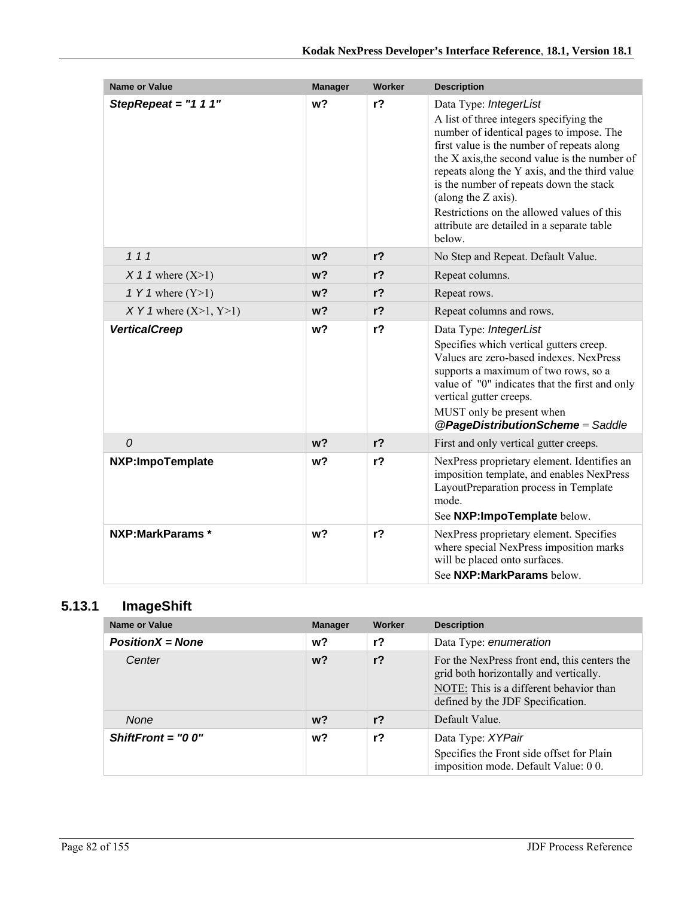| Name or Value | Manager | Worker | Description |
|---|---|---|---|
| ***StepRepeat = "1 1 1"*** | **w?** | **r?** | Data Type: *IntegerList*<br>A list of three integers specifying the number of identical pages to impose. The first value is the number of repeats along the X axis,the second value is the number of repeats along the Y axis, and the third value is the number of repeats down the stack (along the Z axis).<br>Restrictions on the allowed values of this attribute are detailed in a separate table below. |
| *1 1 1* | **w?** | **r?** | No Step and Repeat. Default Value. |
| *X 1 1* where (X>1) | **w?** | **r?** | Repeat columns. |
| *1 Y 1* where (Y>1) | **w?** | **r?** | Repeat rows. |
| *X Y 1* where (X>1, Y>1) | **w?** | **r?** | Repeat columns and rows. |
| ***VerticalCreep*** | **w?** | **r?** | Data Type: *IntegerList*<br>Specifies which vertical gutters creep. Values are zero-based indexes. NexPress supports a maximum of two rows, so a value of "0" indicates that the first and only vertical gutter creeps.<br>MUST only be present when ***@PageDistributionScheme*** = *Saddle* |
| *0* | **w?** | **r?** | First and only vertical gutter creeps. |
| **NXP:ImpoTemplate** | **w?** | **r?** | NexPress proprietary element. Identifies an imposition template, and enables NexPress LayoutPreparation process in Template mode.<br>See **NXP:ImpoTemplate** below. |
| **NXP:MarkParams *** | **w?** | **r?** | NexPress proprietary element. Specifies where special NexPress imposition marks will be placed onto surfaces.<br>See **NXP:MarkParams** below. |

### 5.13.1 ImageShift

| Name or Value | Manager | Worker | Description |
|---|---|---|---|
| ***PositionX = None*** | **w?** | **r?** | Data Type: *enumeration* |
| *Center* | **w?** | **r?** | For the NexPress front end, this centers the grid both horizontally and vertically.<br>NOTE: This is a different behavior than defined by the JDF Specification. |
| *None* | **w?** | **r?** | Default Value. |
| ***ShiftFront = "0 0"*** | **w?** | **r?** | Data Type: *XYPair*<br>Specifies the Front side offset for Plain imposition mode. Default Value: 0 0. |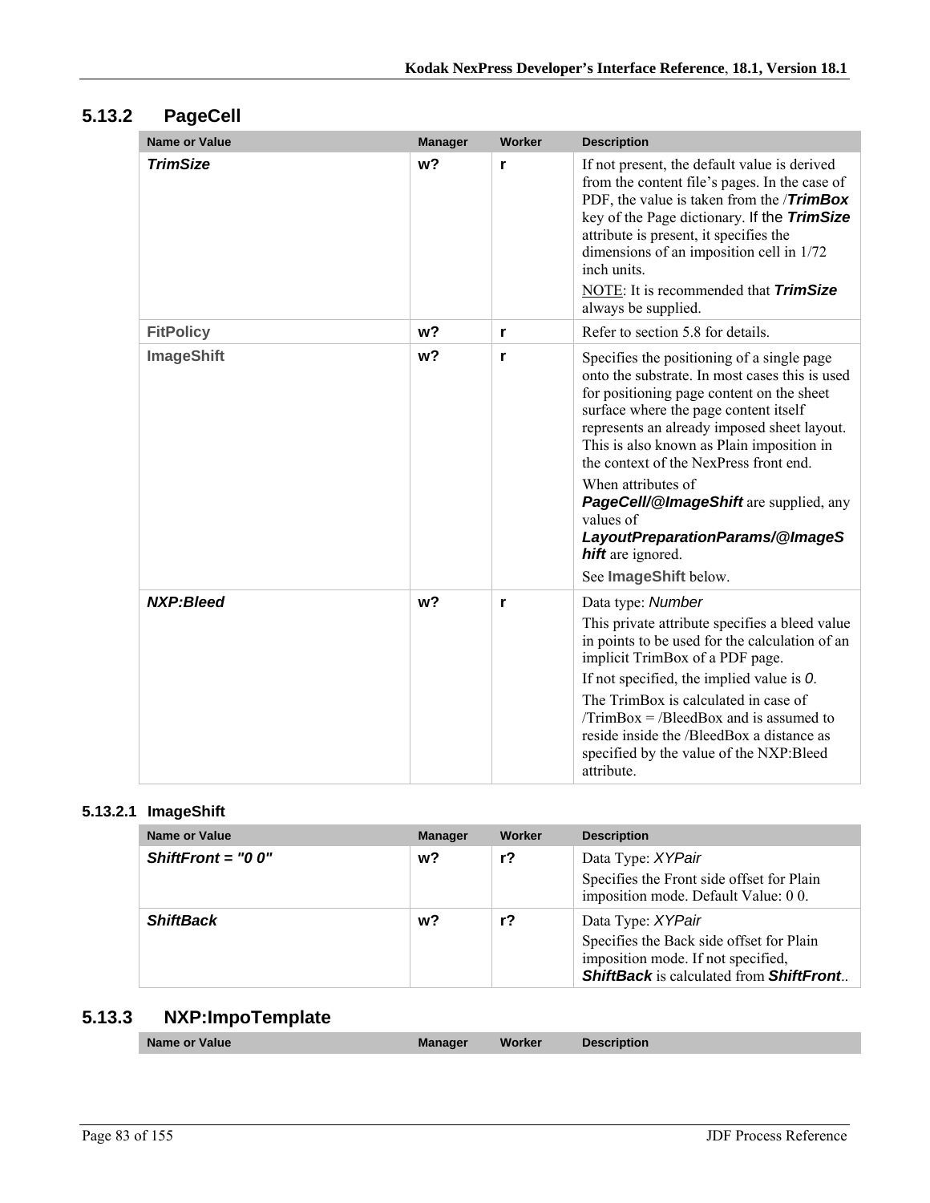## 5.13.2 PageCell

| Name or Value | Manager | Worker | Description |
|---|---|---|---|
| ***TrimSize*** | w? | r | If not present, the default value is derived from the content file's pages. In the case of PDF, the value is taken from the /***TrimBox*** key of the Page dictionary. If the ***TrimSize*** attribute is present, it specifies the dimensions of an imposition cell in 1/72 inch units.<br>NOTE: It is recommended that ***TrimSize*** always be supplied. |
| **FitPolicy** | w? | r | Refer to section 5.8 for details. |
| **ImageShift** | w? | r | Specifies the positioning of a single page onto the substrate. In most cases this is used for positioning page content on the sheet surface where the page content itself represents an already imposed sheet layout. This is also known as Plain imposition in the context of the NexPress front end.<br>When attributes of ***PageCell/@ImageShift*** are supplied, any values of ***LayoutPreparationParams/@ImageShift*** are ignored.<br>See **ImageShift** below. |
| ***NXP:Bleed*** | w? | r | Data type: *Number*<br>This private attribute specifies a bleed value in points to be used for the calculation of an implicit TrimBox of a PDF page.<br>If not specified, the implied value is *0*.<br>The TrimBox is calculated in case of /TrimBox = /BleedBox and is assumed to reside inside the /BleedBox a distance as specified by the value of the NXP:Bleed attribute. |

### 5.13.2.1 ImageShift

| Name or Value | Manager | Worker | Description |
|---|---|---|---|
| ***ShiftFront = "0 0"*** | w? | r? | Data Type: *XYPair*<br>Specifies the Front side offset for Plain imposition mode. Default Value: 0 0. |
| ***ShiftBack*** | w? | r? | Data Type: *XYPair*<br>Specifies the Back side offset for Plain imposition mode. If not specified, ***ShiftBack*** is calculated from ***ShiftFront***.. |

## 5.13.3 NXP:ImpoTemplate

| Name or Value | Manager | Worker | Description |
|---|---|---|---|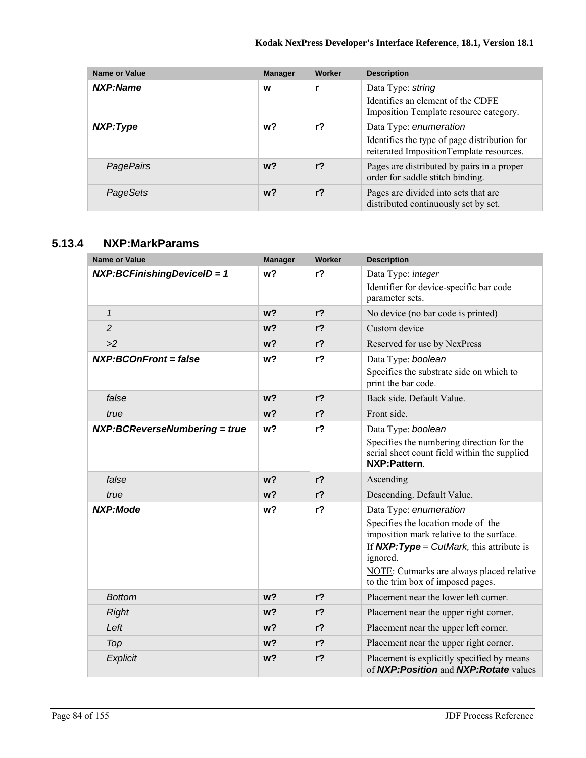| Name or Value | Manager | Worker | Description |
|---|---|---|---|
| ***NXP:Name*** | **w** | **r** | Data Type: *string*<br>Identifies an element of the CDFE Imposition Template resource category. |
| ***NXP:Type*** | **w?** | **r?** | Data Type: *enumeration*<br>Identifies the type of page distribution for reiterated ImpositionTemplate resources. |
| *PagePairs* | **w?** | **r?** | Pages are distributed by pairs in a proper order for saddle stitch binding. |
| *PageSets* | **w?** | **r?** | Pages are divided into sets that are distributed continuously set by set. |

## 5.13.4 NXP:MarkParams

| Name or Value | Manager | Worker | Description |
|---|---|---|---|
| ***NXP:BCFinishingDeviceID = 1*** | **w?** | **r?** | Data Type: *integer*<br>Identifier for device-specific bar code parameter sets. |
| *1* | **w?** | **r?** | No device (no bar code is printed) |
| *2* | **w?** | **r?** | Custom device |
| *>2* | **w?** | **r?** | Reserved for use by NexPress |
| ***NXP:BCOnFront = false*** | **w?** | **r?** | Data Type: *boolean*<br>Specifies the substrate side on which to print the bar code. |
| *false* | **w?** | **r?** | Back side. Default Value. |
| *true* | **w?** | **r?** | Front side. |
| ***NXP:BCReverseNumbering = true*** | **w?** | **r?** | Data Type: *boolean*<br>Specifies the numbering direction for the serial sheet count field within the supplied **NXP:Pattern**. |
| *false* | **w?** | **r?** | Ascending |
| *true* | **w?** | **r?** | Descending. Default Value. |
| ***NXP:Mode*** | **w?** | **r?** | Data Type: *enumeration*<br>Specifies the location mode of the imposition mark relative to the surface.<br>If ***NXP:Type*** = *CutMark,* this attribute is ignored.<br>NOTE: Cutmarks are always placed relative to the trim box of imposed pages. |
| *Bottom* | **w?** | **r?** | Placement near the lower left corner. |
| *Right* | **w?** | **r?** | Placement near the upper right corner. |
| *Left* | **w?** | **r?** | Placement near the upper left corner. |
| *Top* | **w?** | **r?** | Placement near the upper right corner. |
| *Explicit* | **w?** | **r?** | Placement is explicitly specified by means of ***NXP:Position*** and ***NXP:Rotate*** values |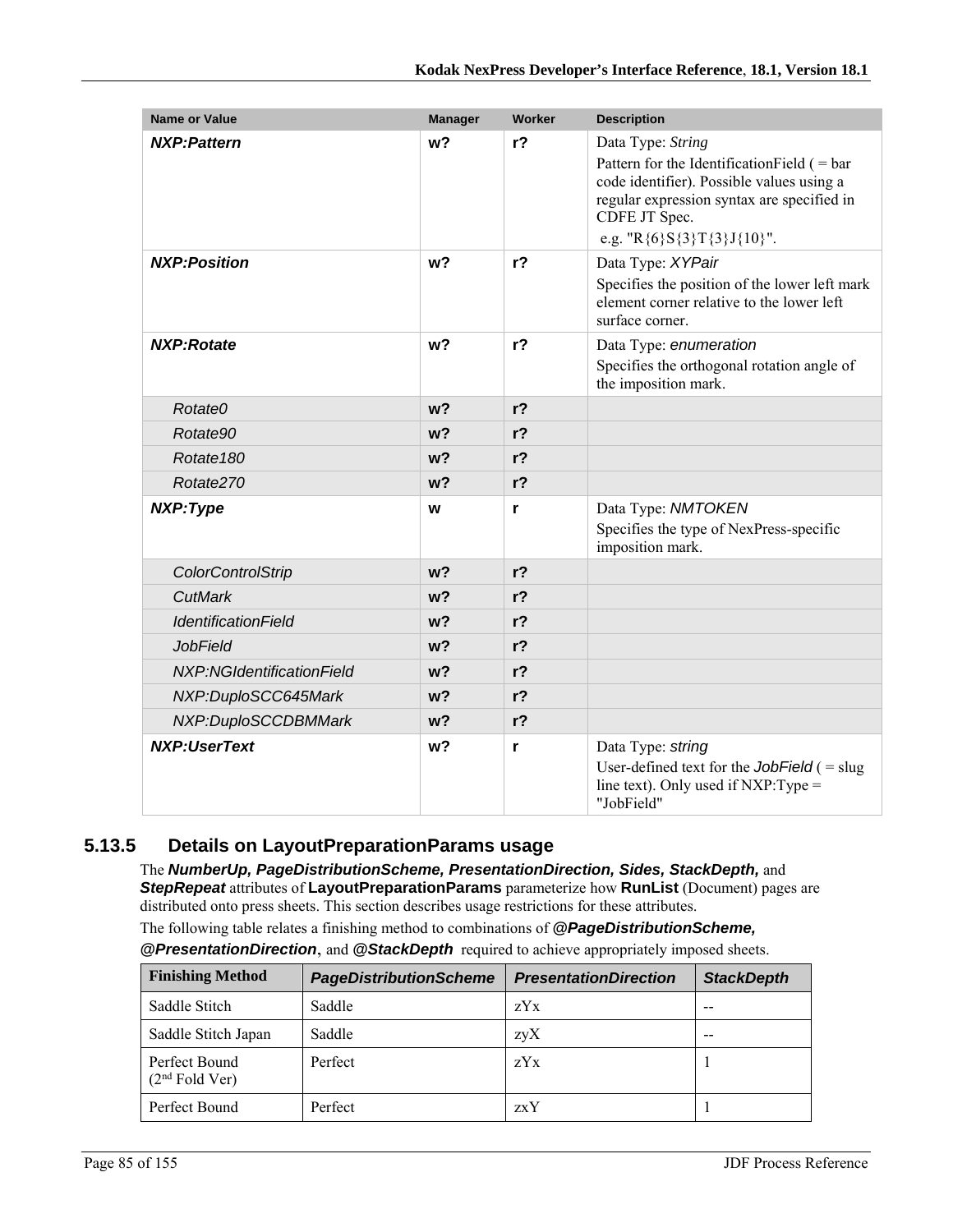| Name or Value | Manager | Worker | Description |
| --- | --- | --- | --- |
| ***NXP:Pattern*** | **w?** | **r?** | Data Type: *String*<br>Pattern for the IdentificationField ( = bar code identifier). Possible values using a regular expression syntax are specified in CDFE JT Spec.<br>e.g. "R{6}S{3}T{3}J{10}". |
| ***NXP:Position*** | **w?** | **r?** | Data Type: *XYPair*<br>Specifies the position of the lower left mark element corner relative to the lower left surface corner. |
| ***NXP:Rotate*** | **w?** | **r?** | Data Type: *enumeration*<br>Specifies the orthogonal rotation angle of the imposition mark. |
| *Rotate0* | **w?** | **r?** | |
| *Rotate90* | **w?** | **r?** | |
| *Rotate180* | **w?** | **r?** | |
| *Rotate270* | **w?** | **r?** | |
| ***NXP:Type*** | **w** | **r** | Data Type: *NMTOKEN*<br>Specifies the type of NexPress-specific imposition mark. |
| *ColorControlStrip* | **w?** | **r?** | |
| *CutMark* | **w?** | **r?** | |
| *IdentificationField* | **w?** | **r?** | |
| *JobField* | **w?** | **r?** | |
| *NXP:NGIdentificationField* | **w?** | **r?** | |
| *NXP:DuploSCC645Mark* | **w?** | **r?** | |
| *NXP:DuploSCCDBMMark* | **w?** | **r?** | |
| ***NXP:UserText*** | **w?** | **r** | Data Type: *string*<br>User-defined text for the *JobField* ( = slug line text). Only used if NXP:Type = "JobField" |

### 5.13.5 Details on LayoutPreparationParams usage

The ***NumberUp, PageDistributionScheme, PresentationDirection, Sides, StackDepth,*** and ***StepRepeat*** attributes of **LayoutPreparationParams** parameterize how **RunList** (Document) pages are distributed onto press sheets. This section describes usage restrictions for these attributes.

The following table relates a finishing method to combinations of ***@PageDistributionScheme, @PresentationDirection***, and ***@StackDepth*** required to achieve appropriately imposed sheets.

| Finishing Method | *PageDistributionScheme* | *PresentationDirection* | *StackDepth* |
| --- | --- | --- | --- |
| Saddle Stitch | Saddle | zYx | -- |
| Saddle Stitch Japan | Saddle | zyX | -- |
| Perfect Bound (2nd Fold Ver) | Perfect | zYx | 1 |
| Perfect Bound | Perfect | zxY | 1 |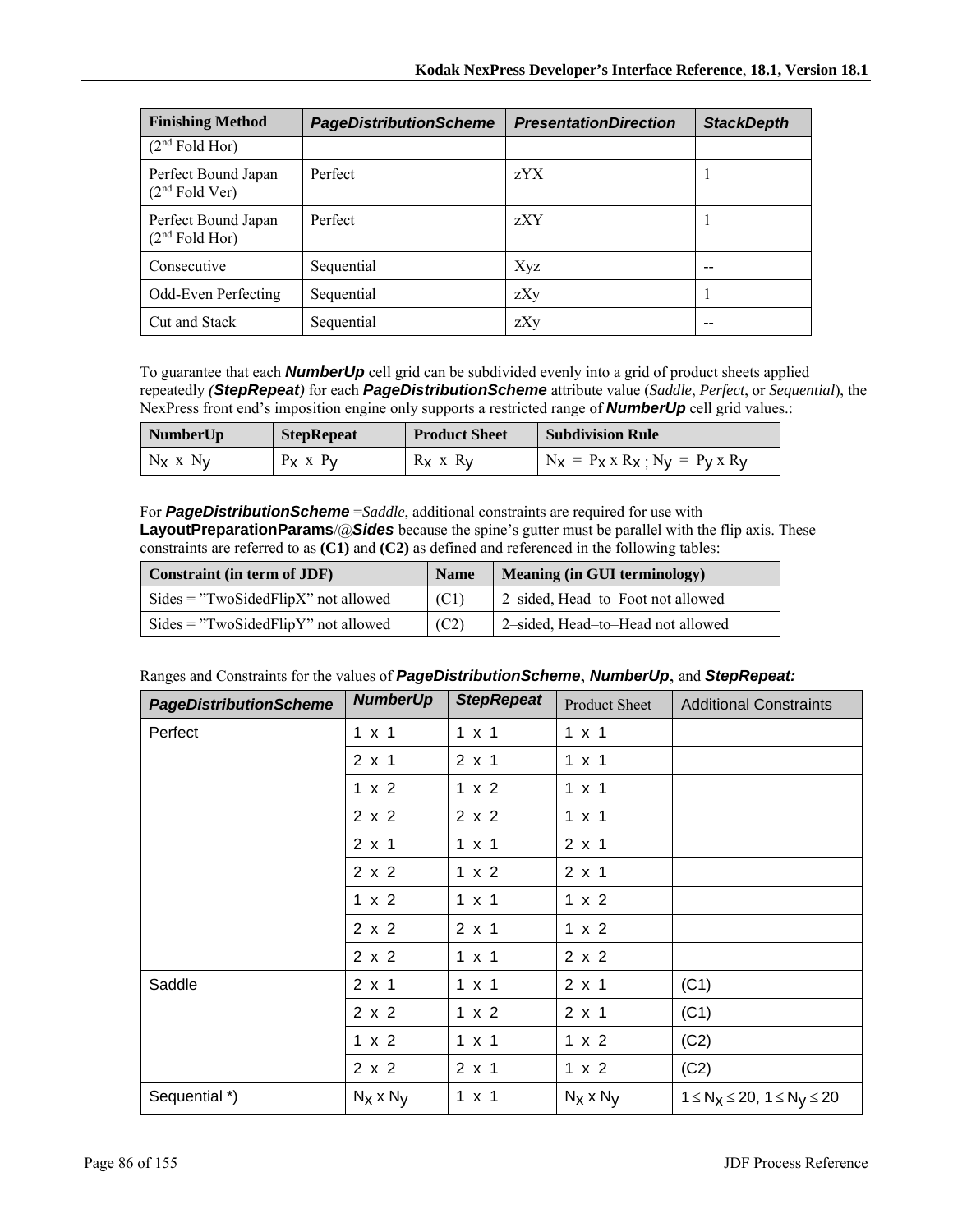| Finishing Method | *PageDistributionScheme* | *PresentationDirection* | *StackDepth* |
|---|---|---|---|
| (2nd Fold Hor) | | | |
| Perfect Bound Japan (2nd Fold Ver) | Perfect | zYX | 1 |
| Perfect Bound Japan (2nd Fold Hor) | Perfect | zXY | 1 |
| Consecutive | Sequential | Xyz | -- |
| Odd-Even Perfecting | Sequential | zXy | 1 |
| Cut and Stack | Sequential | zXy | -- |

To guarantee that each ***NumberUp*** cell grid can be subdivided evenly into a grid of product sheets applied repeatedly *(**StepRepeat**)* for each ***PageDistributionScheme*** attribute value (*Saddle*, *Perfect*, or *Sequential*), the NexPress front end's imposition engine only supports a restricted range of ***NumberUp*** cell grid values.:

| NumberUp | StepRepeat | Product Sheet | Subdivision Rule |
|---|---|---|---|
| $N_X$ x $N_y$ | $P_X$ x $P_y$ | $R_X$ x $R_y$ | $N_X = P_X \times R_X$ ; $N_y = P_y \times R_y$ |

For ***PageDistributionScheme*** =*Saddle*, additional constraints are required for use with **LayoutPreparationParams**/@***Sides*** because the spine's gutter must be parallel with the flip axis. These constraints are referred to as **(C1)** and **(C2)** as defined and referenced in the following tables:

| Constraint (in term of JDF) | Name | Meaning (in GUI terminology) |
|---|---|---|
| Sides = "TwoSidedFlipX" not allowed | (C1) | 2–sided, Head–to–Foot not allowed |
| Sides = "TwoSidedFlipY" not allowed | (C2) | 2–sided, Head–to–Head not allowed |

Ranges and Constraints for the values of ***PageDistributionScheme***, ***NumberUp***, and ***StepRepeat:***

| *PageDistributionScheme* | *NumberUp* | *StepRepeat* | Product Sheet | Additional Constraints |
|---|---|---|---|---|
| Perfect | 1 x 1 | 1 x 1 | 1 x 1 | |
| | 2 x 1 | 2 x 1 | 1 x 1 | |
| | 1 x 2 | 1 x 2 | 1 x 1 | |
| | 2 x 2 | 2 x 2 | 1 x 1 | |
| | 2 x 1 | 1 x 1 | 2 x 1 | |
| | 2 x 2 | 1 x 2 | 2 x 1 | |
| | 1 x 2 | 1 x 1 | 1 x 2 | |
| | 2 x 2 | 2 x 1 | 1 x 2 | |
| | 2 x 2 | 1 x 1 | 2 x 2 | |
| Saddle | 2 x 1 | 1 x 1 | 2 x 1 | (C1) |
| | 2 x 2 | 1 x 2 | 2 x 1 | (C1) |
| | 1 x 2 | 1 x 1 | 1 x 2 | (C2) |
| | 2 x 2 | 2 x 1 | 1 x 2 | (C2) |
| Sequential *) | $N_X$ x $N_y$ | 1 x 1 | $N_X$ x $N_y$ | $1 \leq N_X \leq 20$, $1 \leq N_y \leq 20$ |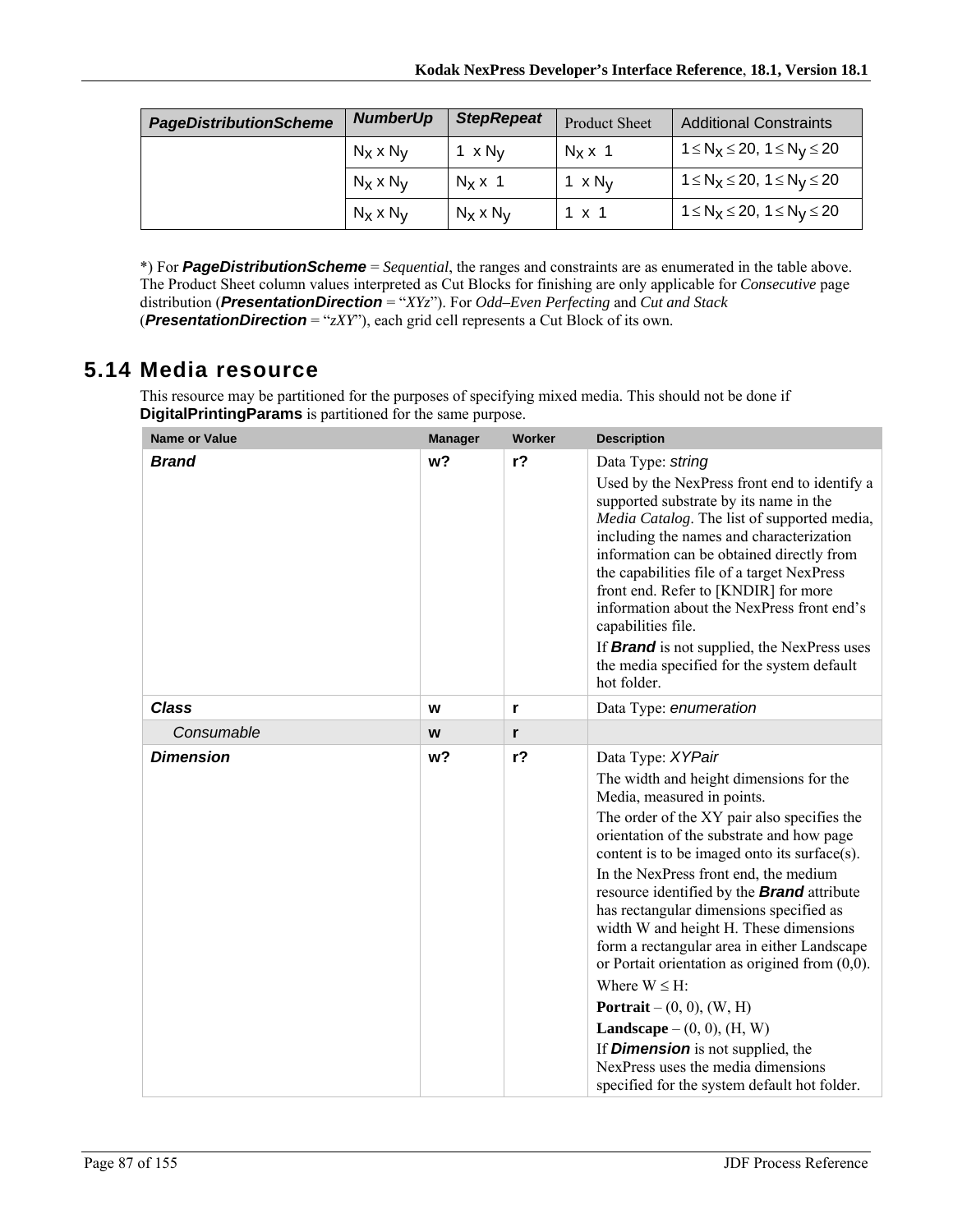| ***PageDistributionScheme*** | ***NumberUp*** | ***StepRepeat*** | Product Sheet | Additional Constraints |
|---|---|---|---|---|
| | $N_x$ x $N_y$ | 1 x $N_y$ | $N_x$ x 1 | $1 \le N_x \le 20$, $1 \le N_y \le 20$ |
| | $N_x$ x $N_y$ | $N_x$ x 1 | 1 x $N_y$ | $1 \le N_x \le 20$, $1 \le N_y \le 20$ |
| | $N_x$ x $N_y$ | $N_x$ x $N_y$ | 1 x 1 | $1 \le N_x \le 20$, $1 \le N_y \le 20$ |

*) For ***PageDistributionScheme*** = *Sequential*, the ranges and constraints are as enumerated in the table above. The Product Sheet column values interpreted as Cut Blocks for finishing are only applicable for *Consecutive* page distribution (***PresentationDirection*** = "*XYz*"). For *Odd–Even Perfecting* and *Cut and Stack* (***PresentationDirection*** = "z*XY*"), each grid cell represents a Cut Block of its own.

## 5.14 Media resource

This resource may be partitioned for the purposes of specifying mixed media. This should not be done if **DigitalPrintingParams** is partitioned for the same purpose.

| Name or Value | Manager | Worker | Description |
|---|---|---|---|
| ***Brand*** | **w?** | **r?** | Data Type: *string*<br>Used by the NexPress front end to identify a supported substrate by its name in the *Media Catalog*. The list of supported media, including the names and characterization information can be obtained directly from the capabilities file of a target NexPress front end. Refer to [KNDIR] for more information about the NexPress front end's capabilities file.<br>If ***Brand*** is not supplied, the NexPress uses the media specified for the system default hot folder. |
| ***Class*** | **w** | **r** | Data Type: *enumeration* |
| *Consumable* | **w** | **r** | |
| ***Dimension*** | **w?** | **r?** | Data Type: *XYPair*<br>The width and height dimensions for the Media, measured in points.<br>The order of the XY pair also specifies the orientation of the substrate and how page content is to be imaged onto its surface(s).<br>In the NexPress front end, the medium resource identified by the ***Brand*** attribute has rectangular dimensions specified as width W and height H. These dimensions form a rectangular area in either Landscape or Portait orientation as origined from (0,0).<br>Where W ≤ H:<br>**Portrait** – (0, 0), (W, H)<br>**Landscape** – (0, 0), (H, W)<br>If ***Dimension*** is not supplied, the NexPress uses the media dimensions specified for the system default hot folder. |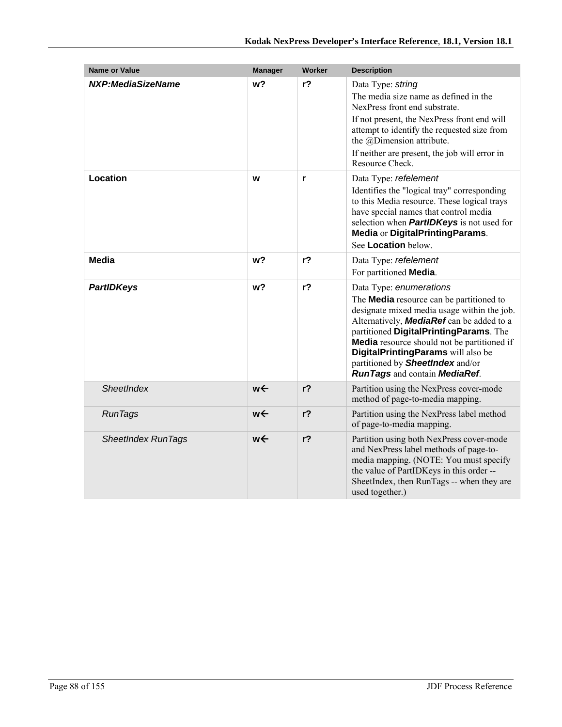| Name or Value | Manager | Worker | Description |
|---|---|---|---|
| ***NXP:MediaSizeName*** | **w?** | **r?** | Data Type: *string*<br>The media size name as defined in the NexPress front end substrate.<br>If not present, the NexPress front end will attempt to identify the requested size from the @Dimension attribute.<br>If neither are present, the job will error in Resource Check. |
| **Location** | **w** | **r** | Data Type: *refelement*<br>Identifies the "logical tray" corresponding to this Media resource. These logical trays have special names that control media selection when ***PartIDKeys*** is not used for **Media** or **DigitalPrintingParams**.<br>See **Location** below. |
| **Media** | **w?** | **r?** | Data Type: *refelement*<br>For partitioned **Media**. |
| ***PartIDKeys*** | **w?** | **r?** | Data Type: *enumerations*<br>The **Media** resource can be partitioned to designate mixed media usage within the job. Alternatively, ***MediaRef*** can be added to a partitioned **DigitalPrintingParams**. The **Media** resource should not be partitioned if **DigitalPrintingParams** will also be partitioned by ***SheetIndex*** and/or ***RunTags*** and contain ***MediaRef***. |
| *SheetIndex* | **w←** | **r?** | Partition using the NexPress cover-mode method of page-to-media mapping. |
| *RunTags* | **w←** | **r?** | Partition using the NexPress label method of page-to-media mapping. |
| *SheetIndex RunTags* | **w←** | **r?** | Partition using both NexPress cover-mode and NexPress label methods of page-to-media mapping. (NOTE: You must specify the value of PartIDKeys in this order -- SheetIndex, then RunTags -- when they are used together.) |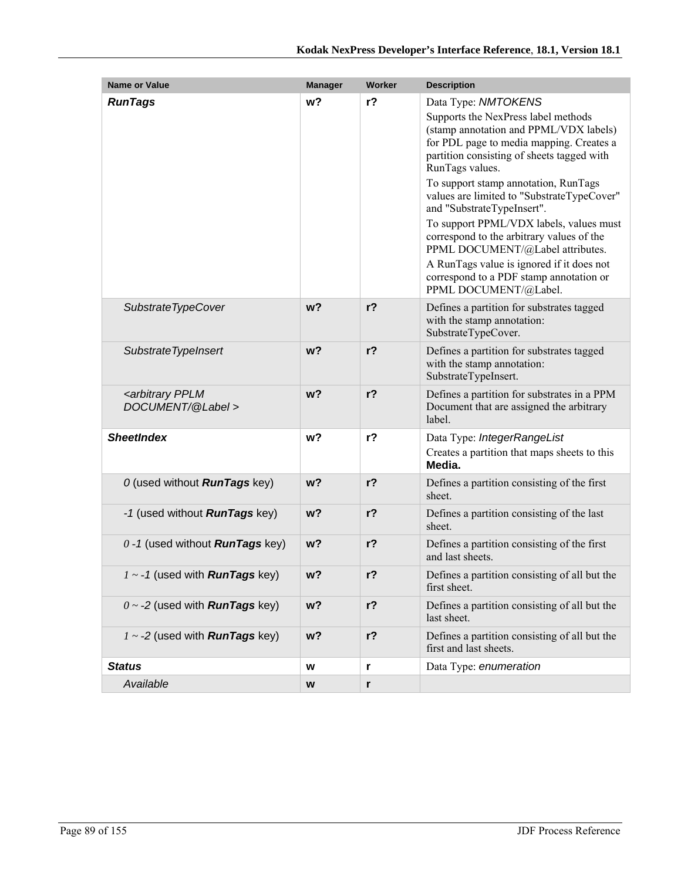| Name or Value | Manager | Worker | Description |
|---|---|---|---|
| ***RunTags*** | **w?** | **r?** | Data Type: *NMTOKENS*<br>Supports the NexPress label methods (stamp annotation and PPML/VDX labels) for PDL page to media mapping. Creates a partition consisting of sheets tagged with RunTags values.<br>To support stamp annotation, RunTags values are limited to "SubstrateTypeCover" and "SubstrateTypeInsert".<br>To support PPML/VDX labels, values must correspond to the arbitrary values of the PPML DOCUMENT/@Label attributes.<br>A RunTags value is ignored if it does not correspond to a PDF stamp annotation or PPML DOCUMENT/@Label. |
| *SubstrateTypeCover* | **w?** | **r?** | Defines a partition for substrates tagged with the stamp annotation: SubstrateTypeCover. |
| *SubstrateTypeInsert* | **w?** | **r?** | Defines a partition for substrates tagged with the stamp annotation: SubstrateTypeInsert. |
| *<arbitrary PPLM DOCUMENT/@Label >* | **w?** | **r?** | Defines a partition for substrates in a PPM Document that are assigned the arbitrary label. |
| ***SheetIndex*** | **w?** | **r?** | Data Type: *IntegerRangeList*<br>Creates a partition that maps sheets to this **Media.** |
| *0* (used without ***RunTags*** key) | **w?** | **r?** | Defines a partition consisting of the first sheet. |
| *-1* (used without ***RunTags*** key) | **w?** | **r?** | Defines a partition consisting of the last sheet. |
| *0 -1* (used without ***RunTags*** key) | **w?** | **r?** | Defines a partition consisting of the first and last sheets. |
| *1 ~ -1* (used with ***RunTags*** key) | **w?** | **r?** | Defines a partition consisting of all but the first sheet. |
| *0 ~ -2* (used with ***RunTags*** key) | **w?** | **r?** | Defines a partition consisting of all but the last sheet. |
| *1 ~ -2* (used with ***RunTags*** key) | **w?** | **r?** | Defines a partition consisting of all but the first and last sheets. |
| ***Status*** | **w** | **r** | Data Type: *enumeration* |
| *Available* | **w** | **r** | |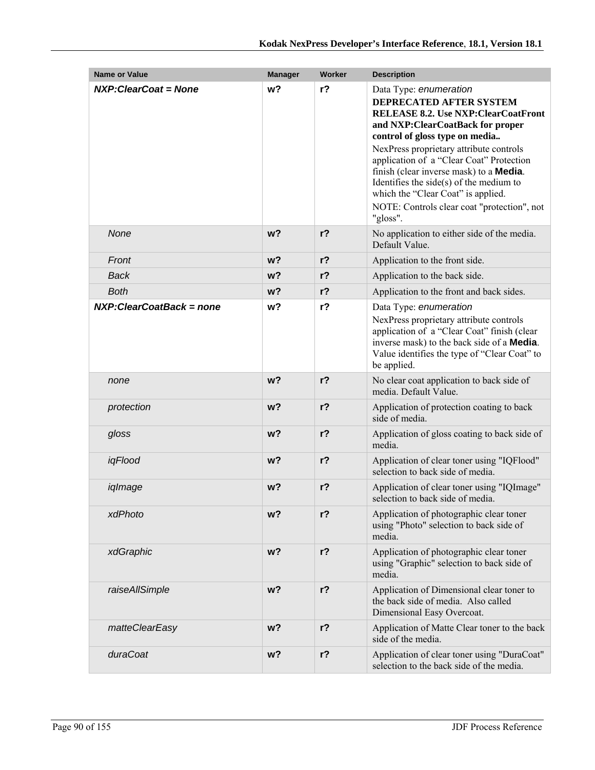| Name or Value | Manager | Worker | Description |
| --- | --- | --- | --- |
| ***NXP:ClearCoat = None*** | **w?** | **r?** | Data Type: *enumeration*<br>**DEPRECATED AFTER SYSTEM RELEASE 8.2. Use NXP:ClearCoatFront and NXP:ClearCoatBack for proper control of gloss type on media..**<br>NexPress proprietary attribute controls application of a “Clear Coat” Protection finish (clear inverse mask) to a **Media**. Identifies the side(s) of the medium to which the “Clear Coat” is applied.<br>NOTE: Controls clear coat "protection", not "gloss". |
| *None* | **w?** | **r?** | No application to either side of the media. Default Value. |
| *Front* | **w?** | **r?** | Application to the front side. |
| *Back* | **w?** | **r?** | Application to the back side. |
| *Both* | **w?** | **r?** | Application to the front and back sides. |
| ***NXP:ClearCoatBack = none*** | **w?** | **r?** | Data Type: *enumeration*<br>NexPress proprietary attribute controls application of a “Clear Coat” finish (clear inverse mask) to the back side of a **Media**. Value identifies the type of “Clear Coat” to be applied. |
| *none* | **w?** | **r?** | No clear coat application to back side of media. Default Value. |
| *protection* | **w?** | **r?** | Application of protection coating to back side of media. |
| *gloss* | **w?** | **r?** | Application of gloss coating to back side of media. |
| *iqFlood* | **w?** | **r?** | Application of clear toner using "IQFlood" selection to back side of media. |
| *iqImage* | **w?** | **r?** | Application of clear toner using "IQImage" selection to back side of media. |
| *xdPhoto* | **w?** | **r?** | Application of photographic clear toner using "Photo" selection to back side of media. |
| *xdGraphic* | **w?** | **r?** | Application of photographic clear toner using "Graphic" selection to back side of media. |
| *raiseAllSimple* | **w?** | **r?** | Application of Dimensional clear toner to the back side of media. Also called Dimensional Easy Overcoat. |
| *matteClearEasy* | **w?** | **r?** | Application of Matte Clear toner to the back side of the media. |
| *duraCoat* | **w?** | **r?** | Application of clear toner using "DuraCoat" selection to the back side of the media. |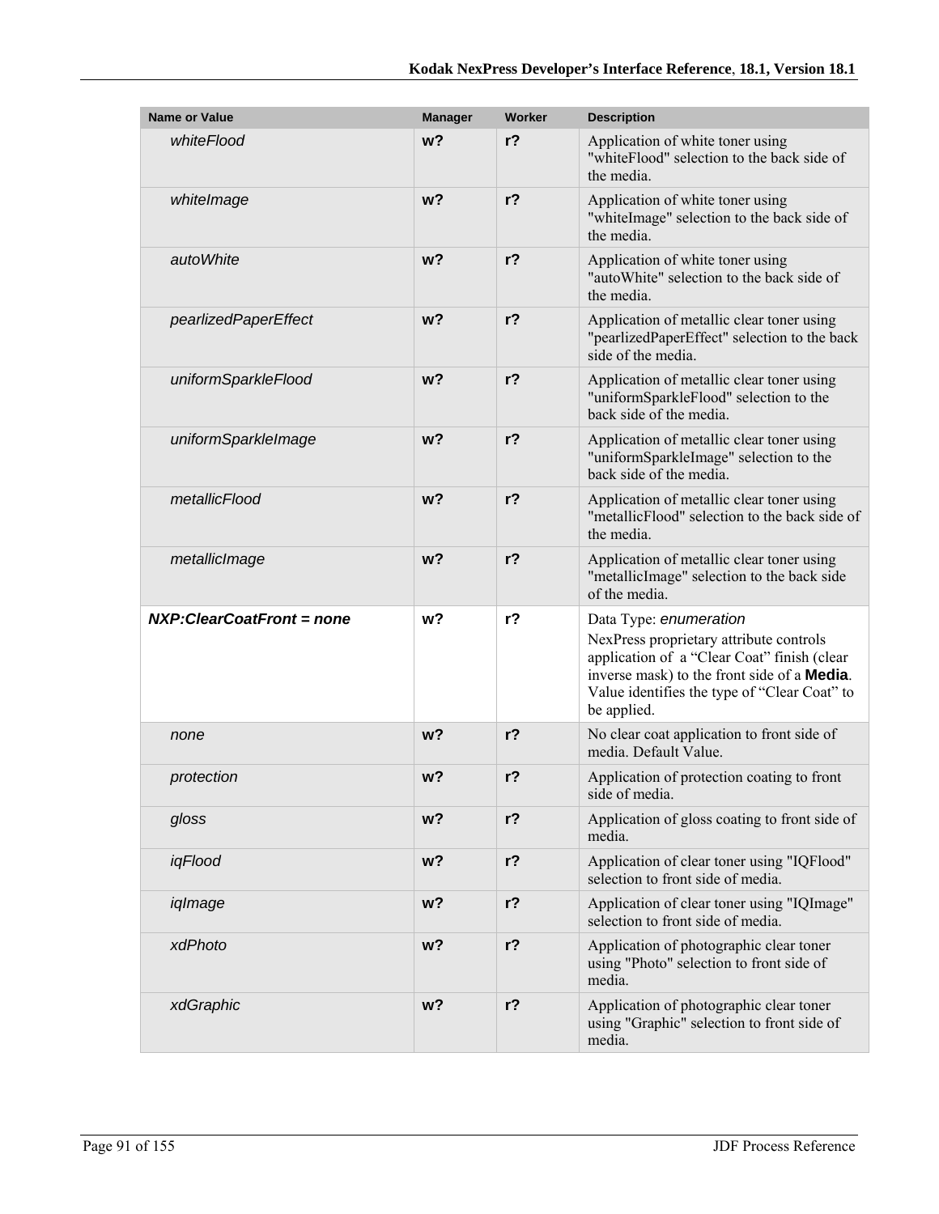| Name or Value | Manager | Worker | Description |
|---|---|---|---|
| *whiteFlood* | **w?** | **r?** | Application of white toner using "whiteFlood" selection to the back side of the media. |
| *whiteImage* | **w?** | **r?** | Application of white toner using "whiteImage" selection to the back side of the media. |
| *autoWhite* | **w?** | **r?** | Application of white toner using "autoWhite" selection to the back side of the media. |
| *pearlizedPaperEffect* | **w?** | **r?** | Application of metallic clear toner using "pearlizedPaperEffect" selection to the back side of the media. |
| *uniformSparkleFlood* | **w?** | **r?** | Application of metallic clear toner using "uniformSparkleFlood" selection to the back side of the media. |
| *uniformSparkleImage* | **w?** | **r?** | Application of metallic clear toner using "uniformSparkleImage" selection to the back side of the media. |
| *metallicFlood* | **w?** | **r?** | Application of metallic clear toner using "metallicFlood" selection to the back side of the media. |
| *metallicImage* | **w?** | **r?** | Application of metallic clear toner using "metallicImage" selection to the back side of the media. |
| ***NXP:ClearCoatFront = none*** | **w?** | **r?** | Data Type: *enumeration* NexPress proprietary attribute controls application of a "Clear Coat" finish (clear inverse mask) to the front side of a **Media**. Value identifies the type of "Clear Coat" to be applied. |
| *none* | **w?** | **r?** | No clear coat application to front side of media. Default Value. |
| *protection* | **w?** | **r?** | Application of protection coating to front side of media. |
| *gloss* | **w?** | **r?** | Application of gloss coating to front side of media. |
| *iqFlood* | **w?** | **r?** | Application of clear toner using "IQFlood" selection to front side of media. |
| *iqImage* | **w?** | **r?** | Application of clear toner using "IQImage" selection to front side of media. |
| *xdPhoto* | **w?** | **r?** | Application of photographic clear toner using "Photo" selection to front side of media. |
| *xdGraphic* | **w?** | **r?** | Application of photographic clear toner using "Graphic" selection to front side of media. |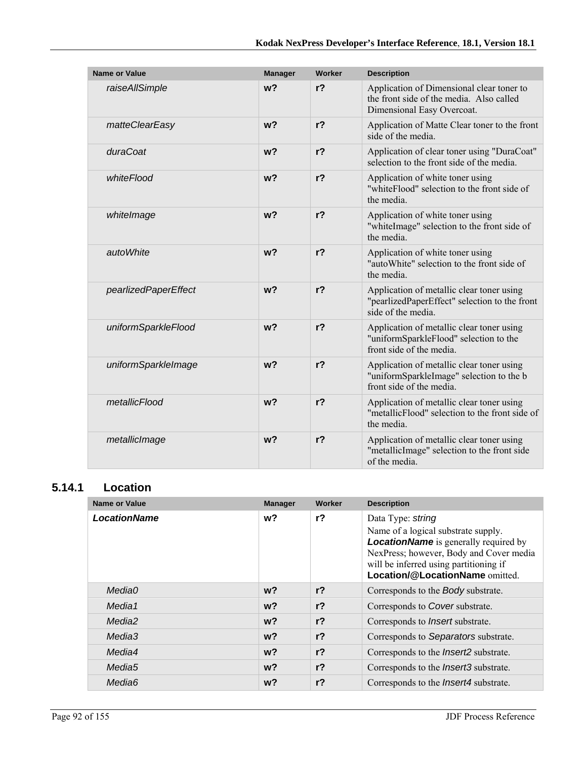| Name or Value | Manager | Worker | Description |
|---|---|---|---|
| *raiseAllSimple* | **w?** | **r?** | Application of Dimensional clear toner to the front side of the media. Also called Dimensional Easy Overcoat. |
| *matteClearEasy* | **w?** | **r?** | Application of Matte Clear toner to the front side of the media. |
| *duraCoat* | **w?** | **r?** | Application of clear toner using "DuraCoat" selection to the front side of the media. |
| *whiteFlood* | **w?** | **r?** | Application of white toner using "whiteFlood" selection to the front side of the media. |
| *whiteImage* | **w?** | **r?** | Application of white toner using "whiteImage" selection to the front side of the media. |
| *autoWhite* | **w?** | **r?** | Application of white toner using "autoWhite" selection to the front side of the media. |
| *pearlizedPaperEffect* | **w?** | **r?** | Application of metallic clear toner using "pearlizedPaperEffect" selection to the front side of the media. |
| *uniformSparkleFlood* | **w?** | **r?** | Application of metallic clear toner using "uniformSparkleFlood" selection to the front side of the media. |
| *uniformSparkleImage* | **w?** | **r?** | Application of metallic clear toner using "uniformSparkleImage" selection to the b front side of the media. |
| *metallicFlood* | **w?** | **r?** | Application of metallic clear toner using "metallicFlood" selection to the front side of the media. |
| *metallicImage* | **w?** | **r?** | Application of metallic clear toner using "metallicImage" selection to the front side of the media. |

### 5.14.1 Location

| Name or Value | Manager | Worker | Description |
|---|---|---|---|
| ***LocationName*** | **w?** | **r?** | Data Type: *string*<br>Name of a logical substrate supply. ***LocationName*** is generally required by NexPress; however, Body and Cover media will be inferred using partitioning if **Location/@LocationName** omitted. |
| *Media0* | **w?** | **r?** | Corresponds to the *Body* substrate. |
| *Media1* | **w?** | **r?** | Corresponds to *Cover* substrate. |
| *Media2* | **w?** | **r?** | Corresponds to *Insert* substrate. |
| *Media3* | **w?** | **r?** | Corresponds to *Separators* substrate. |
| *Media4* | **w?** | **r?** | Corresponds to the *Insert2* substrate. |
| *Media5* | **w?** | **r?** | Corresponds to the *Insert3* substrate. |
| *Media6* | **w?** | **r?** | Corresponds to the *Insert4* substrate. |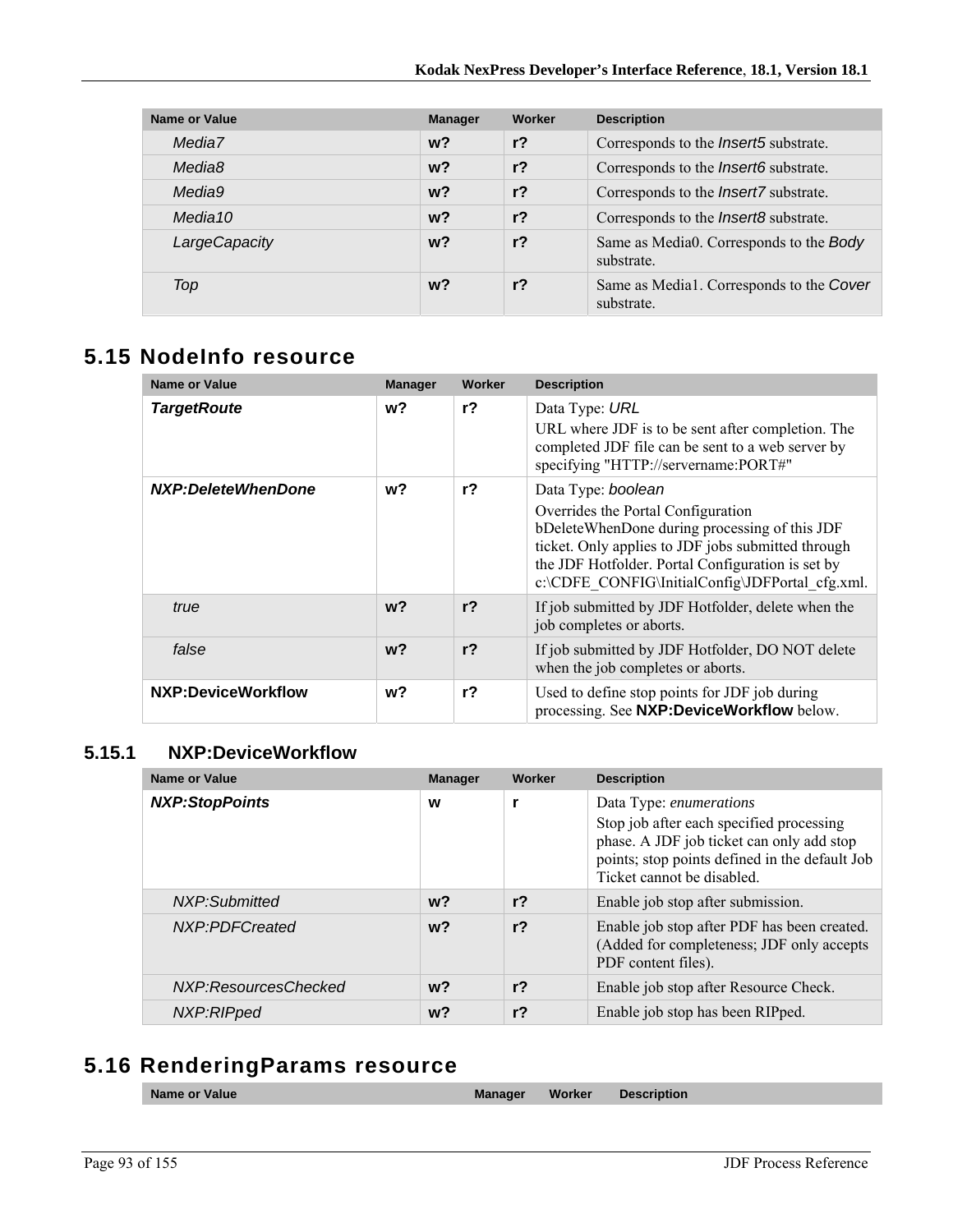| Name or Value | Manager | Worker | Description |
|---|---|---|---|
| *Media7* | **w?** | **r?** | Corresponds to the *Insert5* substrate. |
| *Media8* | **w?** | **r?** | Corresponds to the *Insert6* substrate. |
| *Media9* | **w?** | **r?** | Corresponds to the *Insert7* substrate. |
| *Media10* | **w?** | **r?** | Corresponds to the *Insert8* substrate. |
| *LargeCapacity* | **w?** | **r?** | Same as Media0. Corresponds to the *Body* substrate. |
| *Top* | **w?** | **r?** | Same as Media1. Corresponds to the *Cover* substrate. |

## 5.15 NodeInfo resource

| Name or Value | Manager | Worker | Description |
|---|---|---|---|
| ***TargetRoute*** | **w?** | **r?** | Data Type: *URL*<br>URL where JDF is to be sent after completion. The completed JDF file can be sent to a web server by specifying "HTTP://servername:PORT#" |
| ***NXP:DeleteWhenDone*** | **w?** | **r?** | Data Type: *boolean*<br>Overrides the Portal Configuration bDeleteWhenDone during processing of this JDF ticket. Only applies to JDF jobs submitted through the JDF Hotfolder. Portal Configuration is set by c:\CDFE_CONFIG\InitialConfig\JDFPortal_cfg.xml. |
| *true* | **w?** | **r?** | If job submitted by JDF Hotfolder, delete when the job completes or aborts. |
| *false* | **w?** | **r?** | If job submitted by JDF Hotfolder, DO NOT delete when the job completes or aborts. |
| **NXP:DeviceWorkflow** | **w?** | **r?** | Used to define stop points for JDF job during processing. See **NXP:DeviceWorkflow** below. |

### 5.15.1 NXP:DeviceWorkflow

| Name or Value | Manager | Worker | Description |
|---|---|---|---|
| ***NXP:StopPoints*** | **w** | **r** | Data Type: *enumerations*<br>Stop job after each specified processing phase. A JDF job ticket can only add stop points; stop points defined in the default Job Ticket cannot be disabled. |
| *NXP:Submitted* | **w?** | **r?** | Enable job stop after submission. |
| *NXP:PDFCreated* | **w?** | **r?** | Enable job stop after PDF has been created. (Added for completeness; JDF only accepts PDF content files). |
| *NXP:ResourcesChecked* | **w?** | **r?** | Enable job stop after Resource Check. |
| *NXP:RIPped* | **w?** | **r?** | Enable job stop has been RIPped. |

## 5.16 RenderingParams resource

| Name or Value | Manager | Worker | Description |
|---|---|---|---|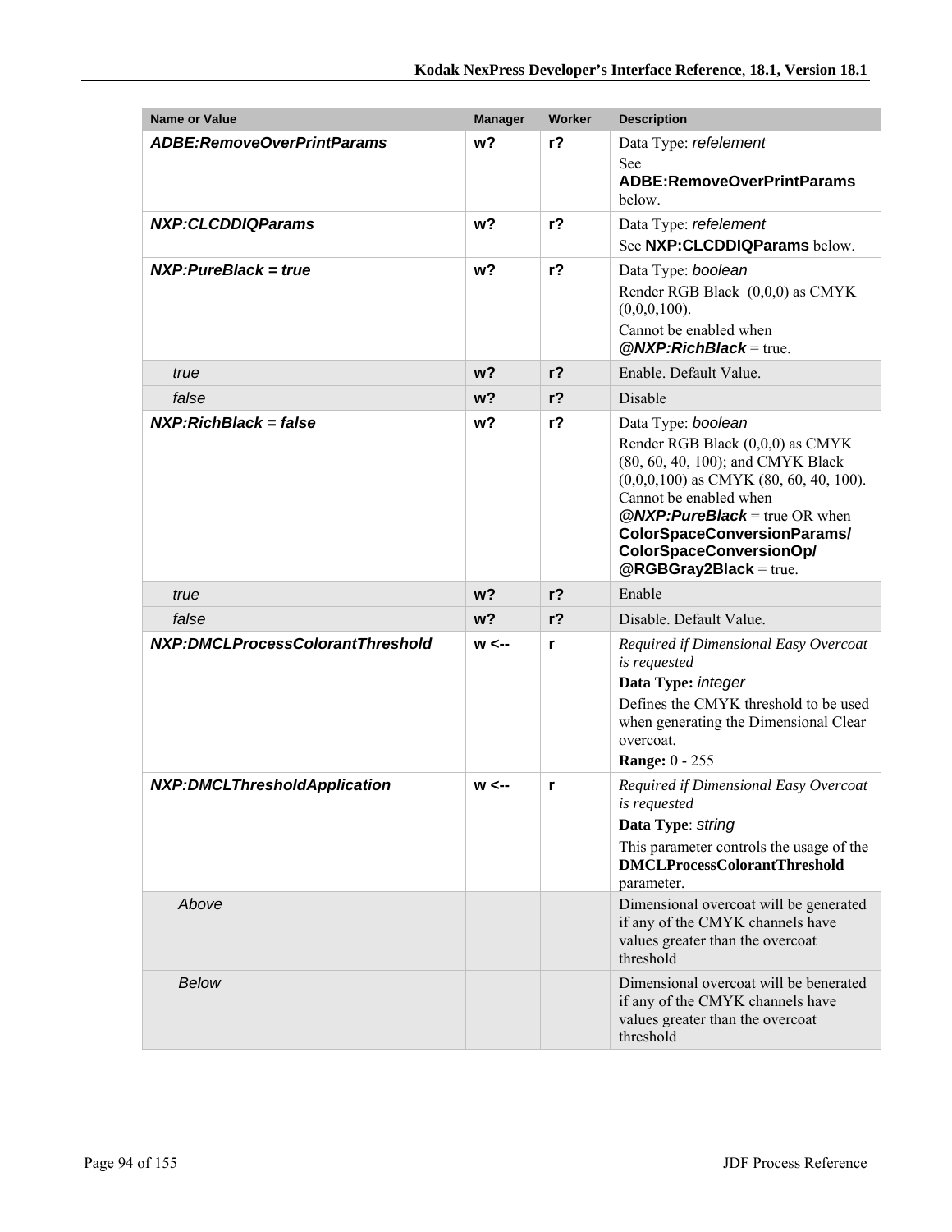| Name or Value | Manager | Worker | Description |
|---|---|---|---|
| ***ADBE:RemoveOverPrintParams*** | **w?** | **r?** | Data Type: *refelement*<br>See **ADBE:RemoveOverPrintParams** below. |
| ***NXP:CLCDDIQParams*** | **w?** | **r?** | Data Type: *refelement*<br>See **NXP:CLCDDIQParams** below. |
| ***NXP:PureBlack = true*** | **w?** | **r?** | Data Type: *boolean*<br>Render RGB Black (0,0,0) as CMYK (0,0,0,100).<br>Cannot be enabled when ***@NXP:RichBlack*** = true. |
| *true* | **w?** | **r?** | Enable. Default Value. |
| *false* | **w?** | **r?** | Disable |
| ***NXP:RichBlack = false*** | **w?** | **r?** | Data Type: *boolean*<br>Render RGB Black (0,0,0) as CMYK (80, 60, 40, 100); and CMYK Black (0,0,0,100) as CMYK (80, 60, 40, 100). Cannot be enabled when ***@NXP:PureBlack*** = true OR when **ColorSpaceConversionParams/ ColorSpaceConversionOp/ @RGBGray2Black** = true. |
| *true* | **w?** | **r?** | Enable |
| *false* | **w?** | **r?** | Disable. Default Value. |
| ***NXP:DMCLProcessColorantThreshold*** | **w <--** | **r** | *Required if Dimensional Easy Overcoat is requested*<br>**Data Type:** *integer*<br>Defines the CMYK threshold to be used when generating the Dimensional Clear overcoat.<br>**Range:** 0 - 255 |
| ***NXP:DMCLThresholdApplication*** | **w <--** | **r** | *Required if Dimensional Easy Overcoat is requested*<br>**Data Type**: *string*<br>This parameter controls the usage of the **DMCLProcessColorantThreshold** parameter. |
| *Above* | | | Dimensional overcoat will be generated if any of the CMYK channels have values greater than the overcoat threshold |
| *Below* | | | Dimensional overcoat will be benerated if any of the CMYK channels have values greater than the overcoat threshold |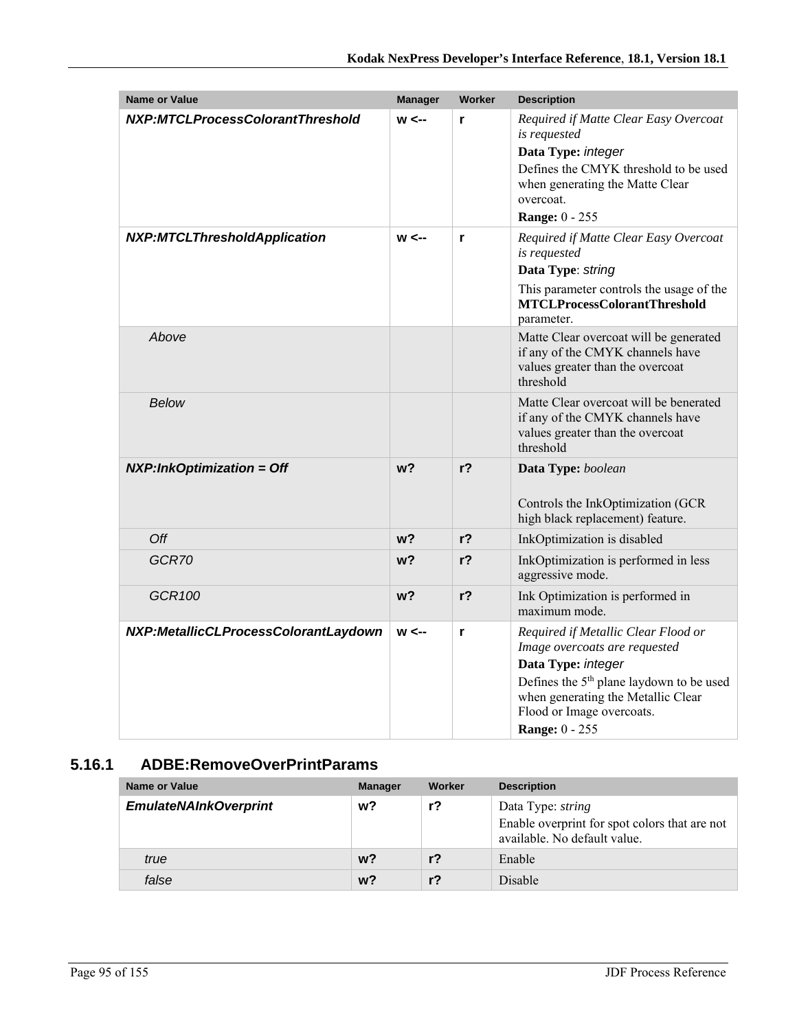| Name or Value | Manager | Worker | Description |
| --- | --- | --- | --- |
| ***NXP:MTCLProcessColorantThreshold*** | **w <--** | **r** | *Required if Matte Clear Easy Overcoat is requested*<br>**Data Type:** *integer*<br>Defines the CMYK threshold to be used when generating the Matte Clear overcoat.<br>**Range:** 0 - 255 |
| ***NXP:MTCLThresholdApplication*** | **w <--** | **r** | *Required if Matte Clear Easy Overcoat is requested*<br>**Data Type**: *string*<br>This parameter controls the usage of the **MTCLProcessColorantThreshold** parameter. |
| *Above* | | | Matte Clear overcoat will be generated if any of the CMYK channels have values greater than the overcoat threshold |
| *Below* | | | Matte Clear overcoat will be benerated if any of the CMYK channels have values greater than the overcoat threshold |
| ***NXP:InkOptimization = Off*** | **w?** | **r?** | **Data Type:** *boolean*<br><br>Controls the InkOptimization (GCR high black replacement) feature. |
| *Off* | **w?** | **r?** | InkOptimization is disabled |
| *GCR70* | **w?** | **r?** | InkOptimization is performed in less aggressive mode. |
| *GCR100* | **w?** | **r?** | Ink Optimization is performed in maximum mode. |
| ***NXP:MetallicCLProcessColorantLaydown*** | **w <--** | **r** | *Required if Metallic Clear Flood or Image overcoats are requested*<br>**Data Type:** *integer*<br>Defines the 5th plane laydown to be used when generating the Metallic Clear Flood or Image overcoats.<br>**Range:** 0 - 255 |

### 5.16.1 ADBE:RemoveOverPrintParams

| Name or Value | Manager | Worker | Description |
| --- | --- | --- | --- |
| ***EmulateNAInkOverprint*** | **w?** | **r?** | Data Type: *string*<br>Enable overprint for spot colors that are not available. No default value. |
| *true* | **w?** | **r?** | Enable |
| *false* | **w?** | **r?** | Disable |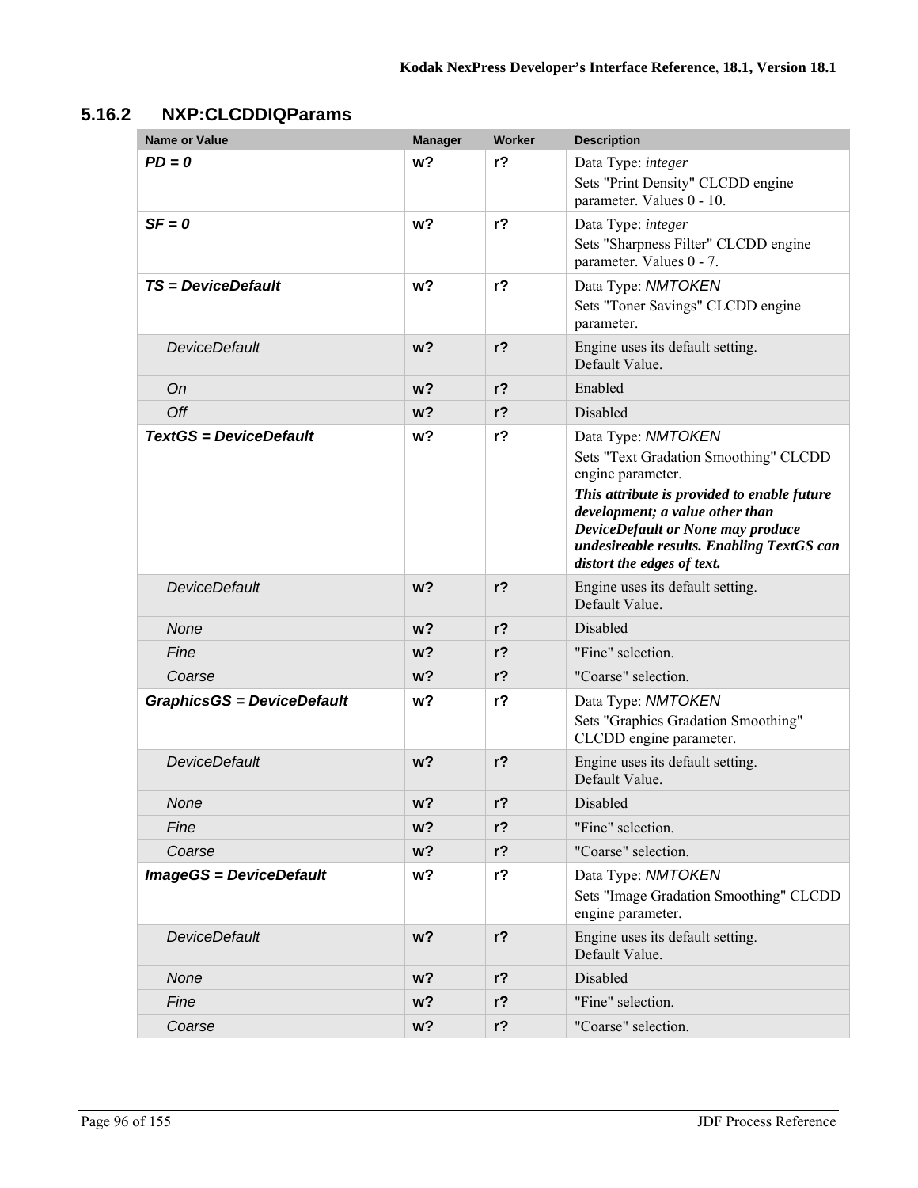### 5.16.2 NXP:CLCDDIQParams

| Name or Value | Manager | Worker | Description |
|---|---|---|---|
| ***PD = 0*** | **w?** | **r?** | Data Type: *integer*<br>Sets "Print Density" CLCDD engine parameter. Values 0 - 10. |
| ***SF = 0*** | **w?** | **r?** | Data Type: *integer*<br>Sets "Sharpness Filter" CLCDD engine parameter. Values 0 - 7. |
| ***TS = DeviceDefault*** | **w?** | **r?** | Data Type: *NMTOKEN*<br>Sets "Toner Savings" CLCDD engine parameter. |
| *DeviceDefault* | **w?** | **r?** | Engine uses its default setting.<br>Default Value. |
| *On* | **w?** | **r?** | Enabled |
| *Off* | **w?** | **r?** | Disabled |
| ***TextGS = DeviceDefault*** | **w?** | **r?** | Data Type: *NMTOKEN*<br>Sets "Text Gradation Smoothing" CLCDD engine parameter.<br>***This attribute is provided to enable future development; a value other than DeviceDefault or None may produce undesireable results. Enabling TextGS can distort the edges of text.*** |
| *DeviceDefault* | **w?** | **r?** | Engine uses its default setting.<br>Default Value. |
| *None* | **w?** | **r?** | Disabled |
| *Fine* | **w?** | **r?** | "Fine" selection. |
| *Coarse* | **w?** | **r?** | "Coarse" selection. |
| ***GraphicsGS = DeviceDefault*** | **w?** | **r?** | Data Type: *NMTOKEN*<br>Sets "Graphics Gradation Smoothing" CLCDD engine parameter. |
| *DeviceDefault* | **w?** | **r?** | Engine uses its default setting.<br>Default Value. |
| *None* | **w?** | **r?** | Disabled |
| *Fine* | **w?** | **r?** | "Fine" selection. |
| *Coarse* | **w?** | **r?** | "Coarse" selection. |
| ***ImageGS = DeviceDefault*** | **w?** | **r?** | Data Type: *NMTOKEN*<br>Sets "Image Gradation Smoothing" CLCDD engine parameter. |
| *DeviceDefault* | **w?** | **r?** | Engine uses its default setting.<br>Default Value. |
| *None* | **w?** | **r?** | Disabled |
| *Fine* | **w?** | **r?** | "Fine" selection. |
| *Coarse* | **w?** | **r?** | "Coarse" selection. |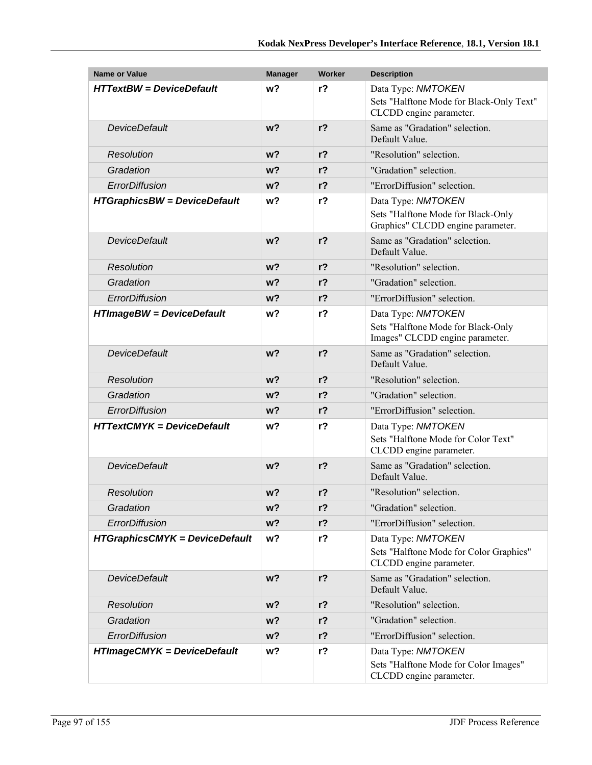| Name or Value | Manager | Worker | Description |
|---|---|---|---|
| ***HTTextBW = DeviceDefault*** | **w?** | **r?** | Data Type: *NMTOKEN*<br>Sets "Halftone Mode for Black-Only Text" CLCDD engine parameter. |
| *DeviceDefault* | **w?** | **r?** | Same as "Gradation" selection.<br>Default Value. |
| *Resolution* | **w?** | **r?** | "Resolution" selection. |
| *Gradation* | **w?** | **r?** | "Gradation" selection. |
| *ErrorDiffusion* | **w?** | **r?** | "ErrorDiffusion" selection. |
| ***HTGraphicsBW = DeviceDefault*** | **w?** | **r?** | Data Type: *NMTOKEN*<br>Sets "Halftone Mode for Black-Only Graphics" CLCDD engine parameter. |
| *DeviceDefault* | **w?** | **r?** | Same as "Gradation" selection.<br>Default Value. |
| *Resolution* | **w?** | **r?** | "Resolution" selection. |
| *Gradation* | **w?** | **r?** | "Gradation" selection. |
| *ErrorDiffusion* | **w?** | **r?** | "ErrorDiffusion" selection. |
| ***HTImageBW = DeviceDefault*** | **w?** | **r?** | Data Type: *NMTOKEN*<br>Sets "Halftone Mode for Black-Only Images" CLCDD engine parameter. |
| *DeviceDefault* | **w?** | **r?** | Same as "Gradation" selection.<br>Default Value. |
| *Resolution* | **w?** | **r?** | "Resolution" selection. |
| *Gradation* | **w?** | **r?** | "Gradation" selection. |
| *ErrorDiffusion* | **w?** | **r?** | "ErrorDiffusion" selection. |
| ***HTTextCMYK = DeviceDefault*** | **w?** | **r?** | Data Type: *NMTOKEN*<br>Sets "Halftone Mode for Color Text" CLCDD engine parameter. |
| *DeviceDefault* | **w?** | **r?** | Same as "Gradation" selection.<br>Default Value. |
| *Resolution* | **w?** | **r?** | "Resolution" selection. |
| *Gradation* | **w?** | **r?** | "Gradation" selection. |
| *ErrorDiffusion* | **w?** | **r?** | "ErrorDiffusion" selection. |
| ***HTGraphicsCMYK = DeviceDefault*** | **w?** | **r?** | Data Type: *NMTOKEN*<br>Sets "Halftone Mode for Color Graphics" CLCDD engine parameter. |
| *DeviceDefault* | **w?** | **r?** | Same as "Gradation" selection.<br>Default Value. |
| *Resolution* | **w?** | **r?** | "Resolution" selection. |
| *Gradation* | **w?** | **r?** | "Gradation" selection. |
| *ErrorDiffusion* | **w?** | **r?** | "ErrorDiffusion" selection. |
| ***HTImageCMYK = DeviceDefault*** | **w?** | **r?** | Data Type: *NMTOKEN*<br>Sets "Halftone Mode for Color Images" CLCDD engine parameter. |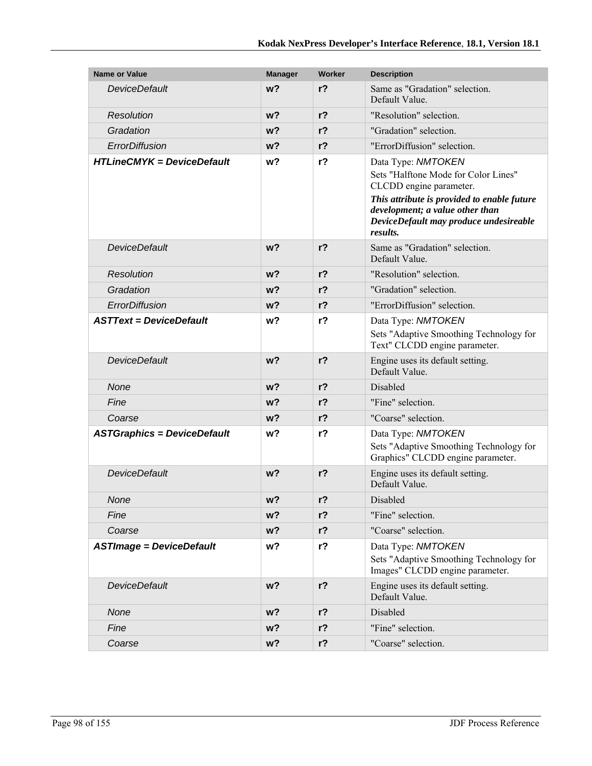| Name or Value | Manager | Worker | Description |
| --- | --- | --- | --- |
| *DeviceDefault* | **w?** | **r?** | Same as "Gradation" selection. Default Value. |
| *Resolution* | **w?** | **r?** | "Resolution" selection. |
| *Gradation* | **w?** | **r?** | "Gradation" selection. |
| *ErrorDiffusion* | **w?** | **r?** | "ErrorDiffusion" selection. |
| ***HTLineCMYK = DeviceDefault*** | **w?** | **r?** | Data Type: *NMTOKEN* Sets "Halftone Mode for Color Lines" CLCDD engine parameter. ***This attribute is provided to enable future development; a value other than DeviceDefault may produce undesireable results.*** |
| *DeviceDefault* | **w?** | **r?** | Same as "Gradation" selection. Default Value. |
| *Resolution* | **w?** | **r?** | "Resolution" selection. |
| *Gradation* | **w?** | **r?** | "Gradation" selection. |
| *ErrorDiffusion* | **w?** | **r?** | "ErrorDiffusion" selection. |
| ***ASTText = DeviceDefault*** | **w?** | **r?** | Data Type: *NMTOKEN* Sets "Adaptive Smoothing Technology for Text" CLCDD engine parameter. |
| *DeviceDefault* | **w?** | **r?** | Engine uses its default setting. Default Value. |
| *None* | **w?** | **r?** | Disabled |
| *Fine* | **w?** | **r?** | "Fine" selection. |
| *Coarse* | **w?** | **r?** | "Coarse" selection. |
| ***ASTGraphics = DeviceDefault*** | **w?** | **r?** | Data Type: *NMTOKEN* Sets "Adaptive Smoothing Technology for Graphics" CLCDD engine parameter. |
| *DeviceDefault* | **w?** | **r?** | Engine uses its default setting. Default Value. |
| *None* | **w?** | **r?** | Disabled |
| *Fine* | **w?** | **r?** | "Fine" selection. |
| *Coarse* | **w?** | **r?** | "Coarse" selection. |
| ***ASTImage = DeviceDefault*** | **w?** | **r?** | Data Type: *NMTOKEN* Sets "Adaptive Smoothing Technology for Images" CLCDD engine parameter. |
| *DeviceDefault* | **w?** | **r?** | Engine uses its default setting. Default Value. |
| *None* | **w?** | **r?** | Disabled |
| *Fine* | **w?** | **r?** | "Fine" selection. |
| *Coarse* | **w?** | **r?** | "Coarse" selection. |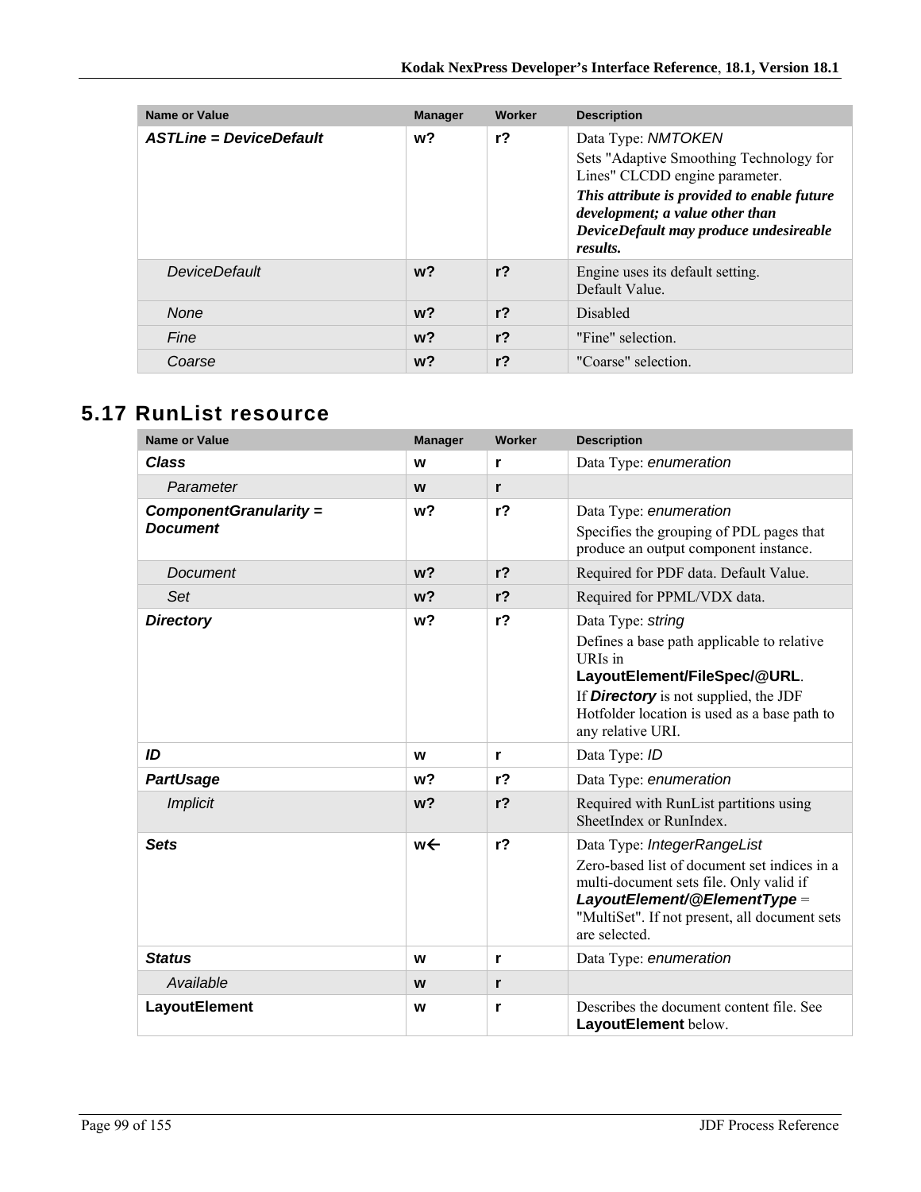| Name or Value | Manager | Worker | Description |
|---|---|---|---|
| ***ASTLine = DeviceDefault*** | **w?** | **r?** | Data Type: *NMTOKEN*<br>Sets "Adaptive Smoothing Technology for Lines" CLCDD engine parameter.<br>***This attribute is provided to enable future development; a value other than DeviceDefault may produce undesireable results.*** |
| *DeviceDefault* | **w?** | **r?** | Engine uses its default setting.<br>Default Value. |
| *None* | **w?** | **r?** | Disabled |
| *Fine* | **w?** | **r?** | "Fine" selection. |
| *Coarse* | **w?** | **r?** | "Coarse" selection. |

## 5.17 RunList resource

| Name or Value | Manager | Worker | Description |
|---|---|---|---|
| ***Class*** | **w** | **r** | Data Type: *enumeration* |
| *Parameter* | **w** | **r** | |
| ***ComponentGranularity = Document*** | **w?** | **r?** | Data Type: *enumeration*<br>Specifies the grouping of PDL pages that produce an output component instance. |
| *Document* | **w?** | **r?** | Required for PDF data. Default Value. |
| *Set* | **w?** | **r?** | Required for PPML/VDX data. |
| ***Directory*** | **w?** | **r?** | Data Type: *string*<br>Defines a base path applicable to relative URIs in **LayoutElement/FileSpec/@URL**.<br>If ***Directory*** is not supplied, the JDF Hotfolder location is used as a base path to any relative URI. |
| ***ID*** | **w** | **r** | Data Type: *ID* |
| ***PartUsage*** | **w?** | **r?** | Data Type: *enumeration* |
| *Implicit* | **w?** | **r?** | Required with RunList partitions using SheetIndex or RunIndex. |
| ***Sets*** | **w←** | **r?** | Data Type: *IntegerRangeList*<br>Zero-based list of document set indices in a multi-document sets file. Only valid if ***LayoutElement/@ElementType*** = "MultiSet". If not present, all document sets are selected. |
| ***Status*** | **w** | **r** | Data Type: *enumeration* |
| *Available* | **w** | **r** | |
| **LayoutElement** | **w** | **r** | Describes the document content file. See **LayoutElement** below. |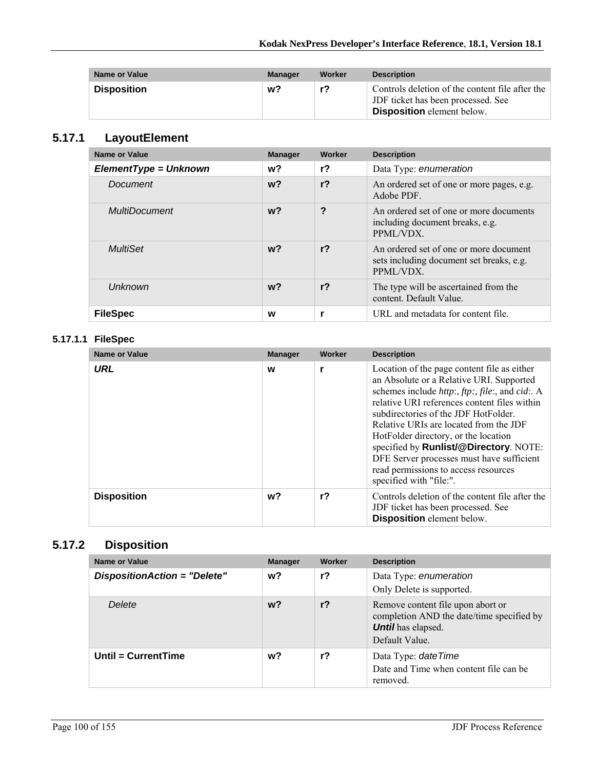| Name or Value | Manager | Worker | Description |
|---|---|---|---|
| **Disposition** | **w?** | **r?** | Controls deletion of the content file after the JDF ticket has been processed. See **Disposition** element below. |

## 5.17.1 LayoutElement

| Name or Value | Manager | Worker | Description |
|---|---|---|---|
| ***ElementType = Unknown*** | **w?** | **r?** | Data Type: *enumeration* |
| *Document* | **w?** | **r?** | An ordered set of one or more pages, e.g. Adobe PDF. |
| *MultiDocument* | **w?** | **?** | An ordered set of one or more documents including document breaks, e.g. PPML/VDX. |
| *MultiSet* | **w?** | **r?** | An ordered set of one or more document sets including document set breaks, e.g. PPML/VDX. |
| *Unknown* | **w?** | **r?** | The type will be ascertained from the content. Default Value. |
| **FileSpec** | **w** | **r** | URL and metadata for content file. |

### 5.17.1.1 FileSpec

| Name or Value | Manager | Worker | Description |
|---|---|---|---|
| ***URL*** | **w** | **r** | Location of the page content file as either an Absolute or a Relative URI. Supported schemes include *http*:, *ftp:, file*:, and *cid*:. A relative URI references content files within subdirectories of the JDF HotFolder. Relative URIs are located from the JDF HotFolder directory, or the location specified by **Runlist/@Directory**. NOTE: DFE Server processes must have sufficient read permissions to access resources specified with "file:". |
| **Disposition** | **w?** | **r?** | Controls deletion of the content file after the JDF ticket has been processed. See **Disposition** element below. |

## 5.17.2 Disposition

| Name or Value | Manager | Worker | Description |
|---|---|---|---|
| ***DispositionAction = "Delete"*** | **w?** | **r?** | Data Type: *enumeration*<br>Only Delete is supported. |
| *Delete* | **w?** | **r?** | Remove content file upon abort or completion AND the date/time specified by ***Until*** has elapsed.<br>Default Value. |
| **Until = CurrentTime** | **w?** | **r?** | Data Type: *dateTime*<br>Date and Time when content file can be removed. |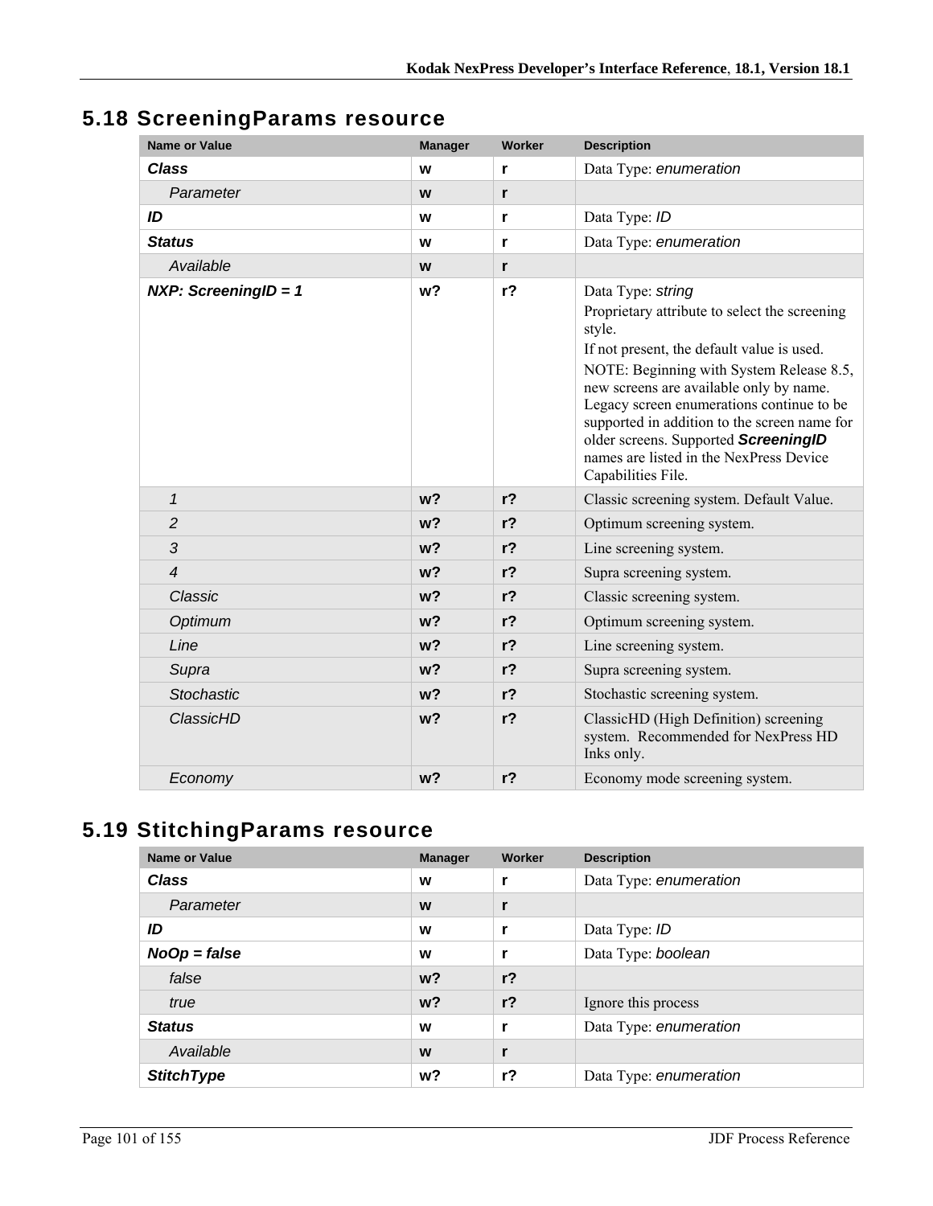## 5.18 ScreeningParams resource

| Name or Value | Manager | Worker | Description |
|---|---|---|---|
| ***Class*** | **w** | **r** | Data Type: *enumeration* |
| *Parameter* | **w** | **r** | |
| ***ID*** | **w** | **r** | Data Type: *ID* |
| ***Status*** | **w** | **r** | Data Type: *enumeration* |
| *Available* | **w** | **r** | |
| ***NXP: ScreeningID = 1*** | **w?** | **r?** | Data Type: *string*<br>Proprietary attribute to select the screening style.<br>If not present, the default value is used.<br>NOTE: Beginning with System Release 8.5, new screens are available only by name. Legacy screen enumerations continue to be supported in addition to the screen name for older screens. Supported ***ScreeningID*** names are listed in the NexPress Device Capabilities File. |
| *1* | **w?** | **r?** | Classic screening system. Default Value. |
| *2* | **w?** | **r?** | Optimum screening system. |
| *3* | **w?** | **r?** | Line screening system. |
| *4* | **w?** | **r?** | Supra screening system. |
| *Classic* | **w?** | **r?** | Classic screening system. |
| *Optimum* | **w?** | **r?** | Optimum screening system. |
| *Line* | **w?** | **r?** | Line screening system. |
| *Supra* | **w?** | **r?** | Supra screening system. |
| *Stochastic* | **w?** | **r?** | Stochastic screening system. |
| *ClassicHD* | **w?** | **r?** | ClassicHD (High Definition) screening system. Recommended for NexPress HD Inks only. |
| *Economy* | **w?** | **r?** | Economy mode screening system. |

## 5.19 StitchingParams resource

| Name or Value | Manager | Worker | Description |
|---|---|---|---|
| ***Class*** | **w** | **r** | Data Type: *enumeration* |
| *Parameter* | **w** | **r** | |
| ***ID*** | **w** | **r** | Data Type: *ID* |
| ***NoOp = false*** | **w** | **r** | Data Type: *boolean* |
| *false* | **w?** | **r?** | |
| *true* | **w?** | **r?** | Ignore this process |
| ***Status*** | **w** | **r** | Data Type: *enumeration* |
| *Available* | **w** | **r** | |
| ***StitchType*** | **w?** | **r?** | Data Type: *enumeration* |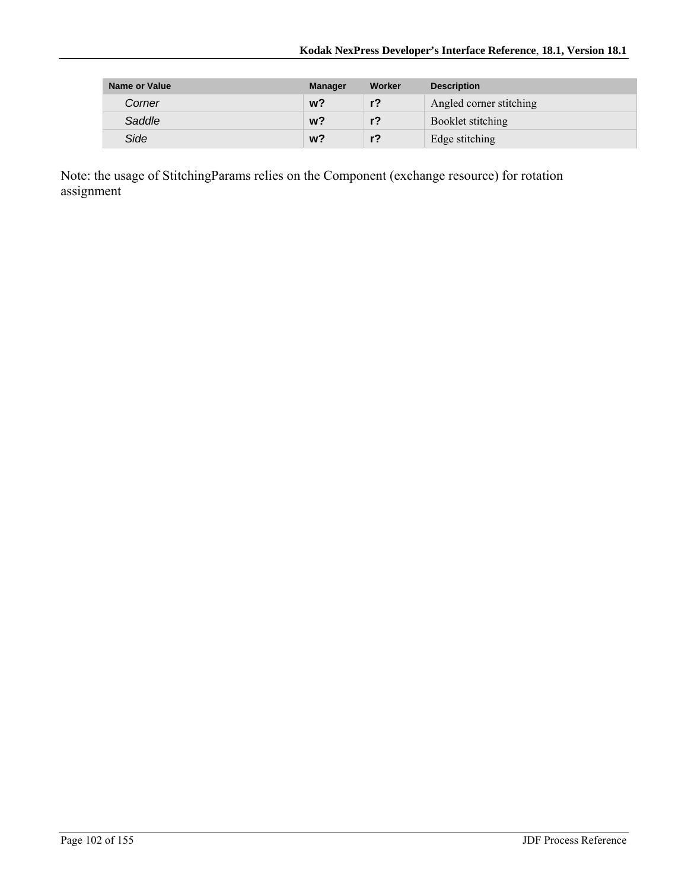| Name or Value | Manager | Worker | Description |
|---|---|---|---|
| *Corner* | **w?** | **r?** | Angled corner stitching |
| *Saddle* | **w?** | **r?** | Booklet stitching |
| *Side* | **w?** | **r?** | Edge stitching |

Note: the usage of StitchingParams relies on the Component (exchange resource) for rotation assignment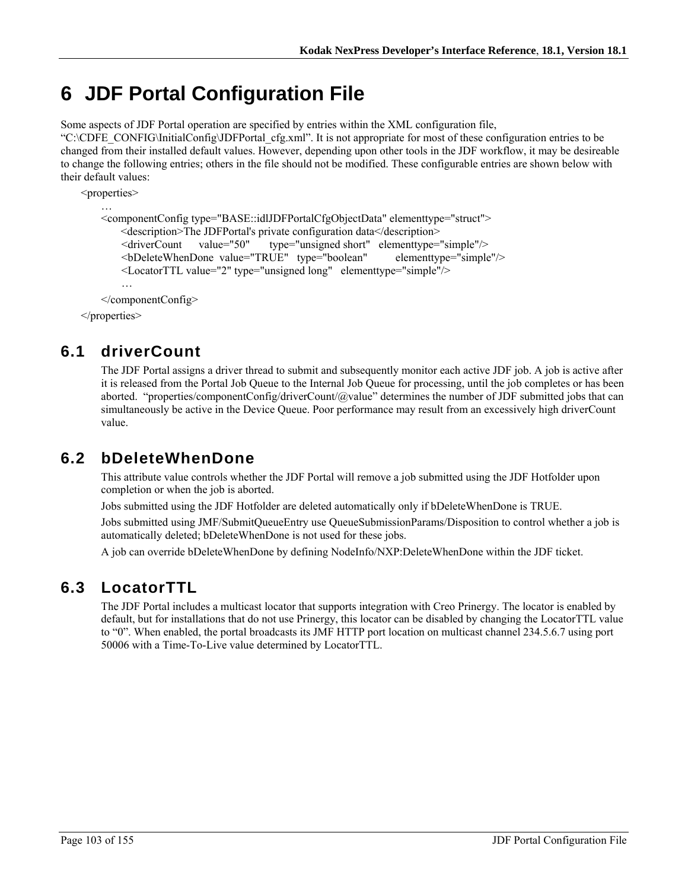# 6 JDF Portal Configuration File

Some aspects of JDF Portal operation are specified by entries within the XML configuration file, "C:\CDFE_CONFIG\InitialConfig\JDFPortal_cfg.xml". It is not appropriate for most of these configuration entries to be changed from their installed default values. However, depending upon other tools in the JDF workflow, it may be desireable to change the following entries; others in the file should not be modified. These configurable entries are shown below with their default values:

```
<properties>
    …
    <componentConfig type="BASE::idlJDFPortalCfgObjectData" elementtype="struct">
        <description>The JDFPortal's private configuration data</description>
        <driverCount     value="50"      type="unsigned short"   elementtype="simple"/>
        <bDeleteWhenDone  value="TRUE"   type="boolean"          elementtype="simple"/>
        <LocatorTTL value="2" type="unsigned long"   elementtype="simple"/>
        …
    </componentConfig>
</properties>
```

## 6.1 driverCount

The JDF Portal assigns a driver thread to submit and subsequently monitor each active JDF job. A job is active after it is released from the Portal Job Queue to the Internal Job Queue for processing, until the job completes or has been aborted. "properties/componentConfig/driverCount/@value" determines the number of JDF submitted jobs that can simultaneously be active in the Device Queue. Poor performance may result from an excessively high driverCount value.

## 6.2 bDeleteWhenDone

This attribute value controls whether the JDF Portal will remove a job submitted using the JDF Hotfolder upon completion or when the job is aborted.

Jobs submitted using the JDF Hotfolder are deleted automatically only if bDeleteWhenDone is TRUE.

Jobs submitted using JMF/SubmitQueueEntry use QueueSubmissionParams/Disposition to control whether a job is automatically deleted; bDeleteWhenDone is not used for these jobs.

A job can override bDeleteWhenDone by defining NodeInfo/NXP:DeleteWhenDone within the JDF ticket.

## 6.3 LocatorTTL

The JDF Portal includes a multicast locator that supports integration with Creo Prinergy. The locator is enabled by default, but for installations that do not use Prinergy, this locator can be disabled by changing the LocatorTTL value to "0". When enabled, the portal broadcasts its JMF HTTP port location on multicast channel 234.5.6.7 using port 50006 with a Time-To-Live value determined by LocatorTTL.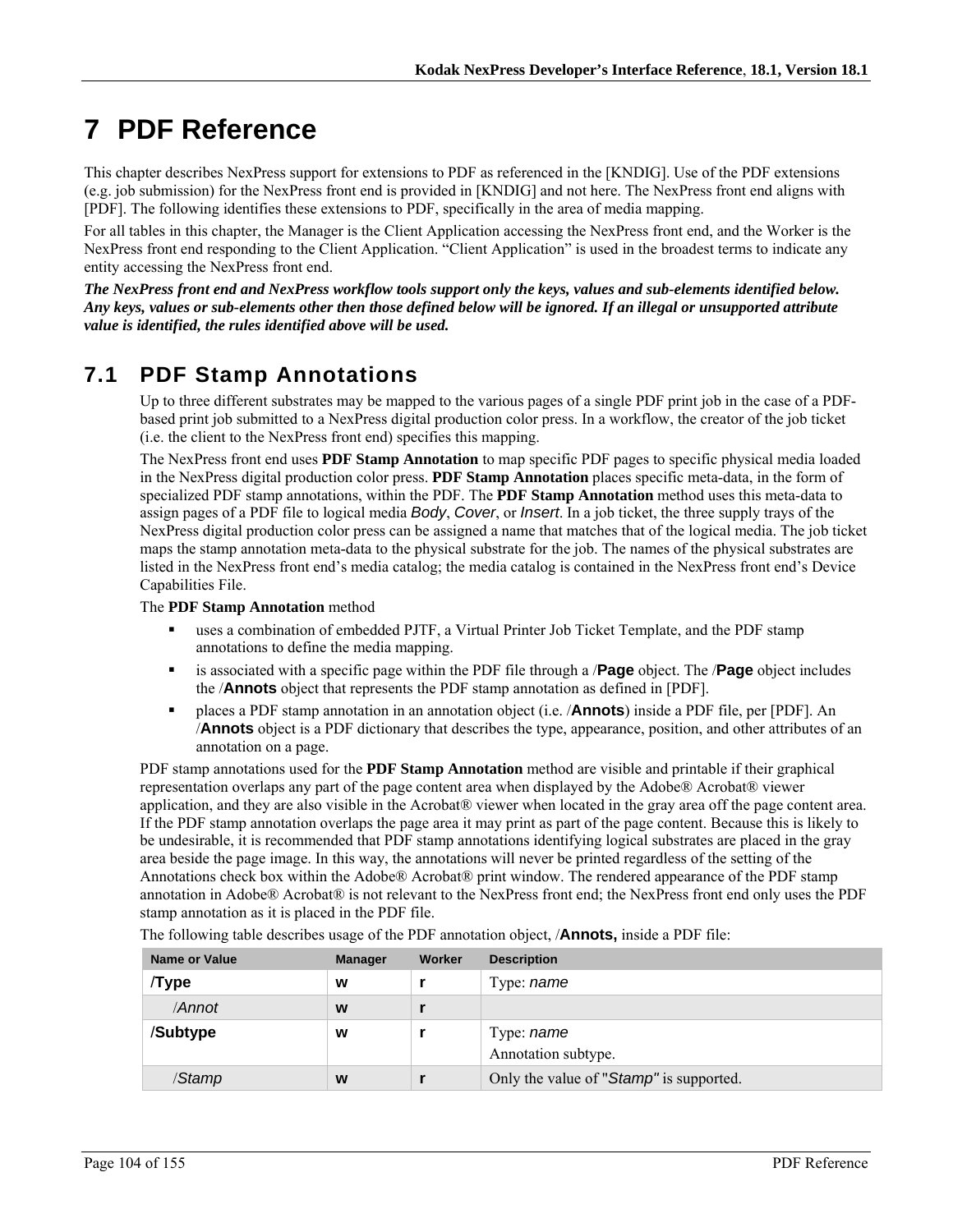# 7 PDF Reference

This chapter describes NexPress support for extensions to PDF as referenced in the [KNDIG]. Use of the PDF extensions (e.g. job submission) for the NexPress front end is provided in [KNDIG] and not here. The NexPress front end aligns with [PDF]. The following identifies these extensions to PDF, specifically in the area of media mapping.

For all tables in this chapter, the Manager is the Client Application accessing the NexPress front end, and the Worker is the NexPress front end responding to the Client Application. "Client Application" is used in the broadest terms to indicate any entity accessing the NexPress front end.

***The NexPress front end and NexPress workflow tools support only the keys, values and sub-elements identified below. Any keys, values or sub-elements other then those defined below will be ignored. If an illegal or unsupported attribute value is identified, the rules identified above will be used.***

## 7.1 PDF Stamp Annotations

Up to three different substrates may be mapped to the various pages of a single PDF print job in the case of a PDF-based print job submitted to a NexPress digital production color press. In a workflow, the creator of the job ticket (i.e. the client to the NexPress front end) specifies this mapping.

The NexPress front end uses **PDF Stamp Annotation** to map specific PDF pages to specific physical media loaded in the NexPress digital production color press. **PDF Stamp Annotation** places specific meta-data, in the form of specialized PDF stamp annotations, within the PDF. The **PDF Stamp Annotation** method uses this meta-data to assign pages of a PDF file to logical media *Body*, *Cover*, or *Insert*. In a job ticket, the three supply trays of the NexPress digital production color press can be assigned a name that matches that of the logical media. The job ticket maps the stamp annotation meta-data to the physical substrate for the job. The names of the physical substrates are listed in the NexPress front end's media catalog; the media catalog is contained in the NexPress front end's Device Capabilities File.

The **PDF Stamp Annotation** method

- uses a combination of embedded PJTF, a Virtual Printer Job Ticket Template, and the PDF stamp annotations to define the media mapping.
- is associated with a specific page within the PDF file through a /**Page** object. The /**Page** object includes the /**Annots** object that represents the PDF stamp annotation as defined in [PDF].
- places a PDF stamp annotation in an annotation object (i.e. /**Annots**) inside a PDF file, per [PDF]. An /**Annots** object is a PDF dictionary that describes the type, appearance, position, and other attributes of an annotation on a page.

PDF stamp annotations used for the **PDF Stamp Annotation** method are visible and printable if their graphical representation overlaps any part of the page content area when displayed by the Adobe® Acrobat® viewer application, and they are also visible in the Acrobat® viewer when located in the gray area off the page content area. If the PDF stamp annotation overlaps the page area it may print as part of the page content. Because this is likely to be undesirable, it is recommended that PDF stamp annotations identifying logical substrates are placed in the gray area beside the page image. In this way, the annotations will never be printed regardless of the setting of the Annotations check box within the Adobe® Acrobat® print window. The rendered appearance of the PDF stamp annotation in Adobe® Acrobat® is not relevant to the NexPress front end; the NexPress front end only uses the PDF stamp annotation as it is placed in the PDF file.

The following table describes usage of the PDF annotation object, /**Annots,** inside a PDF file:

| Name or Value | Manager | Worker | Description |
|---|---|---|---|
| **/Type** | **w** | **r** | Type: *name* |
| /*Annot* | **w** | **r** | |
| **/Subtype** | **w** | **r** | Type: *name*<br>Annotation subtype. |
| /*Stamp* | **w** | **r** | Only the value of "*Stamp"* is supported. |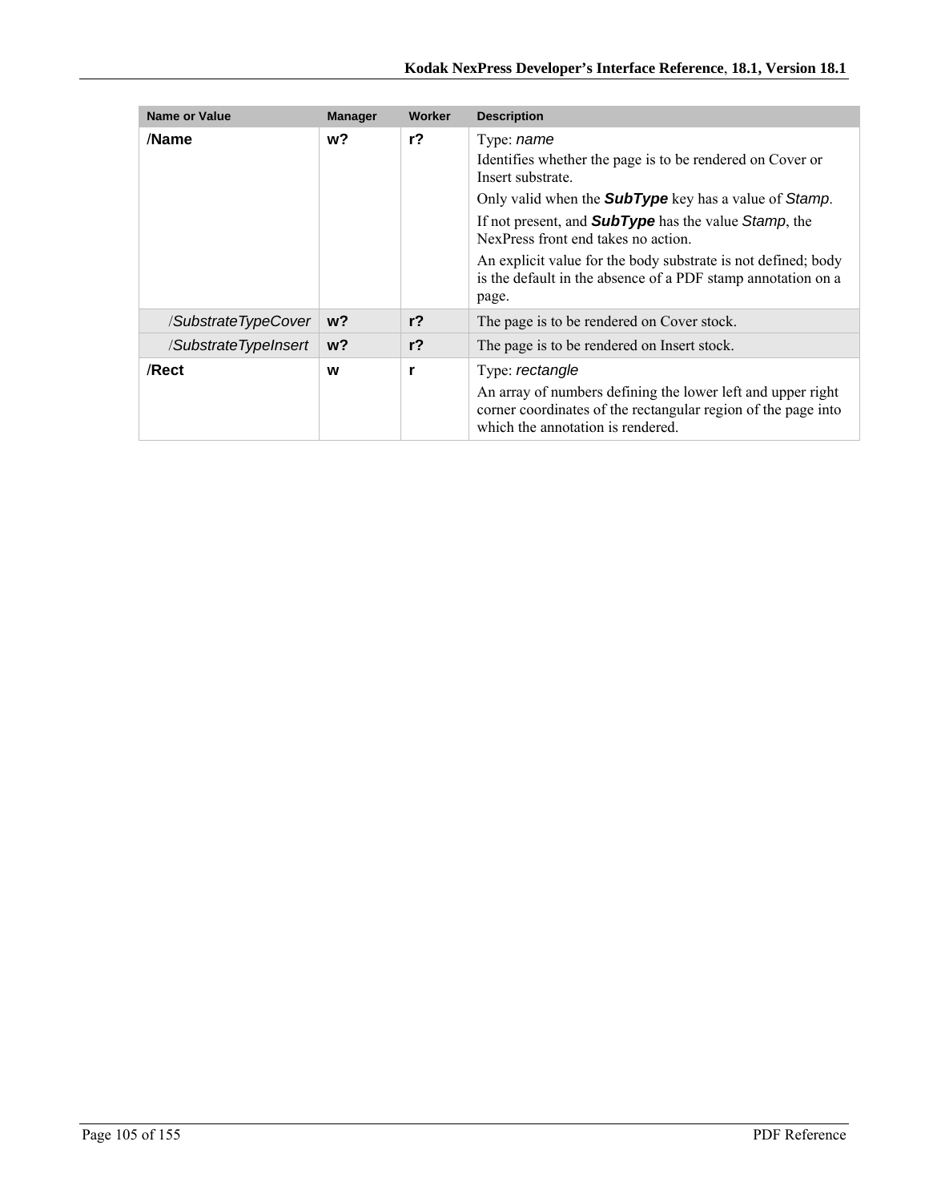| Name or Value | Manager | Worker | Description |
|---|---|---|---|
| **/Name** | **w?** | **r?** | Type: *name*<br>Identifies whether the page is to be rendered on Cover or Insert substrate.<br>Only valid when the ***SubType*** key has a value of *Stamp*.<br>If not present, and ***SubType*** has the value *Stamp*, the NexPress front end takes no action.<br>An explicit value for the body substrate is not defined; body is the default in the absence of a PDF stamp annotation on a page. |
| /*SubstrateTypeCover* | **w?** | **r?** | The page is to be rendered on Cover stock. |
| /*SubstrateTypeInsert* | **w?** | **r?** | The page is to be rendered on Insert stock. |
| **/Rect** | **w** | **r** | Type: *rectangle*<br>An array of numbers defining the lower left and upper right corner coordinates of the rectangular region of the page into which the annotation is rendered. |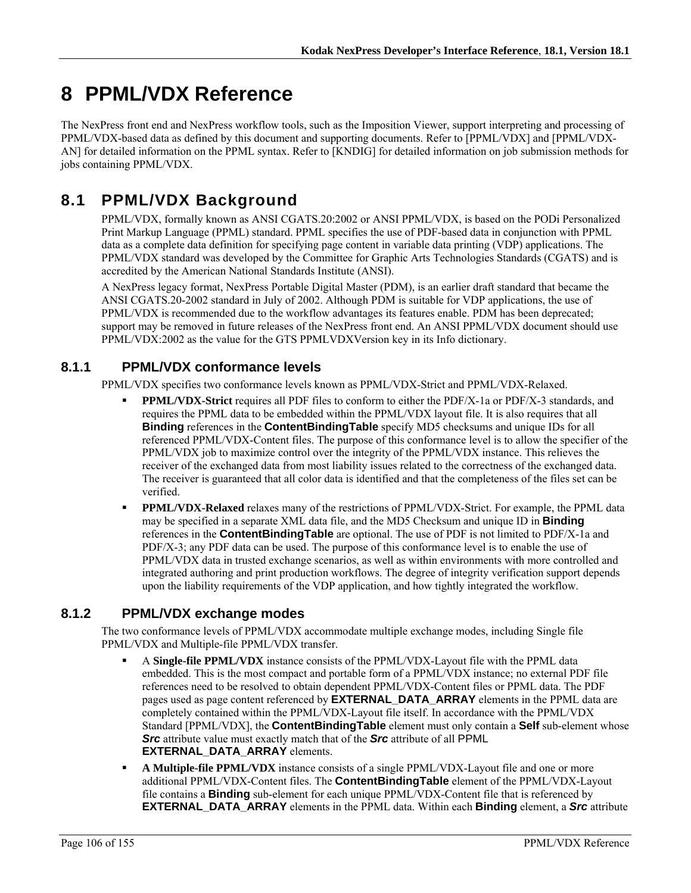# 8 PPML/VDX Reference

The NexPress front end and NexPress workflow tools, such as the Imposition Viewer, support interpreting and processing of PPML/VDX-based data as defined by this document and supporting documents. Refer to [PPML/VDX] and [PPML/VDX-AN] for detailed information on the PPML syntax. Refer to [KNDIG] for detailed information on job submission methods for jobs containing PPML/VDX.

## 8.1 PPML/VDX Background

PPML/VDX, formally known as ANSI CGATS.20:2002 or ANSI PPML/VDX, is based on the PODi Personalized Print Markup Language (PPML) standard. PPML specifies the use of PDF-based data in conjunction with PPML data as a complete data definition for specifying page content in variable data printing (VDP) applications. The PPML/VDX standard was developed by the Committee for Graphic Arts Technologies Standards (CGATS) and is accredited by the American National Standards Institute (ANSI).

A NexPress legacy format, NexPress Portable Digital Master (PDM), is an earlier draft standard that became the ANSI CGATS.20-2002 standard in July of 2002. Although PDM is suitable for VDP applications, the use of PPML/VDX is recommended due to the workflow advantages its features enable. PDM has been deprecated; support may be removed in future releases of the NexPress front end. An ANSI PPML/VDX document should use PPML/VDX:2002 as the value for the GTS PPMLVDXVersion key in its Info dictionary.

### 8.1.1 PPML/VDX conformance levels

PPML/VDX specifies two conformance levels known as PPML/VDX-Strict and PPML/VDX-Relaxed.

- **PPML/VDX-Strict** requires all PDF files to conform to either the PDF/X-1a or PDF/X-3 standards, and requires the PPML data to be embedded within the PPML/VDX layout file. It is also requires that all **Binding** references in the **ContentBindingTable** specify MD5 checksums and unique IDs for all referenced PPML/VDX-Content files. The purpose of this conformance level is to allow the specifier of the PPML/VDX job to maximize control over the integrity of the PPML/VDX instance. This relieves the receiver of the exchanged data from most liability issues related to the correctness of the exchanged data. The receiver is guaranteed that all color data is identified and that the completeness of the files set can be verified.
- **PPML/VDX-Relaxed** relaxes many of the restrictions of PPML/VDX-Strict. For example, the PPML data may be specified in a separate XML data file, and the MD5 Checksum and unique ID in **Binding** references in the **ContentBindingTable** are optional. The use of PDF is not limited to PDF/X-1a and PDF/X-3; any PDF data can be used. The purpose of this conformance level is to enable the use of PPML/VDX data in trusted exchange scenarios, as well as within environments with more controlled and integrated authoring and print production workflows. The degree of integrity verification support depends upon the liability requirements of the VDP application, and how tightly integrated the workflow.

### 8.1.2 PPML/VDX exchange modes

The two conformance levels of PPML/VDX accommodate multiple exchange modes, including Single file PPML/VDX and Multiple-file PPML/VDX transfer.

- A **Single-file PPML/VDX** instance consists of the PPML/VDX-Layout file with the PPML data embedded. This is the most compact and portable form of a PPML/VDX instance; no external PDF file references need to be resolved to obtain dependent PPML/VDX-Content files or PPML data. The PDF pages used as page content referenced by **EXTERNAL_DATA_ARRAY** elements in the PPML data are completely contained within the PPML/VDX-Layout file itself. In accordance with the PPML/VDX Standard [PPML/VDX], the **ContentBindingTable** element must only contain a **Self** sub-element whose ***Src*** attribute value must exactly match that of the ***Src*** attribute of all PPML **EXTERNAL_DATA_ARRAY** elements.
- **A Multiple-file PPML/VDX** instance consists of a single PPML/VDX-Layout file and one or more additional PPML/VDX-Content files. The **ContentBindingTable** element of the PPML/VDX-Layout file contains a **Binding** sub-element for each unique PPML/VDX-Content file that is referenced by **EXTERNAL_DATA_ARRAY** elements in the PPML data. Within each **Binding** element, a ***Src*** attribute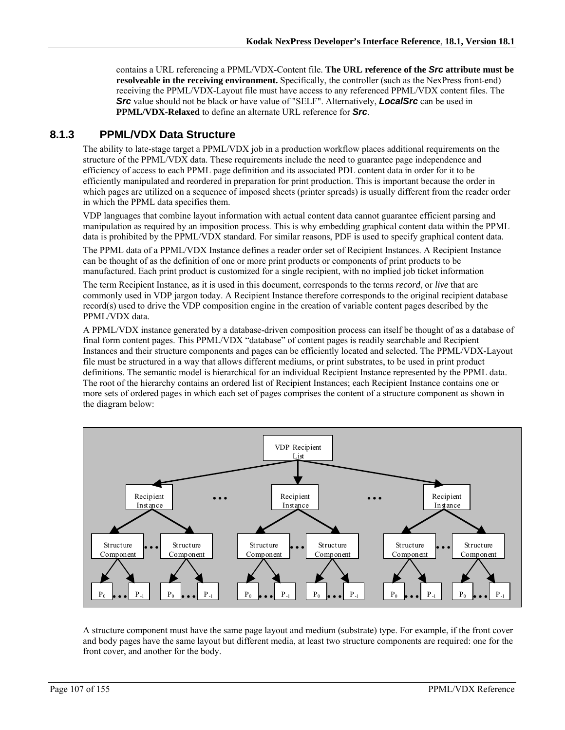contains a URL referencing a PPML/VDX-Content file. **The URL reference of the *Src* attribute must be resolveable in the receiving environment.** Specifically, the controller (such as the NexPress front-end) receiving the PPML/VDX-Layout file must have access to any referenced PPML/VDX content files. The ***Src*** value should not be black or have value of "SELF". Alternatively, ***LocalSrc*** can be used in **PPML/VDX-Relaxed** to define an alternate URL reference for ***Src***.

### 8.1.3 PPML/VDX Data Structure

The ability to late-stage target a PPML/VDX job in a production workflow places additional requirements on the structure of the PPML/VDX data. These requirements include the need to guarantee page independence and efficiency of access to each PPML page definition and its associated PDL content data in order for it to be efficiently manipulated and reordered in preparation for print production. This is important because the order in which pages are utilized on a sequence of imposed sheets (printer spreads) is usually different from the reader order in which the PPML data specifies them.

VDP languages that combine layout information with actual content data cannot guarantee efficient parsing and manipulation as required by an imposition process. This is why embedding graphical content data within the PPML data is prohibited by the PPML/VDX standard. For similar reasons, PDF is used to specify graphical content data.

The PPML data of a PPML/VDX Instance defines a reader order set of Recipient Instances. A Recipient Instance can be thought of as the definition of one or more print products or components of print products to be manufactured. Each print product is customized for a single recipient, with no implied job ticket information

The term Recipient Instance, as it is used in this document, corresponds to the terms *record*, or *live* that are commonly used in VDP jargon today. A Recipient Instance therefore corresponds to the original recipient database record(s) used to drive the VDP composition engine in the creation of variable content pages described by the PPML/VDX data.

A PPML/VDX instance generated by a database-driven composition process can itself be thought of as a database of final form content pages. This PPML/VDX "database" of content pages is readily searchable and Recipient Instances and their structure components and pages can be efficiently located and selected. The PPML/VDX-Layout file must be structured in a way that allows different mediums, or print substrates, to be used in print product definitions. The semantic model is hierarchical for an individual Recipient Instance represented by the PPML data. The root of the hierarchy contains an ordered list of Recipient Instances; each Recipient Instance contains one or more sets of ordered pages in which each set of pages comprises the content of a structure component as shown in the diagram below:

VDP Recipient List

Recipient Instance ... Recipient Instance ... Recipient Instance

Structure Component ... Structure Component

$P_0$ ... $P_{-1}$

A structure component must have the same page layout and medium (substrate) type. For example, if the front cover and body pages have the same layout but different media, at least two structure components are required: one for the front cover, and another for the body.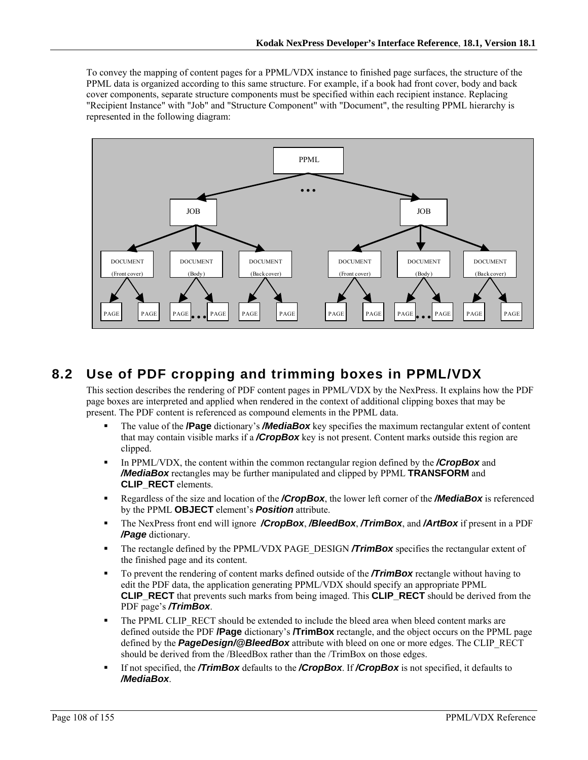To convey the mapping of content pages for a PPML/VDX instance to finished page surfaces, the structure of the PPML data is organized according to this same structure. For example, if a book had front cover, body and back cover components, separate structure components must be specified within each recipient instance. Replacing "Recipient Instance" with "Job" and "Structure Component" with "Document", the resulting PPML hierarchy is represented in the following diagram:

## 8.2 Use of PDF cropping and trimming boxes in PPML/VDX

This section describes the rendering of PDF content pages in PPML/VDX by the NexPress. It explains how the PDF page boxes are interpreted and applied when rendered in the context of additional clipping boxes that may be present. The PDF content is referenced as compound elements in the PPML data.

- The value of the **/Page** dictionary's ***/MediaBox*** key specifies the maximum rectangular extent of content that may contain visible marks if a ***/CropBox*** key is not present. Content marks outside this region are clipped.
- In PPML/VDX, the content within the common rectangular region defined by the ***/CropBox*** and ***/MediaBox*** rectangles may be further manipulated and clipped by PPML **TRANSFORM** and **CLIP_RECT** elements.
- Regardless of the size and location of the ***/CropBox***, the lower left corner of the ***/MediaBox*** is referenced by the PPML **OBJECT** element's ***Position*** attribute.
- The NexPress front end will ignore ***/CropBox***, ***/BleedBox***, ***/TrimBox***, and ***/ArtBox*** if present in a PDF ***/Page*** dictionary.
- The rectangle defined by the PPML/VDX PAGE_DESIGN ***/TrimBox*** specifies the rectangular extent of the finished page and its content.
- To prevent the rendering of content marks defined outside of the ***/TrimBox*** rectangle without having to edit the PDF data, the application generating PPML/VDX should specify an appropriate PPML **CLIP_RECT** that prevents such marks from being imaged. This **CLIP_RECT** should be derived from the PDF page's ***/TrimBox***.
- The PPML CLIP_RECT should be extended to include the bleed area when bleed content marks are defined outside the PDF **/Page** dictionary's **/TrimBox** rectangle, and the object occurs on the PPML page defined by the ***PageDesign/@BleedBox*** attribute with bleed on one or more edges. The CLIP_RECT should be derived from the /BleedBox rather than the /TrimBox on those edges.
- If not specified, the ***/TrimBox*** defaults to the ***/CropBox***. If ***/CropBox*** is not specified, it defaults to ***/MediaBox***.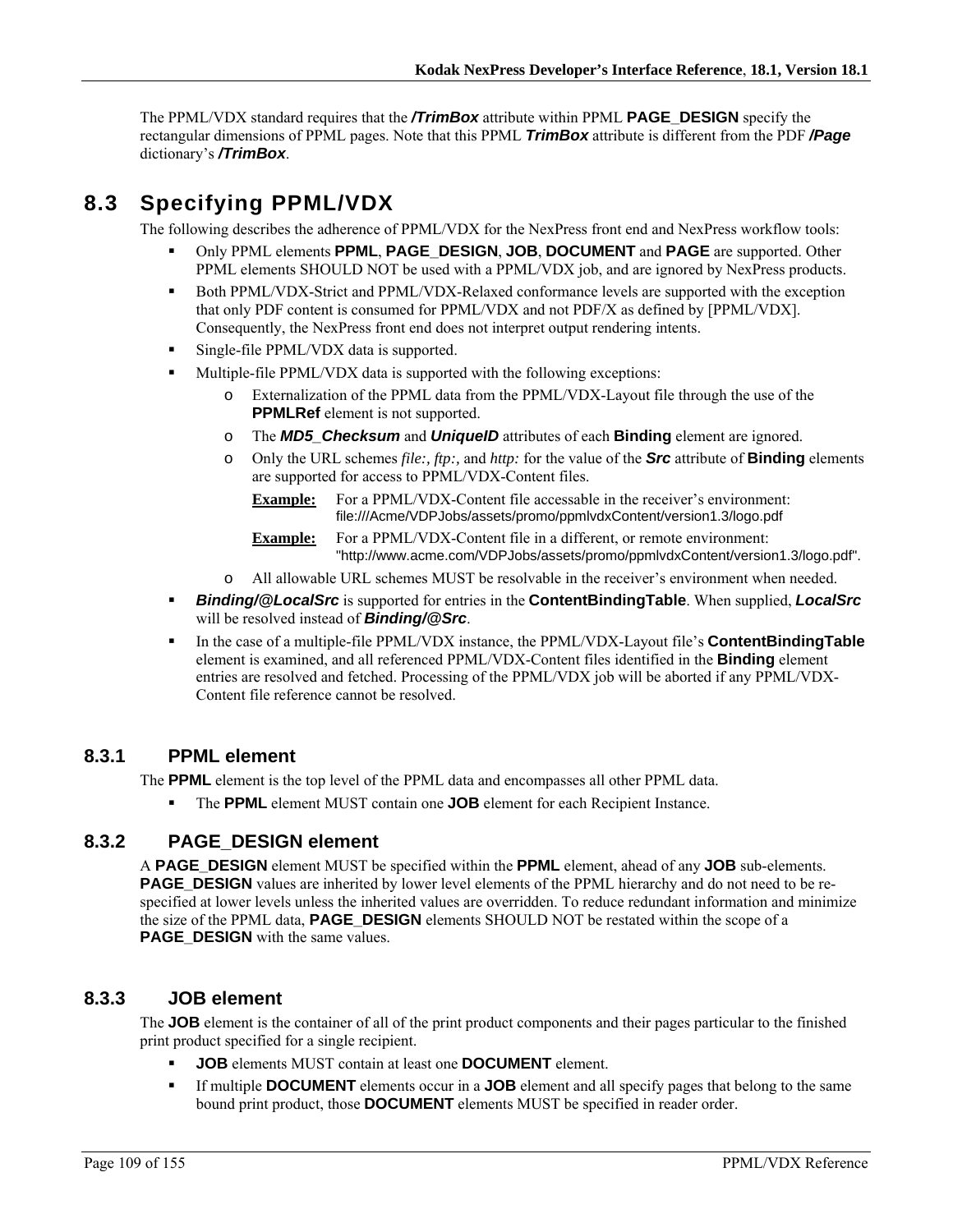The PPML/VDX standard requires that the ***/TrimBox*** attribute within PPML **PAGE_DESIGN** specify the rectangular dimensions of PPML pages. Note that this PPML ***TrimBox*** attribute is different from the PDF ***/Page*** dictionary's ***/TrimBox***.

## 8.3 Specifying PPML/VDX

The following describes the adherence of PPML/VDX for the NexPress front end and NexPress workflow tools:

- Only PPML elements **PPML**, **PAGE_DESIGN**, **JOB**, **DOCUMENT** and **PAGE** are supported. Other PPML elements SHOULD NOT be used with a PPML/VDX job, and are ignored by NexPress products.
- Both PPML/VDX-Strict and PPML/VDX-Relaxed conformance levels are supported with the exception that only PDF content is consumed for PPML/VDX and not PDF/X as defined by [PPML/VDX]. Consequently, the NexPress front end does not interpret output rendering intents.
- Single-file PPML/VDX data is supported.
- Multiple-file PPML/VDX data is supported with the following exceptions:
  - Externalization of the PPML data from the PPML/VDX-Layout file through the use of the **PPMLRef** element is not supported.
  - The ***MD5_Checksum*** and ***UniqueID*** attributes of each **Binding** element are ignored.
  - Only the URL schemes *file:, ftp:,* and *http:* for the value of the ***Src*** attribute of **Binding** elements are supported for access to PPML/VDX-Content files.

    **Example:** For a PPML/VDX-Content file accessable in the receiver's environment: file:///Acme/VDPJobs/assets/promo/ppmlvdxContent/version1.3/logo.pdf

    **Example:** For a PPML/VDX-Content file in a different, or remote environment: "http://www.acme.com/VDPJobs/assets/promo/ppmlvdxContent/version1.3/logo.pdf".
  - All allowable URL schemes MUST be resolvable in the receiver's environment when needed.
- ***Binding/@LocalSrc*** is supported for entries in the **ContentBindingTable**. When supplied, ***LocalSrc*** will be resolved instead of ***Binding/@Src***.
- In the case of a multiple-file PPML/VDX instance, the PPML/VDX-Layout file's **ContentBindingTable** element is examined, and all referenced PPML/VDX-Content files identified in the **Binding** element entries are resolved and fetched. Processing of the PPML/VDX job will be aborted if any PPML/VDX-Content file reference cannot be resolved.

### 8.3.1 PPML element

The **PPML** element is the top level of the PPML data and encompasses all other PPML data.

- The **PPML** element MUST contain one **JOB** element for each Recipient Instance.

### 8.3.2 PAGE_DESIGN element

A **PAGE_DESIGN** element MUST be specified within the **PPML** element, ahead of any **JOB** sub-elements. **PAGE_DESIGN** values are inherited by lower level elements of the PPML hierarchy and do not need to be re-specified at lower levels unless the inherited values are overridden. To reduce redundant information and minimize the size of the PPML data, **PAGE_DESIGN** elements SHOULD NOT be restated within the scope of a **PAGE_DESIGN** with the same values.

### 8.3.3 JOB element

The **JOB** element is the container of all of the print product components and their pages particular to the finished print product specified for a single recipient.

- **JOB** elements MUST contain at least one **DOCUMENT** element.
- If multiple **DOCUMENT** elements occur in a **JOB** element and all specify pages that belong to the same bound print product, those **DOCUMENT** elements MUST be specified in reader order.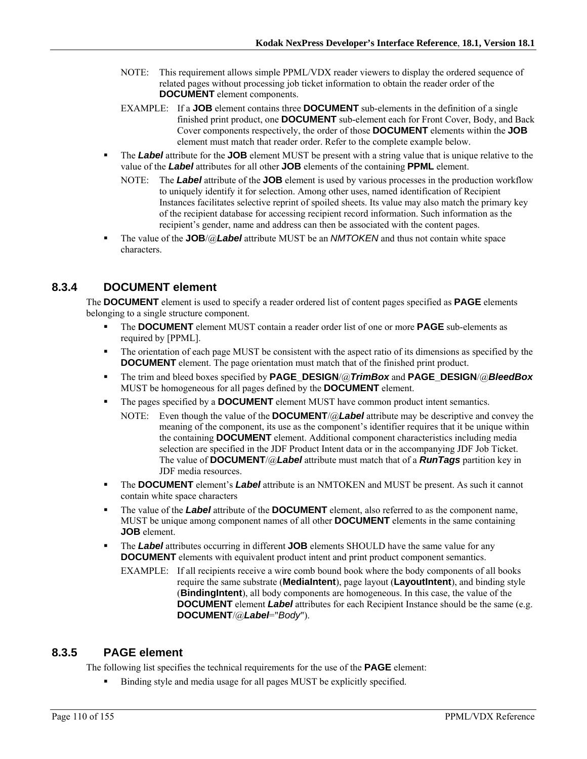NOTE: This requirement allows simple PPML/VDX reader viewers to display the ordered sequence of related pages without processing job ticket information to obtain the reader order of the **DOCUMENT** element components.

EXAMPLE: If a **JOB** element contains three **DOCUMENT** sub-elements in the definition of a single finished print product, one **DOCUMENT** sub-element each for Front Cover, Body, and Back Cover components respectively, the order of those **DOCUMENT** elements within the **JOB** element must match that reader order. Refer to the complete example below.

- The ***Label*** attribute for the **JOB** element MUST be present with a string value that is unique relative to the value of the ***Label*** attributes for all other **JOB** elements of the containing **PPML** element.

  NOTE: The ***Label*** attribute of the **JOB** element is used by various processes in the production workflow to uniquely identify it for selection. Among other uses, named identification of Recipient Instances facilitates selective reprint of spoiled sheets. Its value may also match the primary key of the recipient database for accessing recipient record information. Such information as the recipient's gender, name and address can then be associated with the content pages.

- The value of the **JOB**/@***Label*** attribute MUST be an *NMTOKEN* and thus not contain white space characters.

### 8.3.4 DOCUMENT element

The **DOCUMENT** element is used to specify a reader ordered list of content pages specified as **PAGE** elements belonging to a single structure component.

- The **DOCUMENT** element MUST contain a reader order list of one or more **PAGE** sub-elements as required by [PPML].
- The orientation of each page MUST be consistent with the aspect ratio of its dimensions as specified by the **DOCUMENT** element. The page orientation must match that of the finished print product.
- The trim and bleed boxes specified by **PAGE_DESIGN**/@***TrimBox*** and **PAGE_DESIGN**/@***BleedBox*** MUST be homogeneous for all pages defined by the **DOCUMENT** element.
- The pages specified by a **DOCUMENT** element MUST have common product intent semantics.

  NOTE: Even though the value of the **DOCUMENT**/@***Label*** attribute may be descriptive and convey the meaning of the component, its use as the component's identifier requires that it be unique within the containing **DOCUMENT** element. Additional component characteristics including media selection are specified in the JDF Product Intent data or in the accompanying JDF Job Ticket. The value of **DOCUMENT**/@***Label*** attribute must match that of a ***RunTags*** partition key in JDF media resources.

- The **DOCUMENT** element's ***Label*** attribute is an NMTOKEN and MUST be present. As such it cannot contain white space characters
- The value of the ***Label*** attribute of the **DOCUMENT** element, also referred to as the component name, MUST be unique among component names of all other **DOCUMENT** elements in the same containing **JOB** element.
- The ***Label*** attributes occurring in different **JOB** elements SHOULD have the same value for any **DOCUMENT** elements with equivalent product intent and print product component semantics.

  EXAMPLE: If all recipients receive a wire comb bound book where the body components of all books require the same substrate (**MediaIntent**), page layout (**LayoutIntent**), and binding style (**BindingIntent**), all body components are homogeneous. In this case, the value of the **DOCUMENT** element ***Label*** attributes for each Recipient Instance should be the same (e.g. **DOCUMENT**/@***Label***="*Body*").

### 8.3.5 PAGE element

The following list specifies the technical requirements for the use of the **PAGE** element:

- Binding style and media usage for all pages MUST be explicitly specified.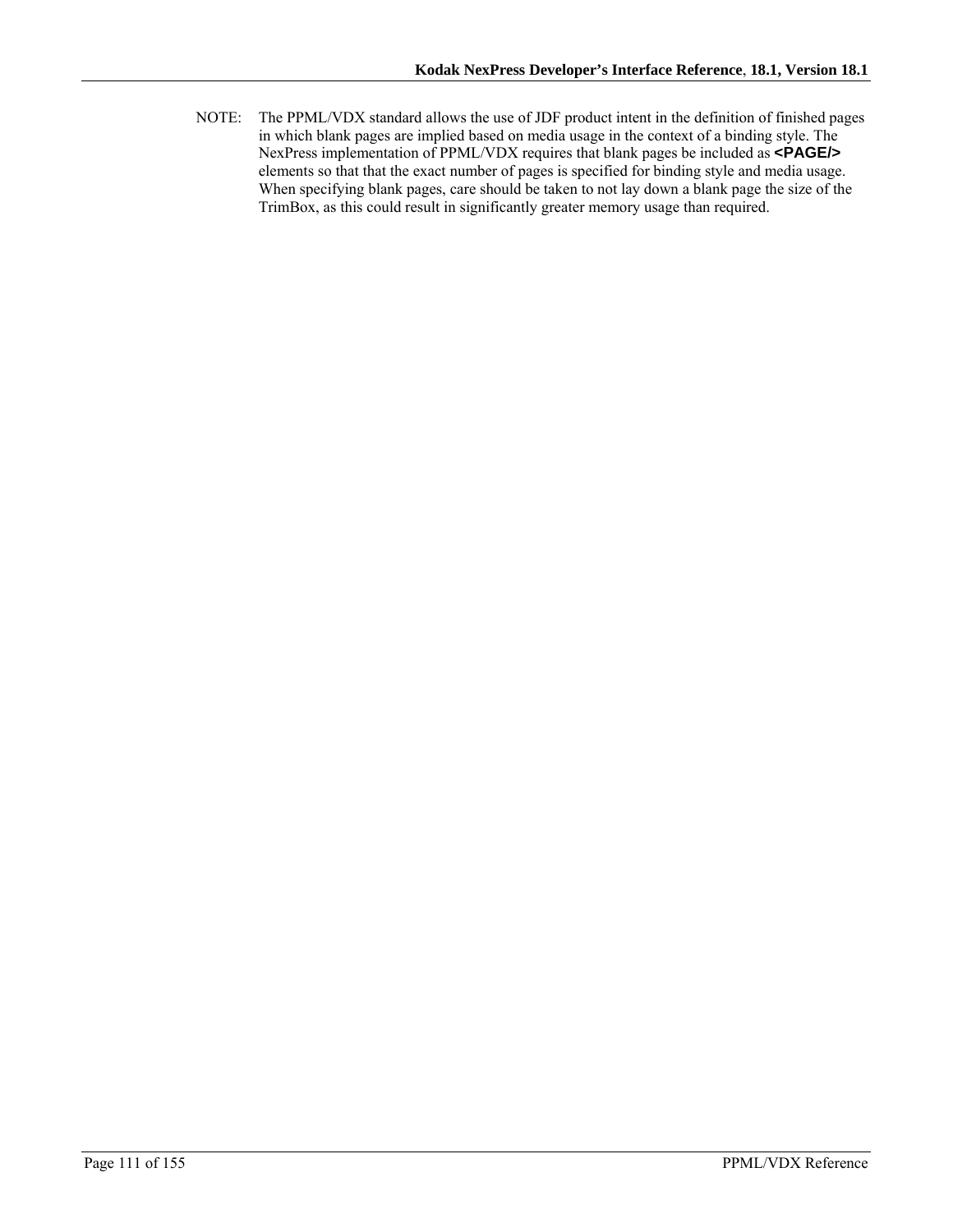NOTE: The PPML/VDX standard allows the use of JDF product intent in the definition of finished pages in which blank pages are implied based on media usage in the context of a binding style. The NexPress implementation of PPML/VDX requires that blank pages be included as **<PAGE/>** elements so that that the exact number of pages is specified for binding style and media usage. When specifying blank pages, care should be taken to not lay down a blank page the size of the TrimBox, as this could result in significantly greater memory usage than required.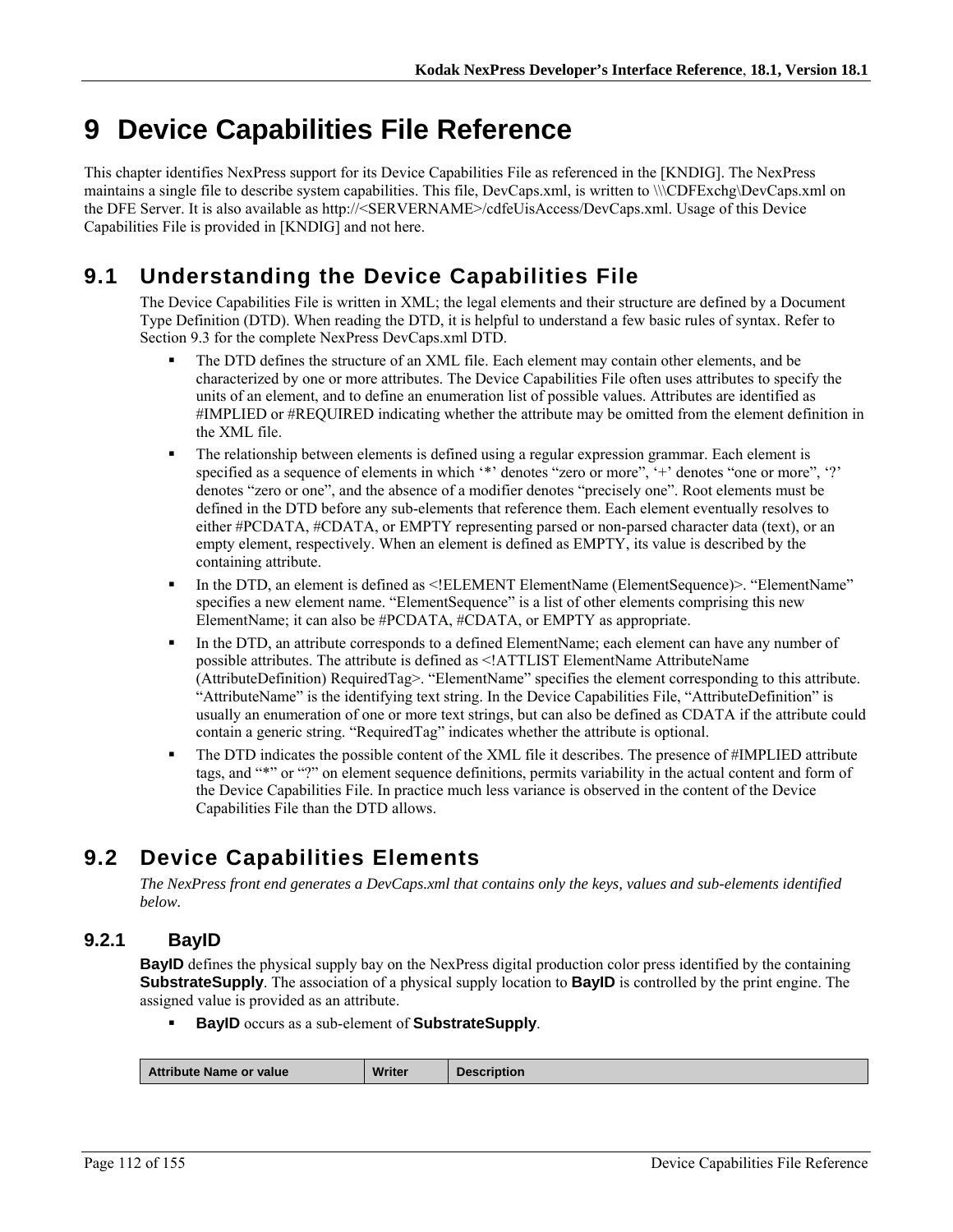# 9 Device Capabilities File Reference

This chapter identifies NexPress support for its Device Capabilities File as referenced in the [KNDIG]. The NexPress maintains a single file to describe system capabilities. This file, DevCaps.xml, is written to \\\CDFExchg\DevCaps.xml on the DFE Server. It is also available as http://<SERVERNAME>/cdfeUisAccess/DevCaps.xml. Usage of this Device Capabilities File is provided in [KNDIG] and not here.

## 9.1 Understanding the Device Capabilities File

The Device Capabilities File is written in XML; the legal elements and their structure are defined by a Document Type Definition (DTD). When reading the DTD, it is helpful to understand a few basic rules of syntax. Refer to Section 9.3 for the complete NexPress DevCaps.xml DTD.

- The DTD defines the structure of an XML file. Each element may contain other elements, and be characterized by one or more attributes. The Device Capabilities File often uses attributes to specify the units of an element, and to define an enumeration list of possible values. Attributes are identified as #IMPLIED or #REQUIRED indicating whether the attribute may be omitted from the element definition in the XML file.
- The relationship between elements is defined using a regular expression grammar. Each element is specified as a sequence of elements in which '*' denotes "zero or more", '+' denotes "one or more", '?' denotes "zero or one", and the absence of a modifier denotes "precisely one". Root elements must be defined in the DTD before any sub-elements that reference them. Each element eventually resolves to either #PCDATA, #CDATA, or EMPTY representing parsed or non-parsed character data (text), or an empty element, respectively. When an element is defined as EMPTY, its value is described by the containing attribute.
- In the DTD, an element is defined as <!ELEMENT ElementName (ElementSequence)>. "ElementName" specifies a new element name. "ElementSequence" is a list of other elements comprising this new ElementName; it can also be #PCDATA, #CDATA, or EMPTY as appropriate.
- In the DTD, an attribute corresponds to a defined ElementName; each element can have any number of possible attributes. The attribute is defined as <!ATTLIST ElementName AttributeName (AttributeDefinition) RequiredTag>. "ElementName" specifies the element corresponding to this attribute. "AttributeName" is the identifying text string. In the Device Capabilities File, "AttributeDefinition" is usually an enumeration of one or more text strings, but can also be defined as CDATA if the attribute could contain a generic string. "RequiredTag" indicates whether the attribute is optional.
- The DTD indicates the possible content of the XML file it describes. The presence of #IMPLIED attribute tags, and "*" or "?" on element sequence definitions, permits variability in the actual content and form of the Device Capabilities File. In practice much less variance is observed in the content of the Device Capabilities File than the DTD allows.

## 9.2 Device Capabilities Elements

*The NexPress front end generates a DevCaps.xml that contains only the keys, values and sub-elements identified below.*

### 9.2.1 BayID

**BayID** defines the physical supply bay on the NexPress digital production color press identified by the containing **SubstrateSupply**. The association of a physical supply location to **BayID** is controlled by the print engine. The assigned value is provided as an attribute.

- **BayID** occurs as a sub-element of **SubstrateSupply**.

| Attribute Name or value | Writer | Description |
|---|---|---|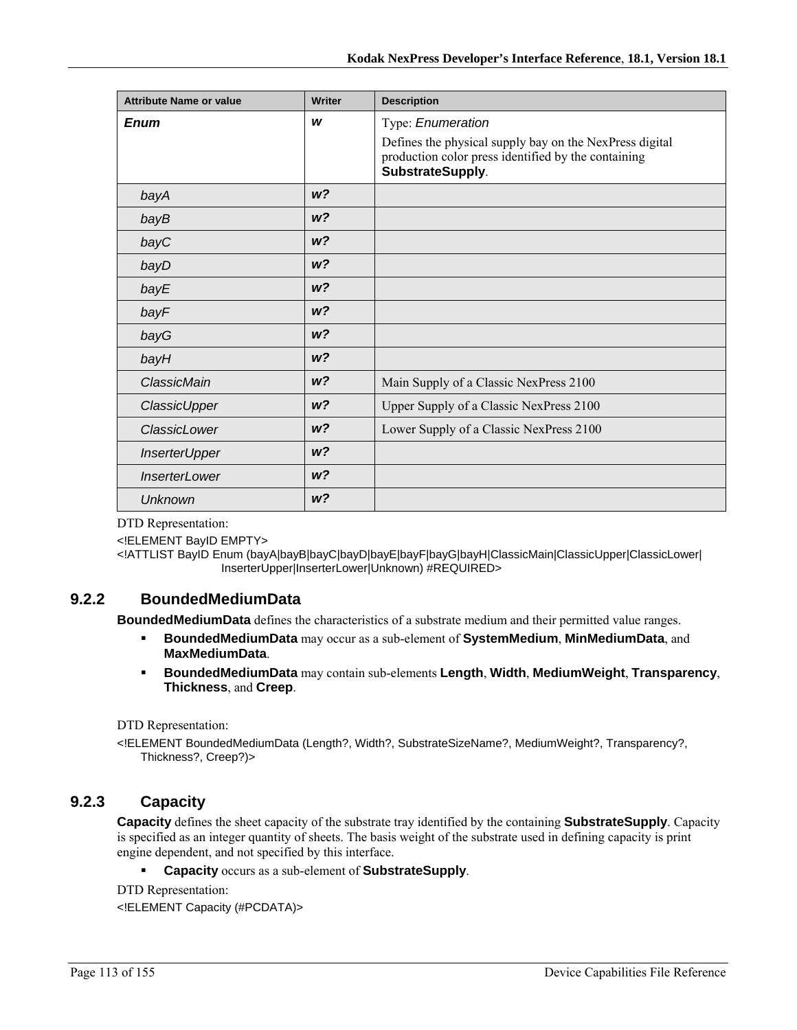| Attribute Name or value | Writer | Description |
|---|---|---|
| ***Enum*** | ***w*** | Type: *Enumeration*<br><br>Defines the physical supply bay on the NexPress digital production color press identified by the containing **SubstrateSupply**. |
| *bayA* | ***w?*** | |
| *bayB* | ***w?*** | |
| *bayC* | ***w?*** | |
| *bayD* | ***w?*** | |
| *bayE* | ***w?*** | |
| *bayF* | ***w?*** | |
| *bayG* | ***w?*** | |
| *bayH* | ***w?*** | |
| *ClassicMain* | ***w?*** | Main Supply of a Classic NexPress 2100 |
| *ClassicUpper* | ***w?*** | Upper Supply of a Classic NexPress 2100 |
| *ClassicLower* | ***w?*** | Lower Supply of a Classic NexPress 2100 |
| *InserterUpper* | ***w?*** | |
| *InserterLower* | ***w?*** | |
| *Unknown* | ***w?*** | |

DTD Representation:

```
<!ELEMENT BayID EMPTY>
<!ATTLIST BayID Enum (bayA|bayB|bayC|bayD|bayE|bayF|bayG|bayH|ClassicMain|ClassicUpper|ClassicLower|
                    InserterUpper|InserterLower|Unknown) #REQUIRED>
```

### 9.2.2 BoundedMediumData

**BoundedMediumData** defines the characteristics of a substrate medium and their permitted value ranges.

- **BoundedMediumData** may occur as a sub-element of **SystemMedium**, **MinMediumData**, and **MaxMediumData**.
- **BoundedMediumData** may contain sub-elements **Length**, **Width**, **MediumWeight**, **Transparency**, **Thickness**, and **Creep**.

DTD Representation:

```
<!ELEMENT BoundedMediumData (Length?, Width?, SubstrateSizeName?, MediumWeight?, Transparency?,
     Thickness?, Creep?)>
```

### 9.2.3 Capacity

**Capacity** defines the sheet capacity of the substrate tray identified by the containing **SubstrateSupply**. Capacity is specified as an integer quantity of sheets. The basis weight of the substrate used in defining capacity is print engine dependent, and not specified by this interface.

- **Capacity** occurs as a sub-element of **SubstrateSupply**.

DTD Representation:

```
<!ELEMENT Capacity (#PCDATA)>
```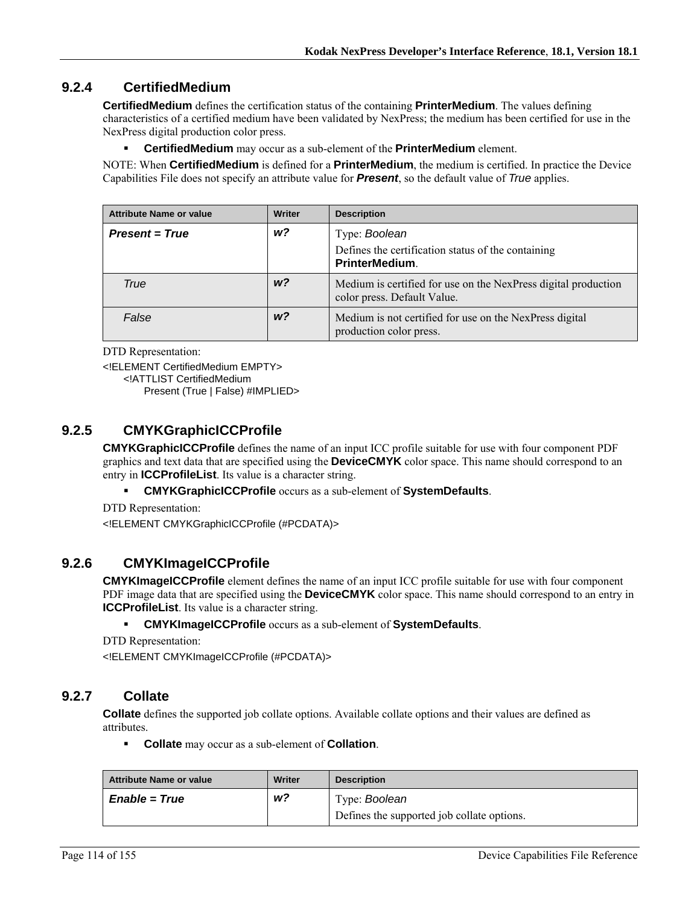### 9.2.4 CertifiedMedium

**CertifiedMedium** defines the certification status of the containing **PrinterMedium**. The values defining characteristics of a certified medium have been validated by NexPress; the medium has been certified for use in the NexPress digital production color press.

- **CertifiedMedium** may occur as a sub-element of the **PrinterMedium** element.

NOTE: When **CertifiedMedium** is defined for a **PrinterMedium**, the medium is certified. In practice the Device Capabilities File does not specify an attribute value for ***Present***, so the default value of *True* applies.

| Attribute Name or value | Writer | Description |
|---|---|---|
| ***Present = True*** | ***w?*** | Type: *Boolean*<br>Defines the certification status of the containing **PrinterMedium**. |
| *True* | ***w?*** | Medium is certified for use on the NexPress digital production color press. Default Value. |
| *False* | ***w?*** | Medium is not certified for use on the NexPress digital production color press. |

DTD Representation:

```
<!ELEMENT CertifiedMedium EMPTY>
    <!ATTLIST CertifiedMedium
        Present (True | False) #IMPLIED>
```

### 9.2.5 CMYKGraphicICCProfile

**CMYKGraphicICCProfile** defines the name of an input ICC profile suitable for use with four component PDF graphics and text data that are specified using the **DeviceCMYK** color space. This name should correspond to an entry in **ICCProfileList**. Its value is a character string.

- **CMYKGraphicICCProfile** occurs as a sub-element of **SystemDefaults**.

DTD Representation:

```
<!ELEMENT CMYKGraphicICCProfile (#PCDATA)>
```

### 9.2.6 CMYKImageICCProfile

**CMYKImageICCProfile** element defines the name of an input ICC profile suitable for use with four component PDF image data that are specified using the **DeviceCMYK** color space. This name should correspond to an entry in **ICCProfileList**. Its value is a character string.

- **CMYKImageICCProfile** occurs as a sub-element of **SystemDefaults**.

DTD Representation:

```
<!ELEMENT CMYKImageICCProfile (#PCDATA)>
```

### 9.2.7 Collate

**Collate** defines the supported job collate options. Available collate options and their values are defined as attributes.

- **Collate** may occur as a sub-element of **Collation**.

| Attribute Name or value | Writer | Description |
|---|---|---|
| ***Enable = True*** | ***w?*** | Type: *Boolean*<br>Defines the supported job collate options. |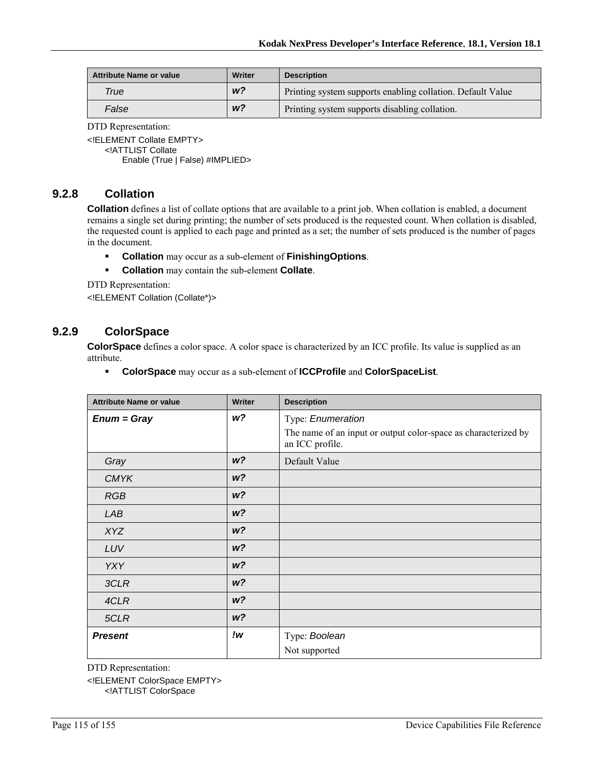| Attribute Name or value | Writer | Description |
|---|---|---|
| *True* | ***w?*** | Printing system supports enabling collation. Default Value |
| *False* | ***w?*** | Printing system supports disabling collation. |

DTD Representation:

```
<!ELEMENT Collate EMPTY>
    <!ATTLIST Collate
        Enable (True | False) #IMPLIED>
```

### 9.2.8 Collation

**Collation** defines a list of collate options that are available to a print job. When collation is enabled, a document remains a single set during printing; the number of sets produced is the requested count. When collation is disabled, the requested count is applied to each page and printed as a set; the number of sets produced is the number of pages in the document.

- **Collation** may occur as a sub-element of **FinishingOptions**.
- **Collation** may contain the sub-element **Collate**.

DTD Representation:

```
<!ELEMENT Collation (Collate*)>
```

### 9.2.9 ColorSpace

**ColorSpace** defines a color space. A color space is characterized by an ICC profile. Its value is supplied as an attribute.

- **ColorSpace** may occur as a sub-element of **ICCProfile** and **ColorSpaceList**.

| Attribute Name or value | Writer | Description |
|---|---|---|
| ***Enum = Gray*** | ***w?*** | Type: *Enumeration*<br>The name of an input or output color-space as characterized by an ICC profile. |
| *Gray* | ***w?*** | Default Value |
| *CMYK* | ***w?*** | |
| *RGB* | ***w?*** | |
| *LAB* | ***w?*** | |
| *XYZ* | ***w?*** | |
| *LUV* | ***w?*** | |
| *YXY* | ***w?*** | |
| *3CLR* | ***w?*** | |
| *4CLR* | ***w?*** | |
| *5CLR* | ***w?*** | |
| ***Present*** | ***!w*** | Type: *Boolean*<br>Not supported |

DTD Representation:

```
<!ELEMENT ColorSpace EMPTY>
    <!ATTLIST ColorSpace
```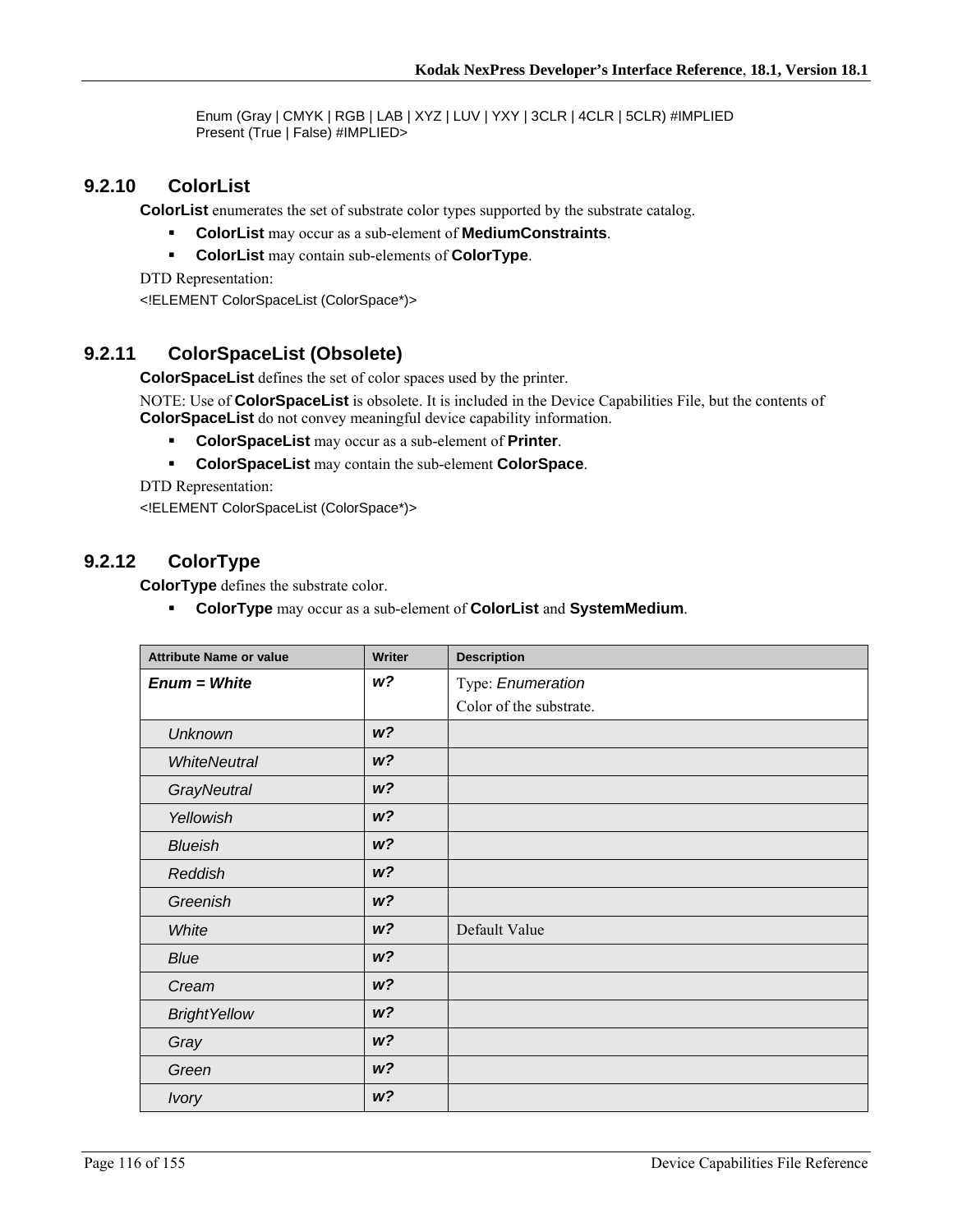Enum (Gray | CMYK | RGB | LAB | XYZ | LUV | YXY | 3CLR | 4CLR | 5CLR) #IMPLIED
Present (True | False) #IMPLIED>

### 9.2.10 ColorList

**ColorList** enumerates the set of substrate color types supported by the substrate catalog.

- **ColorList** may occur as a sub-element of **MediumConstraints**.
- **ColorList** may contain sub-elements of **ColorType**.

DTD Representation:

```
<!ELEMENT ColorSpaceList (ColorSpace*)>
```

### 9.2.11 ColorSpaceList (Obsolete)

**ColorSpaceList** defines the set of color spaces used by the printer.

NOTE: Use of **ColorSpaceList** is obsolete. It is included in the Device Capabilities File, but the contents of **ColorSpaceList** do not convey meaningful device capability information.

- **ColorSpaceList** may occur as a sub-element of **Printer**.
- **ColorSpaceList** may contain the sub-element **ColorSpace**.

DTD Representation:

```
<!ELEMENT ColorSpaceList (ColorSpace*)>
```

### 9.2.12 ColorType

**ColorType** defines the substrate color.

- **ColorType** may occur as a sub-element of **ColorList** and **SystemMedium**.

| Attribute Name or value | Writer | Description |
|---|---|---|
| ***Enum = White*** | ***w?*** | Type: *Enumeration*<br>Color of the substrate. |
| *Unknown* | ***w?*** | |
| *WhiteNeutral* | ***w?*** | |
| *GrayNeutral* | ***w?*** | |
| *Yellowish* | ***w?*** | |
| *Blueish* | ***w?*** | |
| *Reddish* | ***w?*** | |
| *Greenish* | ***w?*** | |
| *White* | ***w?*** | Default Value |
| *Blue* | ***w?*** | |
| *Cream* | ***w?*** | |
| *BrightYellow* | ***w?*** | |
| *Gray* | ***w?*** | |
| *Green* | ***w?*** | |
| *Ivory* | ***w?*** | |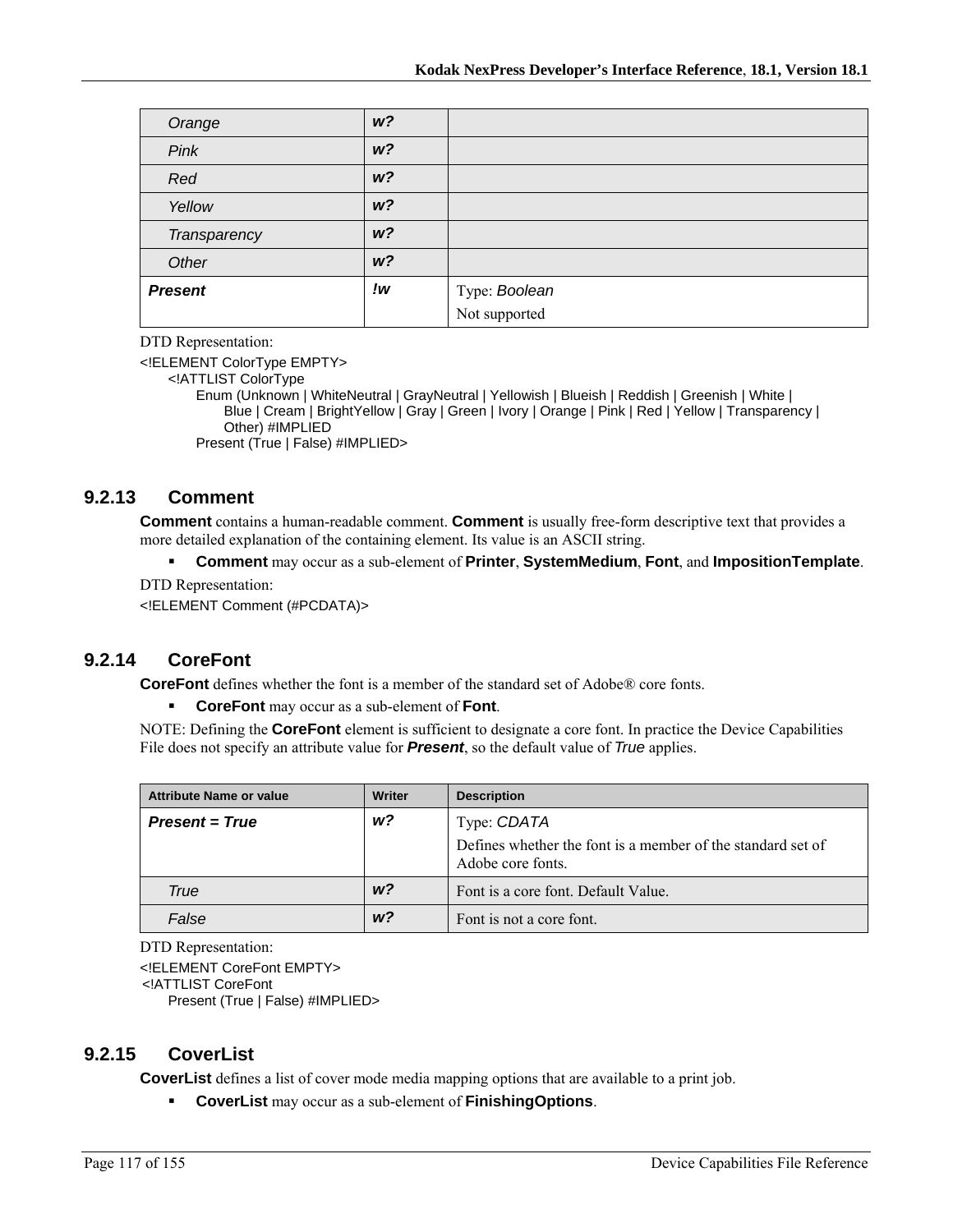| | | |
|---|---|---|
| *Orange* | ***w?*** | |
| *Pink* | ***w?*** | |
| *Red* | ***w?*** | |
| *Yellow* | ***w?*** | |
| *Transparency* | ***w?*** | |
| *Other* | ***w?*** | |
| ***Present*** | ***!w*** | Type: *Boolean*<br>Not supported |

DTD Representation:

```
<!ELEMENT ColorType EMPTY>
    <!ATTLIST ColorType
        Enum (Unknown | WhiteNeutral | GrayNeutral | Yellowish | Blueish | Reddish | Greenish | White |
            Blue | Cream | BrightYellow | Gray | Green | Ivory | Orange | Pink | Red | Yellow | Transparency |
            Other) #IMPLIED
        Present (True | False) #IMPLIED>
```

### 9.2.13 Comment

**Comment** contains a human-readable comment. **Comment** is usually free-form descriptive text that provides a more detailed explanation of the containing element. Its value is an ASCII string.

- **Comment** may occur as a sub-element of **Printer**, **SystemMedium**, **Font**, and **ImpositionTemplate**.

DTD Representation:

```
<!ELEMENT Comment (#PCDATA)>
```

### 9.2.14 CoreFont

**CoreFont** defines whether the font is a member of the standard set of Adobe® core fonts.

- **CoreFont** may occur as a sub-element of **Font**.

NOTE: Defining the **CoreFont** element is sufficient to designate a core font. In practice the Device Capabilities File does not specify an attribute value for ***Present***, so the default value of *True* applies.

| Attribute Name or value | Writer | Description |
|---|---|---|
| ***Present = True*** | ***w?*** | Type: *CDATA*<br>Defines whether the font is a member of the standard set of Adobe core fonts. |
| *True* | ***w?*** | Font is a core font. Default Value. |
| *False* | ***w?*** | Font is not a core font. |

DTD Representation:

```
<!ELEMENT CoreFont EMPTY>
 <!ATTLIST CoreFont
    Present (True | False) #IMPLIED>
```

### 9.2.15 CoverList

**CoverList** defines a list of cover mode media mapping options that are available to a print job.

- **CoverList** may occur as a sub-element of **FinishingOptions**.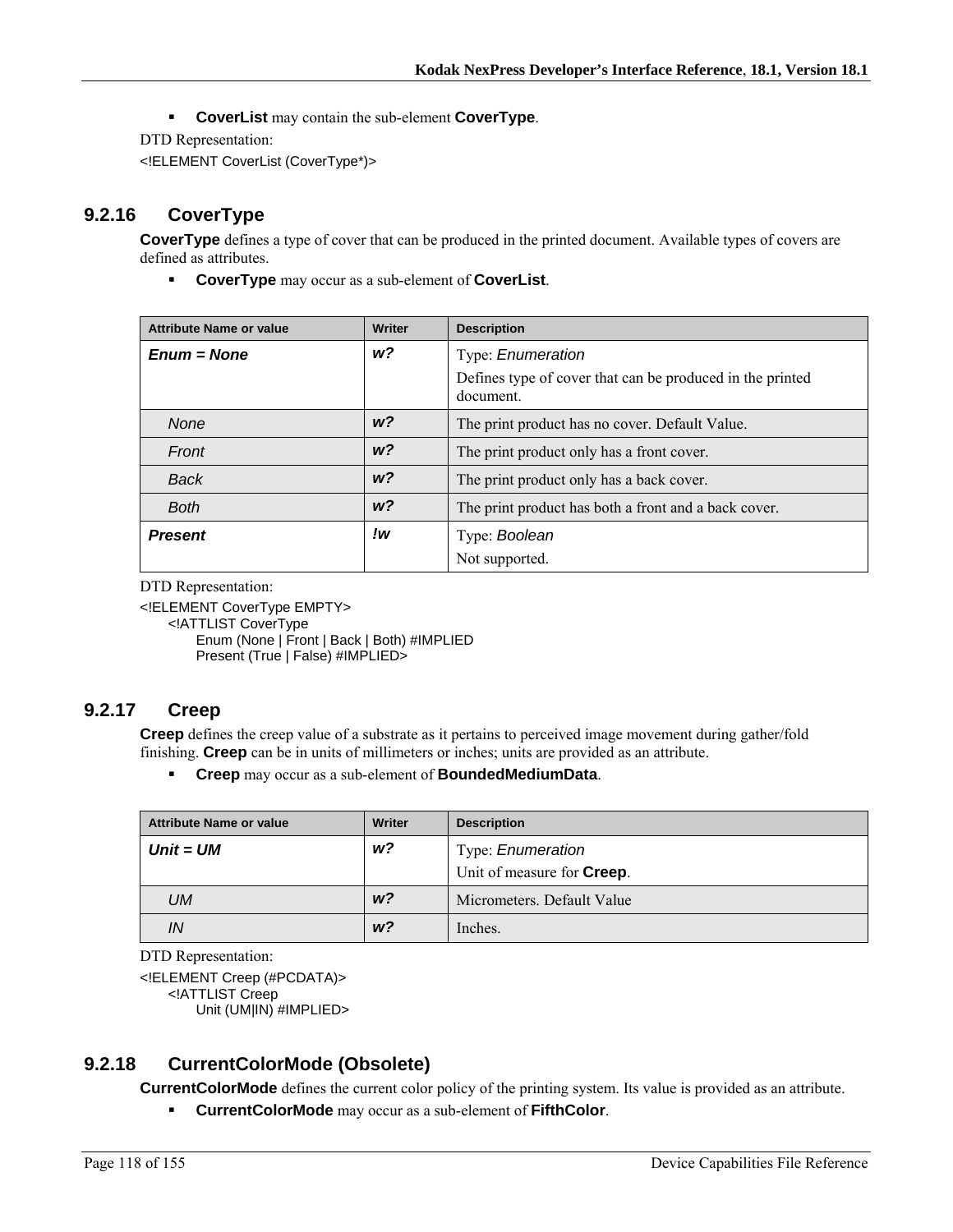- **CoverList** may contain the sub-element **CoverType**.

DTD Representation:

```
<!ELEMENT CoverList (CoverType*)>
```

### 9.2.16 CoverType

**CoverType** defines a type of cover that can be produced in the printed document. Available types of covers are defined as attributes.

- **CoverType** may occur as a sub-element of **CoverList**.

| Attribute Name or value | Writer | Description |
|---|---|---|
| ***Enum = None*** | ***w?*** | Type: *Enumeration*<br>Defines type of cover that can be produced in the printed document. |
| *None* | ***w?*** | The print product has no cover. Default Value. |
| *Front* | ***w?*** | The print product only has a front cover. |
| *Back* | ***w?*** | The print product only has a back cover. |
| *Both* | ***w?*** | The print product has both a front and a back cover. |
| ***Present*** | ***!w*** | Type: *Boolean*<br>Not supported. |

DTD Representation:

```
<!ELEMENT CoverType EMPTY>
    <!ATTLIST CoverType
        Enum (None | Front | Back | Both) #IMPLIED
        Present (True | False) #IMPLIED>
```

### 9.2.17 Creep

**Creep** defines the creep value of a substrate as it pertains to perceived image movement during gather/fold finishing. **Creep** can be in units of millimeters or inches; units are provided as an attribute.

- **Creep** may occur as a sub-element of **BoundedMediumData**.

| Attribute Name or value | Writer | Description |
|---|---|---|
| ***Unit = UM*** | ***w?*** | Type: *Enumeration*<br>Unit of measure for **Creep**. |
| *UM* | ***w?*** | Micrometers. Default Value |
| *IN* | ***w?*** | Inches. |

DTD Representation:

```
<!ELEMENT Creep (#PCDATA)>
    <!ATTLIST Creep
        Unit (UM|IN) #IMPLIED>
```

### 9.2.18 CurrentColorMode (Obsolete)

**CurrentColorMode** defines the current color policy of the printing system. Its value is provided as an attribute.

- **CurrentColorMode** may occur as a sub-element of **FifthColor**.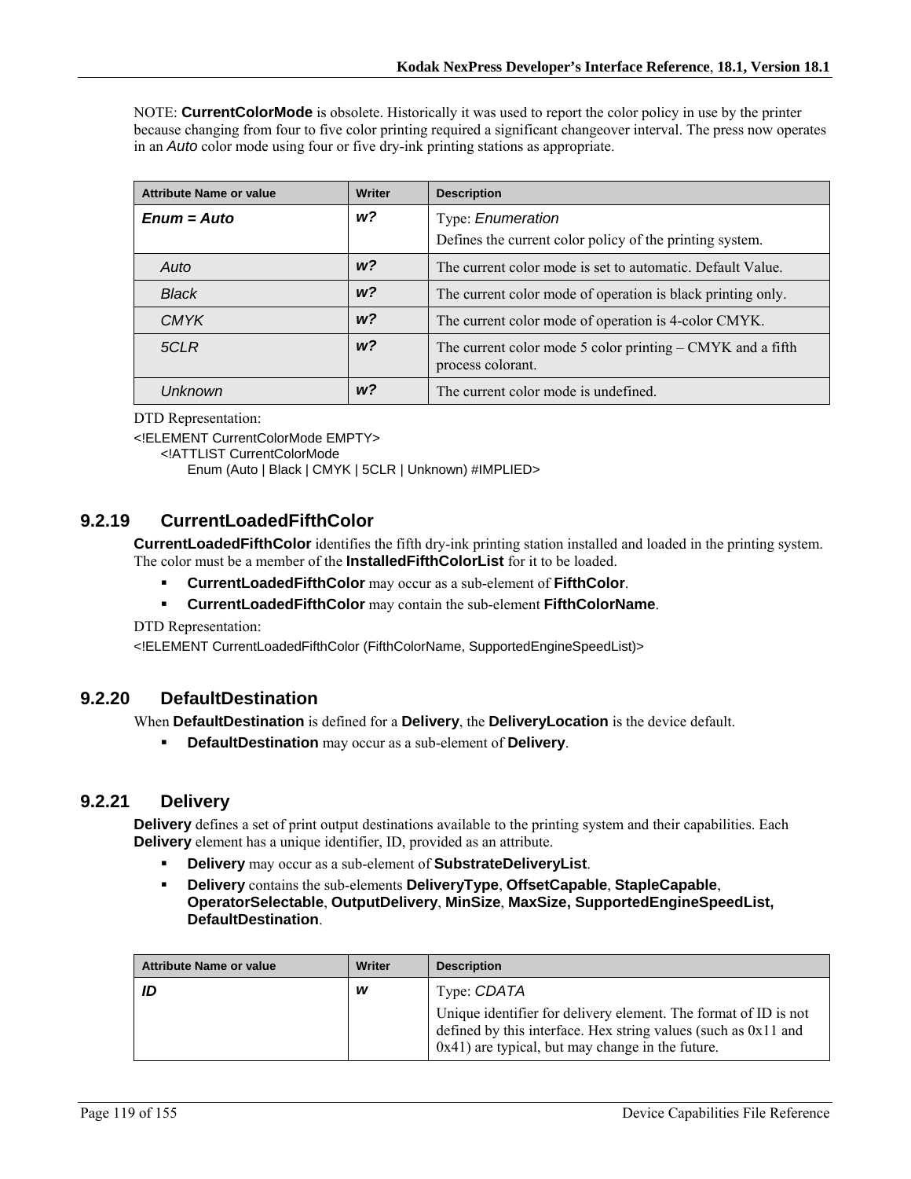NOTE: **CurrentColorMode** is obsolete. Historically it was used to report the color policy in use by the printer because changing from four to five color printing required a significant changeover interval. The press now operates in an *Auto* color mode using four or five dry-ink printing stations as appropriate.

| Attribute Name or value | Writer | Description |
|---|---|---|
| ***Enum = Auto*** | ***w?*** | Type: *Enumeration*<br>Defines the current color policy of the printing system. |
| *Auto* | ***w?*** | The current color mode is set to automatic. Default Value. |
| *Black* | ***w?*** | The current color mode of operation is black printing only. |
| *CMYK* | ***w?*** | The current color mode of operation is 4-color CMYK. |
| *5CLR* | ***w?*** | The current color mode 5 color printing – CMYK and a fifth process colorant. |
| *Unknown* | ***w?*** | The current color mode is undefined. |

DTD Representation:

```
<!ELEMENT CurrentColorMode EMPTY>
    <!ATTLIST CurrentColorMode
        Enum (Auto | Black | CMYK | 5CLR | Unknown) #IMPLIED>
```

### 9.2.19 CurrentLoadedFifthColor

**CurrentLoadedFifthColor** identifies the fifth dry-ink printing station installed and loaded in the printing system. The color must be a member of the **InstalledFifthColorList** for it to be loaded.

- **CurrentLoadedFifthColor** may occur as a sub-element of **FifthColor**.
- **CurrentLoadedFifthColor** may contain the sub-element **FifthColorName**.

DTD Representation:

```
<!ELEMENT CurrentLoadedFifthColor (FifthColorName, SupportedEngineSpeedList)>
```

### 9.2.20 DefaultDestination

When **DefaultDestination** is defined for a **Delivery**, the **DeliveryLocation** is the device default.

- **DefaultDestination** may occur as a sub-element of **Delivery**.

### 9.2.21 Delivery

**Delivery** defines a set of print output destinations available to the printing system and their capabilities. Each **Delivery** element has a unique identifier, ID, provided as an attribute.

- **Delivery** may occur as a sub-element of **SubstrateDeliveryList**.
- **Delivery** contains the sub-elements **DeliveryType**, **OffsetCapable**, **StapleCapable**, **OperatorSelectable**, **OutputDelivery**, **MinSize**, **MaxSize, SupportedEngineSpeedList, DefaultDestination**.

| Attribute Name or value | Writer | Description |
|---|---|---|
| ***ID*** | ***w*** | Type: *CDATA*<br>Unique identifier for delivery element. The format of ID is not defined by this interface. Hex string values (such as 0x11 and 0x41) are typical, but may change in the future. |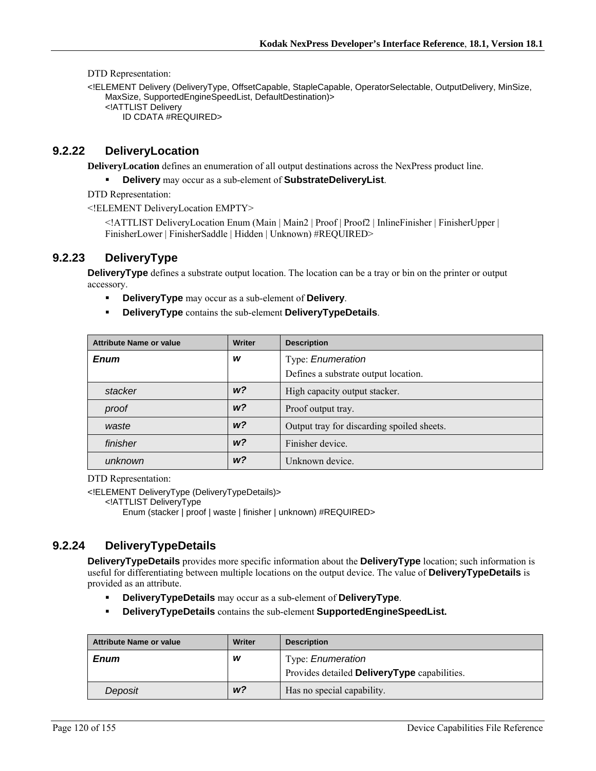DTD Representation:

```
<!ELEMENT Delivery (DeliveryType, OffsetCapable, StapleCapable, OperatorSelectable, OutputDelivery, MinSize,
    MaxSize, SupportedEngineSpeedList, DefaultDestination)>
    <!ATTLIST Delivery
        ID CDATA #REQUIRED>
```

### 9.2.22 DeliveryLocation

**DeliveryLocation** defines an enumeration of all output destinations across the NexPress product line.

- **Delivery** may occur as a sub-element of **SubstrateDeliveryList**.

DTD Representation:

```
<!ELEMENT DeliveryLocation EMPTY>
    <!ATTLIST DeliveryLocation Enum (Main | Main2 | Proof | Proof2 | InlineFinisher | FinisherUpper |
    FinisherLower | FinisherSaddle | Hidden | Unknown) #REQUIRED>
```

### 9.2.23 DeliveryType

**DeliveryType** defines a substrate output location. The location can be a tray or bin on the printer or output accessory.

- **DeliveryType** may occur as a sub-element of **Delivery**.
- **DeliveryType** contains the sub-element **DeliveryTypeDetails**.

| Attribute Name or value | Writer | Description |
|---|---|---|
| ***Enum*** | ***w*** | Type: *Enumeration*<br>Defines a substrate output location. |
| *stacker* | ***w?*** | High capacity output stacker. |
| *proof* | ***w?*** | Proof output tray. |
| *waste* | ***w?*** | Output tray for discarding spoiled sheets. |
| *finisher* | ***w?*** | Finisher device. |
| *unknown* | ***w?*** | Unknown device. |

DTD Representation:

```
<!ELEMENT DeliveryType (DeliveryTypeDetails)>
    <!ATTLIST DeliveryType
        Enum (stacker | proof | waste | finisher | unknown) #REQUIRED>
```

### 9.2.24 DeliveryTypeDetails

**DeliveryTypeDetails** provides more specific information about the **DeliveryType** location; such information is useful for differentiating between multiple locations on the output device. The value of **DeliveryTypeDetails** is provided as an attribute.

- **DeliveryTypeDetails** may occur as a sub-element of **DeliveryType**.
- **DeliveryTypeDetails** contains the sub-element **SupportedEngineSpeedList.**

| Attribute Name or value | Writer | Description |
|---|---|---|
| ***Enum*** | ***w*** | Type: *Enumeration*<br>Provides detailed **DeliveryType** capabilities. |
| *Deposit* | ***w?*** | Has no special capability. |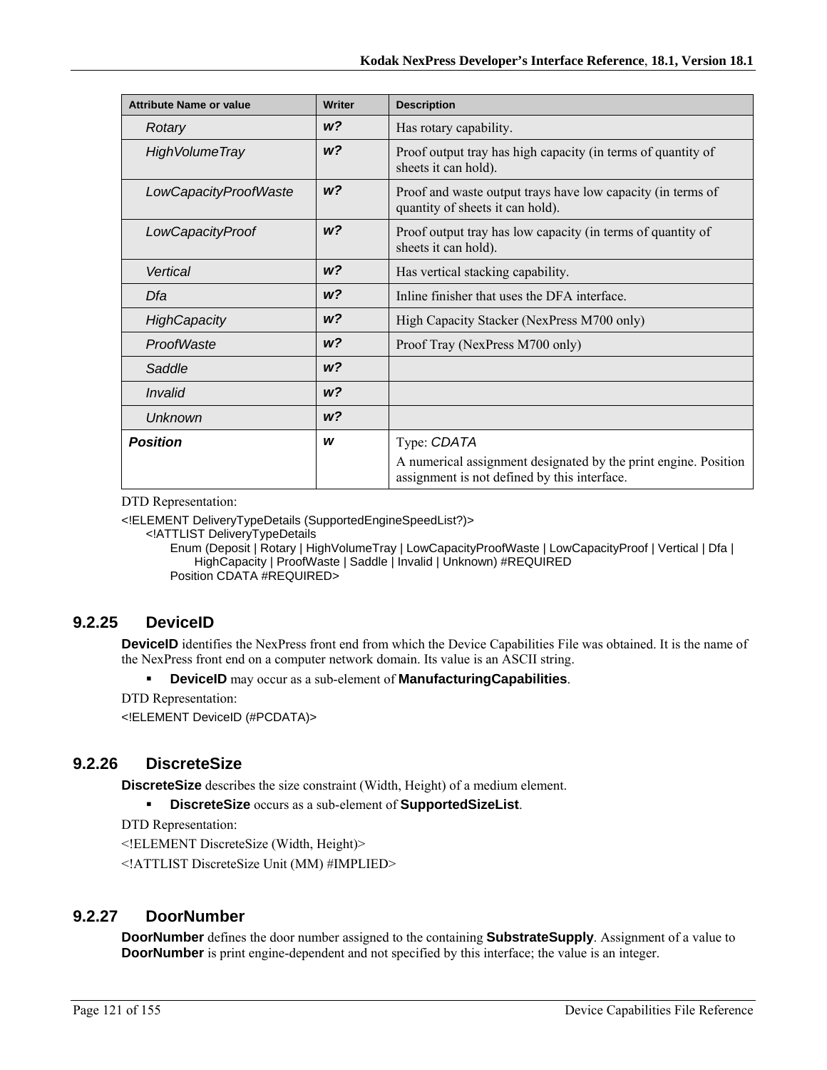| Attribute Name or value | Writer | Description |
|---|---|---|
| *Rotary* | ***w?*** | Has rotary capability. |
| *HighVolumeTray* | ***w?*** | Proof output tray has high capacity (in terms of quantity of sheets it can hold). |
| *LowCapacityProofWaste* | ***w?*** | Proof and waste output trays have low capacity (in terms of quantity of sheets it can hold). |
| *LowCapacityProof* | ***w?*** | Proof output tray has low capacity (in terms of quantity of sheets it can hold). |
| *Vertical* | ***w?*** | Has vertical stacking capability. |
| *Dfa* | ***w?*** | Inline finisher that uses the DFA interface. |
| *HighCapacity* | ***w?*** | High Capacity Stacker (NexPress M700 only) |
| *ProofWaste* | ***w?*** | Proof Tray (NexPress M700 only) |
| *Saddle* | ***w?*** | |
| *Invalid* | ***w?*** | |
| *Unknown* | ***w?*** | |
| ***Position*** | ***w*** | Type: *CDATA*<br>A numerical assignment designated by the print engine. Position assignment is not defined by this interface. |

DTD Representation:

```
<!ELEMENT DeliveryTypeDetails (SupportedEngineSpeedList?)>
    <!ATTLIST DeliveryTypeDetails
        Enum (Deposit | Rotary | HighVolumeTray | LowCapacityProofWaste | LowCapacityProof | Vertical | Dfa |
            HighCapacity | ProofWaste | Saddle | Invalid | Unknown) #REQUIRED
        Position CDATA #REQUIRED>
```

### 9.2.25 DeviceID

**DeviceID** identifies the NexPress front end from which the Device Capabilities File was obtained. It is the name of the NexPress front end on a computer network domain. Its value is an ASCII string.

- **DeviceID** may occur as a sub-element of **ManufacturingCapabilities**.

DTD Representation:

```
<!ELEMENT DeviceID (#PCDATA)>
```

### 9.2.26 DiscreteSize

**DiscreteSize** describes the size constraint (Width, Height) of a medium element.

- **DiscreteSize** occurs as a sub-element of **SupportedSizeList**.

DTD Representation:

```
<!ELEMENT DiscreteSize (Width, Height)>
<!ATTLIST DiscreteSize Unit (MM) #IMPLIED>
```

### 9.2.27 DoorNumber

**DoorNumber** defines the door number assigned to the containing **SubstrateSupply**. Assignment of a value to **DoorNumber** is print engine-dependent and not specified by this interface; the value is an integer.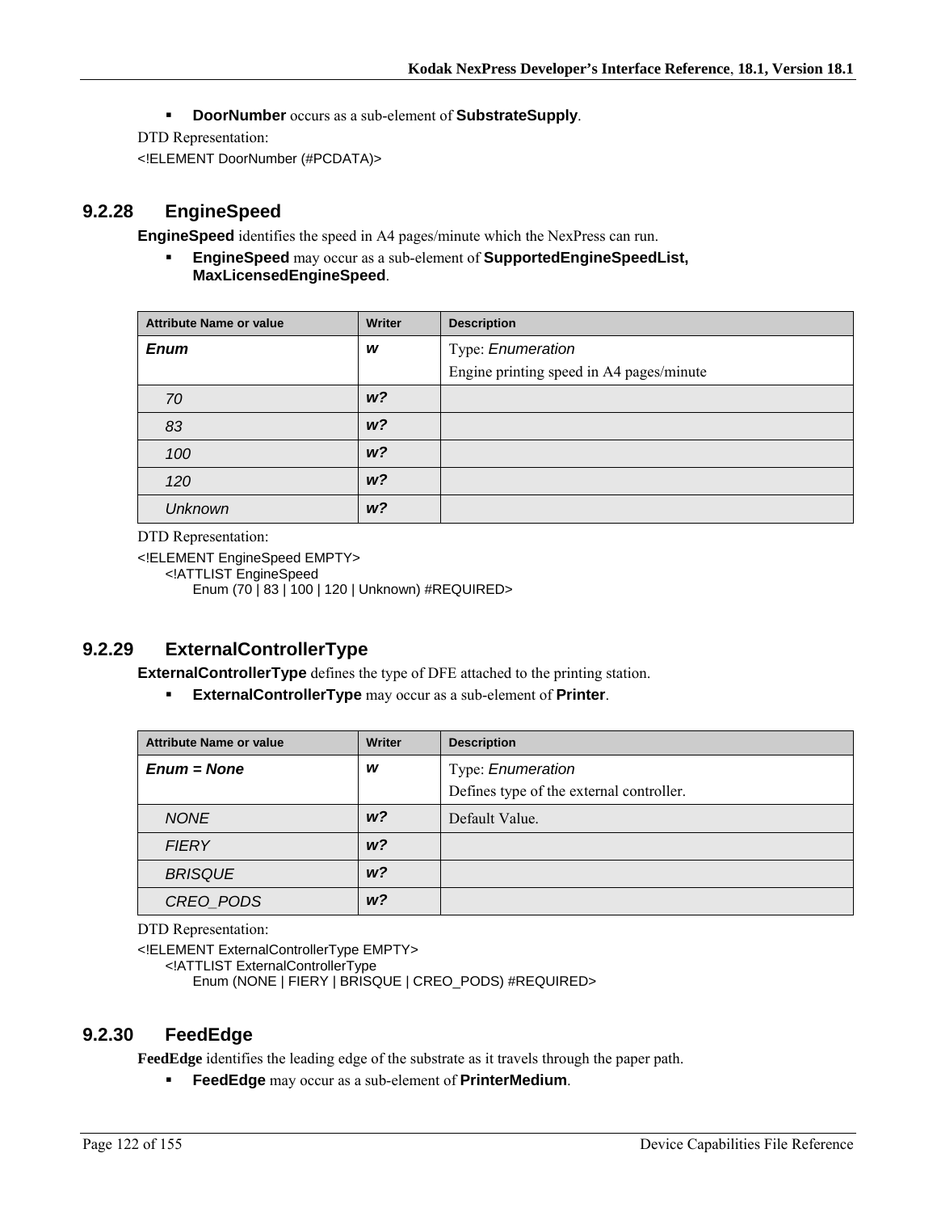- **DoorNumber** occurs as a sub-element of **SubstrateSupply**.

DTD Representation:

```
<!ELEMENT DoorNumber (#PCDATA)>
```

### 9.2.28 EngineSpeed

**EngineSpeed** identifies the speed in A4 pages/minute which the NexPress can run.

- **EngineSpeed** may occur as a sub-element of **SupportedEngineSpeedList, MaxLicensedEngineSpeed**.

| Attribute Name or value | Writer | Description |
|---|---|---|
| ***Enum*** | ***w*** | Type: *Enumeration*<br>Engine printing speed in A4 pages/minute |
| *70* | ***w?*** | |
| *83* | ***w?*** | |
| *100* | ***w?*** | |
| *120* | ***w?*** | |
| *Unknown* | ***w?*** | |

DTD Representation:

```
<!ELEMENT EngineSpeed EMPTY>
    <!ATTLIST EngineSpeed
        Enum (70 | 83 | 100 | 120 | Unknown) #REQUIRED>
```

### 9.2.29 ExternalControllerType

**ExternalControllerType** defines the type of DFE attached to the printing station.

- **ExternalControllerType** may occur as a sub-element of **Printer**.

| Attribute Name or value | Writer | Description |
|---|---|---|
| ***Enum = None*** | ***w*** | Type: *Enumeration*<br>Defines type of the external controller. |
| *NONE* | ***w?*** | Default Value. |
| *FIERY* | ***w?*** | |
| *BRISQUE* | ***w?*** | |
| *CREO_PODS* | ***w?*** | |

DTD Representation:

```
<!ELEMENT ExternalControllerType EMPTY>
    <!ATTLIST ExternalControllerType
        Enum (NONE | FIERY | BRISQUE | CREO_PODS) #REQUIRED>
```

### 9.2.30 FeedEdge

**FeedEdge** identifies the leading edge of the substrate as it travels through the paper path.

- **FeedEdge** may occur as a sub-element of **PrinterMedium**.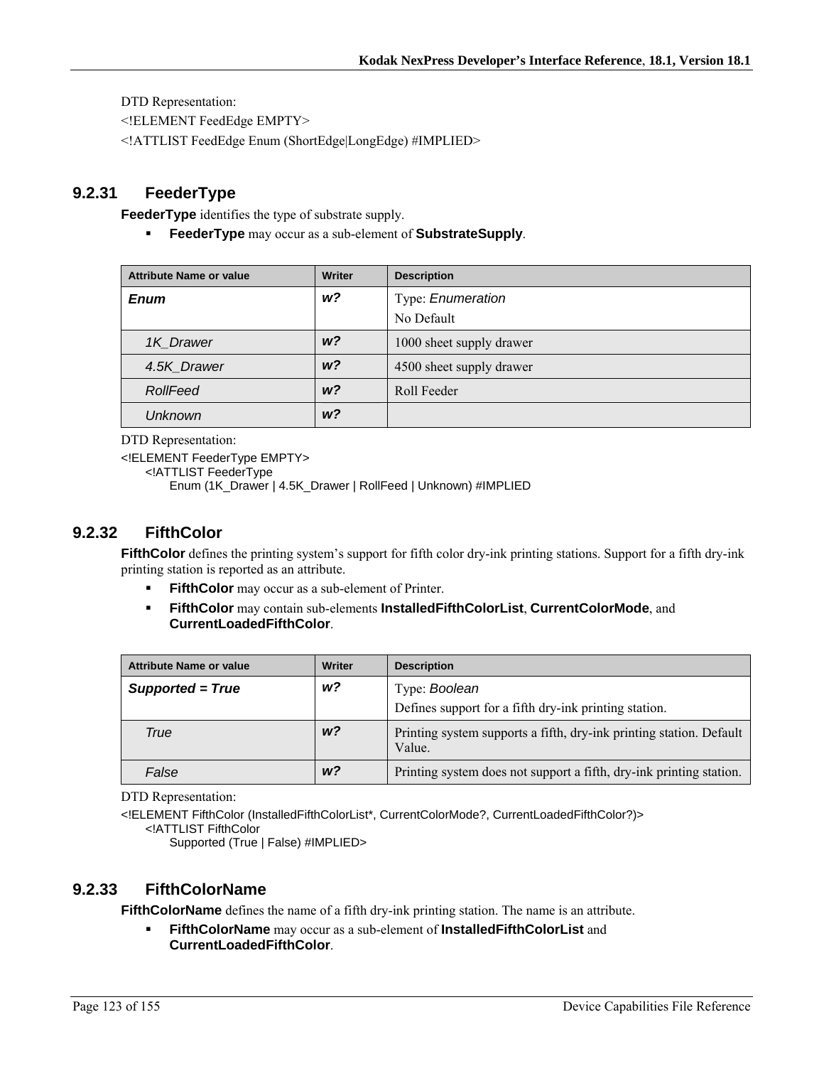DTD Representation:

```
<!ELEMENT FeedEdge EMPTY>
<!ATTLIST FeedEdge Enum (ShortEdge|LongEdge) #IMPLIED>
```

### 9.2.31 FeederType

**FeederType** identifies the type of substrate supply.

- **FeederType** may occur as a sub-element of **SubstrateSupply**.

| Attribute Name or value | Writer | Description |
|---|---|---|
| ***Enum*** | ***w?*** | Type: *Enumeration*<br>No Default |
| *1K_Drawer* | ***w?*** | 1000 sheet supply drawer |
| *4.5K_Drawer* | ***w?*** | 4500 sheet supply drawer |
| *RollFeed* | ***w?*** | Roll Feeder |
| *Unknown* | ***w?*** | |

DTD Representation:

```
<!ELEMENT FeederType EMPTY>
    <!ATTLIST FeederType
        Enum (1K_Drawer | 4.5K_Drawer | RollFeed | Unknown) #IMPLIED
```

### 9.2.32 FifthColor

**FifthColor** defines the printing system's support for fifth color dry-ink printing stations. Support for a fifth dry-ink printing station is reported as an attribute.

- **FifthColor** may occur as a sub-element of Printer.
- **FifthColor** may contain sub-elements **InstalledFifthColorList**, **CurrentColorMode**, and **CurrentLoadedFifthColor**.

| Attribute Name or value | Writer | Description |
|---|---|---|
| ***Supported = True*** | ***w?*** | Type: *Boolean*<br>Defines support for a fifth dry-ink printing station. |
| *True* | ***w?*** | Printing system supports a fifth, dry-ink printing station. Default Value. |
| *False* | ***w?*** | Printing system does not support a fifth, dry-ink printing station. |

DTD Representation:

```
<!ELEMENT FifthColor (InstalledFifthColorList*, CurrentColorMode?, CurrentLoadedFifthColor?)>
    <!ATTLIST FifthColor
        Supported (True | False) #IMPLIED>
```

### 9.2.33 FifthColorName

**FifthColorName** defines the name of a fifth dry-ink printing station. The name is an attribute.

- **FifthColorName** may occur as a sub-element of **InstalledFifthColorList** and **CurrentLoadedFifthColor**.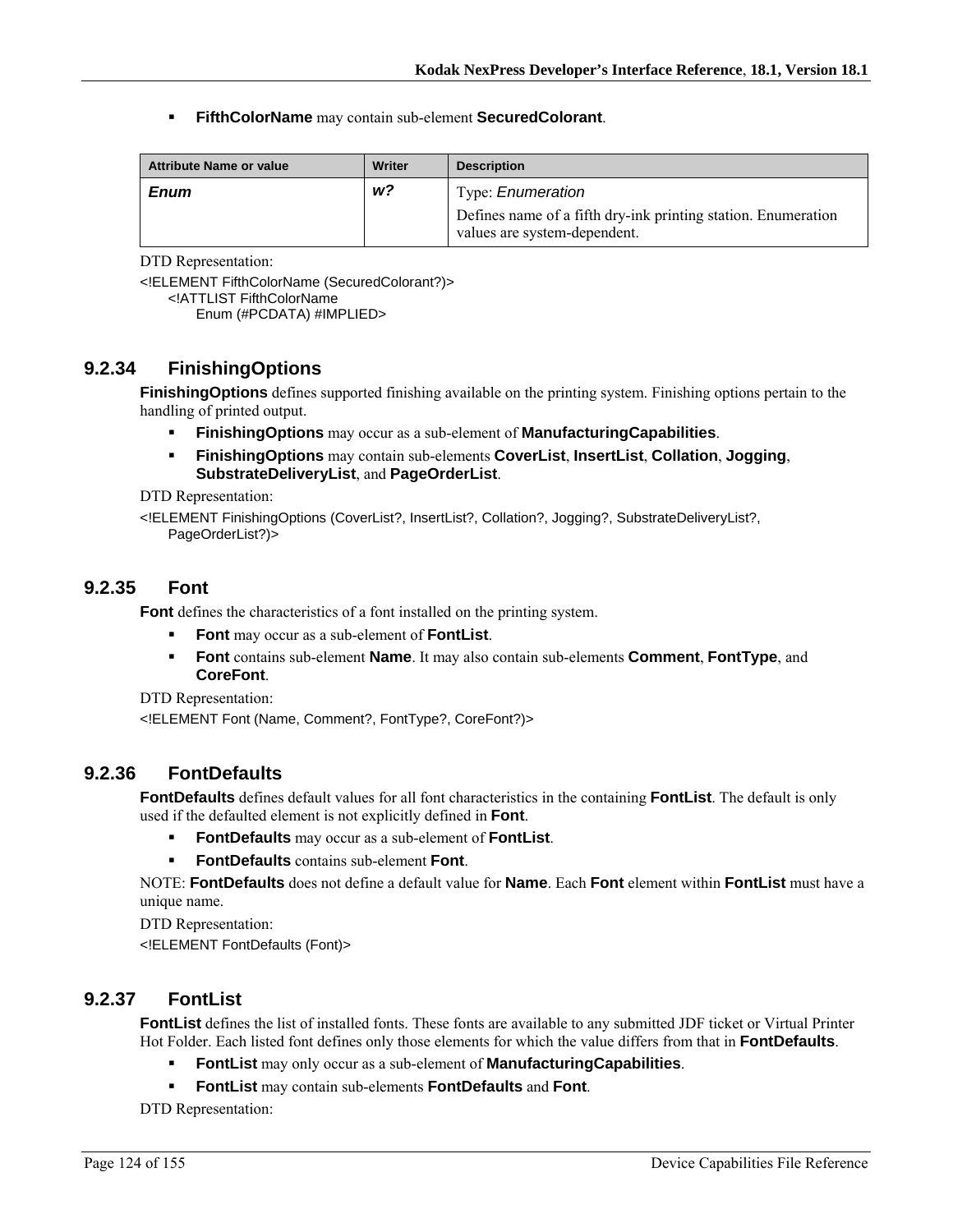- **FifthColorName** may contain sub-element **SecuredColorant**.

| Attribute Name or value | Writer | Description |
|---|---|---|
| ***Enum*** | ***w?*** | Type: *Enumeration*<br>Defines name of a fifth dry-ink printing station. Enumeration values are system-dependent. |

DTD Representation:

```
<!ELEMENT FifthColorName (SecuredColorant?)>
    <!ATTLIST FifthColorName
        Enum (#PCDATA) #IMPLIED>
```

### 9.2.34 FinishingOptions

**FinishingOptions** defines supported finishing available on the printing system. Finishing options pertain to the handling of printed output.

- **FinishingOptions** may occur as a sub-element of **ManufacturingCapabilities**.
- **FinishingOptions** may contain sub-elements **CoverList**, **InsertList**, **Collation**, **Jogging**, **SubstrateDeliveryList**, and **PageOrderList**.

DTD Representation:

```
<!ELEMENT FinishingOptions (CoverList?, InsertList?, Collation?, Jogging?, SubstrateDeliveryList?,
    PageOrderList?)>
```

### 9.2.35 Font

**Font** defines the characteristics of a font installed on the printing system.

- **Font** may occur as a sub-element of **FontList**.
- **Font** contains sub-element **Name**. It may also contain sub-elements **Comment**, **FontType**, and **CoreFont**.

DTD Representation:

```
<!ELEMENT Font (Name, Comment?, FontType?, CoreFont?)>
```

### 9.2.36 FontDefaults

**FontDefaults** defines default values for all font characteristics in the containing **FontList**. The default is only used if the defaulted element is not explicitly defined in **Font**.

- **FontDefaults** may occur as a sub-element of **FontList**.
- **FontDefaults** contains sub-element **Font**.

NOTE: **FontDefaults** does not define a default value for **Name**. Each **Font** element within **FontList** must have a unique name.

DTD Representation:

```
<!ELEMENT FontDefaults (Font)>
```

### 9.2.37 FontList

**FontList** defines the list of installed fonts. These fonts are available to any submitted JDF ticket or Virtual Printer Hot Folder. Each listed font defines only those elements for which the value differs from that in **FontDefaults**.

- **FontList** may only occur as a sub-element of **ManufacturingCapabilities**.
- **FontList** may contain sub-elements **FontDefaults** and **Font**.

DTD Representation: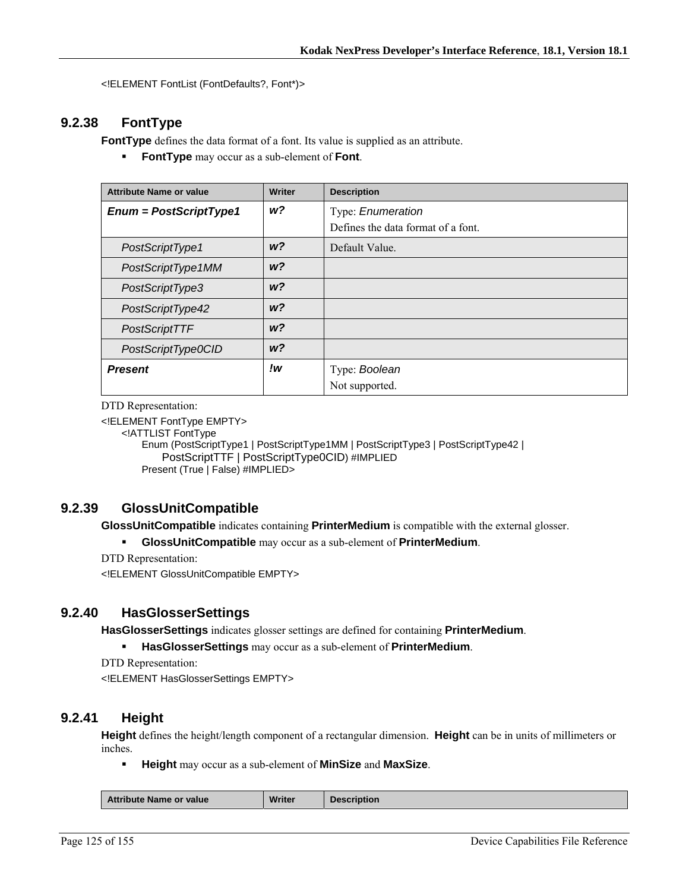```
<!ELEMENT FontList (FontDefaults?, Font*)>
```

### 9.2.38 FontType

**FontType** defines the data format of a font. Its value is supplied as an attribute.

- **FontType** may occur as a sub-element of **Font**.

| Attribute Name or value | Writer | Description |
|---|---|---|
| ***Enum = PostScriptType1*** | ***w?*** | Type: *Enumeration*<br>Defines the data format of a font. |
| *PostScriptType1* | ***w?*** | Default Value. |
| *PostScriptType1MM* | ***w?*** | |
| *PostScriptType3* | ***w?*** | |
| *PostScriptType42* | ***w?*** | |
| *PostScriptTTF* | ***w?*** | |
| *PostScriptType0CID* | ***w?*** | |
| ***Present*** | ***!w*** | Type: *Boolean*<br>Not supported. |

DTD Representation:

```
<!ELEMENT FontType EMPTY>
    <!ATTLIST FontType
        Enum (PostScriptType1 | PostScriptType1MM | PostScriptType3 | PostScriptType42 |
            PostScriptTTF | PostScriptType0CID) #IMPLIED
        Present (True | False) #IMPLIED>
```

### 9.2.39 GlossUnitCompatible

**GlossUnitCompatible** indicates containing **PrinterMedium** is compatible with the external glosser.

- **GlossUnitCompatible** may occur as a sub-element of **PrinterMedium**.

DTD Representation:

```
<!ELEMENT GlossUnitCompatible EMPTY>
```

### 9.2.40 HasGlosserSettings

**HasGlosserSettings** indicates glosser settings are defined for containing **PrinterMedium**.

- **HasGlosserSettings** may occur as a sub-element of **PrinterMedium**.

DTD Representation:

```
<!ELEMENT HasGlosserSettings EMPTY>
```

### 9.2.41 Height

**Height** defines the height/length component of a rectangular dimension. **Height** can be in units of millimeters or inches.

- **Height** may occur as a sub-element of **MinSize** and **MaxSize**.

| Attribute Name or value | Writer | Description |
|---|---|---|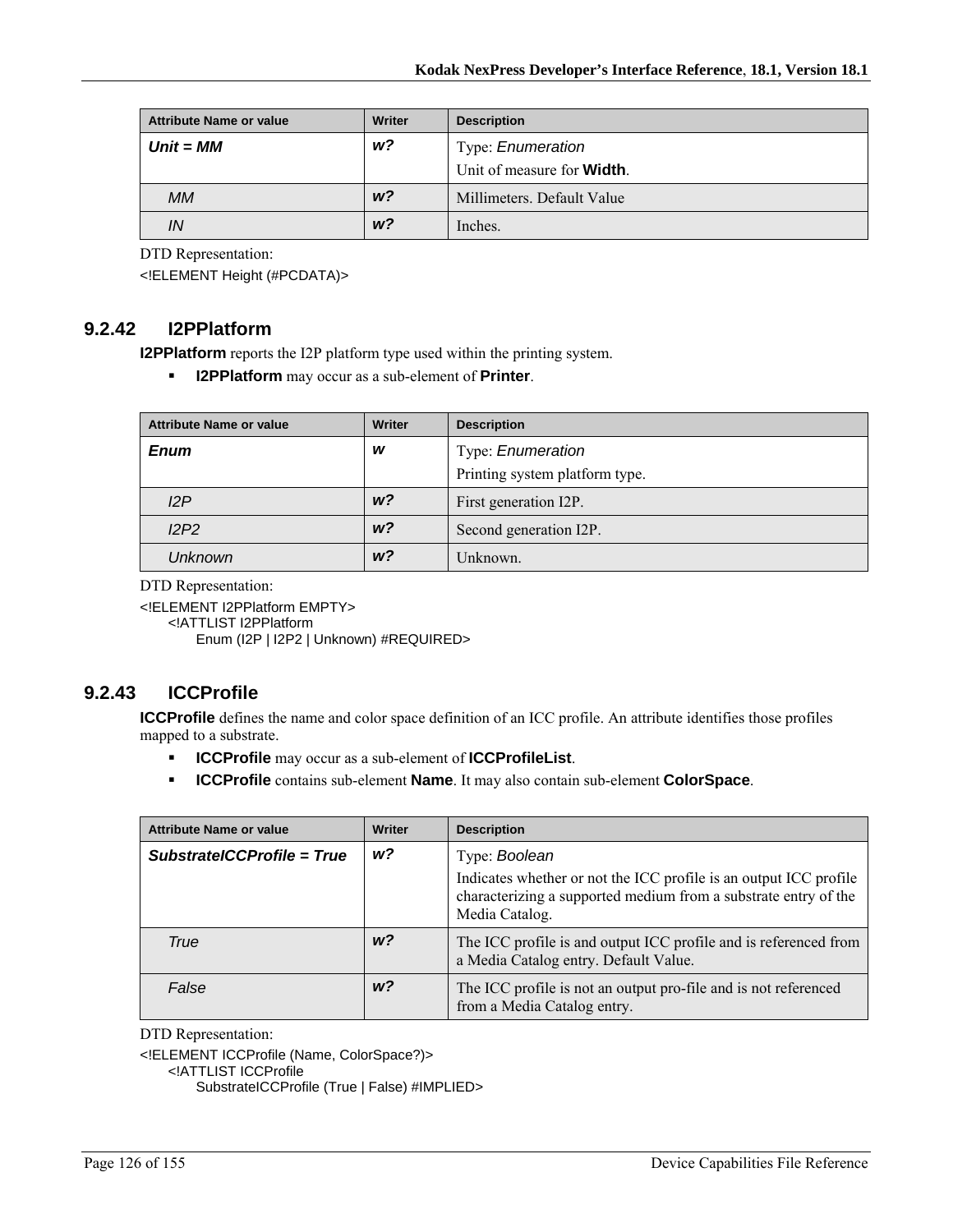| Attribute Name or value | Writer | Description |
|---|---|---|
| ***Unit = MM*** | ***w?*** | Type: *Enumeration*<br>Unit of measure for **Width**. |
| *MM* | ***w?*** | Millimeters. Default Value |
| *IN* | ***w?*** | Inches. |

DTD Representation:

```
<!ELEMENT Height (#PCDATA)>
```

### 9.2.42 I2PPlatform

**I2PPlatform** reports the I2P platform type used within the printing system.

- **I2PPlatform** may occur as a sub-element of **Printer**.

| Attribute Name or value | Writer | Description |
|---|---|---|
| ***Enum*** | ***w*** | Type: *Enumeration*<br>Printing system platform type. |
| *I2P* | ***w?*** | First generation I2P. |
| *I2P2* | ***w?*** | Second generation I2P. |
| *Unknown* | ***w?*** | Unknown. |

DTD Representation:

```
<!ELEMENT I2PPlatform EMPTY>
    <!ATTLIST I2PPlatform
        Enum (I2P | I2P2 | Unknown) #REQUIRED>
```

### 9.2.43 ICCProfile

**ICCProfile** defines the name and color space definition of an ICC profile. An attribute identifies those profiles mapped to a substrate.

- **ICCProfile** may occur as a sub-element of **ICCProfileList**.
- **ICCProfile** contains sub-element **Name**. It may also contain sub-element **ColorSpace**.

| Attribute Name or value | Writer | Description |
|---|---|---|
| ***SubstrateICCProfile = True*** | ***w?*** | Type: *Boolean*<br>Indicates whether or not the ICC profile is an output ICC profile characterizing a supported medium from a substrate entry of the Media Catalog. |
| *True* | ***w?*** | The ICC profile is and output ICC profile and is referenced from a Media Catalog entry. Default Value. |
| *False* | ***w?*** | The ICC profile is not an output pro-file and is not referenced from a Media Catalog entry. |

DTD Representation:

```
<!ELEMENT ICCProfile (Name, ColorSpace?)>
    <!ATTLIST ICCProfile
        SubstrateICCProfile (True | False) #IMPLIED>
```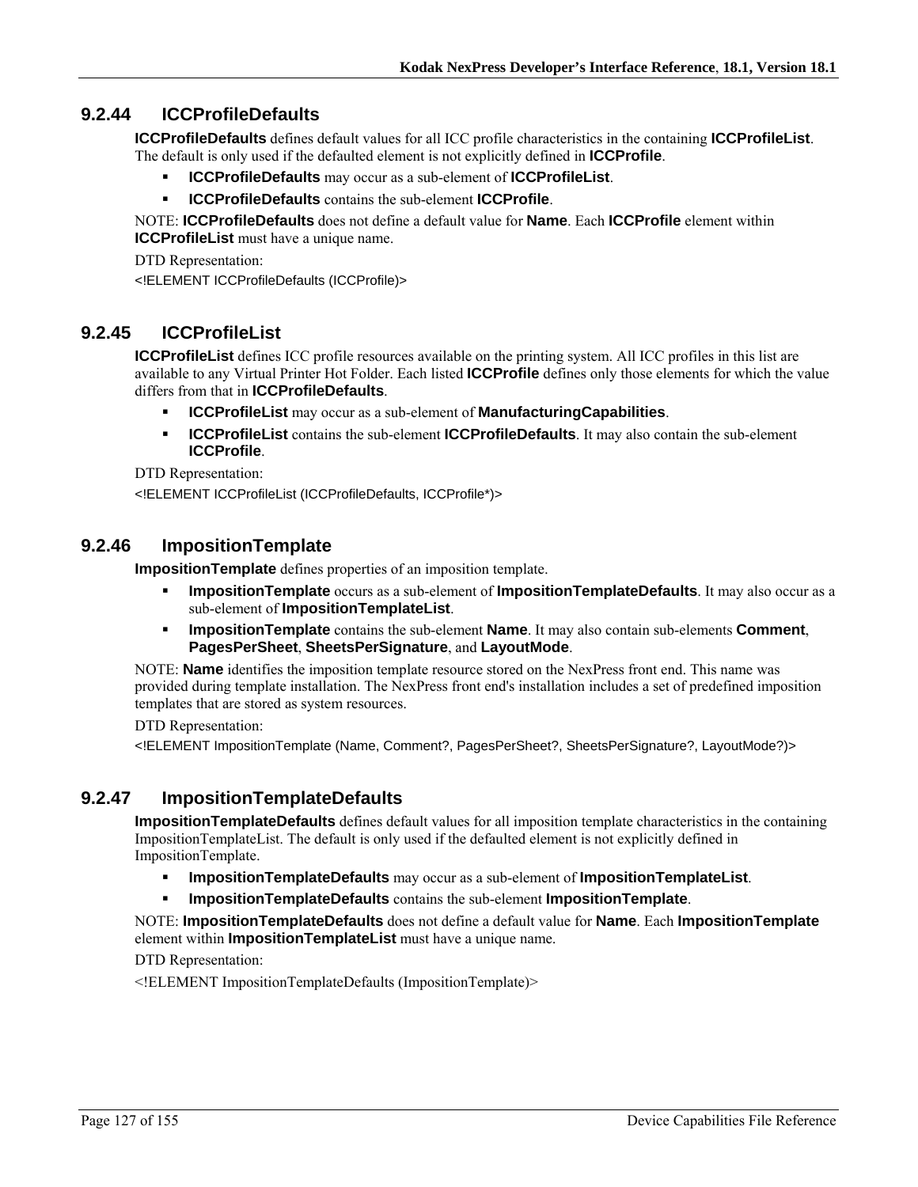### 9.2.44 ICCProfileDefaults

**ICCProfileDefaults** defines default values for all ICC profile characteristics in the containing **ICCProfileList**. The default is only used if the defaulted element is not explicitly defined in **ICCProfile**.

- **ICCProfileDefaults** may occur as a sub-element of **ICCProfileList**.
- **ICCProfileDefaults** contains the sub-element **ICCProfile**.

NOTE: **ICCProfileDefaults** does not define a default value for **Name**. Each **ICCProfile** element within **ICCProfileList** must have a unique name.

DTD Representation:

```
<!ELEMENT ICCProfileDefaults (ICCProfile)>
```

### 9.2.45 ICCProfileList

**ICCProfileList** defines ICC profile resources available on the printing system. All ICC profiles in this list are available to any Virtual Printer Hot Folder. Each listed **ICCProfile** defines only those elements for which the value differs from that in **ICCProfileDefaults**.

- **ICCProfileList** may occur as a sub-element of **ManufacturingCapabilities**.
- **ICCProfileList** contains the sub-element **ICCProfileDefaults**. It may also contain the sub-element **ICCProfile**.

DTD Representation:

```
<!ELEMENT ICCProfileList (ICCProfileDefaults, ICCProfile*)>
```

### 9.2.46 ImpositionTemplate

**ImpositionTemplate** defines properties of an imposition template.

- **ImpositionTemplate** occurs as a sub-element of **ImpositionTemplateDefaults**. It may also occur as a sub-element of **ImpositionTemplateList**.
- **ImpositionTemplate** contains the sub-element **Name**. It may also contain sub-elements **Comment**, **PagesPerSheet**, **SheetsPerSignature**, and **LayoutMode**.

NOTE: **Name** identifies the imposition template resource stored on the NexPress front end. This name was provided during template installation. The NexPress front end's installation includes a set of predefined imposition templates that are stored as system resources.

DTD Representation:

```
<!ELEMENT ImpositionTemplate (Name, Comment?, PagesPerSheet?, SheetsPerSignature?, LayoutMode?)>
```

### 9.2.47 ImpositionTemplateDefaults

**ImpositionTemplateDefaults** defines default values for all imposition template characteristics in the containing ImpositionTemplateList. The default is only used if the defaulted element is not explicitly defined in ImpositionTemplate.

- **ImpositionTemplateDefaults** may occur as a sub-element of **ImpositionTemplateList**.
- **ImpositionTemplateDefaults** contains the sub-element **ImpositionTemplate**.

NOTE: **ImpositionTemplateDefaults** does not define a default value for **Name**. Each **ImpositionTemplate** element within **ImpositionTemplateList** must have a unique name.

DTD Representation:

```
<!ELEMENT ImpositionTemplateDefaults (ImpositionTemplate)>
```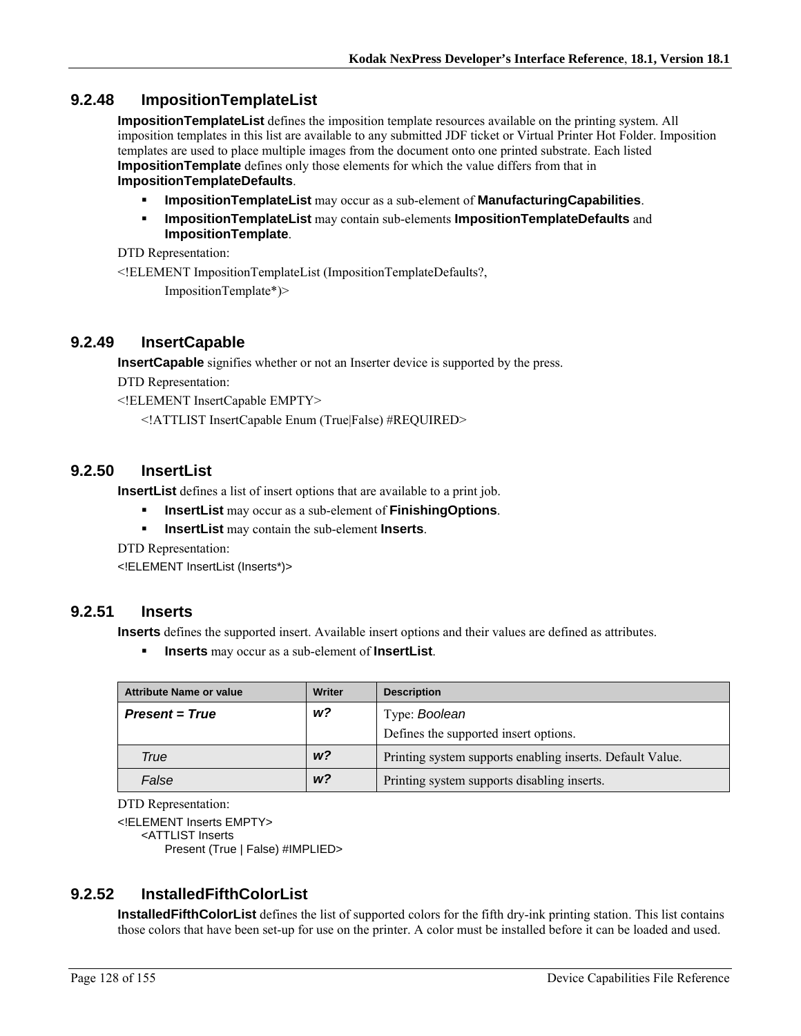### 9.2.48 ImpositionTemplateList

**ImpositionTemplateList** defines the imposition template resources available on the printing system. All imposition templates in this list are available to any submitted JDF ticket or Virtual Printer Hot Folder. Imposition templates are used to place multiple images from the document onto one printed substrate. Each listed **ImpositionTemplate** defines only those elements for which the value differs from that in **ImpositionTemplateDefaults**.

- **ImpositionTemplateList** may occur as a sub-element of **ManufacturingCapabilities**.
- **ImpositionTemplateList** may contain sub-elements **ImpositionTemplateDefaults** and **ImpositionTemplate**.

DTD Representation:

```
<!ELEMENT ImpositionTemplateList (ImpositionTemplateDefaults?,
        ImpositionTemplate*)>
```

### 9.2.49 InsertCapable

**InsertCapable** signifies whether or not an Inserter device is supported by the press.

DTD Representation:

```
<!ELEMENT InsertCapable EMPTY>
    <!ATTLIST InsertCapable Enum (True|False) #REQUIRED>
```

### 9.2.50 InsertList

**InsertList** defines a list of insert options that are available to a print job.

- **InsertList** may occur as a sub-element of **FinishingOptions**.
- **InsertList** may contain the sub-element **Inserts**.

DTD Representation:

```
<!ELEMENT InsertList (Inserts*)>
```

### 9.2.51 Inserts

**Inserts** defines the supported insert. Available insert options and their values are defined as attributes.

- **Inserts** may occur as a sub-element of **InsertList**.

| Attribute Name or value | Writer | Description |
|---|---|---|
| ***Present = True*** | ***w?*** | Type: *Boolean*<br>Defines the supported insert options. |
| *True* | ***w?*** | Printing system supports enabling inserts. Default Value. |
| *False* | ***w?*** | Printing system supports disabling inserts. |

DTD Representation:

```
<!ELEMENT Inserts EMPTY>
    <ATTLIST Inserts
        Present (True | False) #IMPLIED>
```

### 9.2.52 InstalledFifthColorList

**InstalledFifthColorList** defines the list of supported colors for the fifth dry-ink printing station. This list contains those colors that have been set-up for use on the printer. A color must be installed before it can be loaded and used.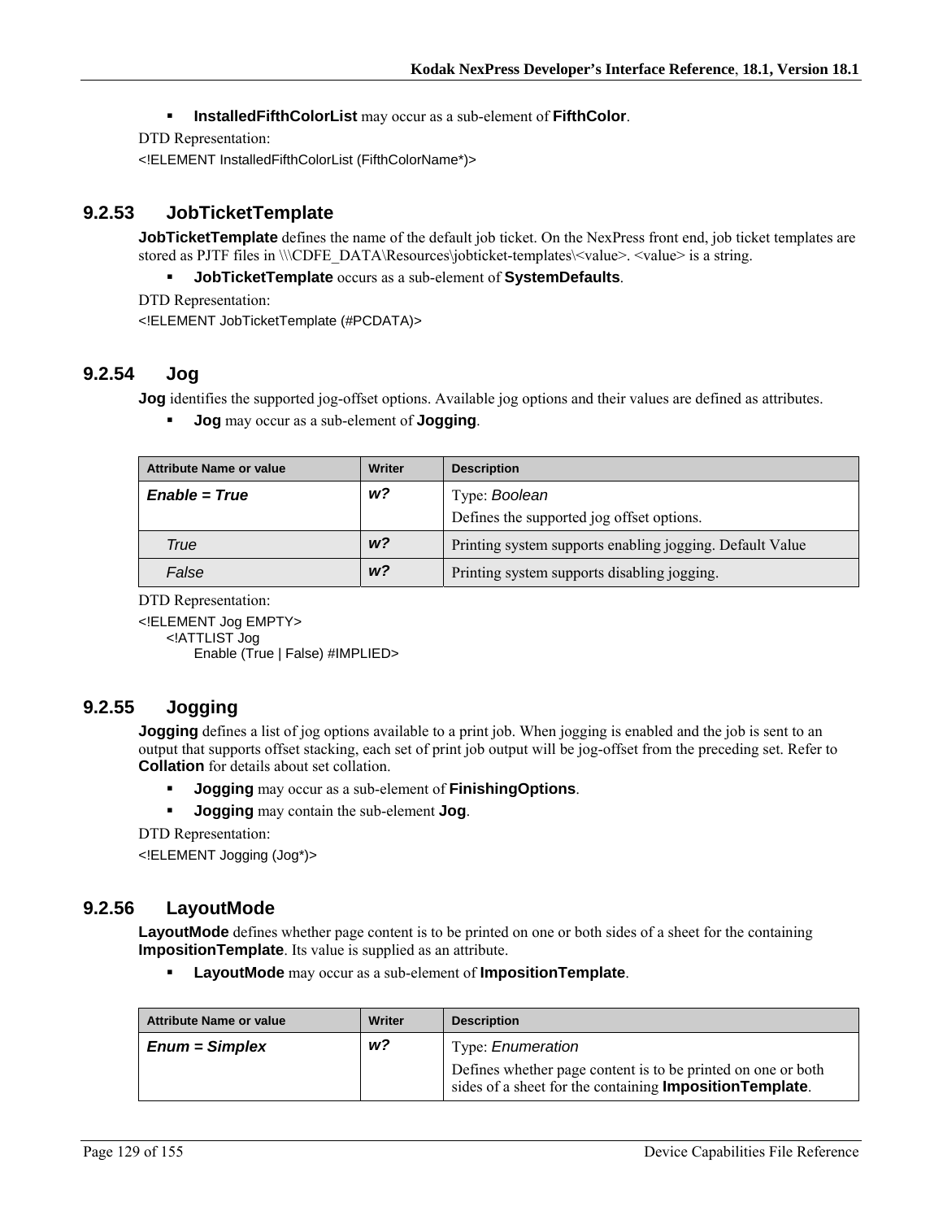- **InstalledFifthColorList** may occur as a sub-element of **FifthColor**.

DTD Representation:

```
<!ELEMENT InstalledFifthColorList (FifthColorName*)>
```

### 9.2.53 JobTicketTemplate

**JobTicketTemplate** defines the name of the default job ticket. On the NexPress front end, job ticket templates are stored as PJTF files in \\\CDFE_DATA\Resources\jobticket-templates\<value>. <value> is a string.

- **JobTicketTemplate** occurs as a sub-element of **SystemDefaults**.

DTD Representation:

```
<!ELEMENT JobTicketTemplate (#PCDATA)>
```

### 9.2.54 Jog

**Jog** identifies the supported jog-offset options. Available jog options and their values are defined as attributes.

- **Jog** may occur as a sub-element of **Jogging**.

| Attribute Name or value | Writer | Description |
|---|---|---|
| ***Enable = True*** | ***w?*** | Type: *Boolean*<br>Defines the supported jog offset options. |
| *True* | ***w?*** | Printing system supports enabling jogging. Default Value |
| *False* | ***w?*** | Printing system supports disabling jogging. |

DTD Representation:

```
<!ELEMENT Jog EMPTY>
    <!ATTLIST Jog
        Enable (True | False) #IMPLIED>
```

### 9.2.55 Jogging

**Jogging** defines a list of jog options available to a print job. When jogging is enabled and the job is sent to an output that supports offset stacking, each set of print job output will be jog-offset from the preceding set. Refer to **Collation** for details about set collation.

- **Jogging** may occur as a sub-element of **FinishingOptions**.
- **Jogging** may contain the sub-element **Jog**.

DTD Representation:

```
<!ELEMENT Jogging (Jog*)>
```

### 9.2.56 LayoutMode

**LayoutMode** defines whether page content is to be printed on one or both sides of a sheet for the containing **ImpositionTemplate**. Its value is supplied as an attribute.

- **LayoutMode** may occur as a sub-element of **ImpositionTemplate**.

| Attribute Name or value | Writer | Description |
|---|---|---|
| ***Enum = Simplex*** | ***w?*** | Type: *Enumeration*<br>Defines whether page content is to be printed on one or both sides of a sheet for the containing **ImpositionTemplate**. |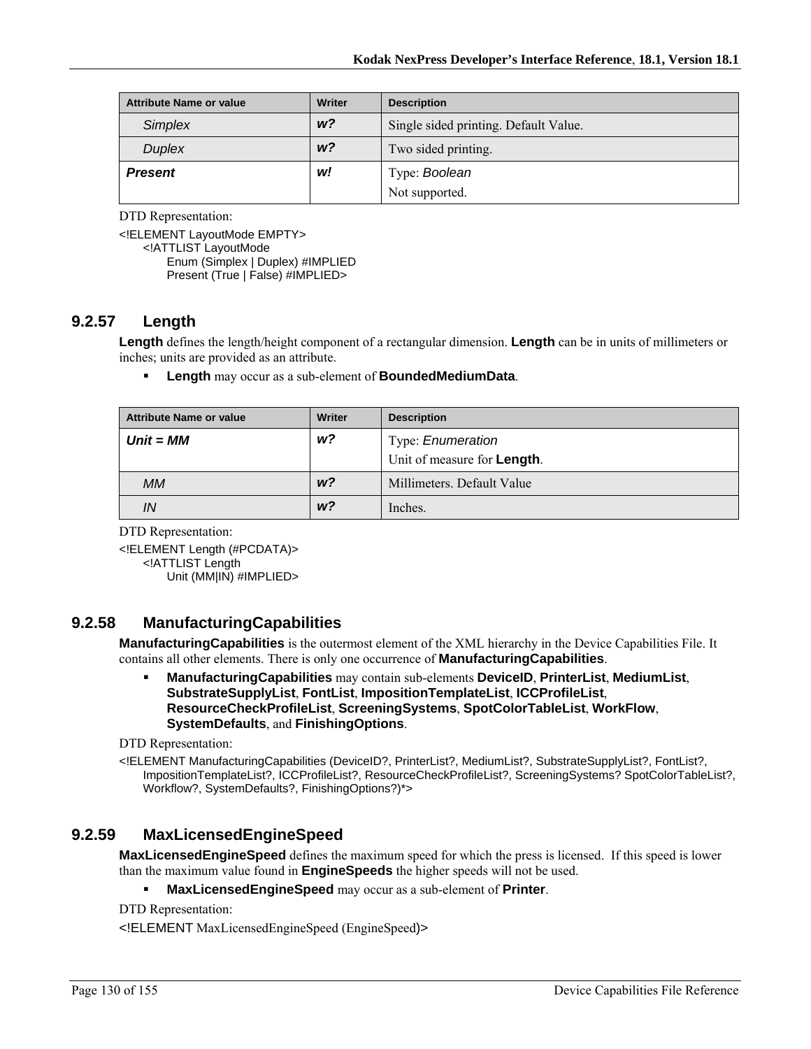| Attribute Name or value | Writer | Description |
|---|---|---|
| *Simplex* | ***w?*** | Single sided printing. Default Value. |
| *Duplex* | ***w?*** | Two sided printing. |
| ***Present*** | ***w!*** | Type: *Boolean*<br>Not supported. |

DTD Representation:

```
<!ELEMENT LayoutMode EMPTY>
    <!ATTLIST LayoutMode
        Enum (Simplex | Duplex) #IMPLIED
        Present (True | False) #IMPLIED>
```

### 9.2.57 Length

**Length** defines the length/height component of a rectangular dimension. **Length** can be in units of millimeters or inches; units are provided as an attribute.

- **Length** may occur as a sub-element of **BoundedMediumData**.

| Attribute Name or value | Writer | Description |
|---|---|---|
| ***Unit = MM*** | ***w?*** | Type: *Enumeration*<br>Unit of measure for **Length**. |
| *MM* | ***w?*** | Millimeters. Default Value |
| *IN* | ***w?*** | Inches. |

DTD Representation:

```
<!ELEMENT Length (#PCDATA)>
    <!ATTLIST Length
        Unit (MM|IN) #IMPLIED>
```

### 9.2.58 ManufacturingCapabilities

**ManufacturingCapabilities** is the outermost element of the XML hierarchy in the Device Capabilities File. It contains all other elements. There is only one occurrence of **ManufacturingCapabilities**.

- **ManufacturingCapabilities** may contain sub-elements **DeviceID**, **PrinterList**, **MediumList**, **SubstrateSupplyList**, **FontList**, **ImpositionTemplateList**, **ICCProfileList**, **ResourceCheckProfileList**, **ScreeningSystems**, **SpotColorTableList**, **WorkFlow**, **SystemDefaults**, and **FinishingOptions**.

DTD Representation:

```
<!ELEMENT ManufacturingCapabilities (DeviceID?, PrinterList?, MediumList?, SubstrateSupplyList?, FontList?,
    ImpositionTemplateList?, ICCProfileList?, ResourceCheckProfileList?, ScreeningSystems? SpotColorTableList?,
    Workflow?, SystemDefaults?, FinishingOptions?)*>
```

### 9.2.59 MaxLicensedEngineSpeed

**MaxLicensedEngineSpeed** defines the maximum speed for which the press is licensed. If this speed is lower than the maximum value found in **EngineSpeeds** the higher speeds will not be used.

- **MaxLicensedEngineSpeed** may occur as a sub-element of **Printer**.

DTD Representation:

```
<!ELEMENT MaxLicensedEngineSpeed (EngineSpeed)>
```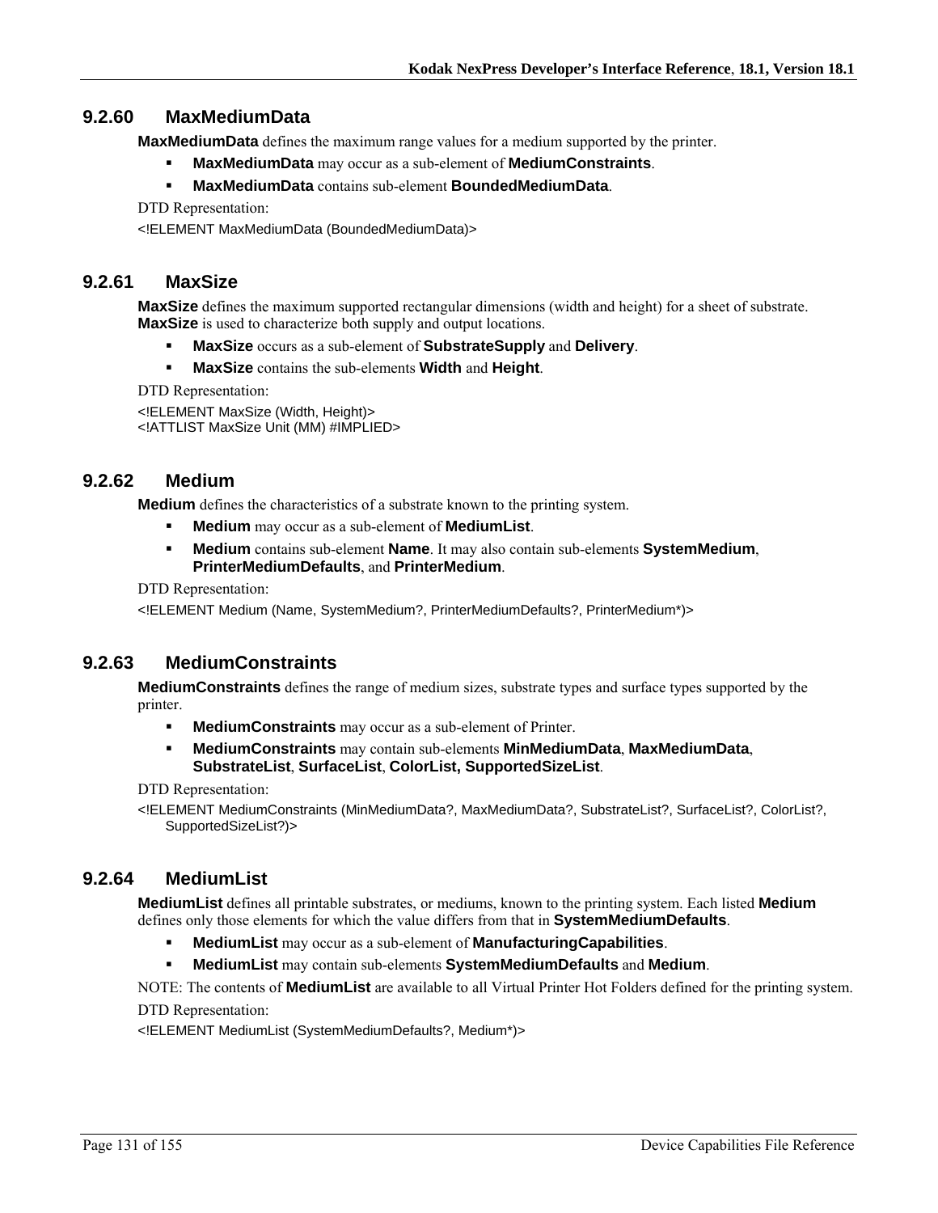### 9.2.60 MaxMediumData

**MaxMediumData** defines the maximum range values for a medium supported by the printer.

- **MaxMediumData** may occur as a sub-element of **MediumConstraints**.
- **MaxMediumData** contains sub-element **BoundedMediumData**.

DTD Representation:

```
<!ELEMENT MaxMediumData (BoundedMediumData)>
```

### 9.2.61 MaxSize

**MaxSize** defines the maximum supported rectangular dimensions (width and height) for a sheet of substrate. **MaxSize** is used to characterize both supply and output locations.

- **MaxSize** occurs as a sub-element of **SubstrateSupply** and **Delivery**.
- **MaxSize** contains the sub-elements **Width** and **Height**.

DTD Representation:

```
<!ELEMENT MaxSize (Width, Height)>
<!ATTLIST MaxSize Unit (MM) #IMPLIED>
```

### 9.2.62 Medium

**Medium** defines the characteristics of a substrate known to the printing system.

- **Medium** may occur as a sub-element of **MediumList**.
- **Medium** contains sub-element **Name**. It may also contain sub-elements **SystemMedium**, **PrinterMediumDefaults**, and **PrinterMedium**.

DTD Representation:

```
<!ELEMENT Medium (Name, SystemMedium?, PrinterMediumDefaults?, PrinterMedium*)>
```

### 9.2.63 MediumConstraints

**MediumConstraints** defines the range of medium sizes, substrate types and surface types supported by the printer.

- **MediumConstraints** may occur as a sub-element of Printer.
- **MediumConstraints** may contain sub-elements **MinMediumData**, **MaxMediumData**, **SubstrateList**, **SurfaceList**, **ColorList, SupportedSizeList**.

DTD Representation:

```
<!ELEMENT MediumConstraints (MinMediumData?, MaxMediumData?, SubstrateList?, SurfaceList?, ColorList?, SupportedSizeList?)>
```

### 9.2.64 MediumList

**MediumList** defines all printable substrates, or mediums, known to the printing system. Each listed **Medium** defines only those elements for which the value differs from that in **SystemMediumDefaults**.

- **MediumList** may occur as a sub-element of **ManufacturingCapabilities**.
- **MediumList** may contain sub-elements **SystemMediumDefaults** and **Medium**.

NOTE: The contents of **MediumList** are available to all Virtual Printer Hot Folders defined for the printing system.

DTD Representation:

```
<!ELEMENT MediumList (SystemMediumDefaults?, Medium*)>
```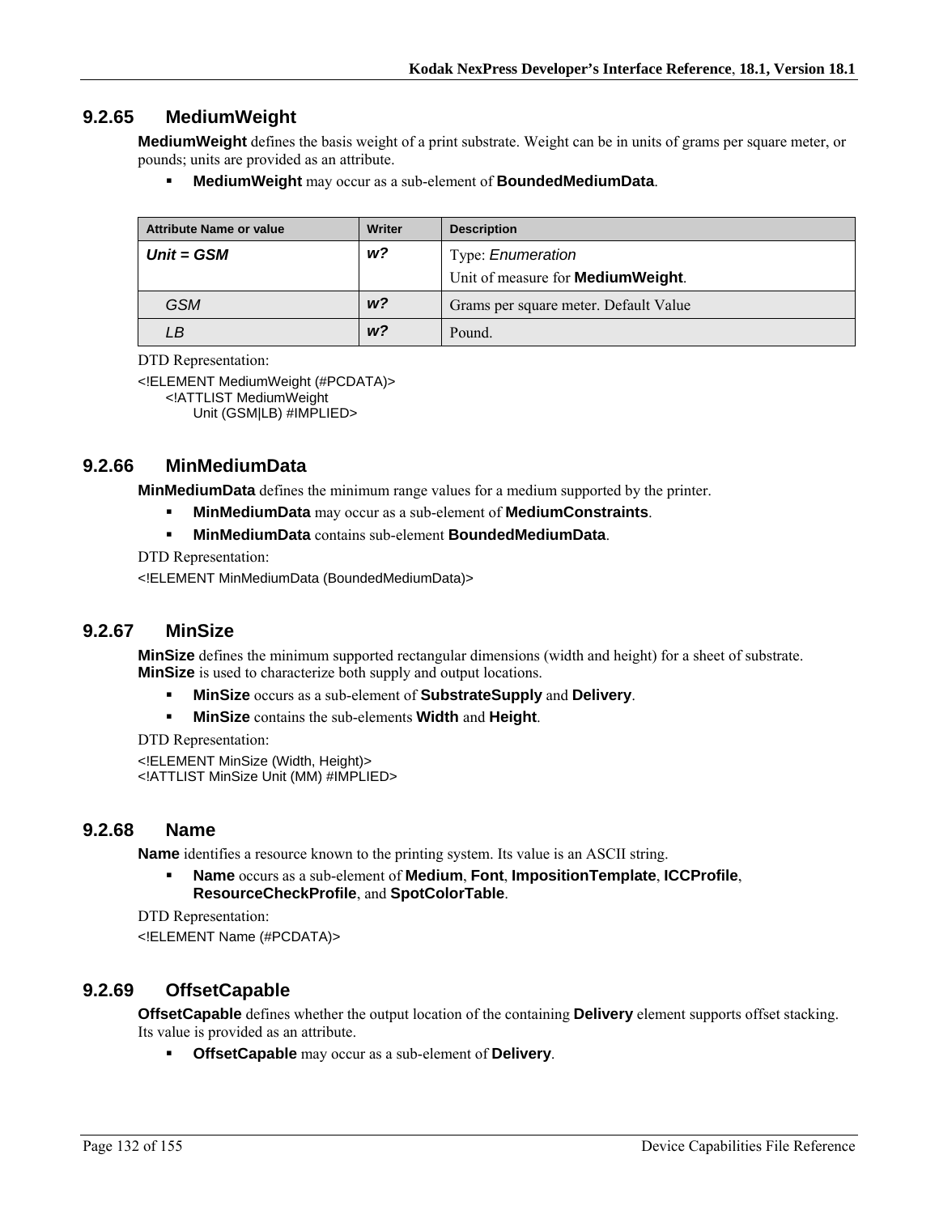### 9.2.65 MediumWeight

**MediumWeight** defines the basis weight of a print substrate. Weight can be in units of grams per square meter, or pounds; units are provided as an attribute.

- **MediumWeight** may occur as a sub-element of **BoundedMediumData**.

| Attribute Name or value | Writer | Description |
|---|---|---|
| ***Unit = GSM*** | ***w?*** | Type: *Enumeration*<br>Unit of measure for **MediumWeight**. |
| *GSM* | ***w?*** | Grams per square meter. Default Value |
| *LB* | ***w?*** | Pound. |

DTD Representation:

```
<!ELEMENT MediumWeight (#PCDATA)>
    <!ATTLIST MediumWeight
        Unit (GSM|LB) #IMPLIED>
```

### 9.2.66 MinMediumData

**MinMediumData** defines the minimum range values for a medium supported by the printer.

- **MinMediumData** may occur as a sub-element of **MediumConstraints**.
- **MinMediumData** contains sub-element **BoundedMediumData**.

DTD Representation:

```
<!ELEMENT MinMediumData (BoundedMediumData)>
```

### 9.2.67 MinSize

**MinSize** defines the minimum supported rectangular dimensions (width and height) for a sheet of substrate. **MinSize** is used to characterize both supply and output locations.

- **MinSize** occurs as a sub-element of **SubstrateSupply** and **Delivery**.
- **MinSize** contains the sub-elements **Width** and **Height**.

DTD Representation:

```
<!ELEMENT MinSize (Width, Height)>
<!ATTLIST MinSize Unit (MM) #IMPLIED>
```

### 9.2.68 Name

**Name** identifies a resource known to the printing system. Its value is an ASCII string.

- **Name** occurs as a sub-element of **Medium**, **Font**, **ImpositionTemplate**, **ICCProfile**, **ResourceCheckProfile**, and **SpotColorTable**.

DTD Representation:

```
<!ELEMENT Name (#PCDATA)>
```

### 9.2.69 OffsetCapable

**OffsetCapable** defines whether the output location of the containing **Delivery** element supports offset stacking. Its value is provided as an attribute.

- **OffsetCapable** may occur as a sub-element of **Delivery**.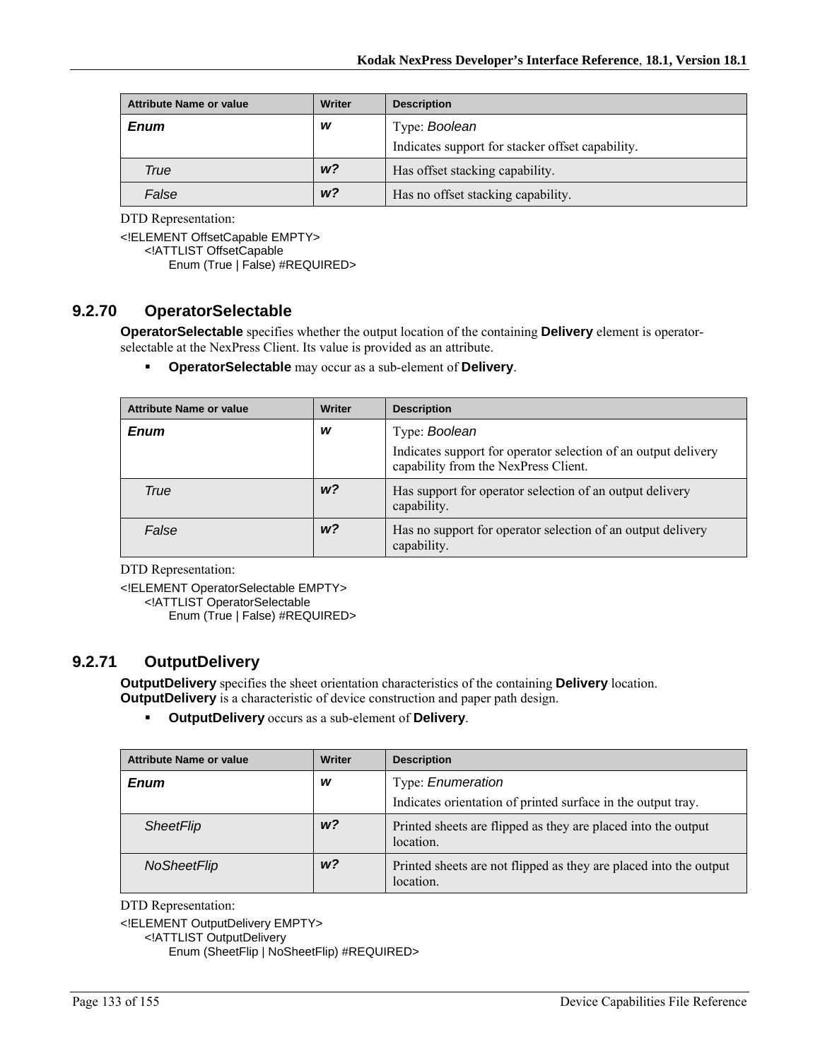| Attribute Name or value | Writer | Description |
|---|---|---|
| ***Enum*** | ***w*** | Type: *Boolean*<br>Indicates support for stacker offset capability. |
| *True* | ***w?*** | Has offset stacking capability. |
| *False* | ***w?*** | Has no offset stacking capability. |

DTD Representation:

```
<!ELEMENT OffsetCapable EMPTY>
    <!ATTLIST OffsetCapable
        Enum (True | False) #REQUIRED>
```

### 9.2.70 OperatorSelectable

**OperatorSelectable** specifies whether the output location of the containing **Delivery** element is operator-selectable at the NexPress Client. Its value is provided as an attribute.

- **OperatorSelectable** may occur as a sub-element of **Delivery**.

| Attribute Name or value | Writer | Description |
|---|---|---|
| ***Enum*** | ***w*** | Type: *Boolean*<br>Indicates support for operator selection of an output delivery capability from the NexPress Client. |
| *True* | ***w?*** | Has support for operator selection of an output delivery capability. |
| *False* | ***w?*** | Has no support for operator selection of an output delivery capability. |

DTD Representation:

```
<!ELEMENT OperatorSelectable EMPTY>
    <!ATTLIST OperatorSelectable
        Enum (True | False) #REQUIRED>
```

### 9.2.71 OutputDelivery

**OutputDelivery** specifies the sheet orientation characteristics of the containing **Delivery** location. **OutputDelivery** is a characteristic of device construction and paper path design.

- **OutputDelivery** occurs as a sub-element of **Delivery**.

| Attribute Name or value | Writer | Description |
|---|---|---|
| ***Enum*** | ***w*** | Type: *Enumeration*<br>Indicates orientation of printed surface in the output tray. |
| *SheetFlip* | ***w?*** | Printed sheets are flipped as they are placed into the output location. |
| *NoSheetFlip* | ***w?*** | Printed sheets are not flipped as they are placed into the output location. |

DTD Representation:

```
<!ELEMENT OutputDelivery EMPTY>
    <!ATTLIST OutputDelivery
        Enum (SheetFlip | NoSheetFlip) #REQUIRED>
```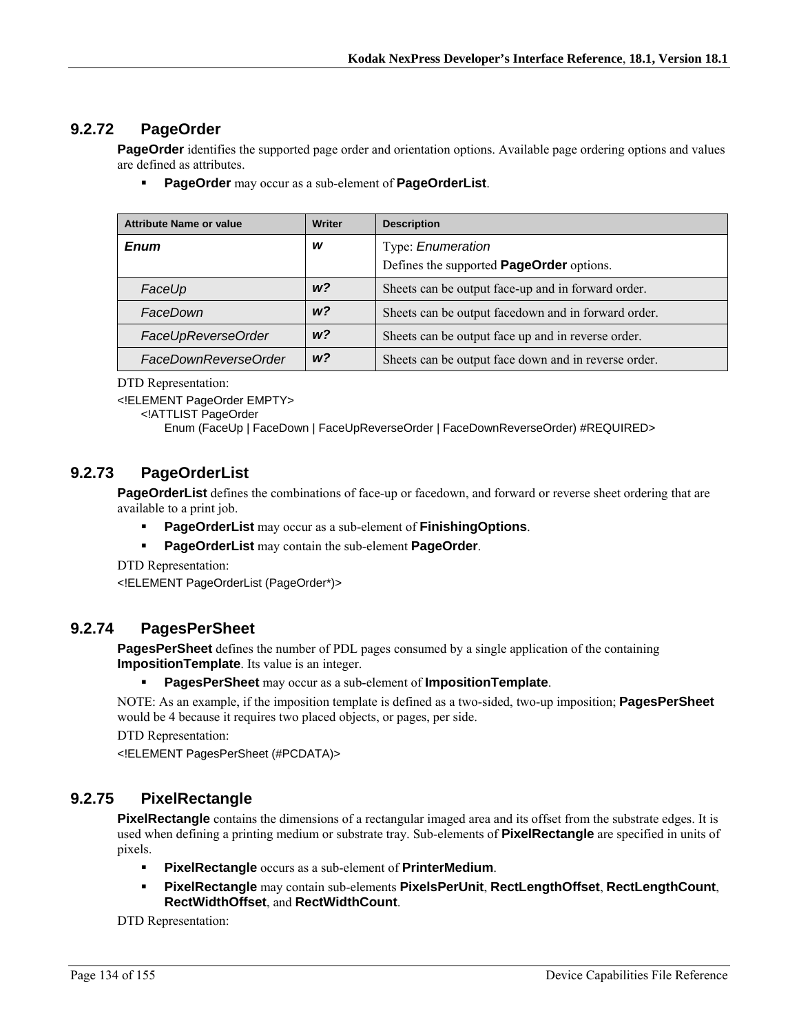### 9.2.72 PageOrder

**PageOrder** identifies the supported page order and orientation options. Available page ordering options and values are defined as attributes.

- **PageOrder** may occur as a sub-element of **PageOrderList**.

| Attribute Name or value | Writer | Description |
| --- | --- | --- |
| ***Enum*** | ***w*** | Type: *Enumeration*<br>Defines the supported **PageOrder** options. |
| *FaceUp* | ***w?*** | Sheets can be output face-up and in forward order. |
| *FaceDown* | ***w?*** | Sheets can be output facedown and in forward order. |
| *FaceUpReverseOrder* | ***w?*** | Sheets can be output face up and in reverse order. |
| *FaceDownReverseOrder* | ***w?*** | Sheets can be output face down and in reverse order. |

DTD Representation:

```
<!ELEMENT PageOrder EMPTY>
    <!ATTLIST PageOrder
        Enum (FaceUp | FaceDown | FaceUpReverseOrder | FaceDownReverseOrder) #REQUIRED>
```

### 9.2.73 PageOrderList

**PageOrderList** defines the combinations of face-up or facedown, and forward or reverse sheet ordering that are available to a print job.

- **PageOrderList** may occur as a sub-element of **FinishingOptions**.
- **PageOrderList** may contain the sub-element **PageOrder**.

DTD Representation:

```
<!ELEMENT PageOrderList (PageOrder*)>
```

### 9.2.74 PagesPerSheet

**PagesPerSheet** defines the number of PDL pages consumed by a single application of the containing **ImpositionTemplate**. Its value is an integer.

- **PagesPerSheet** may occur as a sub-element of **ImpositionTemplate**.

NOTE: As an example, if the imposition template is defined as a two-sided, two-up imposition; **PagesPerSheet** would be 4 because it requires two placed objects, or pages, per side.

DTD Representation:

```
<!ELEMENT PagesPerSheet (#PCDATA)>
```

### 9.2.75 PixelRectangle

**PixelRectangle** contains the dimensions of a rectangular imaged area and its offset from the substrate edges. It is used when defining a printing medium or substrate tray. Sub-elements of **PixelRectangle** are specified in units of pixels.

- **PixelRectangle** occurs as a sub-element of **PrinterMedium**.
- **PixelRectangle** may contain sub-elements **PixelsPerUnit**, **RectLengthOffset**, **RectLengthCount**, **RectWidthOffset**, and **RectWidthCount**.

DTD Representation: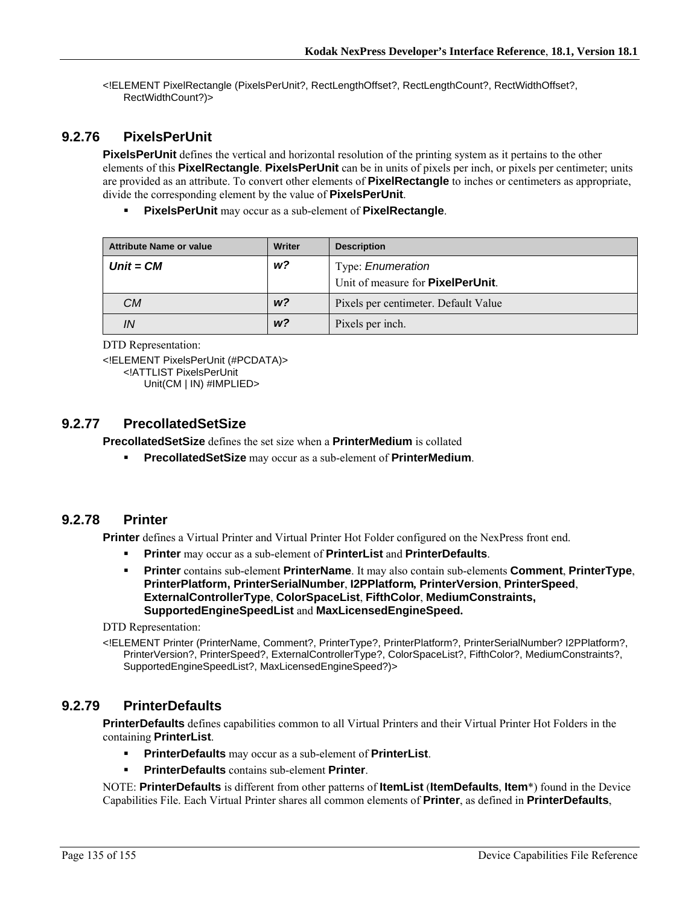```
<!ELEMENT PixelRectangle (PixelsPerUnit?, RectLengthOffset?, RectLengthCount?, RectWidthOffset?,
    RectWidthCount?)>
```

### 9.2.76 PixelsPerUnit

**PixelsPerUnit** defines the vertical and horizontal resolution of the printing system as it pertains to the other elements of this **PixelRectangle**. **PixelsPerUnit** can be in units of pixels per inch, or pixels per centimeter; units are provided as an attribute. To convert other elements of **PixelRectangle** to inches or centimeters as appropriate, divide the corresponding element by the value of **PixelsPerUnit**.

- **PixelsPerUnit** may occur as a sub-element of **PixelRectangle**.

| Attribute Name or value | Writer | Description |
|---|---|---|
| ***Unit = CM*** | ***w?*** | Type: *Enumeration*<br>Unit of measure for **PixelPerUnit**. |
| *CM* | ***w?*** | Pixels per centimeter. Default Value |
| *IN* | ***w?*** | Pixels per inch. |

DTD Representation:

```
<!ELEMENT PixelsPerUnit (#PCDATA)>
    <!ATTLIST PixelsPerUnit
        Unit(CM | IN) #IMPLIED>
```

### 9.2.77 PrecollatedSetSize

**PrecollatedSetSize** defines the set size when a **PrinterMedium** is collated

- **PrecollatedSetSize** may occur as a sub-element of **PrinterMedium**.

### 9.2.78 Printer

**Printer** defines a Virtual Printer and Virtual Printer Hot Folder configured on the NexPress front end.

- **Printer** may occur as a sub-element of **PrinterList** and **PrinterDefaults**.
- **Printer** contains sub-element **PrinterName**. It may also contain sub-elements **Comment**, **PrinterType**, **PrinterPlatform, PrinterSerialNumber**, **I2PPlatform***,* **PrinterVersion**, **PrinterSpeed**, **ExternalControllerType**, **ColorSpaceList**, **FifthColor**, **MediumConstraints, SupportedEngineSpeedList** and **MaxLicensedEngineSpeed.**

DTD Representation:

```
<!ELEMENT Printer (PrinterName, Comment?, PrinterType?, PrinterPlatform?, PrinterSerialNumber? I2PPlatform?,
    PrinterVersion?, PrinterSpeed?, ExternalControllerType?, ColorSpaceList?, FifthColor?, MediumConstraints?,
    SupportedEngineSpeedList?, MaxLicensedEngineSpeed?)>
```

### 9.2.79 PrinterDefaults

**PrinterDefaults** defines capabilities common to all Virtual Printers and their Virtual Printer Hot Folders in the containing **PrinterList**.

- **PrinterDefaults** may occur as a sub-element of **PrinterList**.
- **PrinterDefaults** contains sub-element **Printer**.

NOTE: **PrinterDefaults** is different from other patterns of **ItemList** (**ItemDefaults**, **Item***) found in the Device Capabilities File. Each Virtual Printer shares all common elements of **Printer**, as defined in **PrinterDefaults**,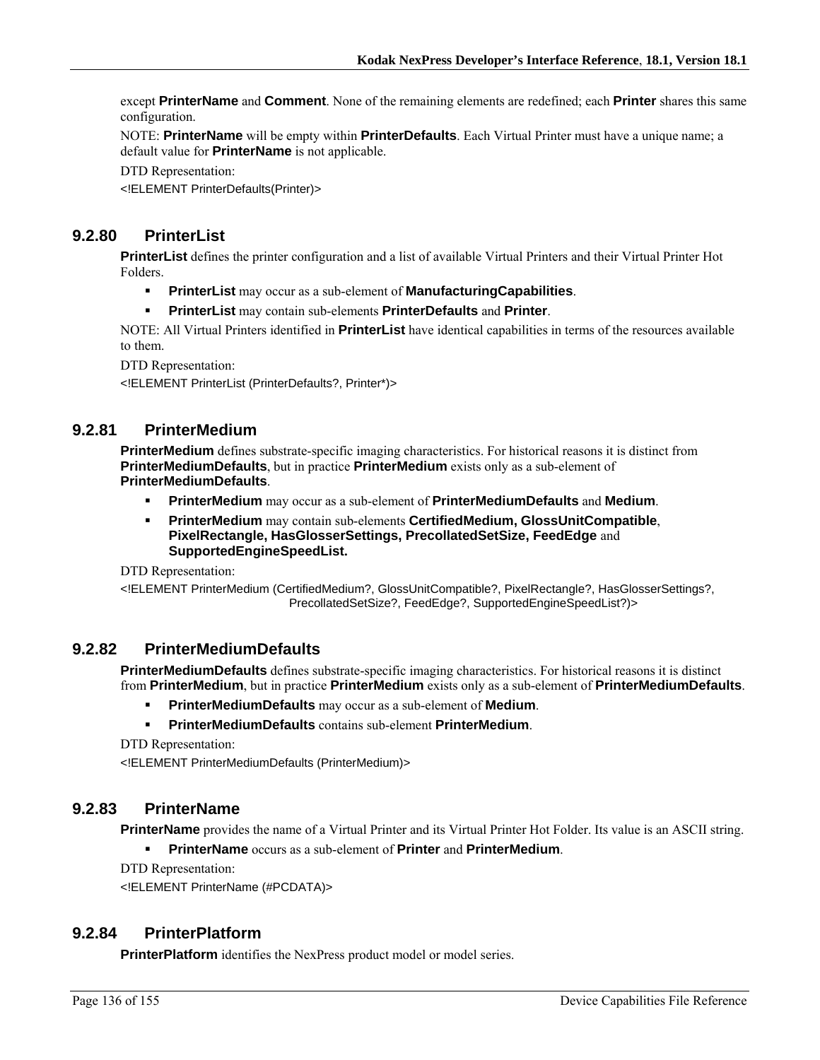except **PrinterName** and **Comment**. None of the remaining elements are redefined; each **Printer** shares this same configuration.

NOTE: **PrinterName** will be empty within **PrinterDefaults**. Each Virtual Printer must have a unique name; a default value for **PrinterName** is not applicable.

DTD Representation:

```
<!ELEMENT PrinterDefaults(Printer)>
```

### 9.2.80 PrinterList

**PrinterList** defines the printer configuration and a list of available Virtual Printers and their Virtual Printer Hot Folders.

- **PrinterList** may occur as a sub-element of **ManufacturingCapabilities**.
- **PrinterList** may contain sub-elements **PrinterDefaults** and **Printer**.

NOTE: All Virtual Printers identified in **PrinterList** have identical capabilities in terms of the resources available to them.

DTD Representation:

```
<!ELEMENT PrinterList (PrinterDefaults?, Printer*)>
```

### 9.2.81 PrinterMedium

**PrinterMedium** defines substrate-specific imaging characteristics. For historical reasons it is distinct from **PrinterMediumDefaults**, but in practice **PrinterMedium** exists only as a sub-element of **PrinterMediumDefaults**.

- **PrinterMedium** may occur as a sub-element of **PrinterMediumDefaults** and **Medium**.
- **PrinterMedium** may contain sub-elements **CertifiedMedium, GlossUnitCompatible**, **PixelRectangle, HasGlosserSettings, PrecollatedSetSize, FeedEdge** and **SupportedEngineSpeedList.**

DTD Representation:

```
<!ELEMENT PrinterMedium (CertifiedMedium?, GlossUnitCompatible?, PixelRectangle?, HasGlosserSettings?,
                         PrecollatedSetSize?, FeedEdge?, SupportedEngineSpeedList?)>
```

### 9.2.82 PrinterMediumDefaults

**PrinterMediumDefaults** defines substrate-specific imaging characteristics. For historical reasons it is distinct from **PrinterMedium**, but in practice **PrinterMedium** exists only as a sub-element of **PrinterMediumDefaults**.

- **PrinterMediumDefaults** may occur as a sub-element of **Medium**.
- **PrinterMediumDefaults** contains sub-element **PrinterMedium**.

DTD Representation:

```
<!ELEMENT PrinterMediumDefaults (PrinterMedium)>
```

### 9.2.83 PrinterName

**PrinterName** provides the name of a Virtual Printer and its Virtual Printer Hot Folder. Its value is an ASCII string.

- **PrinterName** occurs as a sub-element of **Printer** and **PrinterMedium**.

DTD Representation:

```
<!ELEMENT PrinterName (#PCDATA)>
```

### 9.2.84 PrinterPlatform

**PrinterPlatform** identifies the NexPress product model or model series.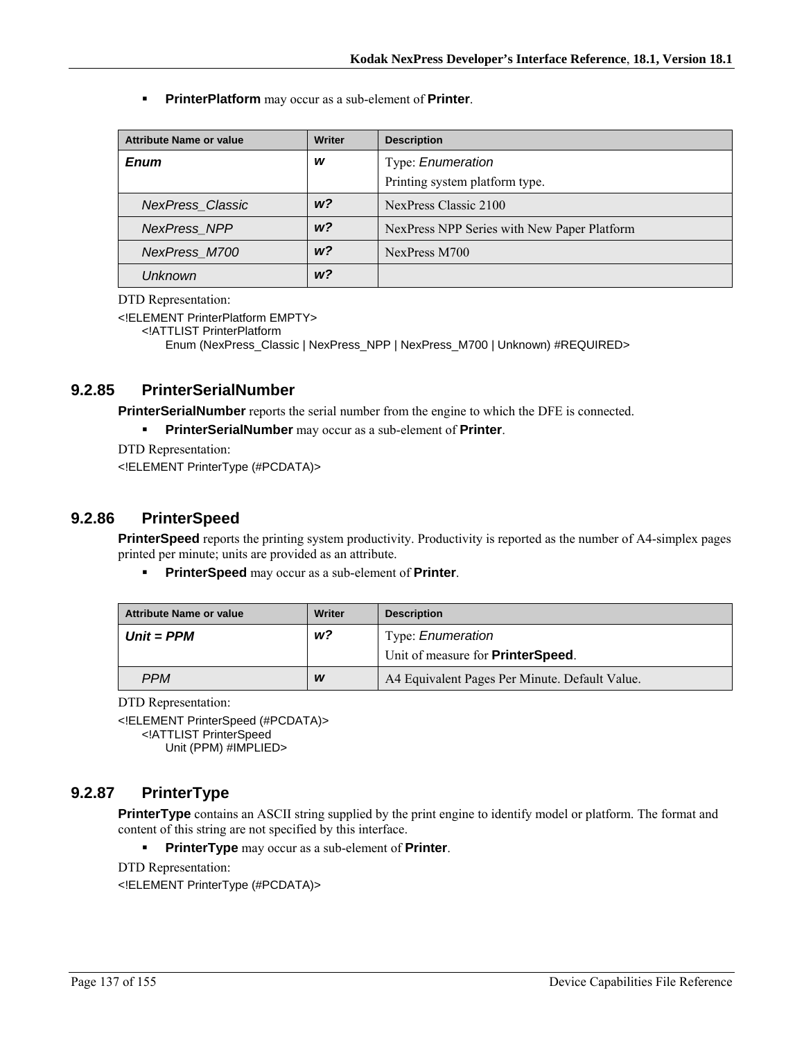- **PrinterPlatform** may occur as a sub-element of **Printer**.

| Attribute Name or value | Writer | Description |
|---|---|---|
| ***Enum*** | ***w*** | Type: *Enumeration*<br>Printing system platform type. |
| *NexPress_Classic* | ***w?*** | NexPress Classic 2100 |
| *NexPress_NPP* | ***w?*** | NexPress NPP Series with New Paper Platform |
| *NexPress_M700* | ***w?*** | NexPress M700 |
| *Unknown* | ***w?*** | |

DTD Representation:

```
<!ELEMENT PrinterPlatform EMPTY>
    <!ATTLIST PrinterPlatform
        Enum (NexPress_Classic | NexPress_NPP | NexPress_M700 | Unknown) #REQUIRED>
```

### 9.2.85 PrinterSerialNumber

**PrinterSerialNumber** reports the serial number from the engine to which the DFE is connected.

- **PrinterSerialNumber** may occur as a sub-element of **Printer**.

DTD Representation:

```
<!ELEMENT PrinterType (#PCDATA)>
```

### 9.2.86 PrinterSpeed

**PrinterSpeed** reports the printing system productivity. Productivity is reported as the number of A4-simplex pages printed per minute; units are provided as an attribute.

- **PrinterSpeed** may occur as a sub-element of **Printer**.

| Attribute Name or value | Writer | Description |
|---|---|---|
| ***Unit = PPM*** | ***w?*** | Type: *Enumeration*<br>Unit of measure for **PrinterSpeed**. |
| *PPM* | ***w*** | A4 Equivalent Pages Per Minute. Default Value. |

DTD Representation:

```
<!ELEMENT PrinterSpeed (#PCDATA)>
    <!ATTLIST PrinterSpeed
        Unit (PPM) #IMPLIED>
```

### 9.2.87 PrinterType

**PrinterType** contains an ASCII string supplied by the print engine to identify model or platform. The format and content of this string are not specified by this interface.

- **PrinterType** may occur as a sub-element of **Printer**.

DTD Representation:

```
<!ELEMENT PrinterType (#PCDATA)>
```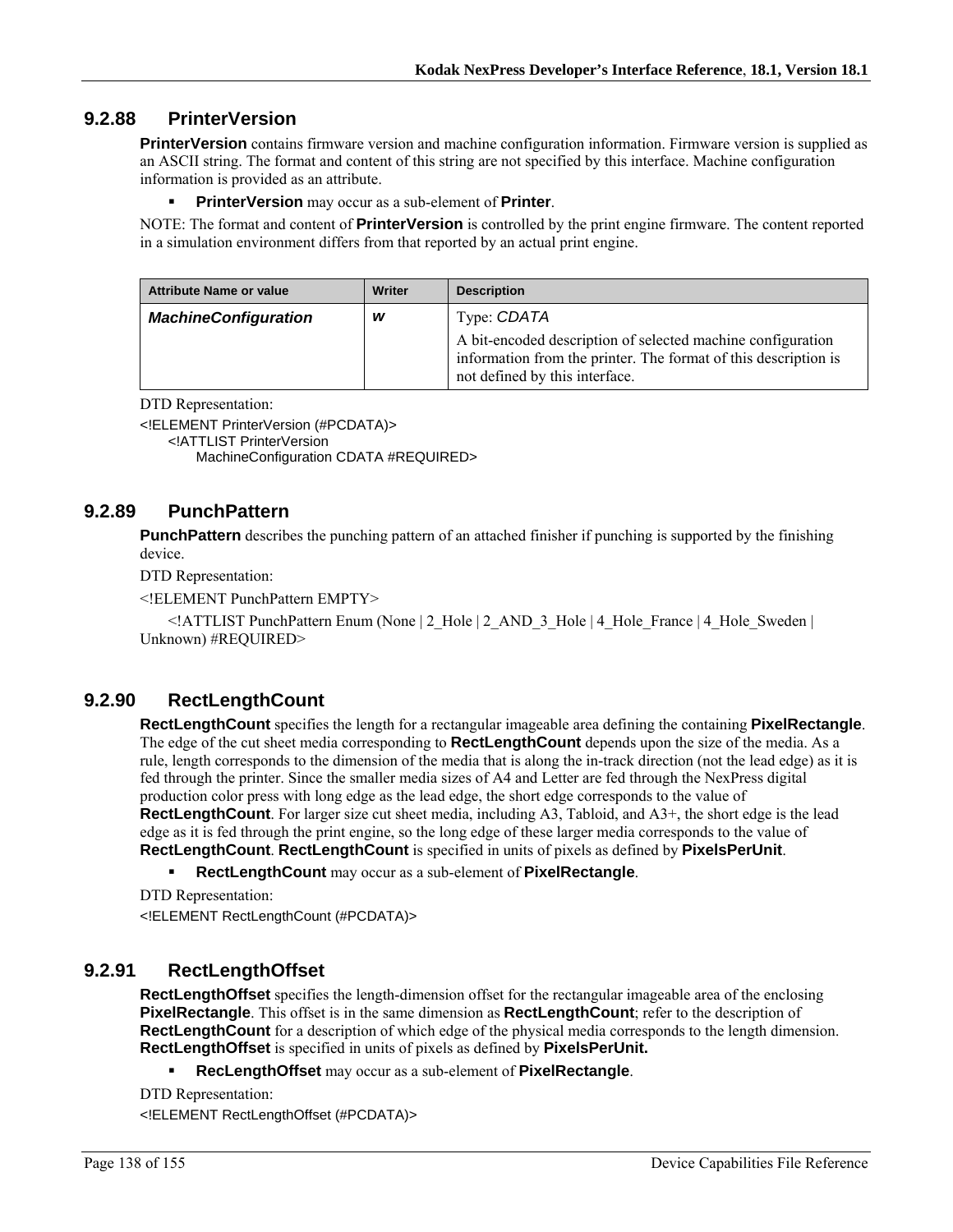### 9.2.88 PrinterVersion

**PrinterVersion** contains firmware version and machine configuration information. Firmware version is supplied as an ASCII string. The format and content of this string are not specified by this interface. Machine configuration information is provided as an attribute.

- **PrinterVersion** may occur as a sub-element of **Printer**.

NOTE: The format and content of **PrinterVersion** is controlled by the print engine firmware. The content reported in a simulation environment differs from that reported by an actual print engine.

| Attribute Name or value | Writer | Description |
|---|---|---|
| ***MachineConfiguration*** | ***w*** | Type: *CDATA*<br>A bit-encoded description of selected machine configuration information from the printer. The format of this description is not defined by this interface. |

DTD Representation:

```
<!ELEMENT PrinterVersion (#PCDATA)>
    <!ATTLIST PrinterVersion
        MachineConfiguration CDATA #REQUIRED>
```

### 9.2.89 PunchPattern

**PunchPattern** describes the punching pattern of an attached finisher if punching is supported by the finishing device.

DTD Representation:

```
<!ELEMENT PunchPattern EMPTY>
    <!ATTLIST PunchPattern Enum (None | 2_Hole | 2_AND_3_Hole | 4_Hole_France | 4_Hole_Sweden | Unknown) #REQUIRED>
```

### 9.2.90 RectLengthCount

**RectLengthCount** specifies the length for a rectangular imageable area defining the containing **PixelRectangle**. The edge of the cut sheet media corresponding to **RectLengthCount** depends upon the size of the media. As a rule, length corresponds to the dimension of the media that is along the in-track direction (not the lead edge) as it is fed through the printer. Since the smaller media sizes of A4 and Letter are fed through the NexPress digital production color press with long edge as the lead edge, the short edge corresponds to the value of **RectLengthCount**. For larger size cut sheet media, including A3, Tabloid, and A3+, the short edge is the lead edge as it is fed through the print engine, so the long edge of these larger media corresponds to the value of **RectLengthCount**. **RectLengthCount** is specified in units of pixels as defined by **PixelsPerUnit**.

- **RectLengthCount** may occur as a sub-element of **PixelRectangle**.

DTD Representation:

```
<!ELEMENT RectLengthCount (#PCDATA)>
```

### 9.2.91 RectLengthOffset

**RectLengthOffset** specifies the length-dimension offset for the rectangular imageable area of the enclosing **PixelRectangle**. This offset is in the same dimension as **RectLengthCount**; refer to the description of **RectLengthCount** for a description of which edge of the physical media corresponds to the length dimension. **RectLengthOffset** is specified in units of pixels as defined by **PixelsPerUnit.**

- **RecLengthOffset** may occur as a sub-element of **PixelRectangle**.

DTD Representation:

```
<!ELEMENT RectLengthOffset (#PCDATA)>
```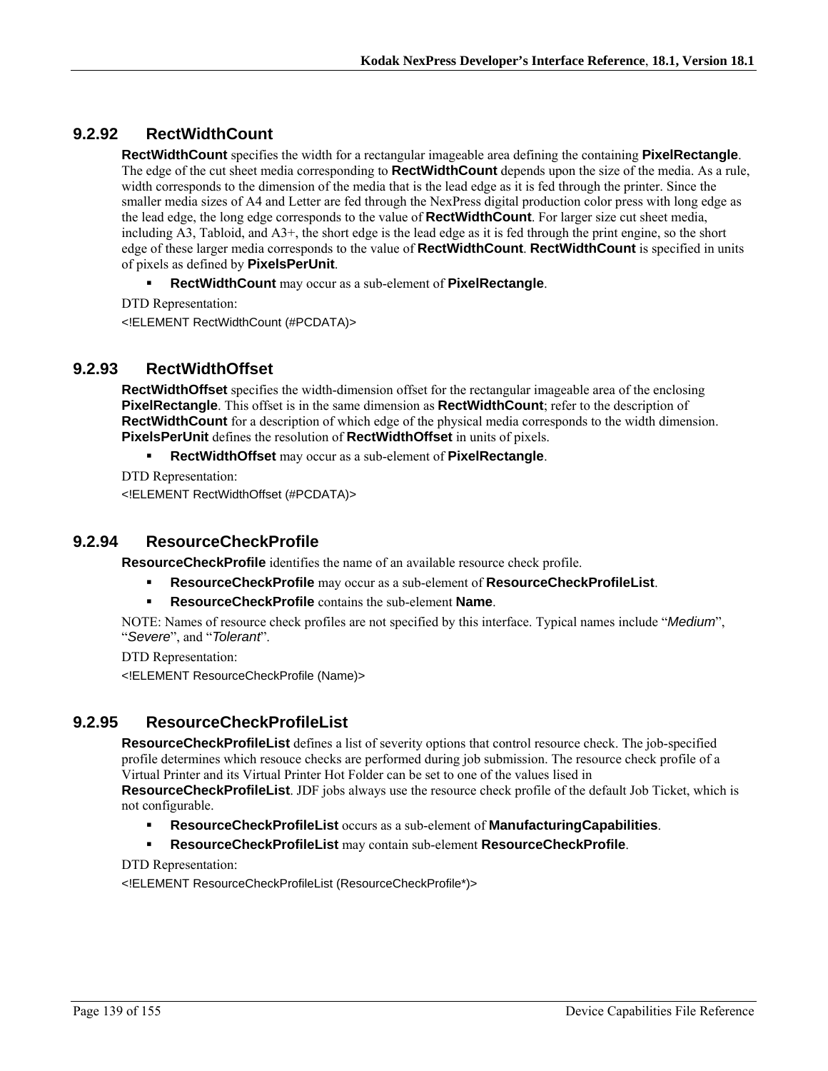### 9.2.92 RectWidthCount

**RectWidthCount** specifies the width for a rectangular imageable area defining the containing **PixelRectangle**. The edge of the cut sheet media corresponding to **RectWidthCount** depends upon the size of the media. As a rule, width corresponds to the dimension of the media that is the lead edge as it is fed through the printer. Since the smaller media sizes of A4 and Letter are fed through the NexPress digital production color press with long edge as the lead edge, the long edge corresponds to the value of **RectWidthCount**. For larger size cut sheet media, including A3, Tabloid, and A3+, the short edge is the lead edge as it is fed through the print engine, so the short edge of these larger media corresponds to the value of **RectWidthCount**. **RectWidthCount** is specified in units of pixels as defined by **PixelsPerUnit**.

- **RectWidthCount** may occur as a sub-element of **PixelRectangle**.

DTD Representation:

```
<!ELEMENT RectWidthCount (#PCDATA)>
```

### 9.2.93 RectWidthOffset

**RectWidthOffset** specifies the width-dimension offset for the rectangular imageable area of the enclosing **PixelRectangle**. This offset is in the same dimension as **RectWidthCount**; refer to the description of **RectWidthCount** for a description of which edge of the physical media corresponds to the width dimension. **PixelsPerUnit** defines the resolution of **RectWidthOffset** in units of pixels.

- **RectWidthOffset** may occur as a sub-element of **PixelRectangle**.

DTD Representation:

```
<!ELEMENT RectWidthOffset (#PCDATA)>
```

### 9.2.94 ResourceCheckProfile

**ResourceCheckProfile** identifies the name of an available resource check profile.

- **ResourceCheckProfile** may occur as a sub-element of **ResourceCheckProfileList**.
- **ResourceCheckProfile** contains the sub-element **Name**.

NOTE: Names of resource check profiles are not specified by this interface. Typical names include "*Medium*", "*Severe*", and "*Tolerant*".

DTD Representation:

```
<!ELEMENT ResourceCheckProfile (Name)>
```

### 9.2.95 ResourceCheckProfileList

**ResourceCheckProfileList** defines a list of severity options that control resource check. The job-specified profile determines which resouce checks are performed during job submission. The resource check profile of a Virtual Printer and its Virtual Printer Hot Folder can be set to one of the values lised in **ResourceCheckProfileList**. JDF jobs always use the resource check profile of the default Job Ticket, which is not configurable.

- **ResourceCheckProfileList** occurs as a sub-element of **ManufacturingCapabilities**.
- **ResourceCheckProfileList** may contain sub-element **ResourceCheckProfile**.

DTD Representation:

```
<!ELEMENT ResourceCheckProfileList (ResourceCheckProfile*)>
```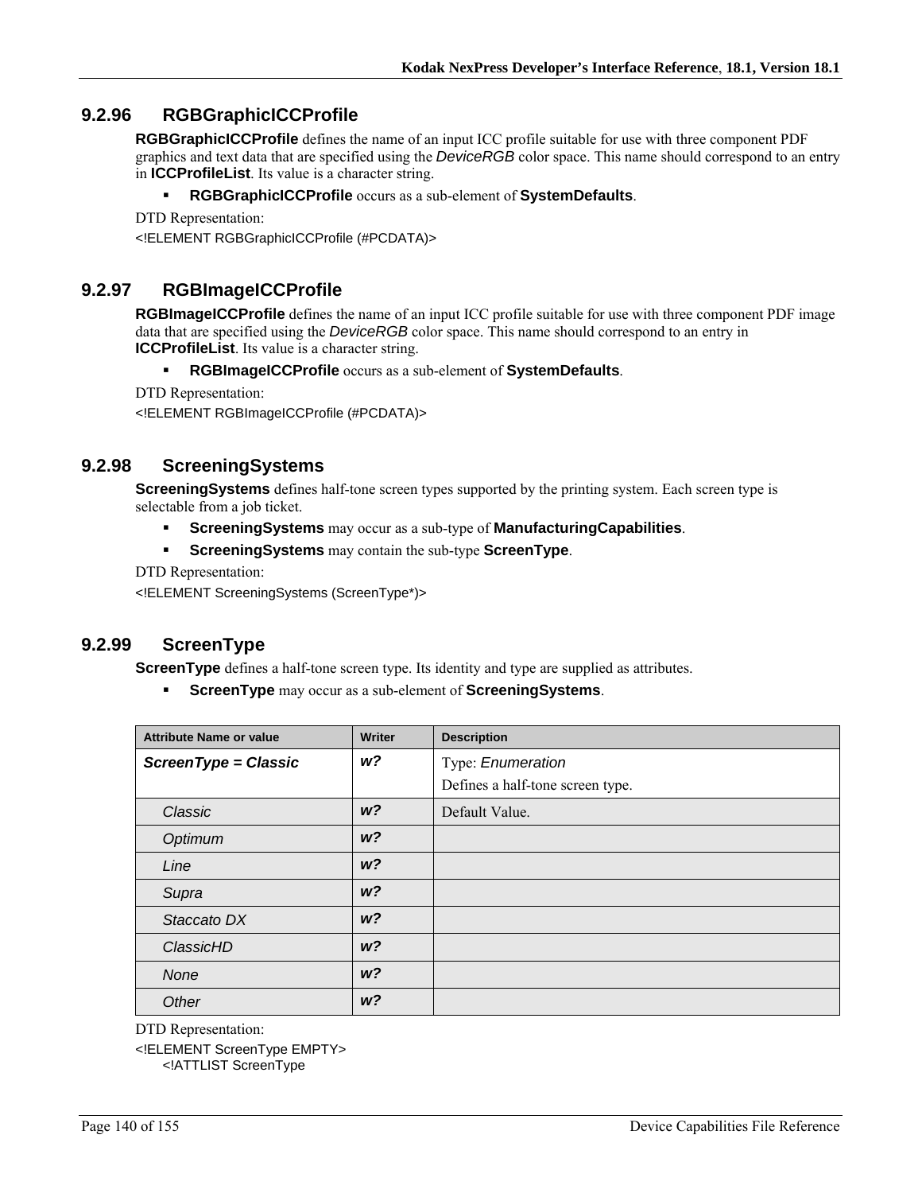### 9.2.96 RGBGraphicICCProfile

**RGBGraphicICCProfile** defines the name of an input ICC profile suitable for use with three component PDF graphics and text data that are specified using the *DeviceRGB* color space. This name should correspond to an entry in **ICCProfileList**. Its value is a character string.

- **RGBGraphicICCProfile** occurs as a sub-element of **SystemDefaults**.

DTD Representation:

```
<!ELEMENT RGBGraphicICCProfile (#PCDATA)>
```

### 9.2.97 RGBImageICCProfile

**RGBImageICCProfile** defines the name of an input ICC profile suitable for use with three component PDF image data that are specified using the *DeviceRGB* color space. This name should correspond to an entry in **ICCProfileList**. Its value is a character string.

- **RGBImageICCProfile** occurs as a sub-element of **SystemDefaults**.

DTD Representation:

```
<!ELEMENT RGBImageICCProfile (#PCDATA)>
```

### 9.2.98 ScreeningSystems

**ScreeningSystems** defines half-tone screen types supported by the printing system. Each screen type is selectable from a job ticket.

- **ScreeningSystems** may occur as a sub-type of **ManufacturingCapabilities**.
- **ScreeningSystems** may contain the sub-type **ScreenType**.

DTD Representation:

```
<!ELEMENT ScreeningSystems (ScreenType*)>
```

### 9.2.99 ScreenType

**ScreenType** defines a half-tone screen type. Its identity and type are supplied as attributes.

- **ScreenType** may occur as a sub-element of **ScreeningSystems**.

| Attribute Name or value | Writer | Description |
|---|---|---|
| ***ScreenType = Classic*** | ***w?*** | Type: *Enumeration*<br>Defines a half-tone screen type. |
| *Classic* | ***w?*** | Default Value. |
| *Optimum* | ***w?*** | |
| *Line* | ***w?*** | |
| *Supra* | ***w?*** | |
| *Staccato DX* | ***w?*** | |
| *ClassicHD* | ***w?*** | |
| *None* | ***w?*** | |
| *Other* | ***w?*** | |

DTD Representation:

```
<!ELEMENT ScreenType EMPTY>
    <!ATTLIST ScreenType
```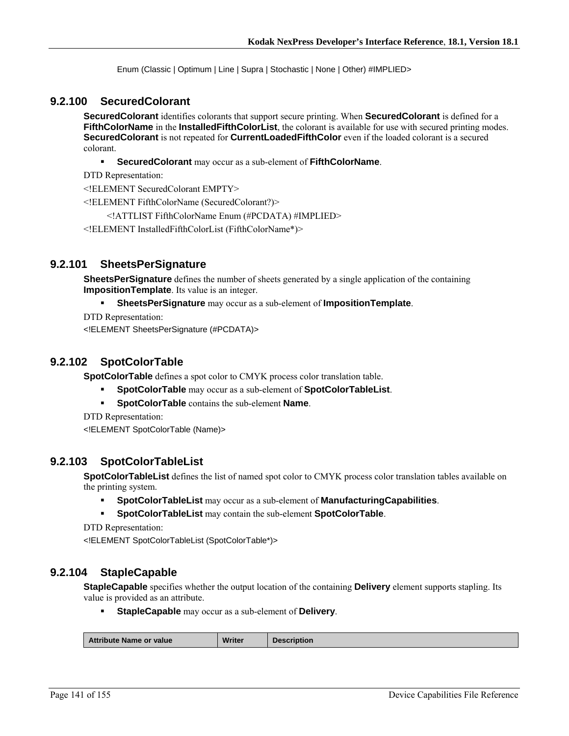Enum (Classic | Optimum | Line | Supra | Stochastic | None | Other) #IMPLIED>

### 9.2.100 SecuredColorant

**SecuredColorant** identifies colorants that support secure printing. When **SecuredColorant** is defined for a **FifthColorName** in the **InstalledFifthColorList**, the colorant is available for use with secured printing modes. **SecuredColorant** is not repeated for **CurrentLoadedFifthColor** even if the loaded colorant is a secured colorant.

- **SecuredColorant** may occur as a sub-element of **FifthColorName**.

DTD Representation:

<!ELEMENT SecuredColorant EMPTY>

<!ELEMENT FifthColorName (SecuredColorant?)>

<!ATTLIST FifthColorName Enum (#PCDATA) #IMPLIED>

<!ELEMENT InstalledFifthColorList (FifthColorName*)>

### 9.2.101 SheetsPerSignature

**SheetsPerSignature** defines the number of sheets generated by a single application of the containing **ImpositionTemplate**. Its value is an integer.

- **SheetsPerSignature** may occur as a sub-element of **ImpositionTemplate**.

DTD Representation:

<!ELEMENT SheetsPerSignature (#PCDATA)>

### 9.2.102 SpotColorTable

**SpotColorTable** defines a spot color to CMYK process color translation table.

- **SpotColorTable** may occur as a sub-element of **SpotColorTableList**.
- **SpotColorTable** contains the sub-element **Name**.

DTD Representation:

<!ELEMENT SpotColorTable (Name)>

### 9.2.103 SpotColorTableList

**SpotColorTableList** defines the list of named spot color to CMYK process color translation tables available on the printing system.

- **SpotColorTableList** may occur as a sub-element of **ManufacturingCapabilities**.
- **SpotColorTableList** may contain the sub-element **SpotColorTable**.

DTD Representation:

<!ELEMENT SpotColorTableList (SpotColorTable*)>

### 9.2.104 StapleCapable

**StapleCapable** specifies whether the output location of the containing **Delivery** element supports stapling. Its value is provided as an attribute.

- **StapleCapable** may occur as a sub-element of **Delivery**.

| Attribute Name or value | Writer | Description |
|---|---|---|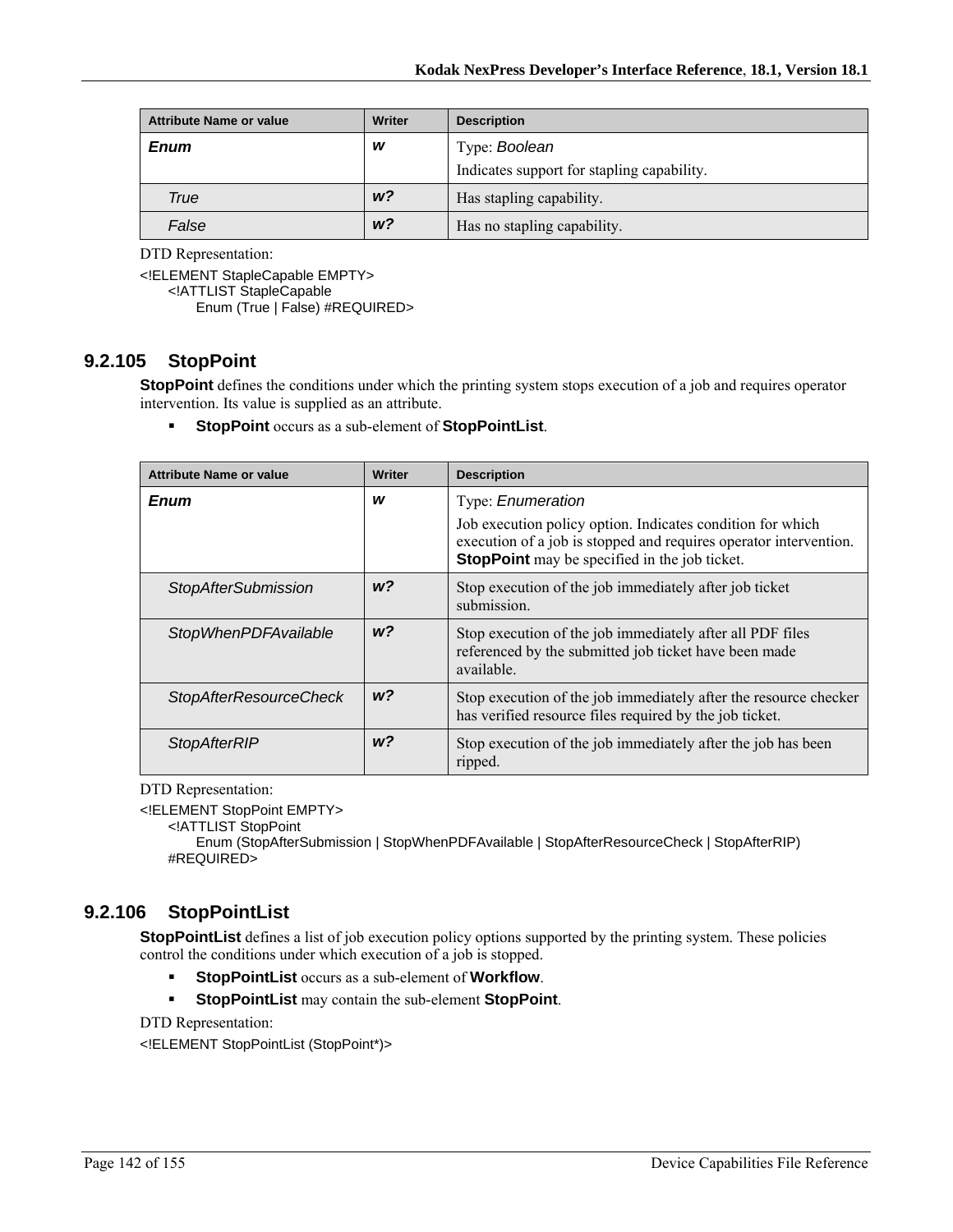| Attribute Name or value | Writer | Description |
|---|---|---|
| ***Enum*** | ***w*** | Type: *Boolean*<br>Indicates support for stapling capability. |
| *True* | ***w?*** | Has stapling capability. |
| *False* | ***w?*** | Has no stapling capability. |

DTD Representation:

```
<!ELEMENT StapleCapable EMPTY>
    <!ATTLIST StapleCapable
        Enum (True | False) #REQUIRED>
```

### 9.2.105 StopPoint

**StopPoint** defines the conditions under which the printing system stops execution of a job and requires operator intervention. Its value is supplied as an attribute.

- **StopPoint** occurs as a sub-element of **StopPointList**.

| Attribute Name or value | Writer | Description |
|---|---|---|
| ***Enum*** | ***w*** | Type: *Enumeration*<br>Job execution policy option. Indicates condition for which execution of a job is stopped and requires operator intervention. **StopPoint** may be specified in the job ticket. |
| *StopAfterSubmission* | ***w?*** | Stop execution of the job immediately after job ticket submission. |
| *StopWhenPDFAvailable* | ***w?*** | Stop execution of the job immediately after all PDF files referenced by the submitted job ticket have been made available. |
| *StopAfterResourceCheck* | ***w?*** | Stop execution of the job immediately after the resource checker has verified resource files required by the job ticket. |
| *StopAfterRIP* | ***w?*** | Stop execution of the job immediately after the job has been ripped. |

DTD Representation:

```
<!ELEMENT StopPoint EMPTY>
    <!ATTLIST StopPoint
        Enum (StopAfterSubmission | StopWhenPDFAvailable | StopAfterResourceCheck | StopAfterRIP)
    #REQUIRED>
```

### 9.2.106 StopPointList

**StopPointList** defines a list of job execution policy options supported by the printing system. These policies control the conditions under which execution of a job is stopped.

- **StopPointList** occurs as a sub-element of **Workflow**.
- **StopPointList** may contain the sub-element **StopPoint**.

DTD Representation:

```
<!ELEMENT StopPointList (StopPoint*)>
```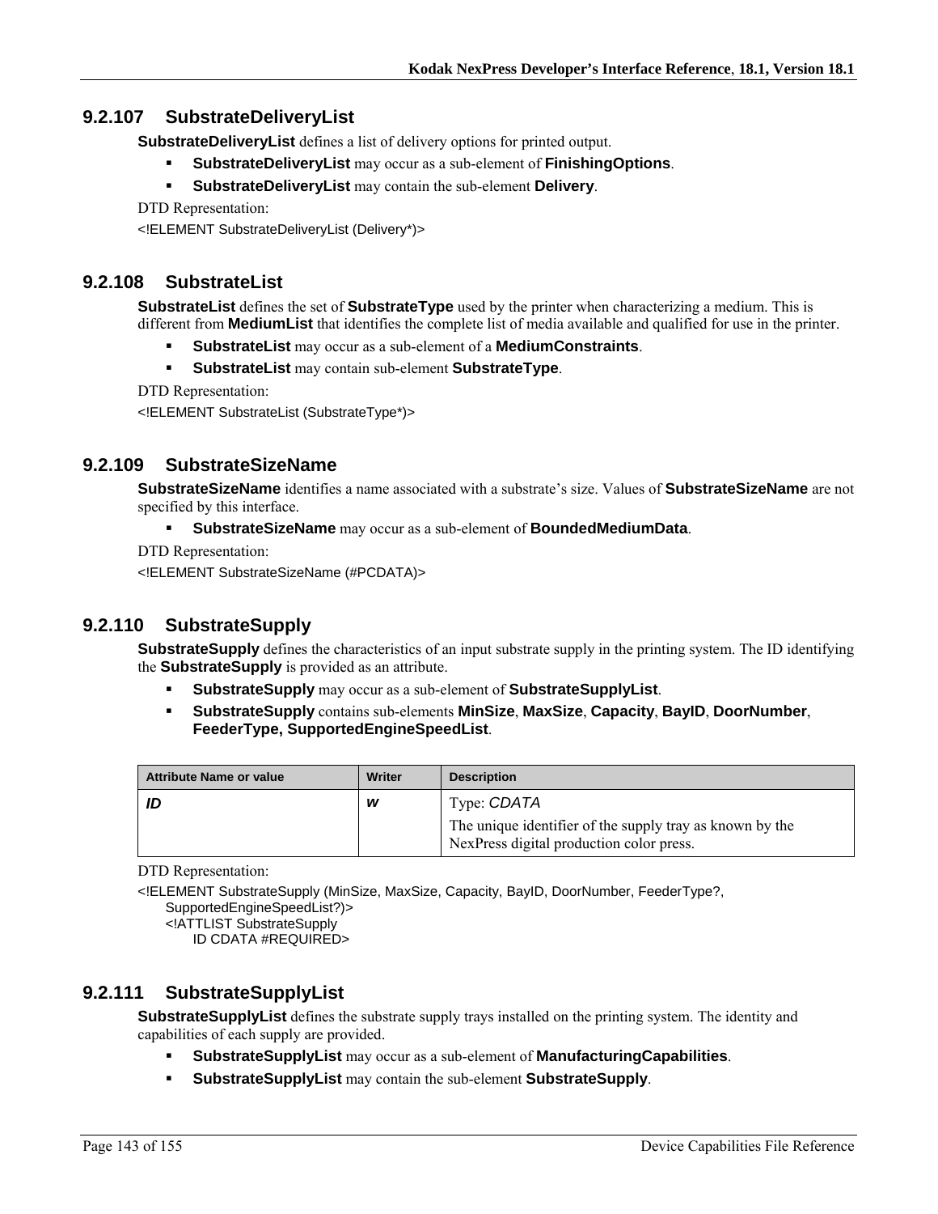### 9.2.107 SubstrateDeliveryList

**SubstrateDeliveryList** defines a list of delivery options for printed output.

- **SubstrateDeliveryList** may occur as a sub-element of **FinishingOptions**.
- **SubstrateDeliveryList** may contain the sub-element **Delivery**.

DTD Representation:

```
<!ELEMENT SubstrateDeliveryList (Delivery*)>
```

### 9.2.108 SubstrateList

**SubstrateList** defines the set of **SubstrateType** used by the printer when characterizing a medium. This is different from **MediumList** that identifies the complete list of media available and qualified for use in the printer.

- **SubstrateList** may occur as a sub-element of a **MediumConstraints**.
- **SubstrateList** may contain sub-element **SubstrateType**.

DTD Representation:

```
<!ELEMENT SubstrateList (SubstrateType*)>
```

### 9.2.109 SubstrateSizeName

**SubstrateSizeName** identifies a name associated with a substrate's size. Values of **SubstrateSizeName** are not specified by this interface.

- **SubstrateSizeName** may occur as a sub-element of **BoundedMediumData**.

DTD Representation:

```
<!ELEMENT SubstrateSizeName (#PCDATA)>
```

### 9.2.110 SubstrateSupply

**SubstrateSupply** defines the characteristics of an input substrate supply in the printing system. The ID identifying the **SubstrateSupply** is provided as an attribute.

- **SubstrateSupply** may occur as a sub-element of **SubstrateSupplyList**.
- **SubstrateSupply** contains sub-elements **MinSize**, **MaxSize**, **Capacity**, **BayID**, **DoorNumber**, **FeederType, SupportedEngineSpeedList**.

| Attribute Name or value | Writer | Description |
|---|---|---|
| ***ID*** | ***w*** | Type: *CDATA*<br>The unique identifier of the supply tray as known by the NexPress digital production color press. |

DTD Representation:

```
<!ELEMENT SubstrateSupply (MinSize, MaxSize, Capacity, BayID, DoorNumber, FeederType?,
    SupportedEngineSpeedList?)>
    <!ATTLIST SubstrateSupply
        ID CDATA #REQUIRED>
```

### 9.2.111 SubstrateSupplyList

**SubstrateSupplyList** defines the substrate supply trays installed on the printing system. The identity and capabilities of each supply are provided.

- **SubstrateSupplyList** may occur as a sub-element of **ManufacturingCapabilities**.
- **SubstrateSupplyList** may contain the sub-element **SubstrateSupply**.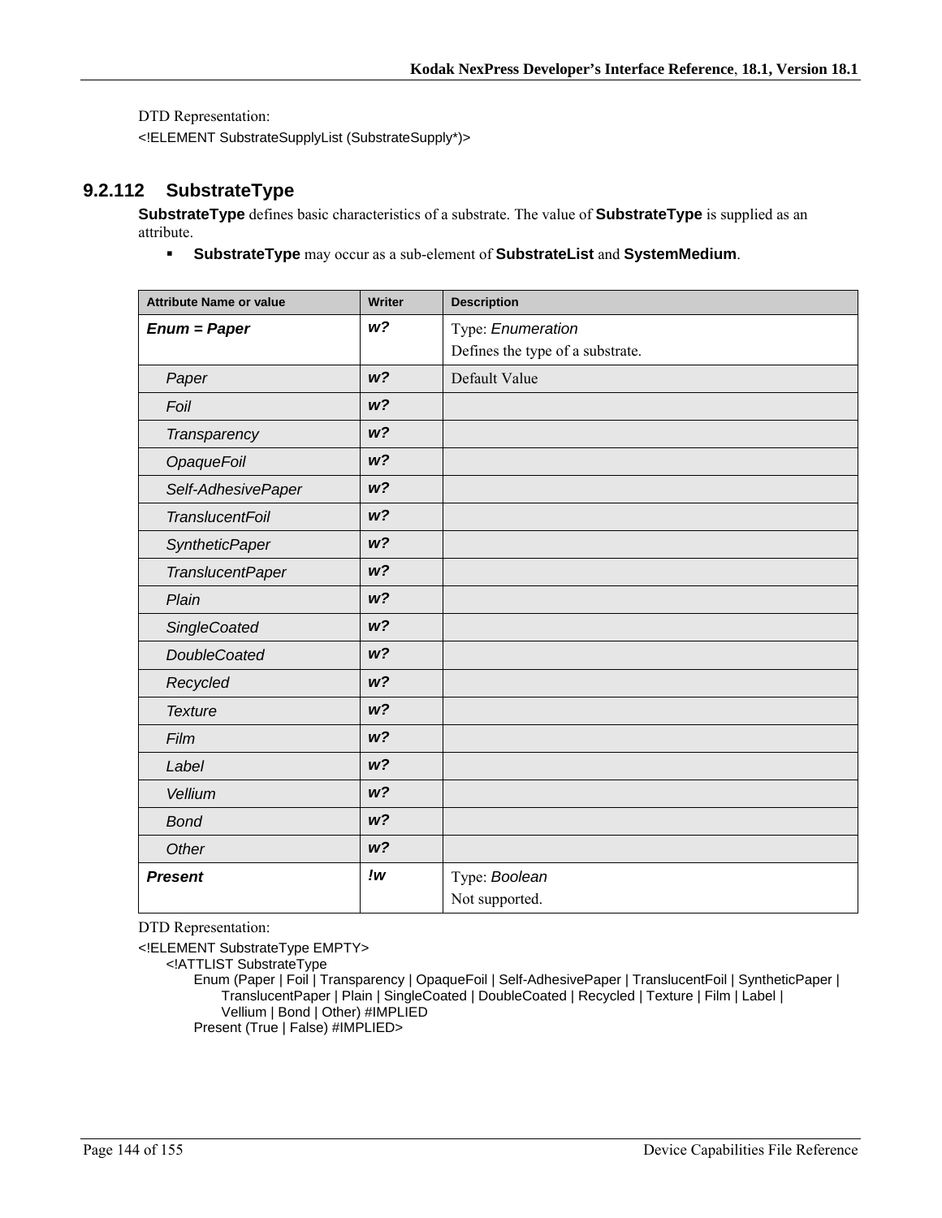DTD Representation:

```
<!ELEMENT SubstrateSupplyList (SubstrateSupply*)>
```

### 9.2.112 SubstrateType

**SubstrateType** defines basic characteristics of a substrate. The value of **SubstrateType** is supplied as an attribute.

- **SubstrateType** may occur as a sub-element of **SubstrateList** and **SystemMedium**.

| Attribute Name or value | Writer | Description |
|---|---|---|
| ***Enum = Paper*** | ***w?*** | Type: *Enumeration*<br>Defines the type of a substrate. |
| *Paper* | ***w?*** | Default Value |
| *Foil* | ***w?*** | |
| *Transparency* | ***w?*** | |
| *OpaqueFoil* | ***w?*** | |
| *Self-AdhesivePaper* | ***w?*** | |
| *TranslucentFoil* | ***w?*** | |
| *SyntheticPaper* | ***w?*** | |
| *TranslucentPaper* | ***w?*** | |
| *Plain* | ***w?*** | |
| *SingleCoated* | ***w?*** | |
| *DoubleCoated* | ***w?*** | |
| *Recycled* | ***w?*** | |
| *Texture* | ***w?*** | |
| *Film* | ***w?*** | |
| *Label* | ***w?*** | |
| *Vellium* | ***w?*** | |
| *Bond* | ***w?*** | |
| *Other* | ***w?*** | |
| ***Present*** | ***!w*** | Type: *Boolean*<br>Not supported. |

DTD Representation:

```
<!ELEMENT SubstrateType EMPTY>
    <!ATTLIST SubstrateType
        Enum (Paper | Foil | Transparency | OpaqueFoil | Self-AdhesivePaper | TranslucentFoil | SyntheticPaper |
            TranslucentPaper | Plain | SingleCoated | DoubleCoated | Recycled | Texture | Film | Label |
            Vellium | Bond | Other) #IMPLIED
        Present (True | False) #IMPLIED>
```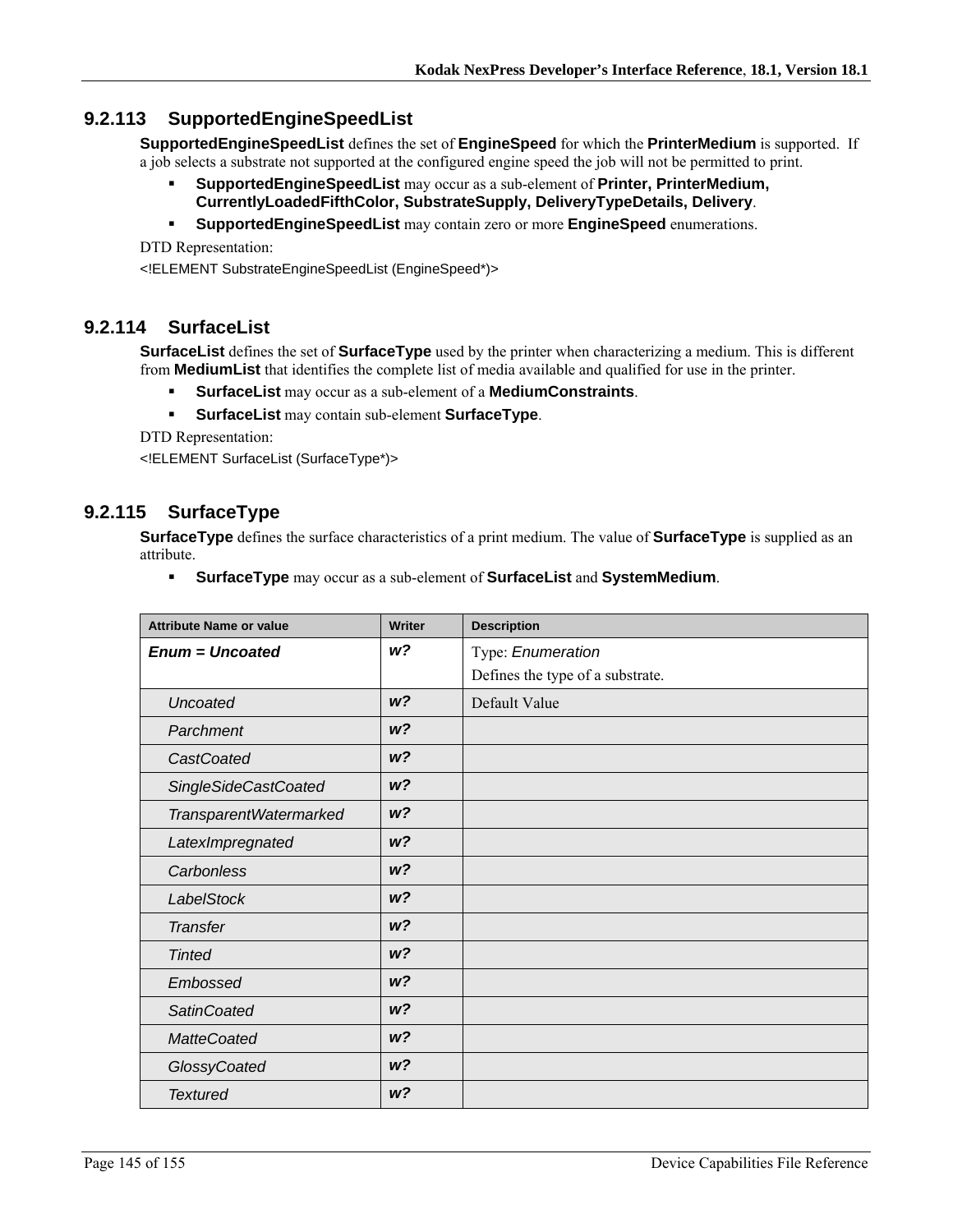### 9.2.113 SupportedEngineSpeedList

**SupportedEngineSpeedList** defines the set of **EngineSpeed** for which the **PrinterMedium** is supported. If a job selects a substrate not supported at the configured engine speed the job will not be permitted to print.

- **SupportedEngineSpeedList** may occur as a sub-element of **Printer, PrinterMedium, CurrentlyLoadedFifthColor, SubstrateSupply, DeliveryTypeDetails, Delivery**.
- **SupportedEngineSpeedList** may contain zero or more **EngineSpeed** enumerations.

DTD Representation:

<!ELEMENT SubstrateEngineSpeedList (EngineSpeed*)>

### 9.2.114 SurfaceList

**SurfaceList** defines the set of **SurfaceType** used by the printer when characterizing a medium. This is different from **MediumList** that identifies the complete list of media available and qualified for use in the printer.

- **SurfaceList** may occur as a sub-element of a **MediumConstraints**.
- **SurfaceList** may contain sub-element **SurfaceType**.

DTD Representation:

<!ELEMENT SurfaceList (SurfaceType*)>

### 9.2.115 SurfaceType

**SurfaceType** defines the surface characteristics of a print medium. The value of **SurfaceType** is supplied as an attribute.

- **SurfaceType** may occur as a sub-element of **SurfaceList** and **SystemMedium**.

| Attribute Name or value | Writer | Description |
|---|---|---|
| ***Enum = Uncoated*** | ***w?*** | Type: *Enumeration*<br>Defines the type of a substrate. |
| *Uncoated* | ***w?*** | Default Value |
| *Parchment* | ***w?*** | |
| *CastCoated* | ***w?*** | |
| *SingleSideCastCoated* | ***w?*** | |
| *TransparentWatermarked* | ***w?*** | |
| *LatexImpregnated* | ***w?*** | |
| *Carbonless* | ***w?*** | |
| *LabelStock* | ***w?*** | |
| *Transfer* | ***w?*** | |
| *Tinted* | ***w?*** | |
| *Embossed* | ***w?*** | |
| *SatinCoated* | ***w?*** | |
| *MatteCoated* | ***w?*** | |
| *GlossyCoated* | ***w?*** | |
| *Textured* | ***w?*** | |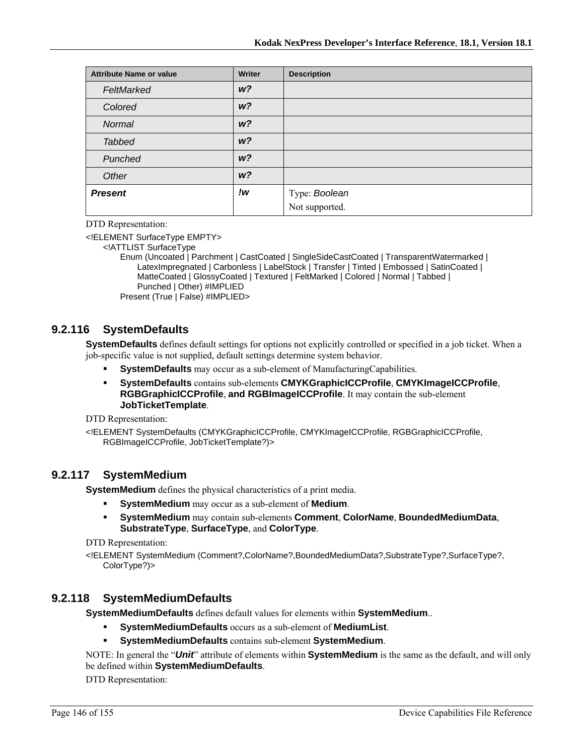| Attribute Name or value | Writer | Description |
|---|---|---|
| *FeltMarked* | ***w?*** | |
| *Colored* | ***w?*** | |
| *Normal* | ***w?*** | |
| *Tabbed* | ***w?*** | |
| *Punched* | ***w?*** | |
| *Other* | ***w?*** | |
| ***Present*** | ***!w*** | Type: *Boolean*<br>Not supported. |

DTD Representation:

```
<!ELEMENT SurfaceType EMPTY>
    <!ATTLIST SurfaceType
        Enum (Uncoated | Parchment | CastCoated | SingleSideCastCoated | TransparentWatermarked |
            LatexImpregnated | Carbonless | LabelStock | Transfer | Tinted | Embossed | SatinCoated |
            MatteCoated | GlossyCoated | Textured | FeltMarked | Colored | Normal | Tabbed |
            Punched | Other) #IMPLIED
        Present (True | False) #IMPLIED>
```

## 9.2.116 SystemDefaults

**SystemDefaults** defines default settings for options not explicitly controlled or specified in a job ticket. When a job-specific value is not supplied, default settings determine system behavior.

- **SystemDefaults** may occur as a sub-element of ManufacturingCapabilities.
- **SystemDefaults** contains sub-elements **CMYKGraphicICCProfile**, **CMYKImageICCProfile**, **RGBGraphicICCProfile**, **and RGBImageICCProfile**. It may contain the sub-element **JobTicketTemplate**.

DTD Representation:

```
<!ELEMENT SystemDefaults (CMYKGraphicICCProfile, CMYKImageICCProfile, RGBGraphicICCProfile,
    RGBImageICCProfile, JobTicketTemplate?)>
```

## 9.2.117 SystemMedium

**SystemMedium** defines the physical characteristics of a print media.

- **SystemMedium** may occur as a sub-element of **Medium**.
- **SystemMedium** may contain sub-elements **Comment**, **ColorName**, **BoundedMediumData**, **SubstrateType**, **SurfaceType**, and **ColorType**.

DTD Representation:

```
<!ELEMENT SystemMedium (Comment?,ColorName?,BoundedMediumData?,SubstrateType?,SurfaceType?,
    ColorType?)>
```

## 9.2.118 SystemMediumDefaults

**SystemMediumDefaults** defines default values for elements within **SystemMedium**..

- **SystemMediumDefaults** occurs as a sub-element of **MediumList**.
- **SystemMediumDefaults** contains sub-element **SystemMedium**.

NOTE: In general the "***Unit***" attribute of elements within **SystemMedium** is the same as the default, and will only be defined within **SystemMediumDefaults**.

DTD Representation: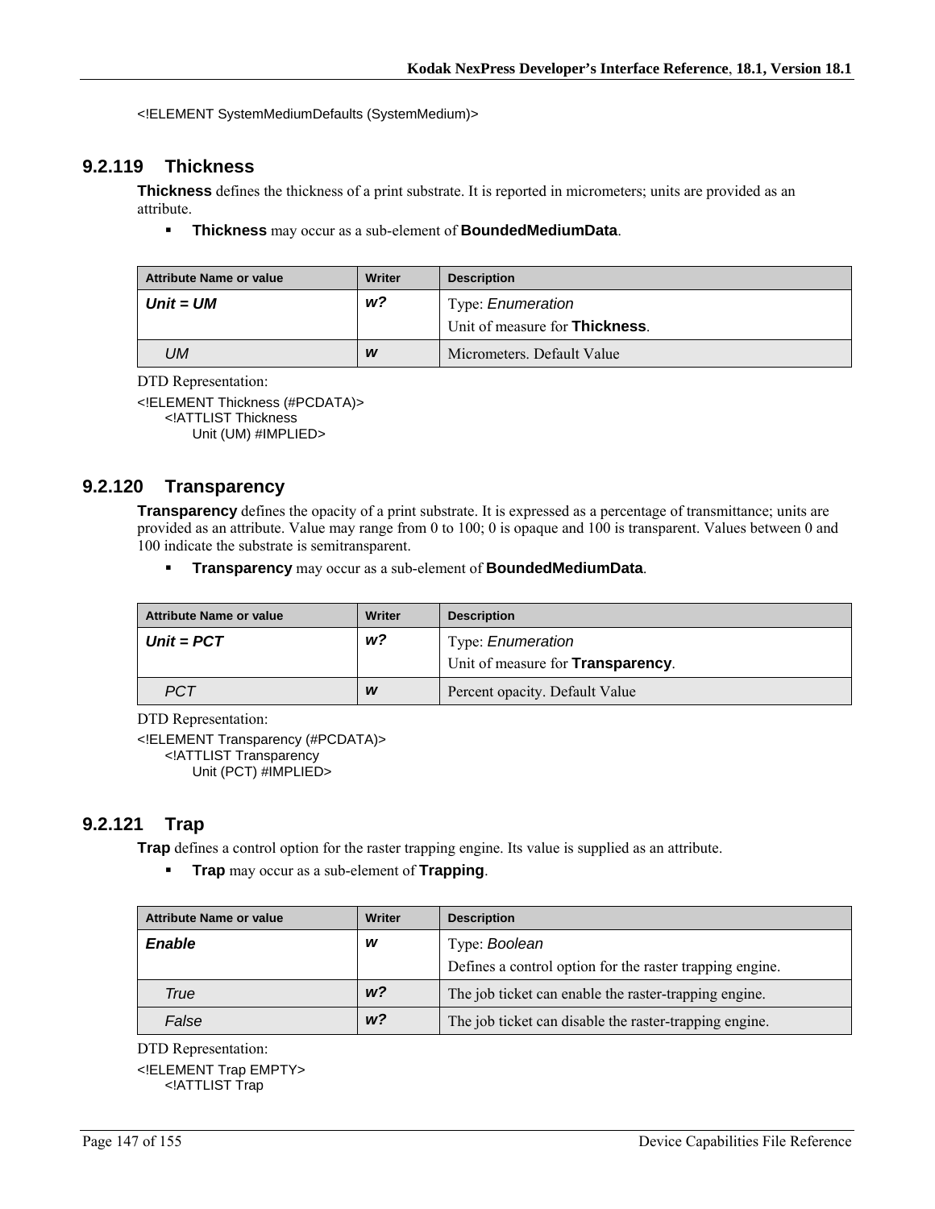```
<!ELEMENT SystemMediumDefaults (SystemMedium)>
```

### 9.2.119 Thickness

**Thickness** defines the thickness of a print substrate. It is reported in micrometers; units are provided as an attribute.

- **Thickness** may occur as a sub-element of **BoundedMediumData**.

| Attribute Name or value | Writer | Description |
|---|---|---|
| ***Unit = UM*** | ***w?*** | Type: *Enumeration*<br>Unit of measure for **Thickness**. |
| *UM* | ***w*** | Micrometers. Default Value |

DTD Representation:

```
<!ELEMENT Thickness (#PCDATA)>
    <!ATTLIST Thickness
        Unit (UM) #IMPLIED>
```

### 9.2.120 Transparency

**Transparency** defines the opacity of a print substrate. It is expressed as a percentage of transmittance; units are provided as an attribute. Value may range from 0 to 100; 0 is opaque and 100 is transparent. Values between 0 and 100 indicate the substrate is semitransparent.

- **Transparency** may occur as a sub-element of **BoundedMediumData**.

| Attribute Name or value | Writer | Description |
|---|---|---|
| ***Unit = PCT*** | ***w?*** | Type: *Enumeration*<br>Unit of measure for **Transparency**. |
| *PCT* | ***w*** | Percent opacity. Default Value |

DTD Representation:

```
<!ELEMENT Transparency (#PCDATA)>
    <!ATTLIST Transparency
        Unit (PCT) #IMPLIED>
```

### 9.2.121 Trap

**Trap** defines a control option for the raster trapping engine. Its value is supplied as an attribute.

- **Trap** may occur as a sub-element of **Trapping**.

| Attribute Name or value | Writer | Description |
|---|---|---|
| ***Enable*** | ***w*** | Type: *Boolean*<br>Defines a control option for the raster trapping engine. |
| *True* | ***w?*** | The job ticket can enable the raster-trapping engine. |
| *False* | ***w?*** | The job ticket can disable the raster-trapping engine. |

DTD Representation:

```
<!ELEMENT Trap EMPTY>
    <!ATTLIST Trap
```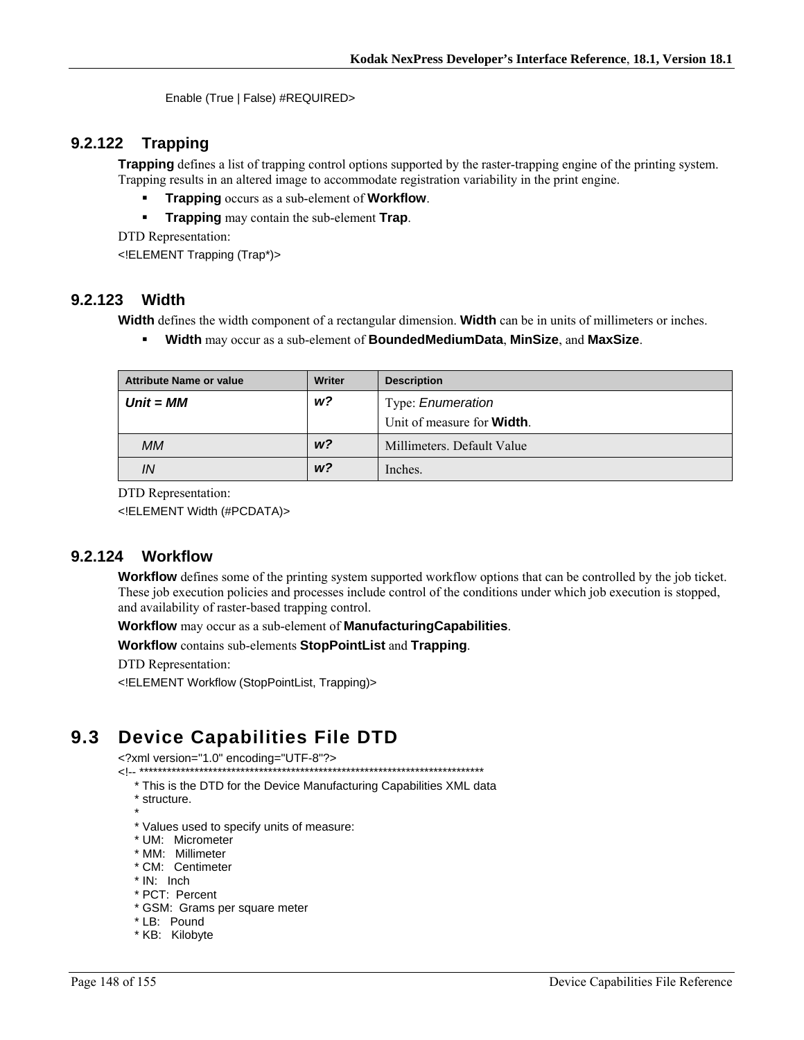Enable (True | False) #REQUIRED>

### 9.2.122 Trapping

**Trapping** defines a list of trapping control options supported by the raster-trapping engine of the printing system. Trapping results in an altered image to accommodate registration variability in the print engine.

- **Trapping** occurs as a sub-element of **Workflow**.
- **Trapping** may contain the sub-element **Trap**.

DTD Representation:

<!ELEMENT Trapping (Trap*)>

### 9.2.123 Width

**Width** defines the width component of a rectangular dimension. **Width** can be in units of millimeters or inches.

- **Width** may occur as a sub-element of **BoundedMediumData**, **MinSize**, and **MaxSize**.

| Attribute Name or value | Writer | Description |
|---|---|---|
| ***Unit = MM*** | ***w?*** | Type: *Enumeration*<br>Unit of measure for **Width**. |
| *MM* | ***w?*** | Millimeters. Default Value |
| *IN* | ***w?*** | Inches. |

DTD Representation:

<!ELEMENT Width (#PCDATA)>

### 9.2.124 Workflow

**Workflow** defines some of the printing system supported workflow options that can be controlled by the job ticket. These job execution policies and processes include control of the conditions under which job execution is stopped, and availability of raster-based trapping control.

**Workflow** may occur as a sub-element of **ManufacturingCapabilities**.

**Workflow** contains sub-elements **StopPointList** and **Trapping**.

DTD Representation:

<!ELEMENT Workflow (StopPointList, Trapping)>

## 9.3 Device Capabilities File DTD

```
<?xml version="1.0" encoding="UTF-8"?>
<!-- ***************************************************************************
     * This is the DTD for the Device Manufacturing Capabilities XML data
     * structure.
     *
     * Values used to specify units of measure:
     * UM:   Micrometer
     * MM:   Millimeter
     * CM:   Centimeter
     * IN:   Inch
     * PCT:  Percent
     * GSM:  Grams per square meter
     * LB:   Pound
     * KB:   Kilobyte
```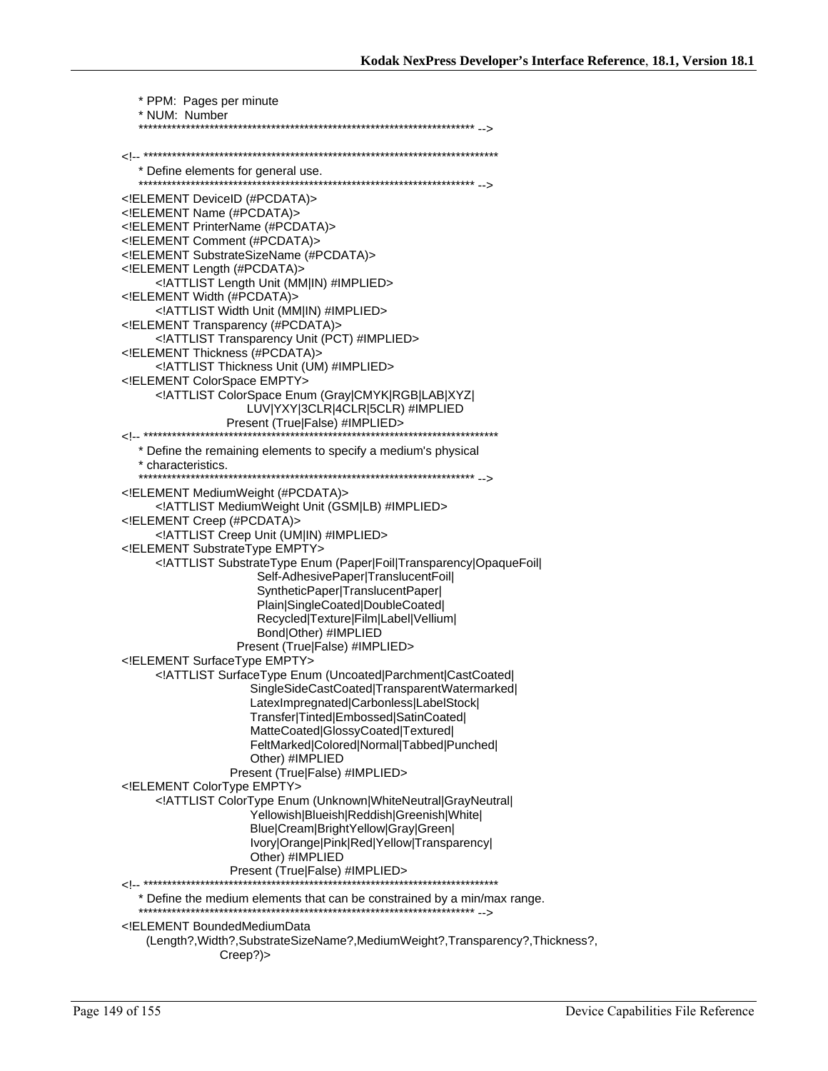```
   * PPM:  Pages per minute
   * NUM:  Number
   ********************************************************************** -->

<!-- ***************************************************************************
   * Define elements for general use.
   ********************************************************************** -->
<!ELEMENT DeviceID (#PCDATA)>
<!ELEMENT Name (#PCDATA)>
<!ELEMENT PrinterName (#PCDATA)>
<!ELEMENT Comment (#PCDATA)>
<!ELEMENT SubstrateSizeName (#PCDATA)>
<!ELEMENT Length (#PCDATA)>
      <!ATTLIST Length Unit (MM|IN) #IMPLIED>
<!ELEMENT Width (#PCDATA)>
      <!ATTLIST Width Unit (MM|IN) #IMPLIED>
<!ELEMENT Transparency (#PCDATA)>
      <!ATTLIST Transparency Unit (PCT) #IMPLIED>
<!ELEMENT Thickness (#PCDATA)>
      <!ATTLIST Thickness Unit (UM) #IMPLIED>
<!ELEMENT ColorSpace EMPTY>
      <!ATTLIST ColorSpace Enum (Gray|CMYK|RGB|LAB|XYZ|
                          LUV|YXY|3CLR|4CLR|5CLR) #IMPLIED
                     Present (True|False) #IMPLIED>
<!-- ***************************************************************************
   * Define the remaining elements to specify a medium's physical
   * characteristics.
   ********************************************************************** -->
<!ELEMENT MediumWeight (#PCDATA)>
      <!ATTLIST MediumWeight Unit (GSM|LB) #IMPLIED>
<!ELEMENT Creep (#PCDATA)>
      <!ATTLIST Creep Unit (UM|IN) #IMPLIED>
<!ELEMENT SubstrateType EMPTY>
      <!ATTLIST SubstrateType Enum (Paper|Foil|Transparency|OpaqueFoil|
                              Self-AdhesivePaper|TranslucentFoil|
                              SyntheticPaper|TranslucentPaper|
                              Plain|SingleCoated|DoubleCoated|
                              Recycled|Texture|Film|Label|Vellium|
                              Bond|Other) #IMPLIED
                     Present (True|False) #IMPLIED>
<!ELEMENT SurfaceType EMPTY>
      <!ATTLIST SurfaceType Enum (Uncoated|Parchment|CastCoated|
                           SingleSideCastCoated|TransparentWatermarked|
                           LatexImpregnated|Carbonless|LabelStock|
                           Transfer|Tinted|Embossed|SatinCoated|
                           MatteCoated|GlossyCoated|Textured|
                           FeltMarked|Colored|Normal|Tabbed|Punched|
                           Other) #IMPLIED
                      Present (True|False) #IMPLIED>
<!ELEMENT ColorType EMPTY>
      <!ATTLIST ColorType Enum (Unknown|WhiteNeutral|GrayNeutral|
                           Yellowish|Blueish|Reddish|Greenish|White|
                           Blue|Cream|BrightYellow|Gray|Green|
                           Ivory|Orange|Pink|Red|Yellow|Transparency|
                           Other) #IMPLIED
                      Present (True|False) #IMPLIED>
<!-- ***************************************************************************
   * Define the medium elements that can be constrained by a min/max range.
   ********************************************************************** -->
<!ELEMENT BoundedMediumData
     (Length?,Width?,SubstrateSizeName?,MediumWeight?,Transparency?,Thickness?,
                  Creep?)>
```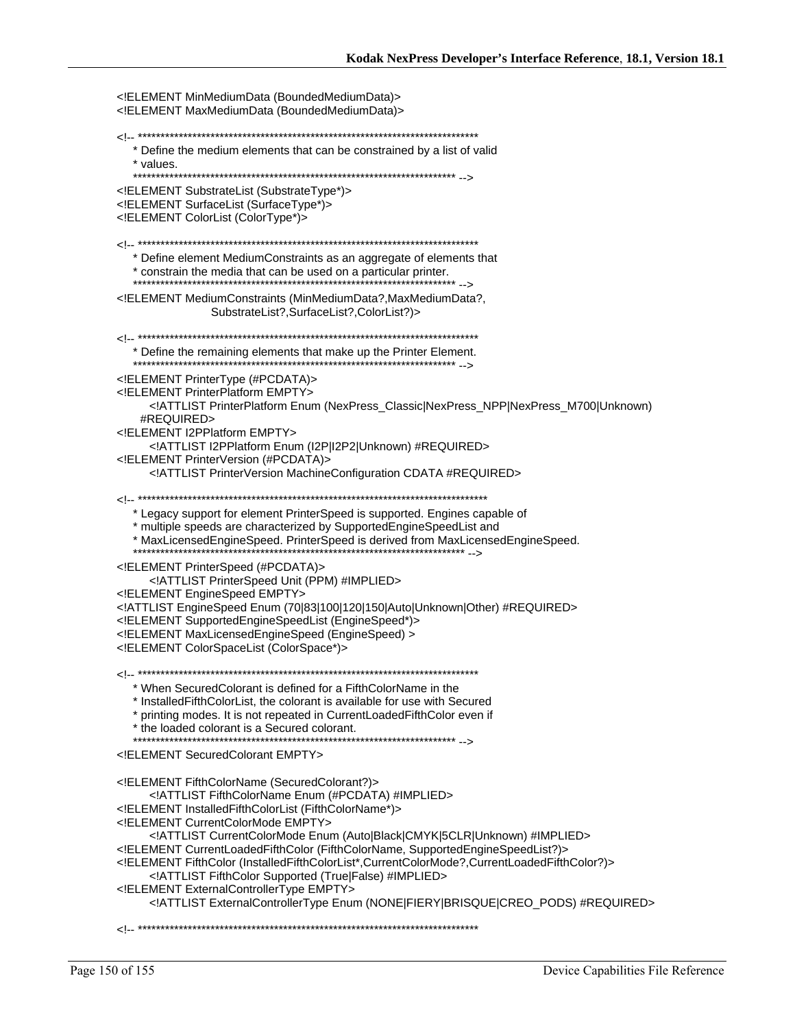```
<!ELEMENT MinMediumData (BoundedMediumData)>
<!ELEMENT MaxMediumData (BoundedMediumData)>

<!-- ****************************************************************************
   * Define the medium elements that can be constrained by a list of valid
   * values.
   ************************************************************************** -->
<!ELEMENT SubstrateList (SubstrateType*)>
<!ELEMENT SurfaceList (SurfaceType*)>
<!ELEMENT ColorList (ColorType*)>

<!-- ****************************************************************************
   * Define element MediumConstraints as an aggregate of elements that
   * constrain the media that can be used on a particular printer.
   ************************************************************************** -->
<!ELEMENT MediumConstraints (MinMediumData?,MaxMediumData?,
                    SubstrateList?,SurfaceList?,ColorList?)>

<!-- ****************************************************************************
   * Define the remaining elements that make up the Printer Element.
   ************************************************************************** -->
<!ELEMENT PrinterType (#PCDATA)>
<!ELEMENT PrinterPlatform EMPTY>
      <!ATTLIST PrinterPlatform Enum (NexPress_Classic|NexPress_NPP|NexPress_M700|Unknown)
    #REQUIRED>
<!ELEMENT I2PPlatform EMPTY>
      <!ATTLIST I2PPlatform Enum (I2P|I2P2|Unknown) #REQUIRED>
<!ELEMENT PrinterVersion (#PCDATA)>
      <!ATTLIST PrinterVersion MachineConfiguration CDATA #REQUIRED>

<!-- ******************************************************************************
   * Legacy support for element PrinterSpeed is supported. Engines capable of
   * multiple speeds are characterized by SupportedEngineSpeedList and
   * MaxLicensedEngineSpeed. PrinterSpeed is derived from MaxLicensedEngineSpeed.
   ************************************************************************** -->
<!ELEMENT PrinterSpeed (#PCDATA)>
      <!ATTLIST PrinterSpeed Unit (PPM) #IMPLIED>
<!ELEMENT EngineSpeed EMPTY>
<!ATTLIST EngineSpeed Enum (70|83|100|120|150|Auto|Unknown|Other) #REQUIRED>
<!ELEMENT SupportedEngineSpeedList (EngineSpeed*)>
<!ELEMENT MaxLicensedEngineSpeed (EngineSpeed) >
<!ELEMENT ColorSpaceList (ColorSpace*)>

<!-- ****************************************************************************
   * When SecuredColorant is defined for a FifthColorName in the
   * InstalledFifthColorList, the colorant is available for use with Secured
   * printing modes. It is not repeated in CurrentLoadedFifthColor even if
   * the loaded colorant is a Secured colorant.
   ************************************************************************** -->
<!ELEMENT SecuredColorant EMPTY>

<!ELEMENT FifthColorName (SecuredColorant?)>
      <!ATTLIST FifthColorName Enum (#PCDATA) #IMPLIED>
<!ELEMENT InstalledFifthColorList (FifthColorName*)>
<!ELEMENT CurrentColorMode EMPTY>
      <!ATTLIST CurrentColorMode Enum (Auto|Black|CMYK|5CLR|Unknown) #IMPLIED>
<!ELEMENT CurrentLoadedFifthColor (FifthColorName, SupportedEngineSpeedList?)>
<!ELEMENT FifthColor (InstalledFifthColorList*,CurrentColorMode?,CurrentLoadedFifthColor?)>
      <!ATTLIST FifthColor Supported (True|False) #IMPLIED>
<!ELEMENT ExternalControllerType EMPTY>
      <!ATTLIST ExternalControllerType Enum (NONE|FIERY|BRISQUE|CREO_PODS) #REQUIRED>

<!-- ****************************************************************************
```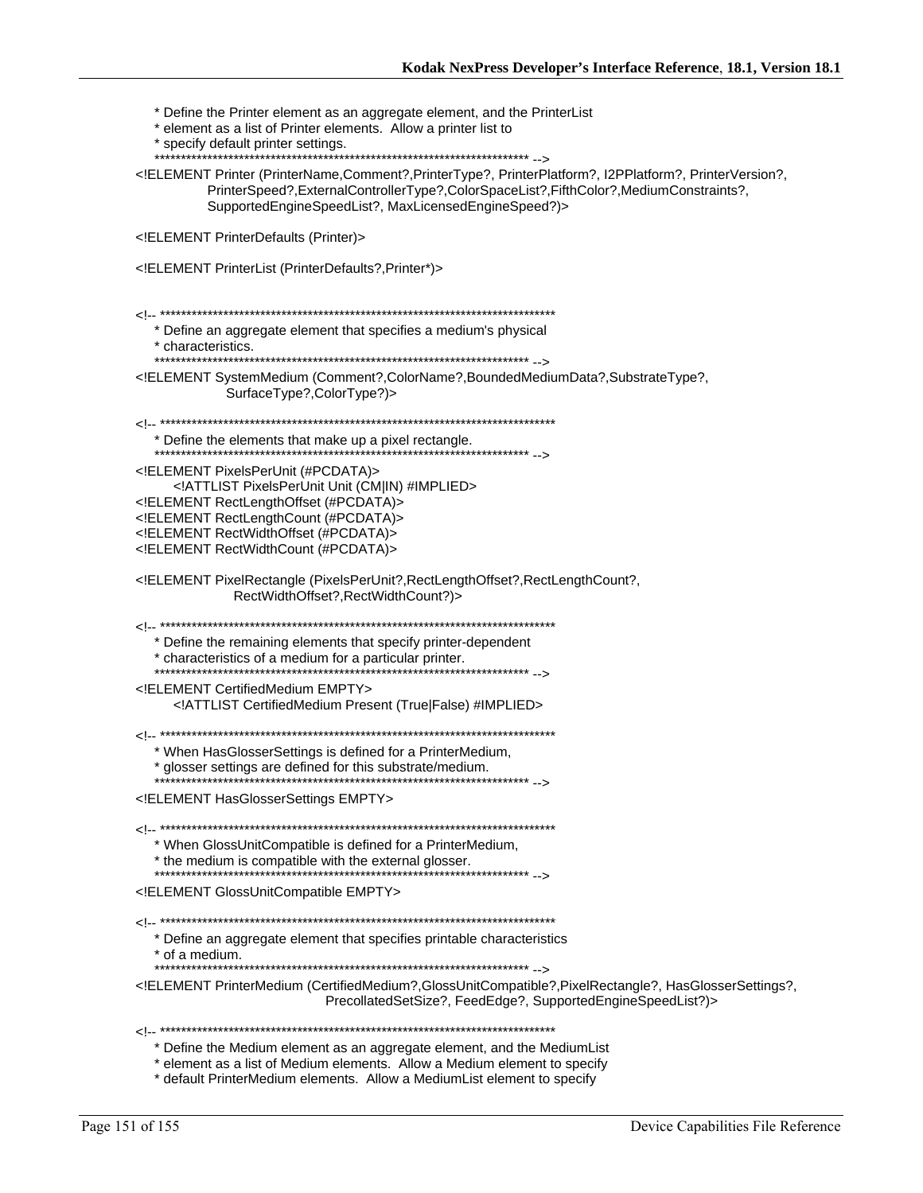```
   * Define the Printer element as an aggregate element, and the PrinterList
   * element as a list of Printer elements.  Allow a printer list to
   * specify default printer settings.
   ************************************************************************ -->
<!ELEMENT Printer (PrinterName,Comment?,PrinterType?, PrinterPlatform?, I2PPlatform?, PrinterVersion?,
            PrinterSpeed?,ExternalControllerType?,ColorSpaceList?,FifthColor?,MediumConstraints?,
            SupportedEngineSpeedList?, MaxLicensedEngineSpeed?)>

<!ELEMENT PrinterDefaults (Printer)>

<!ELEMENT PrinterList (PrinterDefaults?,Printer*)>


<!-- ****************************************************************************
   * Define an aggregate element that specifies a medium's physical
   * characteristics.
   ************************************************************************ -->
<!ELEMENT SystemMedium (Comment?,ColorName?,BoundedMediumData?,SubstrateType?,
              SurfaceType?,ColorType?)>

<!-- ****************************************************************************
   * Define the elements that make up a pixel rectangle.
   ************************************************************************ -->
<!ELEMENT PixelsPerUnit (#PCDATA)>
      <!ATTLIST PixelsPerUnit Unit (CM|IN) #IMPLIED>
<!ELEMENT RectLengthOffset (#PCDATA)>
<!ELEMENT RectLengthCount (#PCDATA)>
<!ELEMENT RectWidthOffset (#PCDATA)>
<!ELEMENT RectWidthCount (#PCDATA)>

<!ELEMENT PixelRectangle (PixelsPerUnit?,RectLengthOffset?,RectLengthCount?,
               RectWidthOffset?,RectWidthCount?)>

<!-- ****************************************************************************
   * Define the remaining elements that specify printer-dependent
   * characteristics of a medium for a particular printer.
   ************************************************************************ -->
<!ELEMENT CertifiedMedium EMPTY>
      <!ATTLIST CertifiedMedium Present (True|False) #IMPLIED>

<!-- ****************************************************************************
   * When HasGlosserSettings is defined for a PrinterMedium,
   * glosser settings are defined for this substrate/medium.
   ************************************************************************ -->
<!ELEMENT HasGlosserSettings EMPTY>

<!-- ****************************************************************************
   * When GlossUnitCompatible is defined for a PrinterMedium,
   * the medium is compatible with the external glosser.
   ************************************************************************ -->
<!ELEMENT GlossUnitCompatible EMPTY>

<!-- ****************************************************************************
   * Define an aggregate element that specifies printable characteristics
   * of a medium.
   ************************************************************************ -->
<!ELEMENT PrinterMedium (CertifiedMedium?,GlossUnitCompatible?,PixelRectangle?, HasGlosserSettings?,
                     PrecollatedSetSize?, FeedEdge?, SupportedEngineSpeedList?)>

<!-- ****************************************************************************
   * Define the Medium element as an aggregate element, and the MediumList
   * element as a list of Medium elements.  Allow a Medium element to specify
   * default PrinterMedium elements.  Allow a MediumList element to specify
```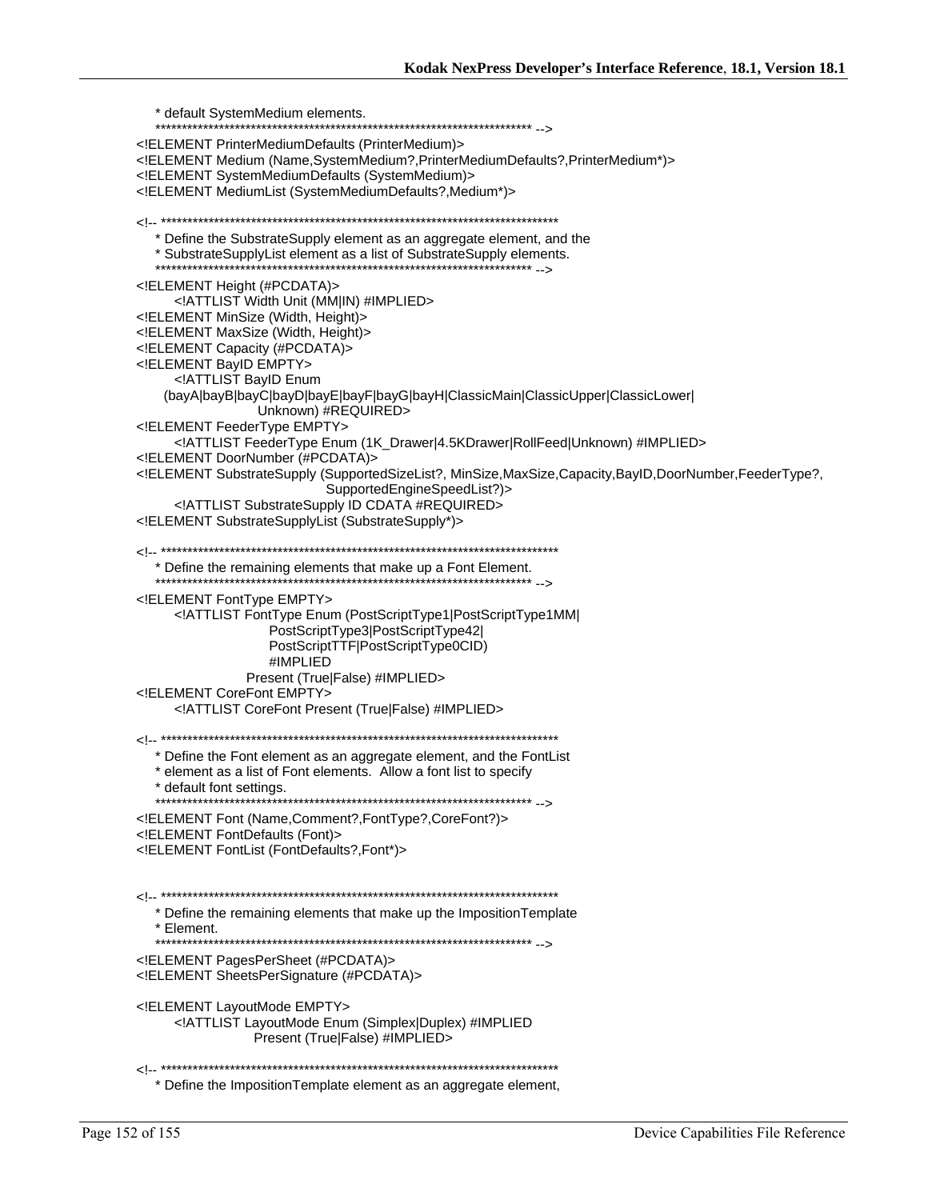```
   * default SystemMedium elements.
   ************************************************************************ -->
<!ELEMENT PrinterMediumDefaults (PrinterMedium)>
<!ELEMENT Medium (Name,SystemMedium?,PrinterMediumDefaults?,PrinterMedium*)>
<!ELEMENT SystemMediumDefaults (SystemMedium)>
<!ELEMENT MediumList (SystemMediumDefaults?,Medium*)>

<!-- ***************************************************************************
   * Define the SubstrateSupply element as an aggregate element, and the
   * SubstrateSupplyList element as a list of SubstrateSupply elements.
   ************************************************************************ -->
<!ELEMENT Height (#PCDATA)>
       <!ATTLIST Width Unit (MM|IN) #IMPLIED>
<!ELEMENT MinSize (Width, Height)>
<!ELEMENT MaxSize (Width, Height)>
<!ELEMENT Capacity (#PCDATA)>
<!ELEMENT BayID EMPTY>
       <!ATTLIST BayID Enum
     (bayA|bayB|bayC|bayD|bayE|bayF|bayG|bayH|ClassicMain|ClassicUpper|ClassicLower|
                    Unknown) #REQUIRED>
<!ELEMENT FeederType EMPTY>
       <!ATTLIST FeederType Enum (1K_Drawer|4.5KDrawer|RollFeed|Unknown) #IMPLIED>
<!ELEMENT DoorNumber (#PCDATA)>
<!ELEMENT SubstrateSupply (SupportedSizeList?, MinSize,MaxSize,Capacity,BayID,DoorNumber,FeederType?,
                                   SupportedEngineSpeedList?)>
       <!ATTLIST SubstrateSupply ID CDATA #REQUIRED>
<!ELEMENT SubstrateSupplyList (SubstrateSupply*)>

<!-- ***************************************************************************
   * Define the remaining elements that make up a Font Element.
   ************************************************************************ -->
<!ELEMENT FontType EMPTY>
       <!ATTLIST FontType Enum (PostScriptType1|PostScriptType1MM|
                         PostScriptType3|PostScriptType42|
                         PostScriptTTF|PostScriptType0CID)
                         #IMPLIED
                    Present (True|False) #IMPLIED>
<!ELEMENT CoreFont EMPTY>
       <!ATTLIST CoreFont Present (True|False) #IMPLIED>

<!-- ***************************************************************************
   * Define the Font element as an aggregate element, and the FontList
   * element as a list of Font elements.  Allow a font list to specify
   * default font settings.
   ************************************************************************ -->
<!ELEMENT Font (Name,Comment?,FontType?,CoreFont?)>
<!ELEMENT FontDefaults (Font)>
<!ELEMENT FontList (FontDefaults?,Font*)>


<!-- ***************************************************************************
   * Define the remaining elements that make up the ImpositionTemplate
   * Element.
   ************************************************************************ -->
<!ELEMENT PagesPerSheet (#PCDATA)>
<!ELEMENT SheetsPerSignature (#PCDATA)>

<!ELEMENT LayoutMode EMPTY>
       <!ATTLIST LayoutMode Enum (Simplex|Duplex) #IMPLIED
                    Present (True|False) #IMPLIED>

<!-- ***************************************************************************
   * Define the ImpositionTemplate element as an aggregate element,
```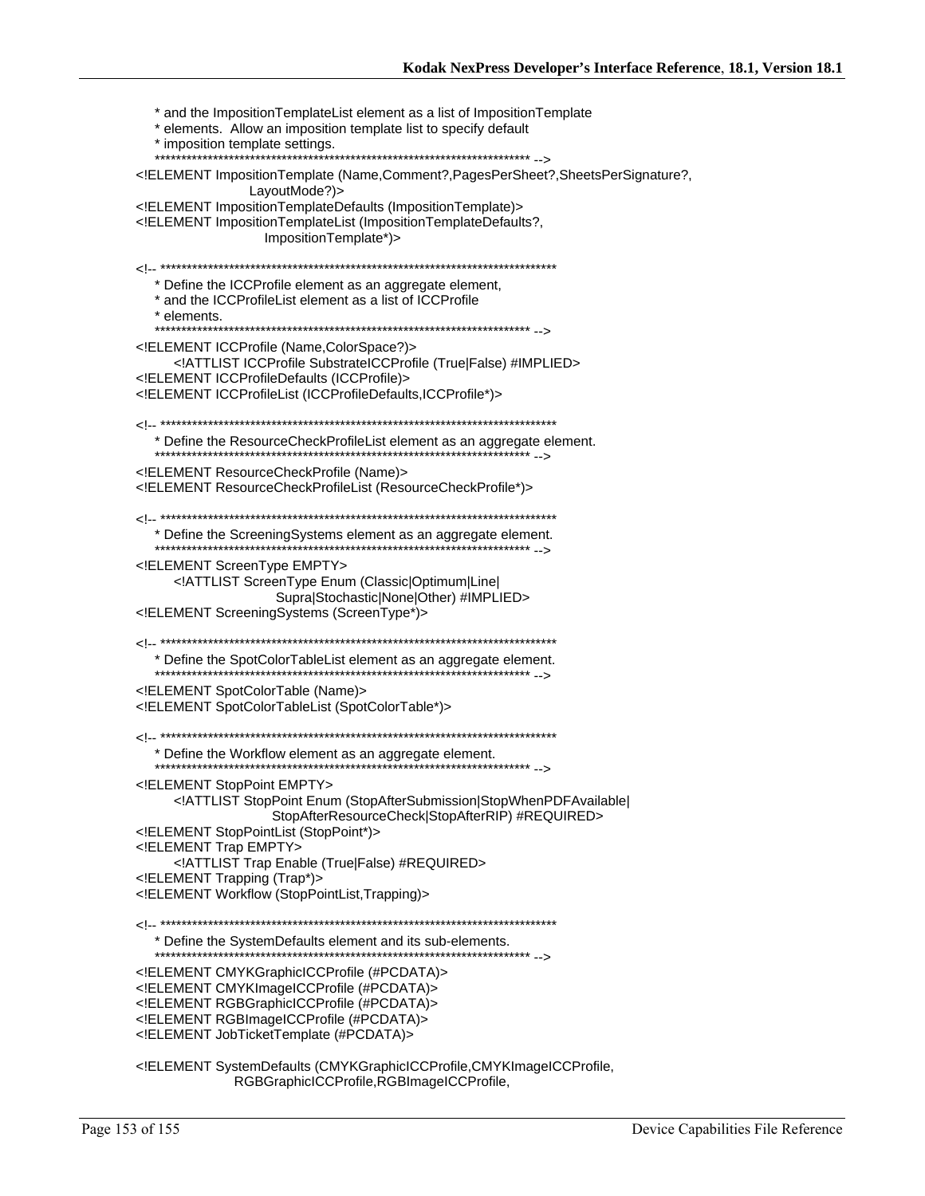```
   * and the ImpositionTemplateList element as a list of ImpositionTemplate
   * elements.  Allow an imposition template list to specify default
   * imposition template settings.
   ********************************************************************** -->
<!ELEMENT ImpositionTemplate (Name,Comment?,PagesPerSheet?,SheetsPerSignature?,
                   LayoutMode?)>
<!ELEMENT ImpositionTemplateDefaults (ImpositionTemplate)>
<!ELEMENT ImpositionTemplateList (ImpositionTemplateDefaults?,
                        ImpositionTemplate*)>

<!-- *************************************************************************
   * Define the ICCProfile element as an aggregate element,
   * and the ICCProfileList element as a list of ICCProfile
   * elements.
   ********************************************************************** -->
<!ELEMENT ICCProfile (Name,ColorSpace?)>
       <!ATTLIST ICCProfile SubstrateICCProfile (True|False) #IMPLIED>
<!ELEMENT ICCProfileDefaults (ICCProfile)>
<!ELEMENT ICCProfileList (ICCProfileDefaults,ICCProfile*)>

<!-- *************************************************************************
   * Define the ResourceCheckProfileList element as an aggregate element.
   ********************************************************************** -->
<!ELEMENT ResourceCheckProfile (Name)>
<!ELEMENT ResourceCheckProfileList (ResourceCheckProfile*)>

<!-- *************************************************************************
   * Define the ScreeningSystems element as an aggregate element.
   ********************************************************************** -->
<!ELEMENT ScreenType EMPTY>
       <!ATTLIST ScreenType Enum (Classic|Optimum|Line|
                        Supra|Stochastic|None|Other) #IMPLIED>
<!ELEMENT ScreeningSystems (ScreenType*)>

<!-- *************************************************************************
   * Define the SpotColorTableList element as an aggregate element.
   ********************************************************************** -->
<!ELEMENT SpotColorTable (Name)>
<!ELEMENT SpotColorTableList (SpotColorTable*)>

<!-- *************************************************************************
   * Define the Workflow element as an aggregate element.
   ********************************************************************** -->
<!ELEMENT StopPoint EMPTY>
       <!ATTLIST StopPoint Enum (StopAfterSubmission|StopWhenPDFAvailable|
                        StopAfterResourceCheck|StopAfterRIP) #REQUIRED>
<!ELEMENT StopPointList (StopPoint*)>
<!ELEMENT Trap EMPTY>
       <!ATTLIST Trap Enable (True|False) #REQUIRED>
<!ELEMENT Trapping (Trap*)>
<!ELEMENT Workflow (StopPointList,Trapping)>

<!-- *************************************************************************
   * Define the SystemDefaults element and its sub-elements.
   ********************************************************************** -->
<!ELEMENT CMYKGraphicICCProfile (#PCDATA)>
<!ELEMENT CMYKImageICCProfile (#PCDATA)>
<!ELEMENT RGBGraphicICCProfile (#PCDATA)>
<!ELEMENT RGBImageICCProfile (#PCDATA)>
<!ELEMENT JobTicketTemplate (#PCDATA)>

<!ELEMENT SystemDefaults (CMYKGraphicICCProfile,CMYKImageICCProfile,
                   RGBGraphicICCProfile,RGBImageICCProfile,
```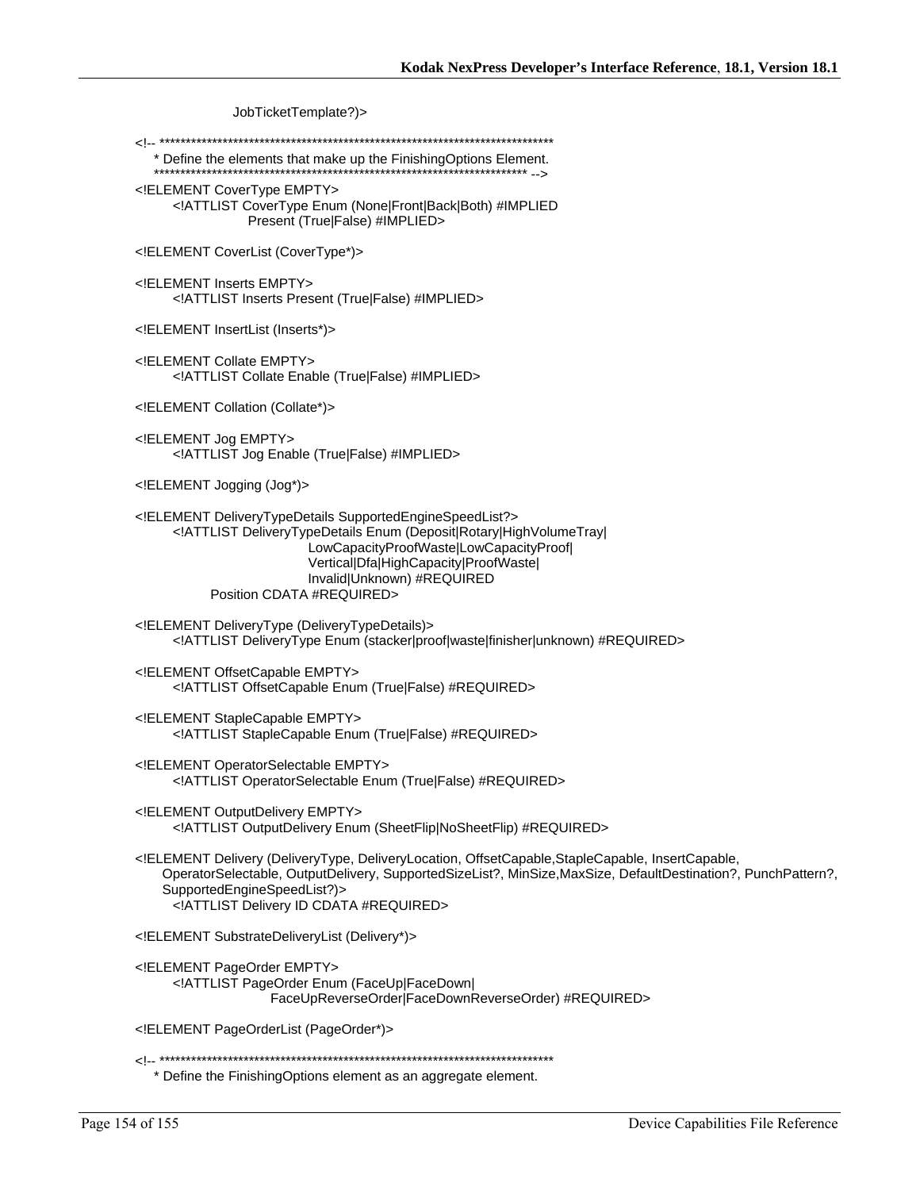```
                JobTicketTemplate?)>

<!-- ***************************************************************************
   * Define the elements that make up the FinishingOptions Element.
   ************************************************************************ -->
<!ELEMENT CoverType EMPTY>
      <!ATTLIST CoverType Enum (None|Front|Back|Both) #IMPLIED
                Present (True|False) #IMPLIED>

<!ELEMENT CoverList (CoverType*)>

<!ELEMENT Inserts EMPTY>
      <!ATTLIST Inserts Present (True|False) #IMPLIED>

<!ELEMENT InsertList (Inserts*)>

<!ELEMENT Collate EMPTY>
      <!ATTLIST Collate Enable (True|False) #IMPLIED>

<!ELEMENT Collation (Collate*)>

<!ELEMENT Jog EMPTY>
      <!ATTLIST Jog Enable (True|False) #IMPLIED>

<!ELEMENT Jogging (Jog*)>

<!ELEMENT DeliveryTypeDetails SupportedEngineSpeedList?>
      <!ATTLIST DeliveryTypeDetails Enum (Deposit|Rotary|HighVolumeTray|
                        LowCapacityProofWaste|LowCapacityProof|
                        Vertical|Dfa|HighCapacity|ProofWaste|
                        Invalid|Unknown) #REQUIRED
            Position CDATA #REQUIRED>

<!ELEMENT DeliveryType (DeliveryTypeDetails)>
      <!ATTLIST DeliveryType Enum (stacker|proof|waste|finisher|unknown) #REQUIRED>

<!ELEMENT OffsetCapable EMPTY>
      <!ATTLIST OffsetCapable Enum (True|False) #REQUIRED>

<!ELEMENT StapleCapable EMPTY>
      <!ATTLIST StapleCapable Enum (True|False) #REQUIRED>

<!ELEMENT OperatorSelectable EMPTY>
      <!ATTLIST OperatorSelectable Enum (True|False) #REQUIRED>

<!ELEMENT OutputDelivery EMPTY>
      <!ATTLIST OutputDelivery Enum (SheetFlip|NoSheetFlip) #REQUIRED>

<!ELEMENT Delivery (DeliveryType, DeliveryLocation, OffsetCapable,StapleCapable, InsertCapable,
    OperatorSelectable, OutputDelivery, SupportedSizeList?, MinSize,MaxSize, DefaultDestination?, PunchPattern?,
    SupportedEngineSpeedList?)>
      <!ATTLIST Delivery ID CDATA #REQUIRED>

<!ELEMENT SubstrateDeliveryList (Delivery*)>

<!ELEMENT PageOrder EMPTY>
      <!ATTLIST PageOrder Enum (FaceUp|FaceDown|
                  FaceUpReverseOrder|FaceDownReverseOrder) #REQUIRED>

<!ELEMENT PageOrderList (PageOrder*)>

<!-- ***************************************************************************
   * Define the FinishingOptions element as an aggregate element.
```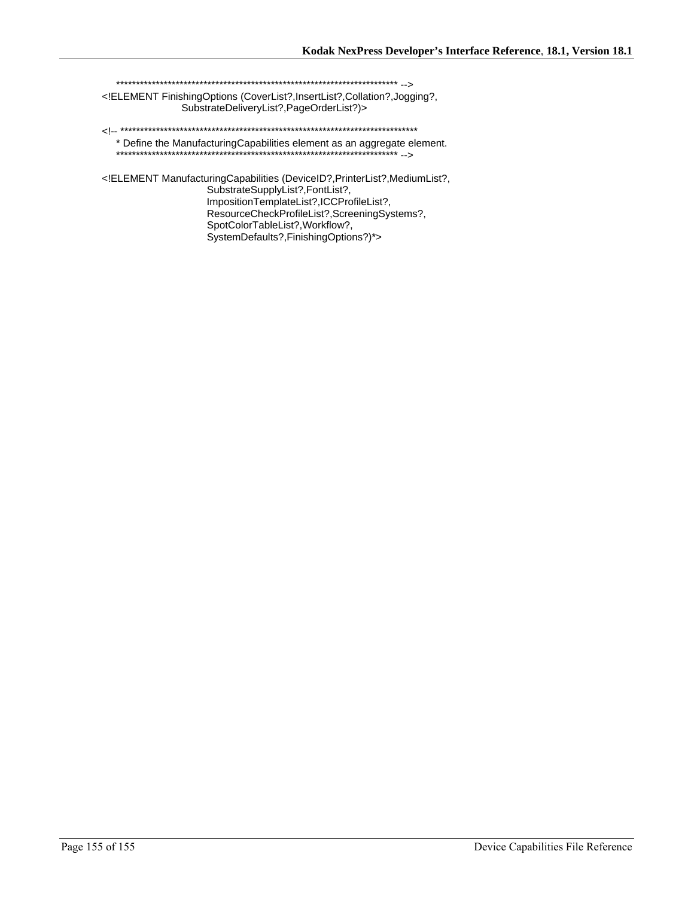```
    ************************************************************************** -->
<!ELEMENT FinishingOptions (CoverList?,InsertList?,Collation?,Jogging?,
                 SubstrateDeliveryList?,PageOrderList?)>

<!-- *****************************************************************************
    * Define the ManufacturingCapabilities element as an aggregate element.
    ************************************************************************** -->

<!ELEMENT ManufacturingCapabilities (DeviceID?,PrinterList?,MediumList?,
                        SubstrateSupplyList?,FontList?,
                        ImpositionTemplateList?,ICCProfileList?,
                        ResourceCheckProfileList?,ScreeningSystems?,
                        SpotColorTableList?,Workflow?,
                        SystemDefaults?,FinishingOptions?)*>
```